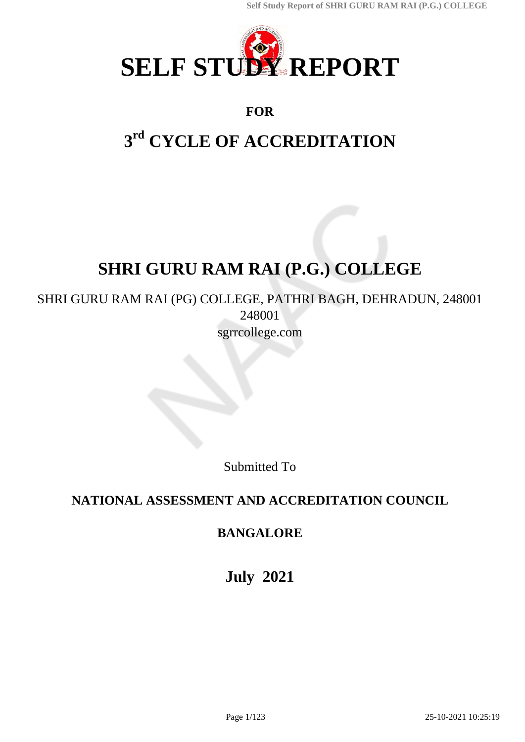# SELF STUDY REPORT

**FOR**

## 3rd CYCLE OF ACCREDITATION

# SHRI GURU RAM RAI (P.G.) COLLEGE

SHRI GURU RAM RAI (PG) COLLEGE, PATHRI BAGH, DEHRADUN, 248001
248001
sgrrcollege.com

Submitted To

**NATIONAL ASSESSMENT AND ACCREDITATION COUNCIL**

**BANGALORE**

**July 2021**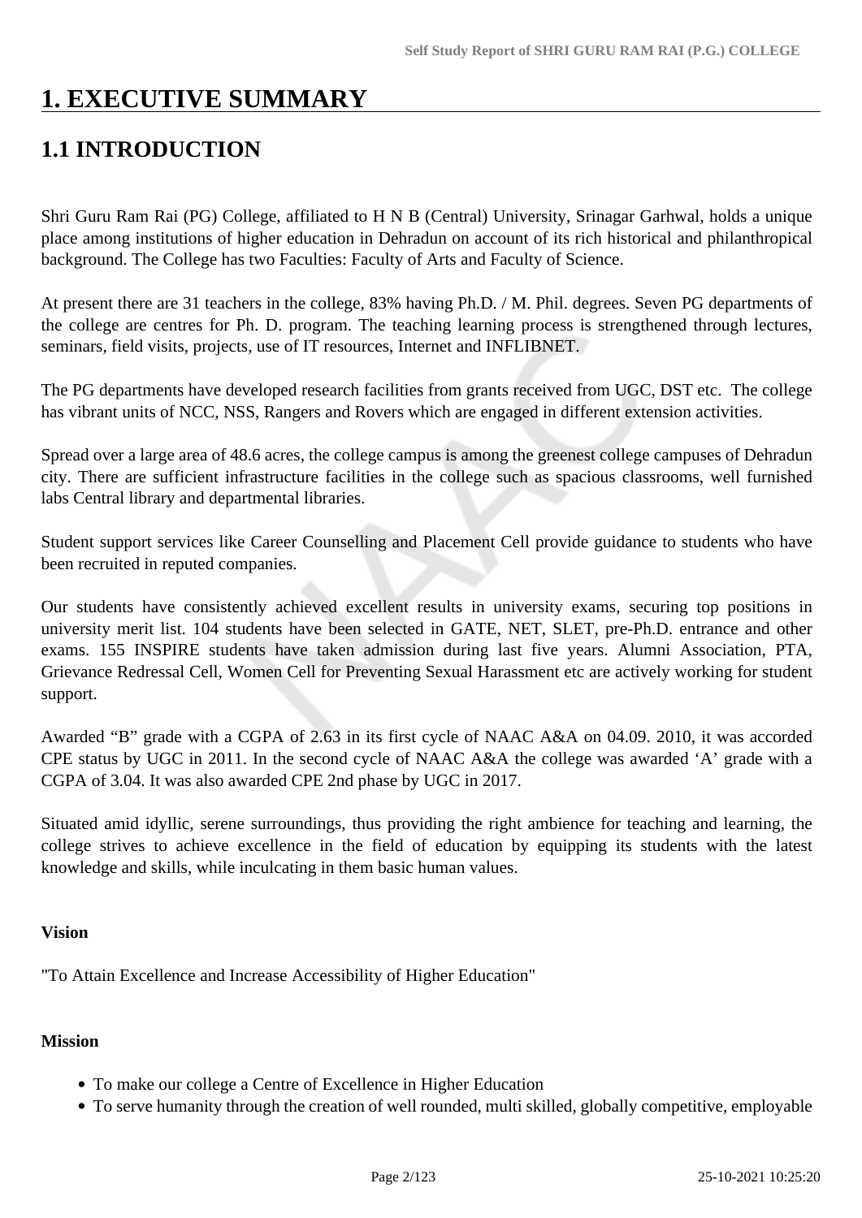# 1. EXECUTIVE SUMMARY

## 1.1 INTRODUCTION

Shri Guru Ram Rai (PG) College, affiliated to H N B (Central) University, Srinagar Garhwal, holds a unique place among institutions of higher education in Dehradun on account of its rich historical and philanthropical background. The College has two Faculties: Faculty of Arts and Faculty of Science.

At present there are 31 teachers in the college, 83% having Ph.D. / M. Phil. degrees. Seven PG departments of the college are centres for Ph. D. program. The teaching learning process is strengthened through lectures, seminars, field visits, projects, use of IT resources, Internet and INFLIBNET.

The PG departments have developed research facilities from grants received from UGC, DST etc. The college has vibrant units of NCC, NSS, Rangers and Rovers which are engaged in different extension activities.

Spread over a large area of 48.6 acres, the college campus is among the greenest college campuses of Dehradun city. There are sufficient infrastructure facilities in the college such as spacious classrooms, well furnished labs Central library and departmental libraries.

Student support services like Career Counselling and Placement Cell provide guidance to students who have been recruited in reputed companies.

Our students have consistently achieved excellent results in university exams, securing top positions in university merit list. 104 students have been selected in GATE, NET, SLET, pre-Ph.D. entrance and other exams. 155 INSPIRE students have taken admission during last five years. Alumni Association, PTA, Grievance Redressal Cell, Women Cell for Preventing Sexual Harassment etc are actively working for student support.

Awarded "B" grade with a CGPA of 2.63 in its first cycle of NAAC A&A on 04.09. 2010, it was accorded CPE status by UGC in 2011. In the second cycle of NAAC A&A the college was awarded 'A' grade with a CGPA of 3.04. It was also awarded CPE 2nd phase by UGC in 2017.

Situated amid idyllic, serene surroundings, thus providing the right ambience for teaching and learning, the college strives to achieve excellence in the field of education by equipping its students with the latest knowledge and skills, while inculcating in them basic human values.

**Vision**

"To Attain Excellence and Increase Accessibility of Higher Education"

**Mission**

- To make our college a Centre of Excellence in Higher Education
- To serve humanity through the creation of well rounded, multi skilled, globally competitive, employable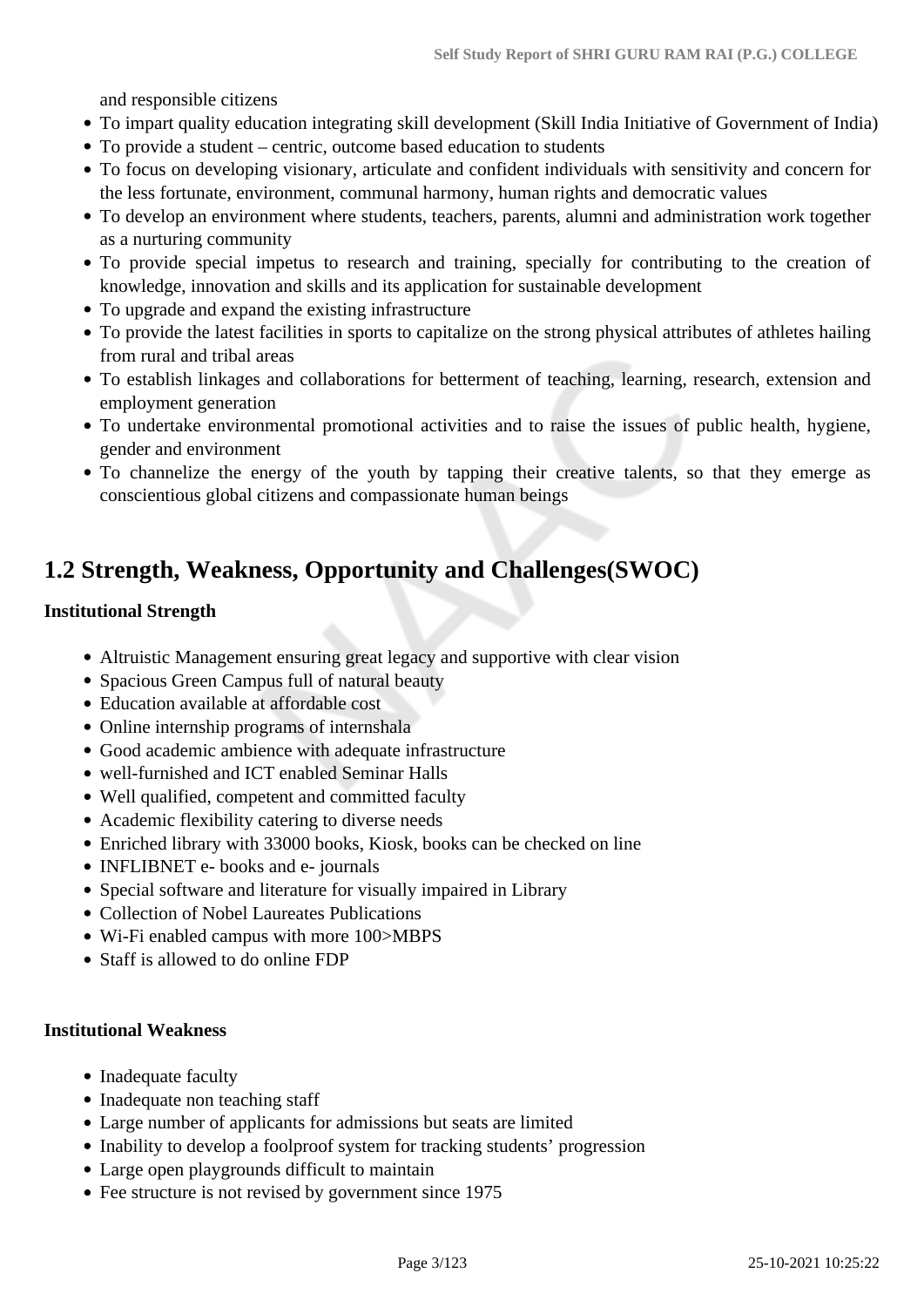and responsible citizens

- To impart quality education integrating skill development (Skill India Initiative of Government of India)
- To provide a student – centric, outcome based education to students
- To focus on developing visionary, articulate and confident individuals with sensitivity and concern for the less fortunate, environment, communal harmony, human rights and democratic values
- To develop an environment where students, teachers, parents, alumni and administration work together as a nurturing community
- To provide special impetus to research and training, specially for contributing to the creation of knowledge, innovation and skills and its application for sustainable development
- To upgrade and expand the existing infrastructure
- To provide the latest facilities in sports to capitalize on the strong physical attributes of athletes hailing from rural and tribal areas
- To establish linkages and collaborations for betterment of teaching, learning, research, extension and employment generation
- To undertake environmental promotional activities and to raise the issues of public health, hygiene, gender and environment
- To channelize the energy of the youth by tapping their creative talents, so that they emerge as conscientious global citizens and compassionate human beings

## 1.2 Strength, Weakness, Opportunity and Challenges(SWOC)

**Institutional Strength**

- Altruistic Management ensuring great legacy and supportive with clear vision
- Spacious Green Campus full of natural beauty
- Education available at affordable cost
- Online internship programs of internshala
- Good academic ambience with adequate infrastructure
- well-furnished and ICT enabled Seminar Halls
- Well qualified, competent and committed faculty
- Academic flexibility catering to diverse needs
- Enriched library with 33000 books, Kiosk, books can be checked on line
- INFLIBNET e- books and e- journals
- Special software and literature for visually impaired in Library
- Collection of Nobel Laureates Publications
- Wi-Fi enabled campus with more 100>MBPS
- Staff is allowed to do online FDP

**Institutional Weakness**

- Inadequate faculty
- Inadequate non teaching staff
- Large number of applicants for admissions but seats are limited
- Inability to develop a foolproof system for tracking students' progression
- Large open playgrounds difficult to maintain
- Fee structure is not revised by government since 1975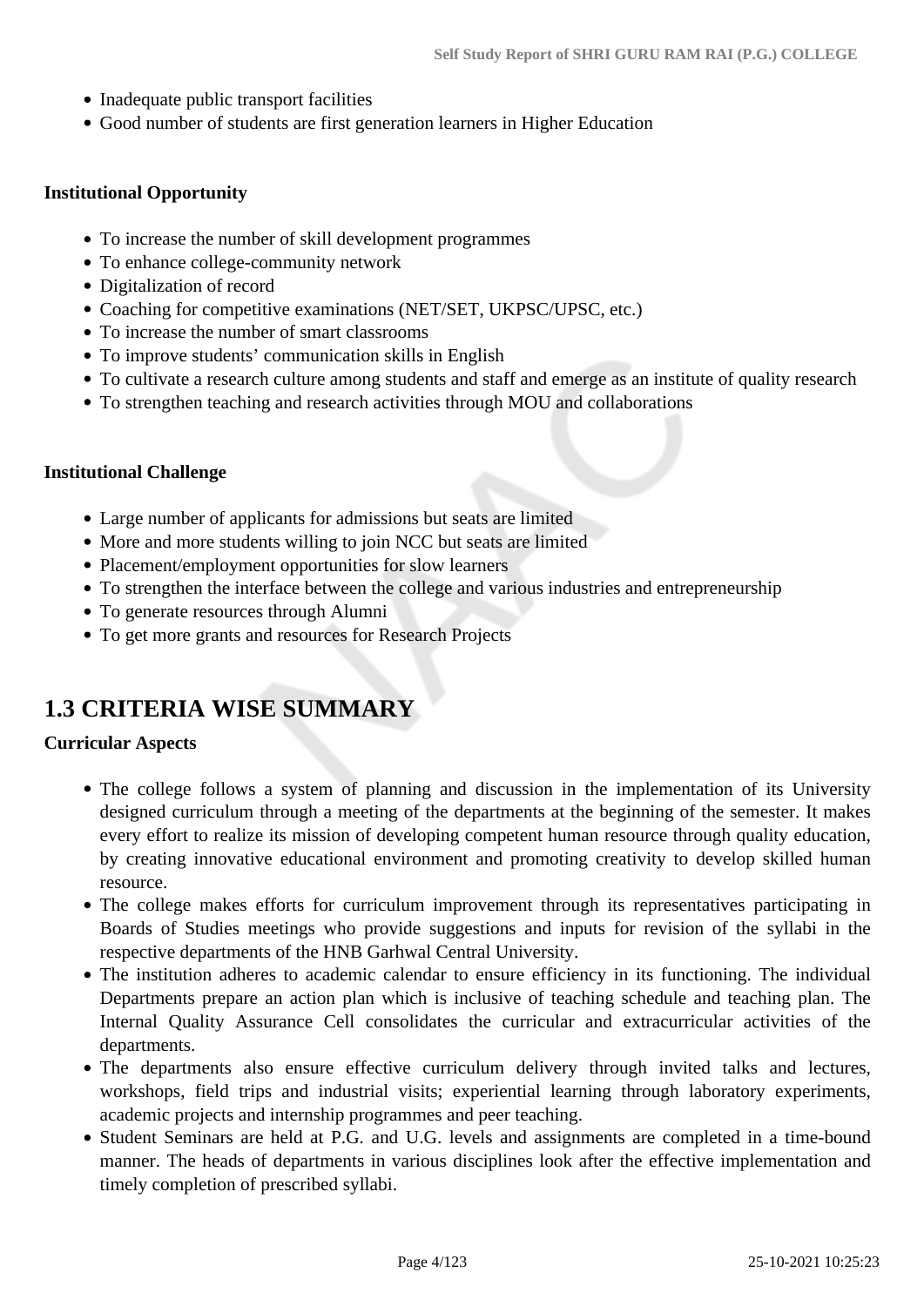- Inadequate public transport facilities
- Good number of students are first generation learners in Higher Education

**Institutional Opportunity**

- To increase the number of skill development programmes
- To enhance college-community network
- Digitalization of record
- Coaching for competitive examinations (NET/SET, UKPSC/UPSC, etc.)
- To increase the number of smart classrooms
- To improve students' communication skills in English
- To cultivate a research culture among students and staff and emerge as an institute of quality research
- To strengthen teaching and research activities through MOU and collaborations

**Institutional Challenge**

- Large number of applicants for admissions but seats are limited
- More and more students willing to join NCC but seats are limited
- Placement/employment opportunities for slow learners
- To strengthen the interface between the college and various industries and entrepreneurship
- To generate resources through Alumni
- To get more grants and resources for Research Projects

## 1.3 CRITERIA WISE SUMMARY

**Curricular Aspects**

- The college follows a system of planning and discussion in the implementation of its University designed curriculum through a meeting of the departments at the beginning of the semester. It makes every effort to realize its mission of developing competent human resource through quality education, by creating innovative educational environment and promoting creativity to develop skilled human resource.
- The college makes efforts for curriculum improvement through its representatives participating in Boards of Studies meetings who provide suggestions and inputs for revision of the syllabi in the respective departments of the HNB Garhwal Central University.
- The institution adheres to academic calendar to ensure efficiency in its functioning. The individual Departments prepare an action plan which is inclusive of teaching schedule and teaching plan. The Internal Quality Assurance Cell consolidates the curricular and extracurricular activities of the departments.
- The departments also ensure effective curriculum delivery through invited talks and lectures, workshops, field trips and industrial visits; experiential learning through laboratory experiments, academic projects and internship programmes and peer teaching.
- Student Seminars are held at P.G. and U.G. levels and assignments are completed in a time-bound manner. The heads of departments in various disciplines look after the effective implementation and timely completion of prescribed syllabi.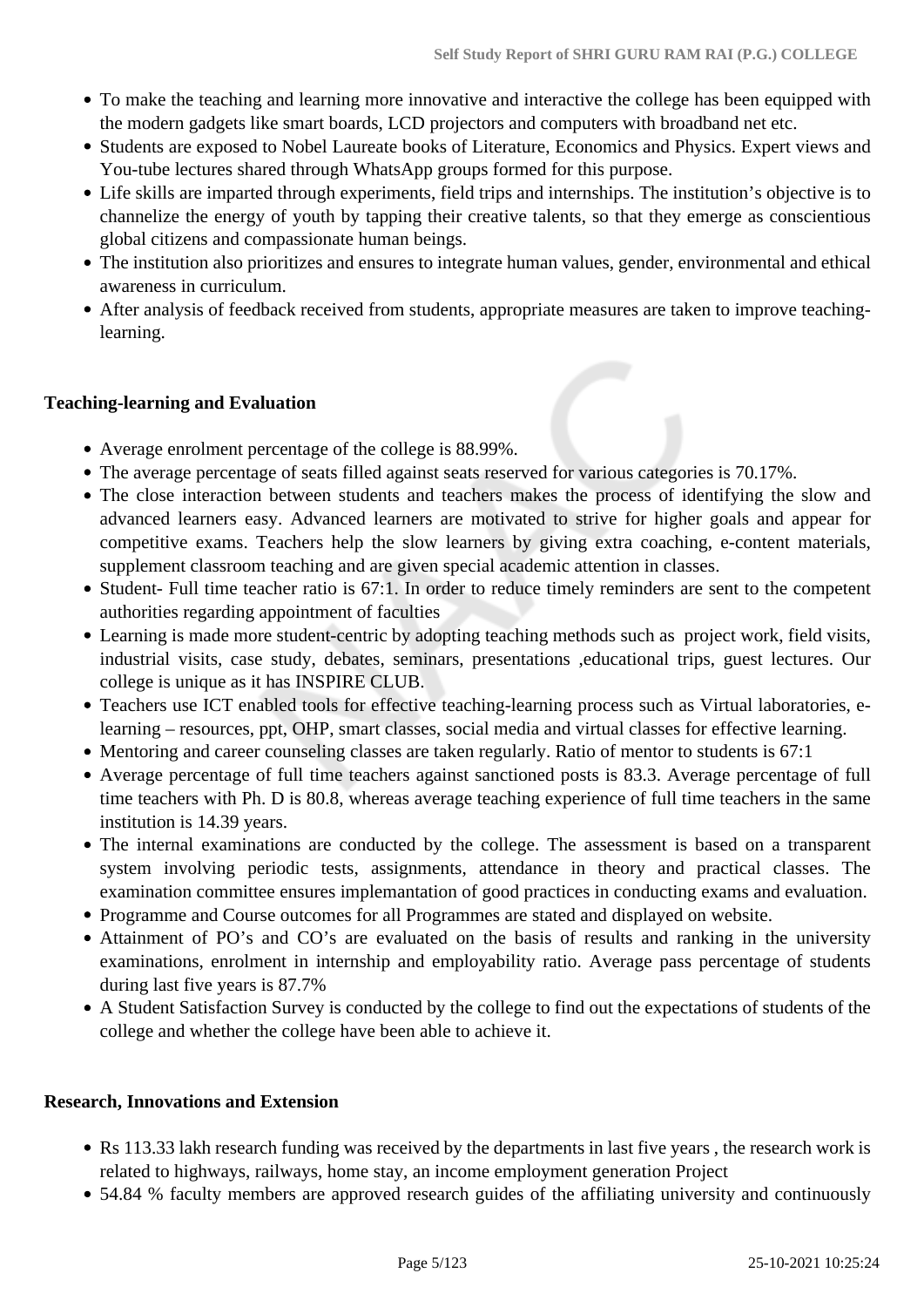- To make the teaching and learning more innovative and interactive the college has been equipped with the modern gadgets like smart boards, LCD projectors and computers with broadband net etc.
- Students are exposed to Nobel Laureate books of Literature, Economics and Physics. Expert views and You-tube lectures shared through WhatsApp groups formed for this purpose.
- Life skills are imparted through experiments, field trips and internships. The institution's objective is to channelize the energy of youth by tapping their creative talents, so that they emerge as conscientious global citizens and compassionate human beings.
- The institution also prioritizes and ensures to integrate human values, gender, environmental and ethical awareness in curriculum.
- After analysis of feedback received from students, appropriate measures are taken to improve teaching-learning.

**Teaching-learning and Evaluation**

- Average enrolment percentage of the college is 88.99%.
- The average percentage of seats filled against seats reserved for various categories is 70.17%.
- The close interaction between students and teachers makes the process of identifying the slow and advanced learners easy. Advanced learners are motivated to strive for higher goals and appear for competitive exams. Teachers help the slow learners by giving extra coaching, e-content materials, supplement classroom teaching and are given special academic attention in classes.
- Student- Full time teacher ratio is 67:1. In order to reduce timely reminders are sent to the competent authorities regarding appointment of faculties
- Learning is made more student-centric by adopting teaching methods such as project work, field visits, industrial visits, case study, debates, seminars, presentations ,educational trips, guest lectures. Our college is unique as it has INSPIRE CLUB.
- Teachers use ICT enabled tools for effective teaching-learning process such as Virtual laboratories, e-learning – resources, ppt, OHP, smart classes, social media and virtual classes for effective learning.
- Mentoring and career counseling classes are taken regularly. Ratio of mentor to students is 67:1
- Average percentage of full time teachers against sanctioned posts is 83.3. Average percentage of full time teachers with Ph. D is 80.8, whereas average teaching experience of full time teachers in the same institution is 14.39 years.
- The internal examinations are conducted by the college. The assessment is based on a transparent system involving periodic tests, assignments, attendance in theory and practical classes. The examination committee ensures implemantation of good practices in conducting exams and evaluation.
- Programme and Course outcomes for all Programmes are stated and displayed on website.
- Attainment of PO's and CO's are evaluated on the basis of results and ranking in the university examinations, enrolment in internship and employability ratio. Average pass percentage of students during last five years is 87.7%
- A Student Satisfaction Survey is conducted by the college to find out the expectations of students of the college and whether the college have been able to achieve it.

**Research, Innovations and Extension**

- Rs 113.33 lakh research funding was received by the departments in last five years , the research work is related to highways, railways, home stay, an income employment generation Project
- 54.84 % faculty members are approved research guides of the affiliating university and continuously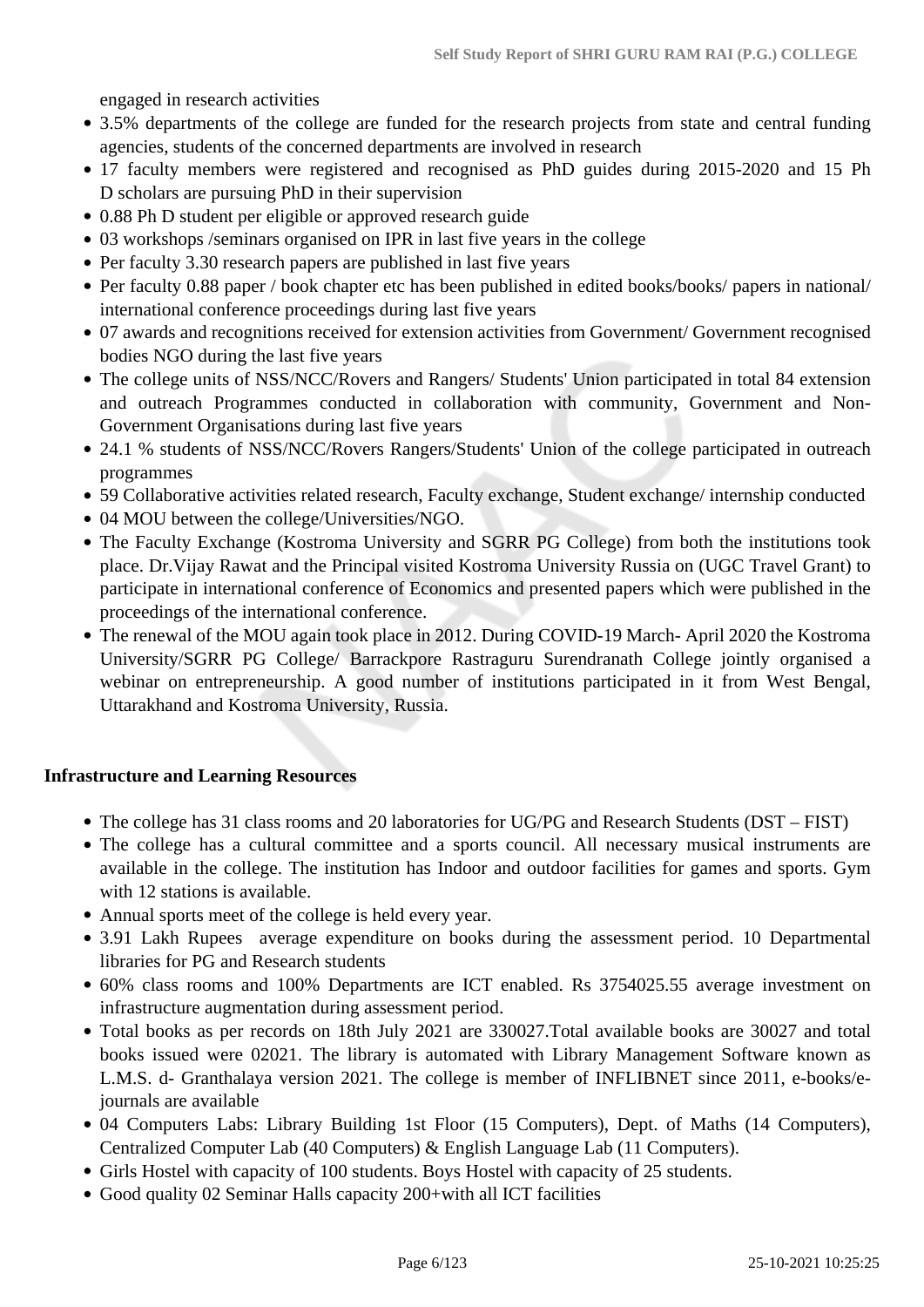engaged in research activities

- 3.5% departments of the college are funded for the research projects from state and central funding agencies, students of the concerned departments are involved in research
- 17 faculty members were registered and recognised as PhD guides during 2015-2020 and 15 Ph D scholars are pursuing PhD in their supervision
- 0.88 Ph D student per eligible or approved research guide
- 03 workshops /seminars organised on IPR in last five years in the college
- Per faculty 3.30 research papers are published in last five years
- Per faculty 0.88 paper / book chapter etc has been published in edited books/books/ papers in national/ international conference proceedings during last five years
- 07 awards and recognitions received for extension activities from Government/ Government recognised bodies NGO during the last five years
- The college units of NSS/NCC/Rovers and Rangers/ Students' Union participated in total 84 extension and outreach Programmes conducted in collaboration with community, Government and Non-Government Organisations during last five years
- 24.1 % students of NSS/NCC/Rovers Rangers/Students' Union of the college participated in outreach programmes
- 59 Collaborative activities related research, Faculty exchange, Student exchange/ internship conducted
- 04 MOU between the college/Universities/NGO.
- The Faculty Exchange (Kostroma University and SGRR PG College) from both the institutions took place. Dr.Vijay Rawat and the Principal visited Kostroma University Russia on (UGC Travel Grant) to participate in international conference of Economics and presented papers which were published in the proceedings of the international conference.
- The renewal of the MOU again took place in 2012. During COVID-19 March- April 2020 the Kostroma University/SGRR PG College/ Barrackpore Rastraguru Surendranath College jointly organised a webinar on entrepreneurship. A good number of institutions participated in it from West Bengal, Uttarakhand and Kostroma University, Russia.

**Infrastructure and Learning Resources**

- The college has 31 class rooms and 20 laboratories for UG/PG and Research Students (DST – FIST)
- The college has a cultural committee and a sports council. All necessary musical instruments are available in the college. The institution has Indoor and outdoor facilities for games and sports. Gym with 12 stations is available.
- Annual sports meet of the college is held every year.
- 3.91 Lakh Rupees average expenditure on books during the assessment period. 10 Departmental libraries for PG and Research students
- 60% class rooms and 100% Departments are ICT enabled. Rs 3754025.55 average investment on infrastructure augmentation during assessment period.
- Total books as per records on 18th July 2021 are 330027.Total available books are 30027 and total books issued were 02021. The library is automated with Library Management Software known as L.M.S. d- Granthalaya version 2021. The college is member of INFLIBNET since 2011, e-books/e-journals are available
- 04 Computers Labs: Library Building 1st Floor (15 Computers), Dept. of Maths (14 Computers), Centralized Computer Lab (40 Computers) & English Language Lab (11 Computers).
- Girls Hostel with capacity of 100 students. Boys Hostel with capacity of 25 students.
- Good quality 02 Seminar Halls capacity 200+with all ICT facilities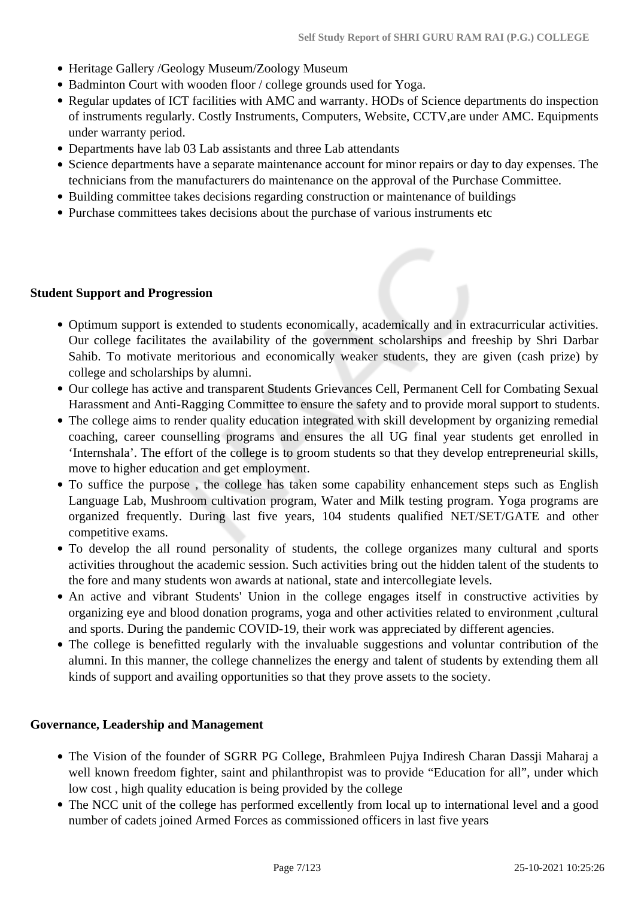- Heritage Gallery /Geology Museum/Zoology Museum
- Badminton Court with wooden floor / college grounds used for Yoga.
- Regular updates of ICT facilities with AMC and warranty. HODs of Science departments do inspection of instruments regularly. Costly Instruments, Computers, Website, CCTV,are under AMC. Equipments under warranty period.
- Departments have lab 03 Lab assistants and three Lab attendants
- Science departments have a separate maintenance account for minor repairs or day to day expenses. The technicians from the manufacturers do maintenance on the approval of the Purchase Committee.
- Building committee takes decisions regarding construction or maintenance of buildings
- Purchase committees takes decisions about the purchase of various instruments etc

**Student Support and Progression**

- Optimum support is extended to students economically, academically and in extracurricular activities. Our college facilitates the availability of the government scholarships and freeship by Shri Darbar Sahib. To motivate meritorious and economically weaker students, they are given (cash prize) by college and scholarships by alumni.
- Our college has active and transparent Students Grievances Cell, Permanent Cell for Combating Sexual Harassment and Anti-Ragging Committee to ensure the safety and to provide moral support to students.
- The college aims to render quality education integrated with skill development by organizing remedial coaching, career counselling programs and ensures the all UG final year students get enrolled in 'Internshala'. The effort of the college is to groom students so that they develop entrepreneurial skills, move to higher education and get employment.
- To suffice the purpose , the college has taken some capability enhancement steps such as English Language Lab, Mushroom cultivation program, Water and Milk testing program. Yoga programs are organized frequently. During last five years, 104 students qualified NET/SET/GATE and other competitive exams.
- To develop the all round personality of students, the college organizes many cultural and sports activities throughout the academic session. Such activities bring out the hidden talent of the students to the fore and many students won awards at national, state and intercollegiate levels.
- An active and vibrant Students' Union in the college engages itself in constructive activities by organizing eye and blood donation programs, yoga and other activities related to environment ,cultural and sports. During the pandemic COVID-19, their work was appreciated by different agencies.
- The college is benefitted regularly with the invaluable suggestions and voluntar contribution of the alumni. In this manner, the college channelizes the energy and talent of students by extending them all kinds of support and availing opportunities so that they prove assets to the society.

**Governance, Leadership and Management**

- The Vision of the founder of SGRR PG College, Brahmleen Pujya Indiresh Charan Dassji Maharaj a well known freedom fighter, saint and philanthropist was to provide "Education for all", under which low cost , high quality education is being provided by the college
- The NCC unit of the college has performed excellently from local up to international level and a good number of cadets joined Armed Forces as commissioned officers in last five years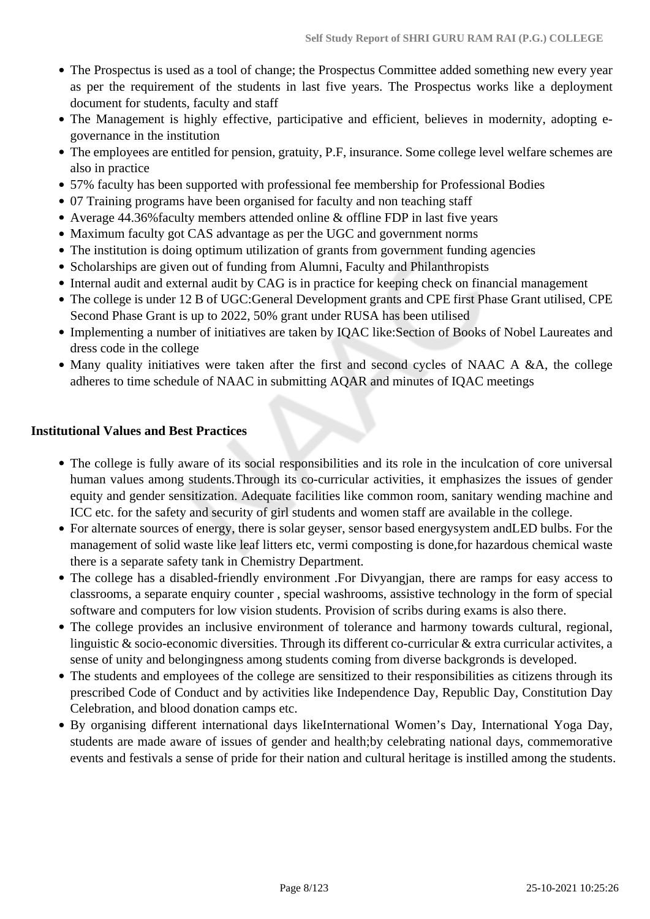- The Prospectus is used as a tool of change; the Prospectus Committee added something new every year as per the requirement of the students in last five years. The Prospectus works like a deployment document for students, faculty and staff
- The Management is highly effective, participative and efficient, believes in modernity, adopting e-governance in the institution
- The employees are entitled for pension, gratuity, P.F, insurance. Some college level welfare schemes are also in practice
- 57% faculty has been supported with professional fee membership for Professional Bodies
- 07 Training programs have been organised for faculty and non teaching staff
- Average 44.36%faculty members attended online & offline FDP in last five years
- Maximum faculty got CAS advantage as per the UGC and government norms
- The institution is doing optimum utilization of grants from government funding agencies
- Scholarships are given out of funding from Alumni, Faculty and Philanthropists
- Internal audit and external audit by CAG is in practice for keeping check on financial management
- The college is under 12 B of UGC:General Development grants and CPE first Phase Grant utilised, CPE Second Phase Grant is up to 2022, 50% grant under RUSA has been utilised
- Implementing a number of initiatives are taken by IQAC like:Section of Books of Nobel Laureates and dress code in the college
- Many quality initiatives were taken after the first and second cycles of NAAC A &A, the college adheres to time schedule of NAAC in submitting AQAR and minutes of IQAC meetings

**Institutional Values and Best Practices**

- The college is fully aware of its social responsibilities and its role in the inculcation of core universal human values among students.Through its co-curricular activities, it emphasizes the issues of gender equity and gender sensitization. Adequate facilities like common room, sanitary wending machine and ICC etc. for the safety and security of girl students and women staff are available in the college.
- For alternate sources of energy, there is solar geyser, sensor based energysystem andLED bulbs. For the management of solid waste like leaf litters etc, vermi composting is done,for hazardous chemical waste there is a separate safety tank in Chemistry Department.
- The college has a disabled-friendly environment .For Divyangjan, there are ramps for easy access to classrooms, a separate enquiry counter , special washrooms, assistive technology in the form of special software and computers for low vision students. Provision of scribs during exams is also there.
- The college provides an inclusive environment of tolerance and harmony towards cultural, regional, linguistic & socio-economic diversities. Through its different co-curricular & extra curricular activites, a sense of unity and belongingness among students coming from diverse backgronds is developed.
- The students and employees of the college are sensitized to their responsibilities as citizens through its prescribed Code of Conduct and by activities like Independence Day, Republic Day, Constitution Day Celebration, and blood donation camps etc.
- By organising different international days likeInternational Women's Day, International Yoga Day, students are made aware of issues of gender and health;by celebrating national days, commemorative events and festivals a sense of pride for their nation and cultural heritage is instilled among the students.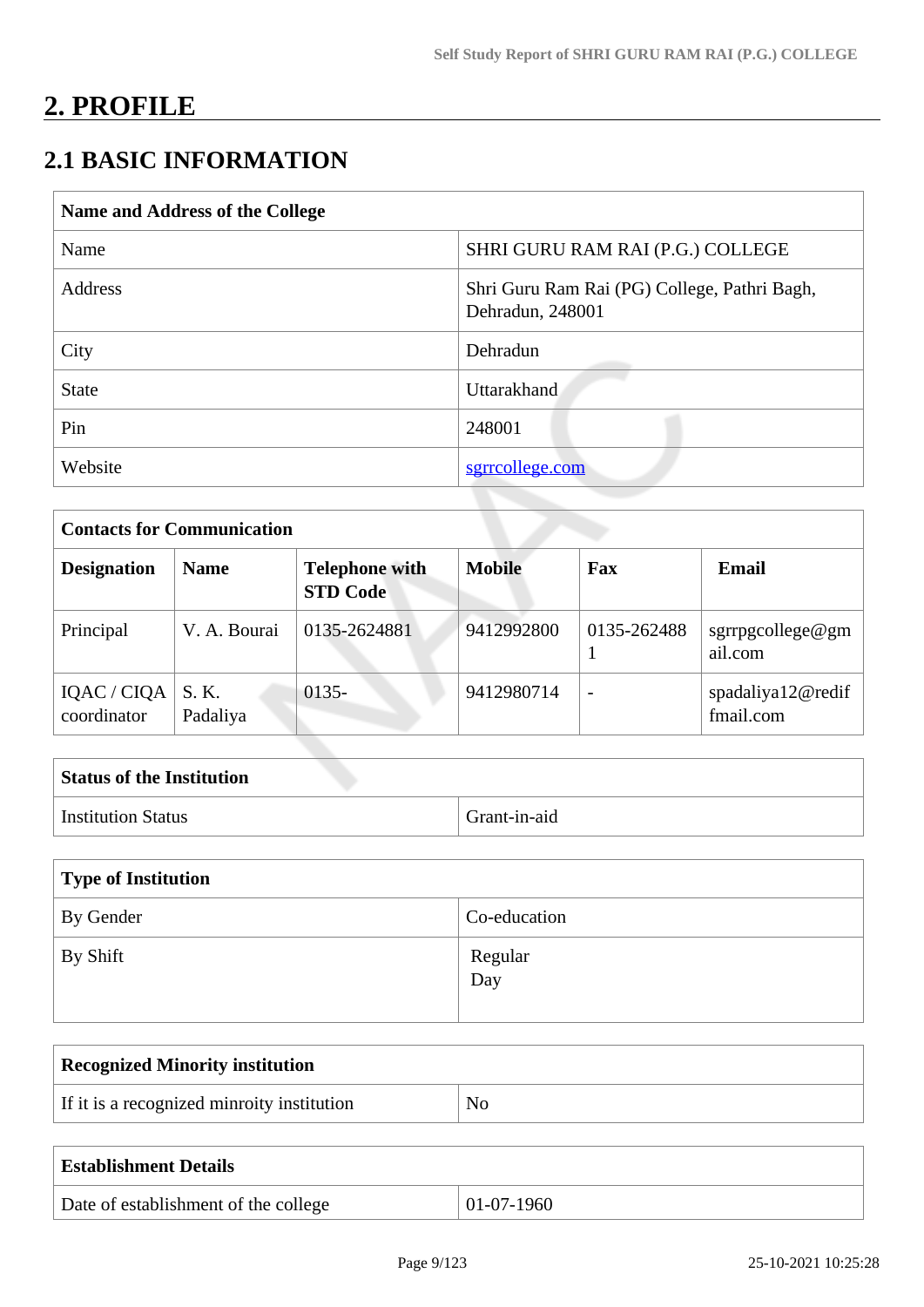# 2. PROFILE

## 2.1 BASIC INFORMATION

| Name and Address of the College | |
|---|---|
| Name | SHRI GURU RAM RAI (P.G.) COLLEGE |
| Address | Shri Guru Ram Rai (PG) College, Pathri Bagh, Dehradun, 248001 |
| City | Dehradun |
| State | Uttarakhand |
| Pin | 248001 |
| Website | sgrrcollege.com |

| Contacts for Communication | | | | | |
|---|---|---|---|---|---|
| **Designation** | **Name** | **Telephone with STD Code** | **Mobile** | **Fax** | **Email** |
| Principal | V. A. Bourai | 0135-2624881 | 9412992800 | 0135-2624881 | sgrrpgcollege@gmail.com |
| IQAC / CIQA coordinator | S. K. Padaliya | 0135- | 9412980714 | - | spadaliya12@rediffmail.com |

| Status of the Institution | |
|---|---|
| Institution Status | Grant-in-aid |

| Type of Institution | |
|---|---|
| By Gender | Co-education |
| By Shift | Regular<br>Day |

| Recognized Minority institution | |
|---|---|
| If it is a recognized minroity institution | No |

| Establishment Details | |
|---|---|
| Date of establishment of the college | 01-07-1960 |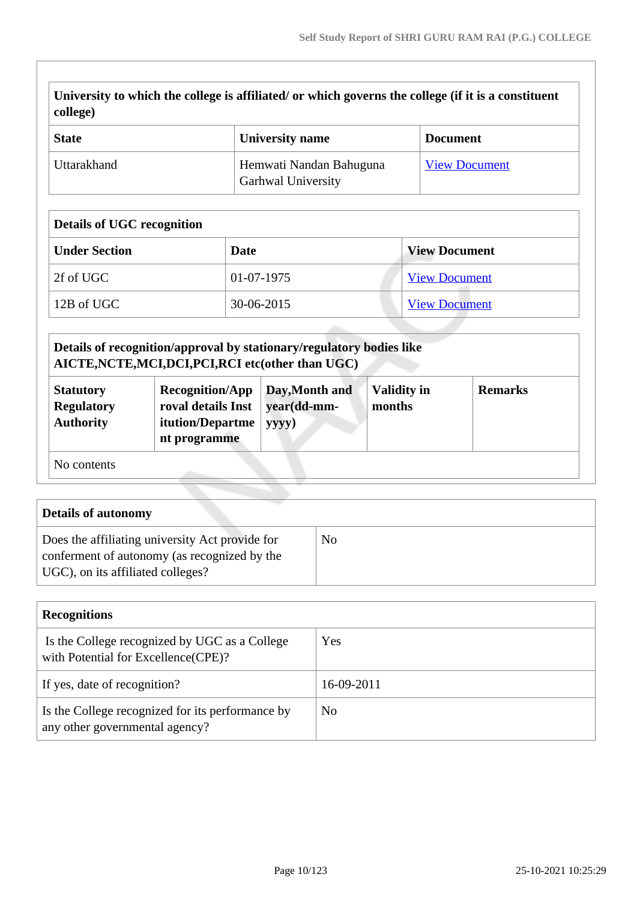| University to which the college is affiliated/ or which governs the college (if it is a constituent college) | | |
|---|---|---|
| **State** | **University name** | **Document** |
| Uttarakhand | Hemwati Nandan Bahuguna Garhwal University | View Document |

| Details of UGC recognition | | |
|---|---|---|
| **Under Section** | **Date** | **View Document** |
| 2f of UGC | 01-07-1975 | View Document |
| 12B of UGC | 30-06-2015 | View Document |

| Details of recognition/approval by stationary/regulatory bodies like AICTE,NCTE,MCI,DCI,PCI,RCI etc(other than UGC) | | | | |
|---|---|---|---|---|
| **Statutory Regulatory Authority** | **Recognition/Approval details Institution/Department programme** | **Day,Month and year(dd-mm-yyyy)** | **Validity in months** | **Remarks** |
| No contents | | | | |

| Details of autonomy | |
|---|---|
| Does the affiliating university Act provide for conferment of autonomy (as recognized by the UGC), on its affiliated colleges? | No |

| Recognitions | |
|---|---|
| Is the College recognized by UGC as a College with Potential for Excellence(CPE)? | Yes |
| If yes, date of recognition? | 16-09-2011 |
| Is the College recognized for its performance by any other governmental agency? | No |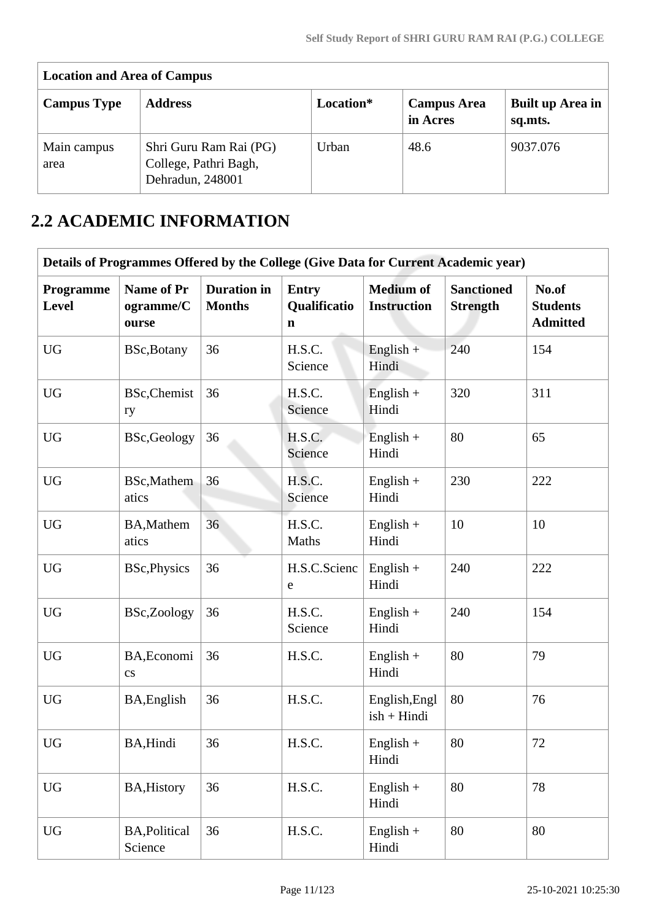| Location and Area of Campus | | | | |
|---|---|---|---|---|
| **Campus Type** | **Address** | **Location*** | **Campus Area in Acres** | **Built up Area in sq.mts.** |
| Main campus area | Shri Guru Ram Rai (PG) College, Pathri Bagh, Dehradun, 248001 | Urban | 48.6 | 9037.076 |

## 2.2 ACADEMIC INFORMATION

| Details of Programmes Offered by the College (Give Data for Current Academic year) | | | | | | |
|---|---|---|---|---|---|---|
| **Programme Level** | **Name of Programme/Course** | **Duration in Months** | **Entry Qualification** | **Medium of Instruction** | **Sanctioned Strength** | **No.of Students Admitted** |
| UG | BSc,Botany | 36 | H.S.C. Science | English + Hindi | 240 | 154 |
| UG | BSc,Chemistry | 36 | H.S.C. Science | English + Hindi | 320 | 311 |
| UG | BSc,Geology | 36 | H.S.C. Science | English + Hindi | 80 | 65 |
| UG | BSc,Mathematics | 36 | H.S.C. Science | English + Hindi | 230 | 222 |
| UG | BA,Mathematics | 36 | H.S.C. Maths | English + Hindi | 10 | 10 |
| UG | BSc,Physics | 36 | H.S.C.Science | English + Hindi | 240 | 222 |
| UG | BSc,Zoology | 36 | H.S.C. Science | English + Hindi | 240 | 154 |
| UG | BA,Economics | 36 | H.S.C. | English + Hindi | 80 | 79 |
| UG | BA,English | 36 | H.S.C. | English,English + Hindi | 80 | 76 |
| UG | BA,Hindi | 36 | H.S.C. | English + Hindi | 80 | 72 |
| UG | BA,History | 36 | H.S.C. | English + Hindi | 80 | 78 |
| UG | BA,Political Science | 36 | H.S.C. | English + Hindi | 80 | 80 |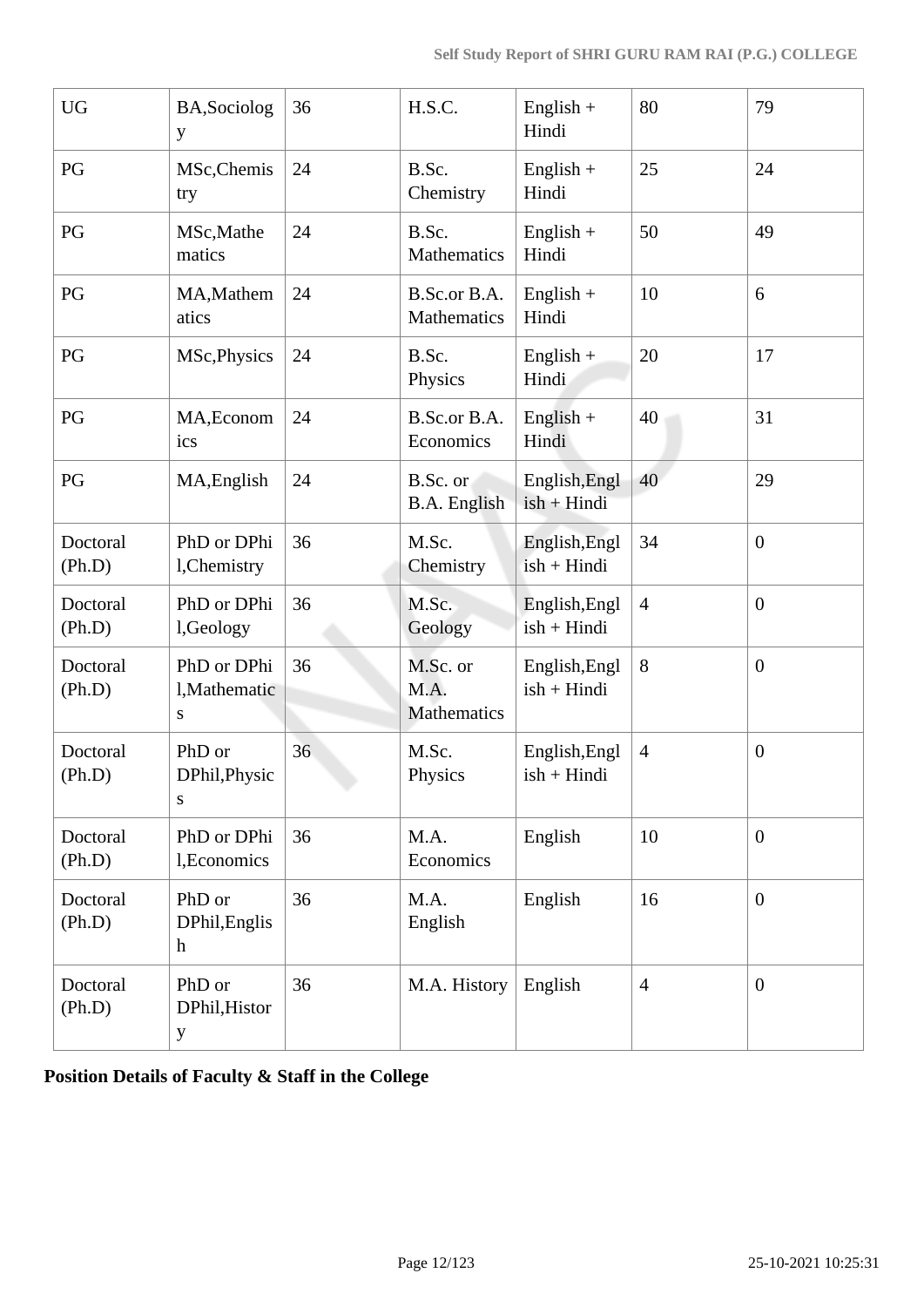| UG | BA,Sociology | 36 | H.S.C. | English + Hindi | 80 | 79 |
|---|---|---|---|---|---|---|
| PG | MSc,Chemistry | 24 | B.Sc. Chemistry | English + Hindi | 25 | 24 |
| PG | MSc,Mathematics | 24 | B.Sc. Mathematics | English + Hindi | 50 | 49 |
| PG | MA,Mathematics | 24 | B.Sc.or B.A. Mathematics | English + Hindi | 10 | 6 |
| PG | MSc,Physics | 24 | B.Sc. Physics | English + Hindi | 20 | 17 |
| PG | MA,Economics | 24 | B.Sc.or B.A. Economics | English + Hindi | 40 | 31 |
| PG | MA,English | 24 | B.Sc. or B.A. English | English,English + Hindi | 40 | 29 |
| Doctoral (Ph.D) | PhD or DPhil,Chemistry | 36 | M.Sc. Chemistry | English,English + Hindi | 34 | 0 |
| Doctoral (Ph.D) | PhD or DPhil,Geology | 36 | M.Sc. Geology | English,English + Hindi | 4 | 0 |
| Doctoral (Ph.D) | PhD or DPhil,Mathematics | 36 | M.Sc. or M.A. Mathematics | English,English + Hindi | 8 | 0 |
| Doctoral (Ph.D) | PhD or DPhil,Physics | 36 | M.Sc. Physics | English,English + Hindi | 4 | 0 |
| Doctoral (Ph.D) | PhD or DPhil,Economics | 36 | M.A. Economics | English | 10 | 0 |
| Doctoral (Ph.D) | PhD or DPhil,English | 36 | M.A. English | English | 16 | 0 |
| Doctoral (Ph.D) | PhD or DPhil,History | 36 | M.A. History | English | 4 | 0 |

**Position Details of Faculty & Staff in the College**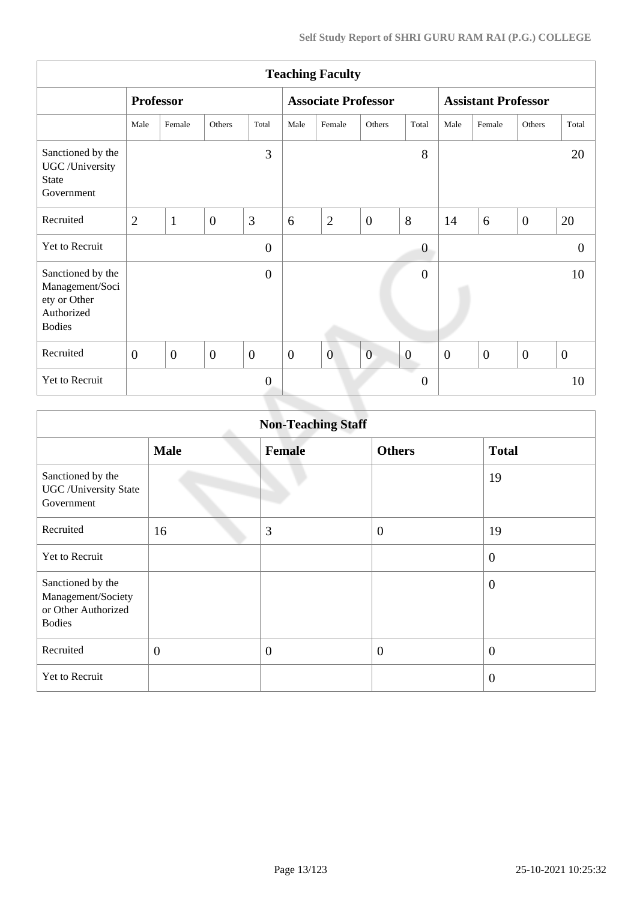| Teaching Faculty | | | | | | | | | | | | |
|---|---|---|---|---|---|---|---|---|---|---|---|---|
| | Professor | | | | Associate Professor | | | | Assistant Professor | | | |
| | Male | Female | Others | Total | Male | Female | Others | Total | Male | Female | Others | Total |
| Sanctioned by the UGC /University State Government | | | | 3 | | | | 8 | | | | 20 |
| Recruited | 2 | 1 | 0 | 3 | 6 | 2 | 0 | 8 | 14 | 6 | 0 | 20 |
| Yet to Recruit | | | | 0 | | | | 0 | | | | 0 |
| Sanctioned by the Management/Society or Other Authorized Bodies | | | | 0 | | | | 0 | | | | 10 |
| Recruited | 0 | 0 | 0 | 0 | 0 | 0 | 0 | 0 | 0 | 0 | 0 | 0 |
| Yet to Recruit | | | | 0 | | | | 0 | | | | 10 |

| Non-Teaching Staff | | | | |
|---|---|---|---|---|
| | Male | Female | Others | Total |
| Sanctioned by the UGC /University State Government | | | | 19 |
| Recruited | 16 | 3 | 0 | 19 |
| Yet to Recruit | | | | 0 |
| Sanctioned by the Management/Society or Other Authorized Bodies | | | | 0 |
| Recruited | 0 | 0 | 0 | 0 |
| Yet to Recruit | | | | 0 |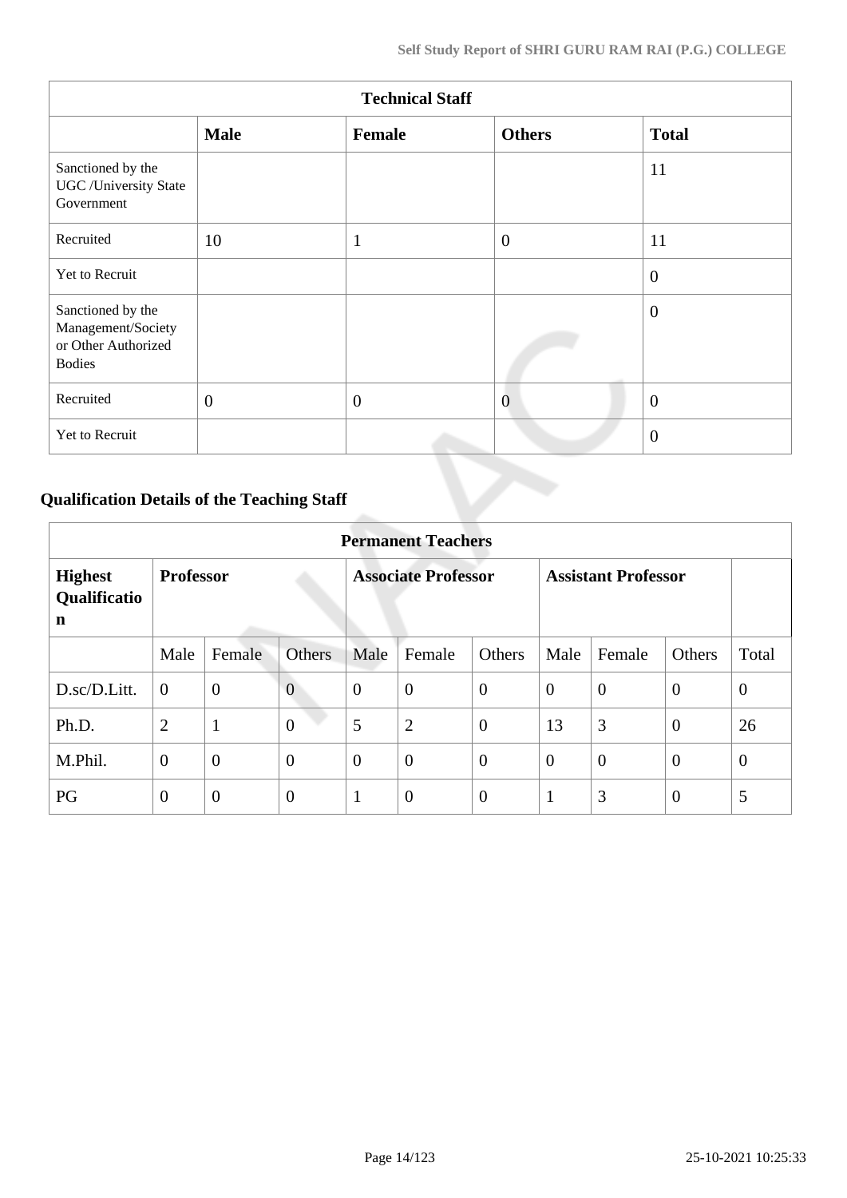| Technical Staff | | | | |
|---|---|---|---|---|
| | **Male** | **Female** | **Others** | **Total** |
| Sanctioned by the UGC /University State Government | | | | 11 |
| Recruited | 10 | 1 | 0 | 11 |
| Yet to Recruit | | | | 0 |
| Sanctioned by the Management/Society or Other Authorized Bodies | | | | 0 |
| Recruited | 0 | 0 | 0 | 0 |
| Yet to Recruit | | | | 0 |

## Qualification Details of the Teaching Staff

| Permanent Teachers | | | | | | | | | | |
|---|---|---|---|---|---|---|---|---|---|---|
| **Highest Qualification** | **Professor** | | | **Associate Professor** | | | **Assistant Professor** | | | |
| | Male | Female | Others | Male | Female | Others | Male | Female | Others | Total |
| D.sc/D.Litt. | 0 | 0 | 0 | 0 | 0 | 0 | 0 | 0 | 0 | 0 |
| Ph.D. | 2 | 1 | 0 | 5 | 2 | 0 | 13 | 3 | 0 | 26 |
| M.Phil. | 0 | 0 | 0 | 0 | 0 | 0 | 0 | 0 | 0 | 0 |
| PG | 0 | 0 | 0 | 1 | 0 | 0 | 1 | 3 | 0 | 5 |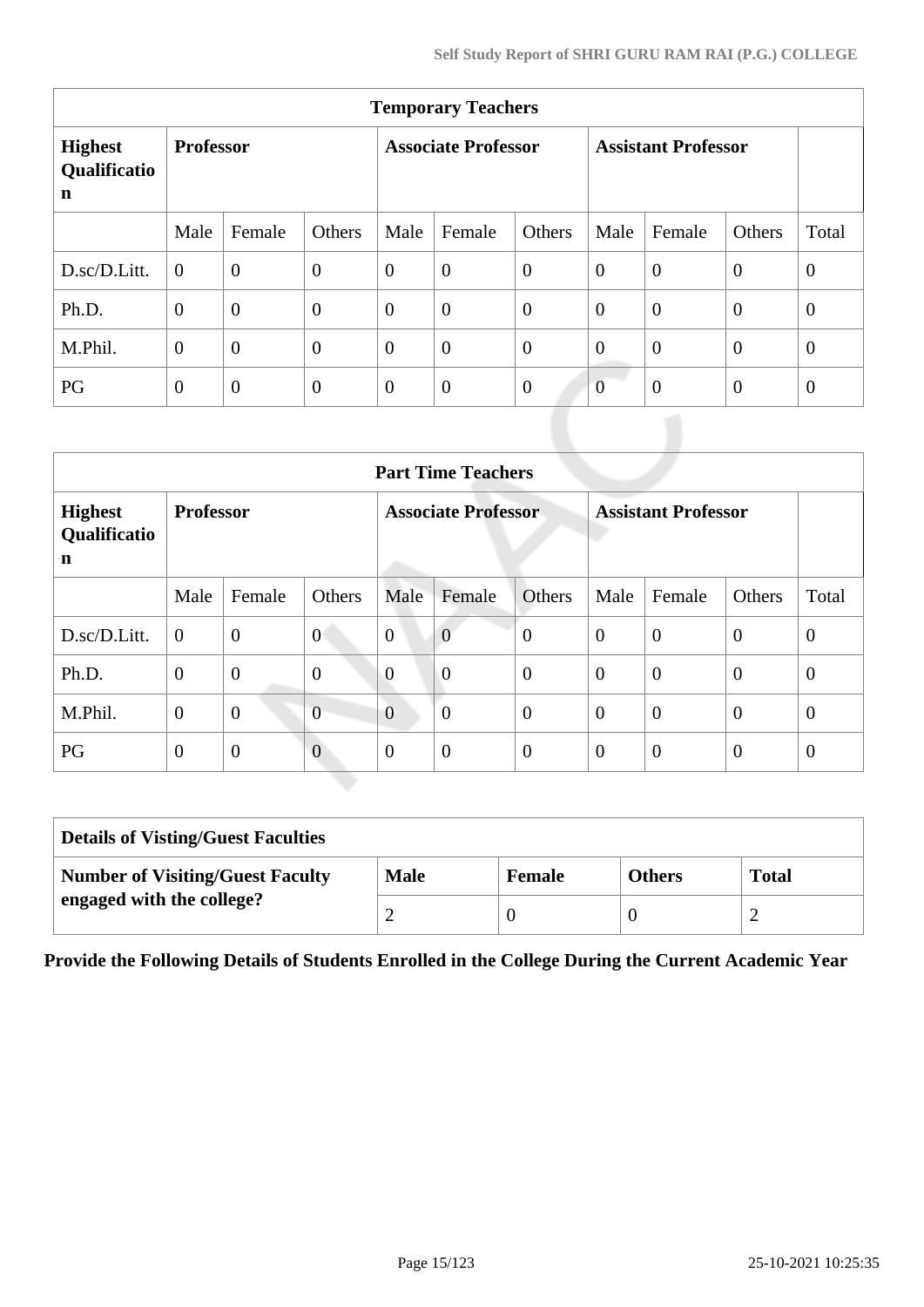| Temporary Teachers | | | | | | | | | | |
|---|---|---|---|---|---|---|---|---|---|---|
| **Highest Qualification** | **Professor** | | | **Associate Professor** | | | **Assistant Professor** | | | |
| | Male | Female | Others | Male | Female | Others | Male | Female | Others | Total |
| D.sc/D.Litt. | 0 | 0 | 0 | 0 | 0 | 0 | 0 | 0 | 0 | 0 |
| Ph.D. | 0 | 0 | 0 | 0 | 0 | 0 | 0 | 0 | 0 | 0 |
| M.Phil. | 0 | 0 | 0 | 0 | 0 | 0 | 0 | 0 | 0 | 0 |
| PG | 0 | 0 | 0 | 0 | 0 | 0 | 0 | 0 | 0 | 0 |

| Part Time Teachers | | | | | | | | | | |
|---|---|---|---|---|---|---|---|---|---|---|
| **Highest Qualification** | **Professor** | | | **Associate Professor** | | | **Assistant Professor** | | | |
| | Male | Female | Others | Male | Female | Others | Male | Female | Others | Total |
| D.sc/D.Litt. | 0 | 0 | 0 | 0 | 0 | 0 | 0 | 0 | 0 | 0 |
| Ph.D. | 0 | 0 | 0 | 0 | 0 | 0 | 0 | 0 | 0 | 0 |
| M.Phil. | 0 | 0 | 0 | 0 | 0 | 0 | 0 | 0 | 0 | 0 |
| PG | 0 | 0 | 0 | 0 | 0 | 0 | 0 | 0 | 0 | 0 |

| Details of Visting/Guest Faculties | | | | |
|---|---|---|---|---|
| **Number of Visiting/Guest Faculty engaged with the college?** | **Male** | **Female** | **Others** | **Total** |
| | 2 | 0 | 0 | 2 |

**Provide the Following Details of Students Enrolled in the College During the Current Academic Year**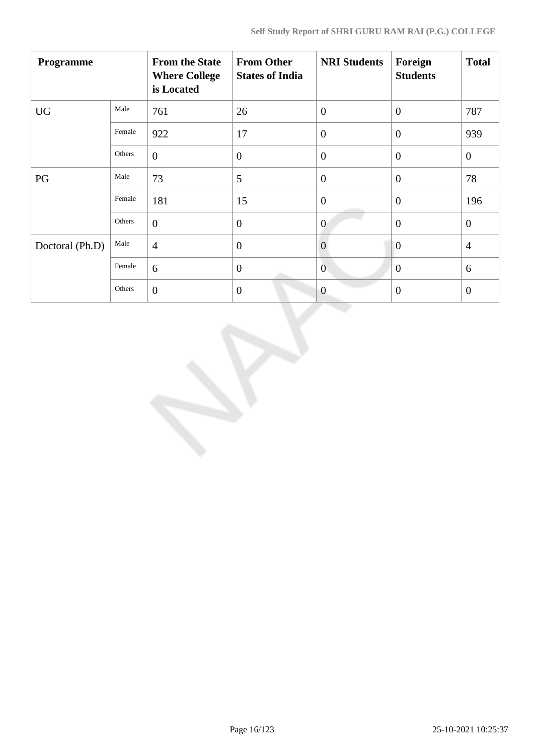| Programme | | From the State Where College is Located | From Other States of India | NRI Students | Foreign Students | Total |
|---|---|---|---|---|---|---|
| UG | Male | 761 | 26 | 0 | 0 | 787 |
| | Female | 922 | 17 | 0 | 0 | 939 |
| | Others | 0 | 0 | 0 | 0 | 0 |
| PG | Male | 73 | 5 | 0 | 0 | 78 |
| | Female | 181 | 15 | 0 | 0 | 196 |
| | Others | 0 | 0 | 0 | 0 | 0 |
| Doctoral (Ph.D) | Male | 4 | 0 | 0 | 0 | 4 |
| | Female | 6 | 0 | 0 | 0 | 6 |
| | Others | 0 | 0 | 0 | 0 | 0 |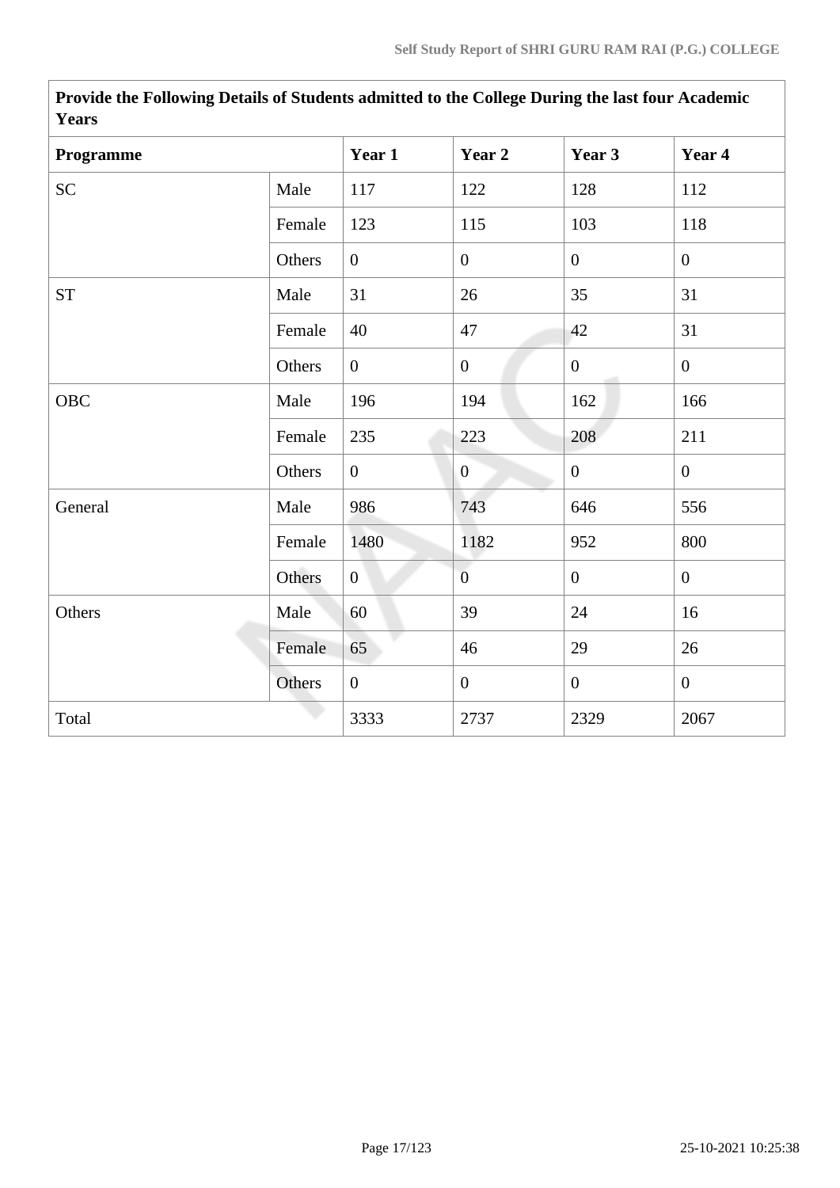| Provide the Following Details of Students admitted to the College During the last four Academic Years | | | | | |
|---|---|---|---|---|---|
| **Programme** | | **Year 1** | **Year 2** | **Year 3** | **Year 4** |
| SC | Male | 117 | 122 | 128 | 112 |
| | Female | 123 | 115 | 103 | 118 |
| | Others | 0 | 0 | 0 | 0 |
| ST | Male | 31 | 26 | 35 | 31 |
| | Female | 40 | 47 | 42 | 31 |
| | Others | 0 | 0 | 0 | 0 |
| OBC | Male | 196 | 194 | 162 | 166 |
| | Female | 235 | 223 | 208 | 211 |
| | Others | 0 | 0 | 0 | 0 |
| General | Male | 986 | 743 | 646 | 556 |
| | Female | 1480 | 1182 | 952 | 800 |
| | Others | 0 | 0 | 0 | 0 |
| Others | Male | 60 | 39 | 24 | 16 |
| | Female | 65 | 46 | 29 | 26 |
| | Others | 0 | 0 | 0 | 0 |
| Total | | 3333 | 2737 | 2329 | 2067 |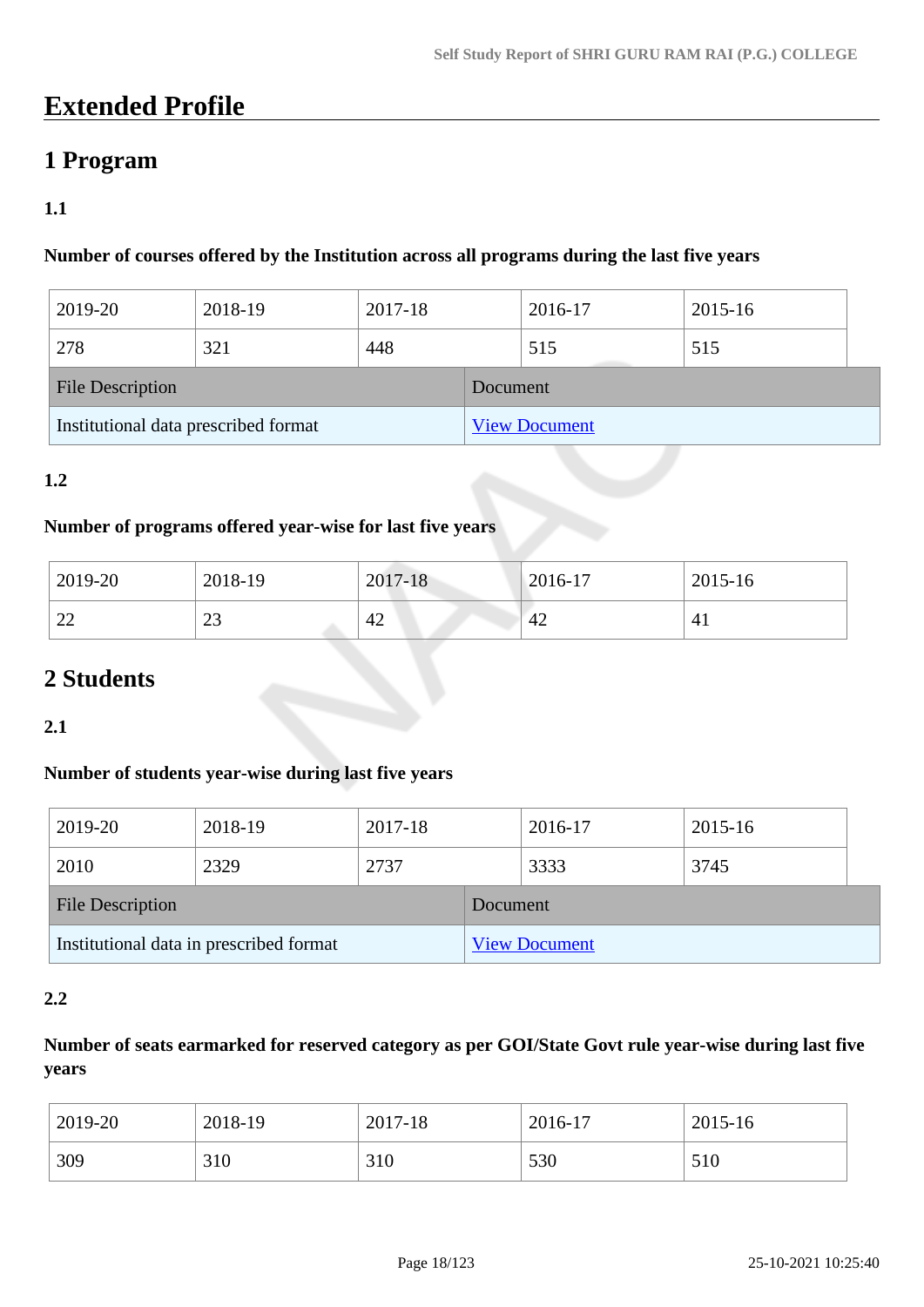# Extended Profile

## 1 Program

### 1.1

**Number of courses offered by the Institution across all programs during the last five years**

| 2019-20 | 2018-19 | 2017-18 | 2016-17 | 2015-16 |
|---|---|---|---|---|
| 278 | 321 | 448 | 515 | 515 |

| File Description | Document |
|---|---|
| Institutional data prescribed format | [View Document] |

### 1.2

**Number of programs offered year-wise for last five years**

| 2019-20 | 2018-19 | 2017-18 | 2016-17 | 2015-16 |
|---|---|---|---|---|
| 22 | 23 | 42 | 42 | 41 |

## 2 Students

### 2.1

**Number of students year-wise during last five years**

| 2019-20 | 2018-19 | 2017-18 | 2016-17 | 2015-16 |
|---|---|---|---|---|
| 2010 | 2329 | 2737 | 3333 | 3745 |

| File Description | Document |
|---|---|
| Institutional data in prescribed format | [View Document] |

### 2.2

**Number of seats earmarked for reserved category as per GOI/State Govt rule year-wise during last five years**

| 2019-20 | 2018-19 | 2017-18 | 2016-17 | 2015-16 |
|---|---|---|---|---|
| 309 | 310 | 310 | 530 | 510 |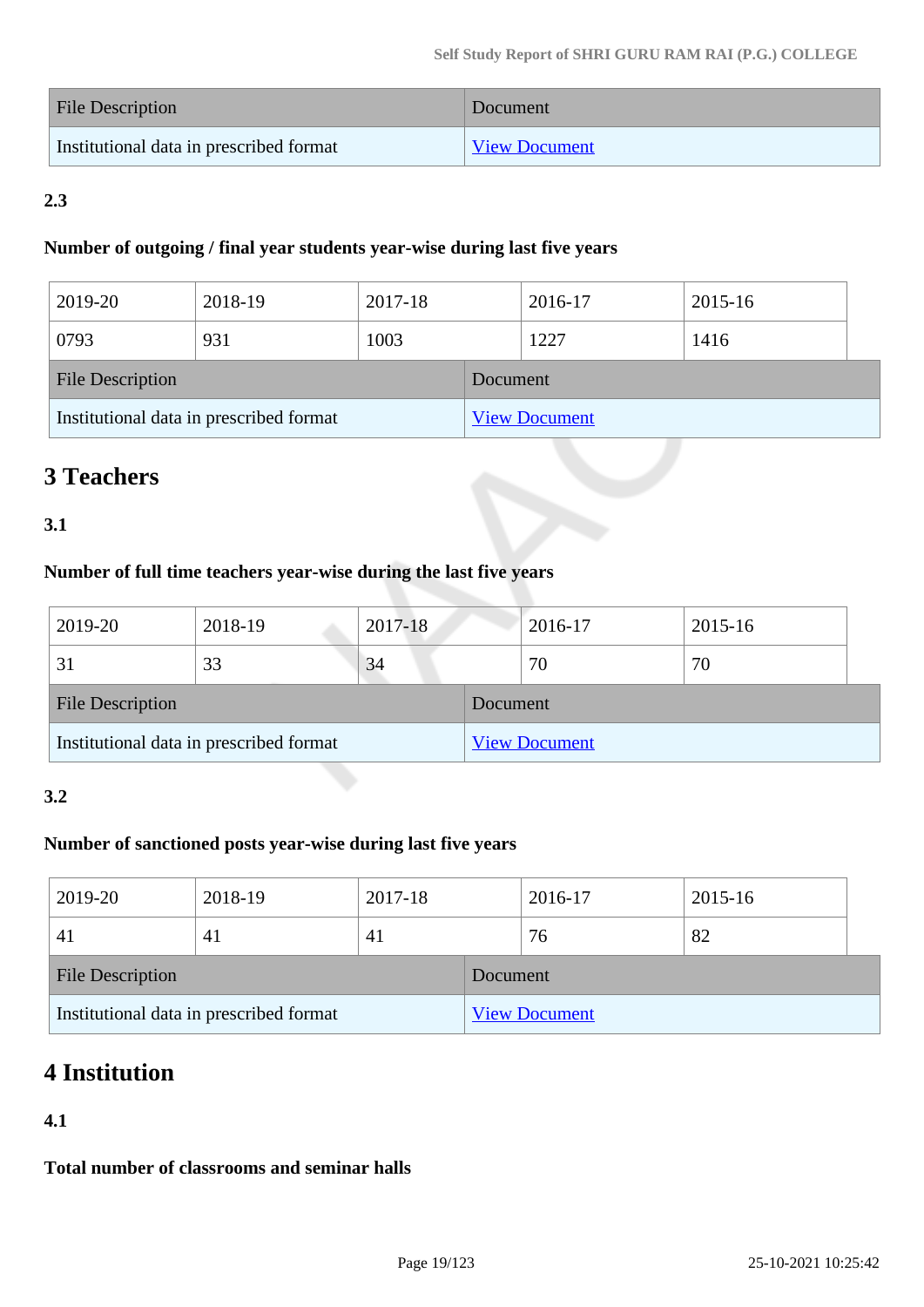| File Description | Document |
|---|---|
| Institutional data in prescribed format | View Document |

**2.3**

**Number of outgoing / final year students year-wise during last five years**

| 2019-20 | 2018-19 | 2017-18 | 2016-17 | 2015-16 |
|---|---|---|---|---|
| 0793 | 931 | 1003 | 1227 | 1416 |

| File Description | Document |
|---|---|
| Institutional data in prescribed format | View Document |

# 3 Teachers

**3.1**

**Number of full time teachers year-wise during the last five years**

| 2019-20 | 2018-19 | 2017-18 | 2016-17 | 2015-16 |
|---|---|---|---|---|
| 31 | 33 | 34 | 70 | 70 |

| File Description | Document |
|---|---|
| Institutional data in prescribed format | View Document |

**3.2**

**Number of sanctioned posts year-wise during last five years**

| 2019-20 | 2018-19 | 2017-18 | 2016-17 | 2015-16 |
|---|---|---|---|---|
| 41 | 41 | 41 | 76 | 82 |

| File Description | Document |
|---|---|
| Institutional data in prescribed format | View Document |

# 4 Institution

**4.1**

**Total number of classrooms and seminar halls**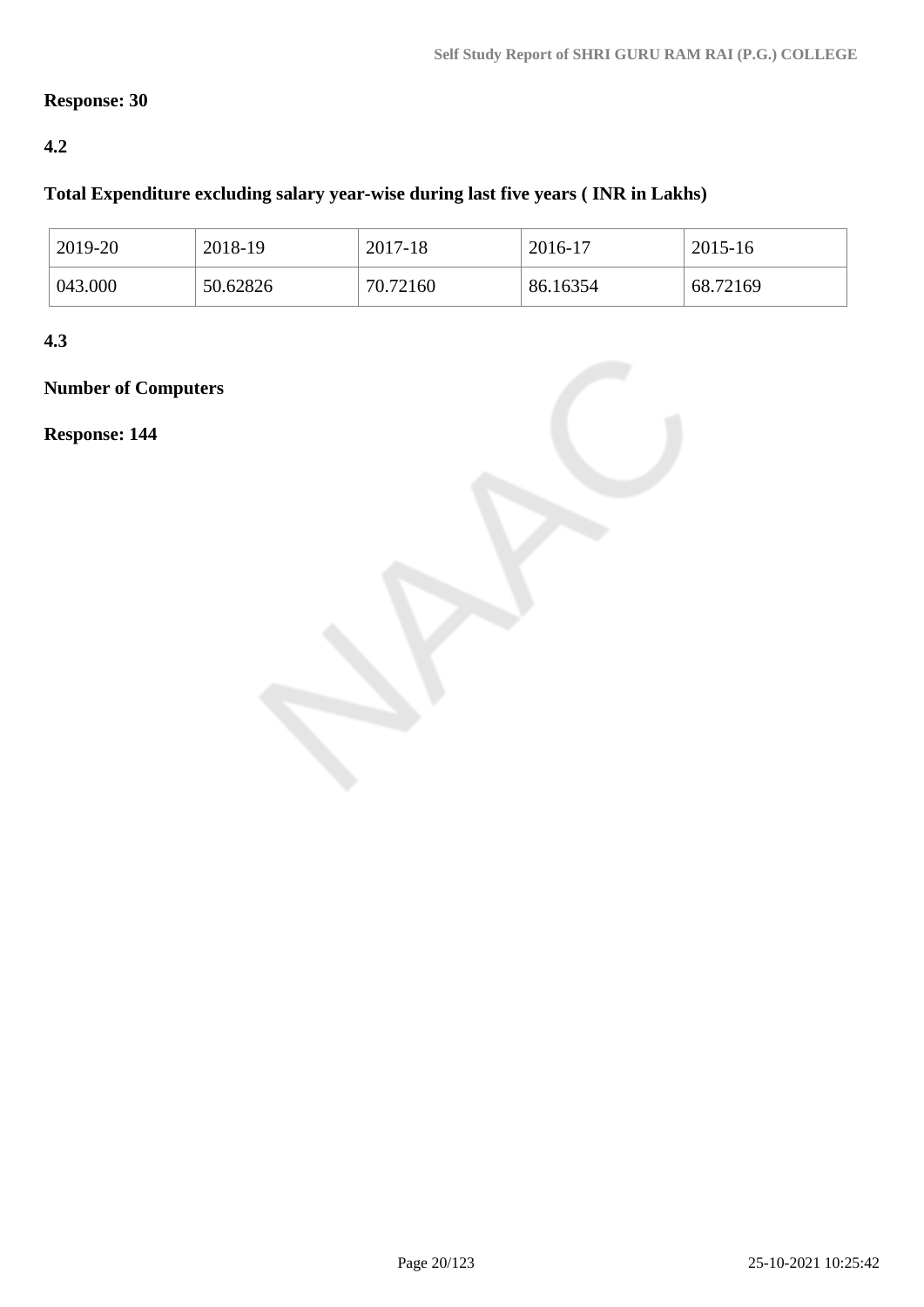**Response: 30**

**4.2**

**Total Expenditure excluding salary year-wise during last five years ( INR in Lakhs)**

| 2019-20 | 2018-19 | 2017-18 | 2016-17 | 2015-16 |
|---|---|---|---|---|
| 043.000 | 50.62826 | 70.72160 | 86.16354 | 68.72169 |

**4.3**

**Number of Computers**

**Response: 144**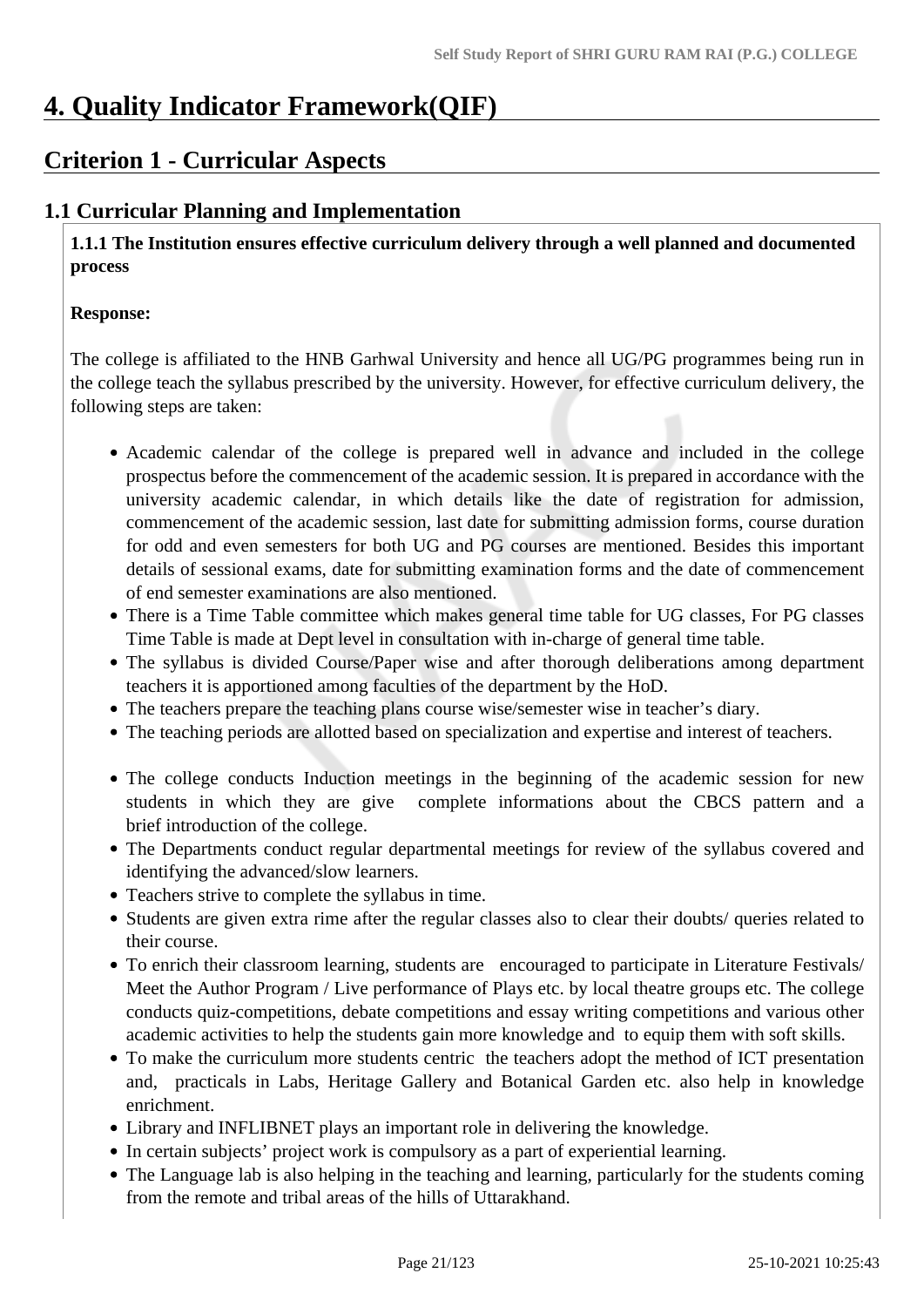# 4. Quality Indicator Framework(QIF)

## Criterion 1 - Curricular Aspects

### 1.1 Curricular Planning and Implementation

**1.1.1 The Institution ensures effective curriculum delivery through a well planned and documented process**

**Response:**

The college is affiliated to the HNB Garhwal University and hence all UG/PG programmes being run in the college teach the syllabus prescribed by the university. However, for effective curriculum delivery, the following steps are taken:

- Academic calendar of the college is prepared well in advance and included in the college prospectus before the commencement of the academic session. It is prepared in accordance with the university academic calendar, in which details like the date of registration for admission, commencement of the academic session, last date for submitting admission forms, course duration for odd and even semesters for both UG and PG courses are mentioned. Besides this important details of sessional exams, date for submitting examination forms and the date of commencement of end semester examinations are also mentioned.
- There is a Time Table committee which makes general time table for UG classes, For PG classes Time Table is made at Dept level in consultation with in-charge of general time table.
- The syllabus is divided Course/Paper wise and after thorough deliberations among department teachers it is apportioned among faculties of the department by the HoD.
- The teachers prepare the teaching plans course wise/semester wise in teacher's diary.
- The teaching periods are allotted based on specialization and expertise and interest of teachers.
- The college conducts Induction meetings in the beginning of the academic session for new students in which they are give complete informations about the CBCS pattern and a brief introduction of the college.
- The Departments conduct regular departmental meetings for review of the syllabus covered and identifying the advanced/slow learners.
- Teachers strive to complete the syllabus in time.
- Students are given extra rime after the regular classes also to clear their doubts/ queries related to their course.
- To enrich their classroom learning, students are encouraged to participate in Literature Festivals/ Meet the Author Program / Live performance of Plays etc. by local theatre groups etc. The college conducts quiz-competitions, debate competitions and essay writing competitions and various other academic activities to help the students gain more knowledge and to equip them with soft skills.
- To make the curriculum more students centric the teachers adopt the method of ICT presentation and, practicals in Labs, Heritage Gallery and Botanical Garden etc. also help in knowledge enrichment.
- Library and INFLIBNET plays an important role in delivering the knowledge.
- In certain subjects' project work is compulsory as a part of experiential learning.
- The Language lab is also helping in the teaching and learning, particularly for the students coming from the remote and tribal areas of the hills of Uttarakhand.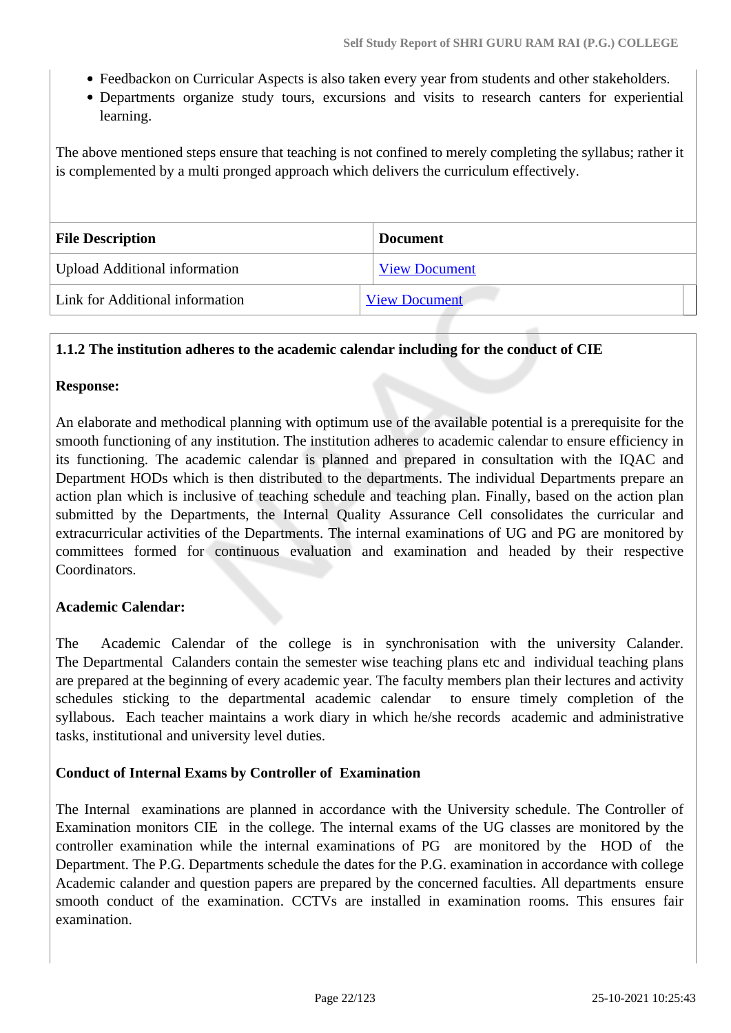- Feedbackon on Curricular Aspects is also taken every year from students and other stakeholders.
- Departments organize study tours, excursions and visits to research canters for experiential learning.

The above mentioned steps ensure that teaching is not confined to merely completing the syllabus; rather it is complemented by a multi pronged approach which delivers the curriculum effectively.

| File Description | Document |
|---|---|
| Upload Additional information | View Document |
| Link for Additional information | View Document |

**1.1.2 The institution adheres to the academic calendar including for the conduct of CIE**

**Response:**

An elaborate and methodical planning with optimum use of the available potential is a prerequisite for the smooth functioning of any institution. The institution adheres to academic calendar to ensure efficiency in its functioning. The academic calendar is planned and prepared in consultation with the IQAC and Department HODs which is then distributed to the departments. The individual Departments prepare an action plan which is inclusive of teaching schedule and teaching plan. Finally, based on the action plan submitted by the Departments, the Internal Quality Assurance Cell consolidates the curricular and extracurricular activities of the Departments. The internal examinations of UG and PG are monitored by committees formed for continuous evaluation and examination and headed by their respective Coordinators.

**Academic Calendar:**

The Academic Calendar of the college is in synchronisation with the university Calander. The Departmental Calanders contain the semester wise teaching plans etc and individual teaching plans are prepared at the beginning of every academic year. The faculty members plan their lectures and activity schedules sticking to the departmental academic calendar to ensure timely completion of the syllabous. Each teacher maintains a work diary in which he/she records academic and administrative tasks, institutional and university level duties.

**Conduct of Internal Exams by Controller of Examination**

The Internal examinations are planned in accordance with the University schedule. The Controller of Examination monitors CIE in the college. The internal exams of the UG classes are monitored by the controller examination while the internal examinations of PG are monitored by the HOD of the Department. The P.G. Departments schedule the dates for the P.G. examination in accordance with college Academic calander and question papers are prepared by the concerned faculties. All departments ensure smooth conduct of the examination. CCTVs are installed in examination rooms. This ensures fair examination.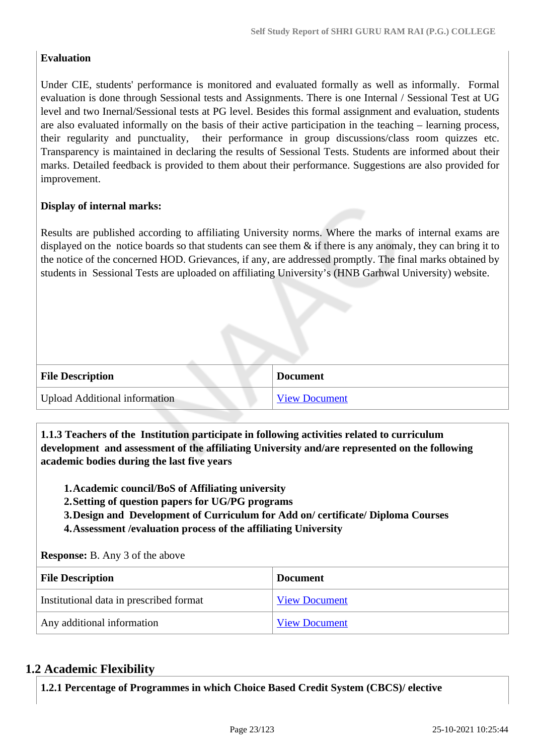**Evaluation**

Under CIE, students' performance is monitored and evaluated formally as well as informally. Formal evaluation is done through Sessional tests and Assignments. There is one Internal / Sessional Test at UG level and two Inernal/Sessional tests at PG level. Besides this formal assignment and evaluation, students are also evaluated informally on the basis of their active participation in the teaching – learning process, their regularity and punctuality, their performance in group discussions/class room quizzes etc. Transparency is maintained in declaring the results of Sessional Tests. Students are informed about their marks. Detailed feedback is provided to them about their performance. Suggestions are also provided for improvement.

**Display of internal marks:**

Results are published according to affiliating University norms. Where the marks of internal exams are displayed on the notice boards so that students can see them & if there is any anomaly, they can bring it to the notice of the concerned HOD. Grievances, if any, are addressed promptly. The final marks obtained by students in Sessional Tests are uploaded on affiliating University's (HNB Garhwal University) website.

| File Description | Document |
|---|---|
| Upload Additional information | View Document |

**1.1.3 Teachers of the Institution participate in following activities related to curriculum development and assessment of the affiliating University and/are represented on the following academic bodies during the last five years**

1. **Academic council/BoS of Affiliating university**
2. **Setting of question papers for UG/PG programs**
3. **Design and Development of Curriculum for Add on/ certificate/ Diploma Courses**
4. **Assessment /evaluation process of the affiliating University**

**Response:** B. Any 3 of the above

| File Description | Document |
|---|---|
| Institutional data in prescribed format | View Document |
| Any additional information | View Document |

## 1.2 Academic Flexibility

**1.2.1 Percentage of Programmes in which Choice Based Credit System (CBCS)/ elective**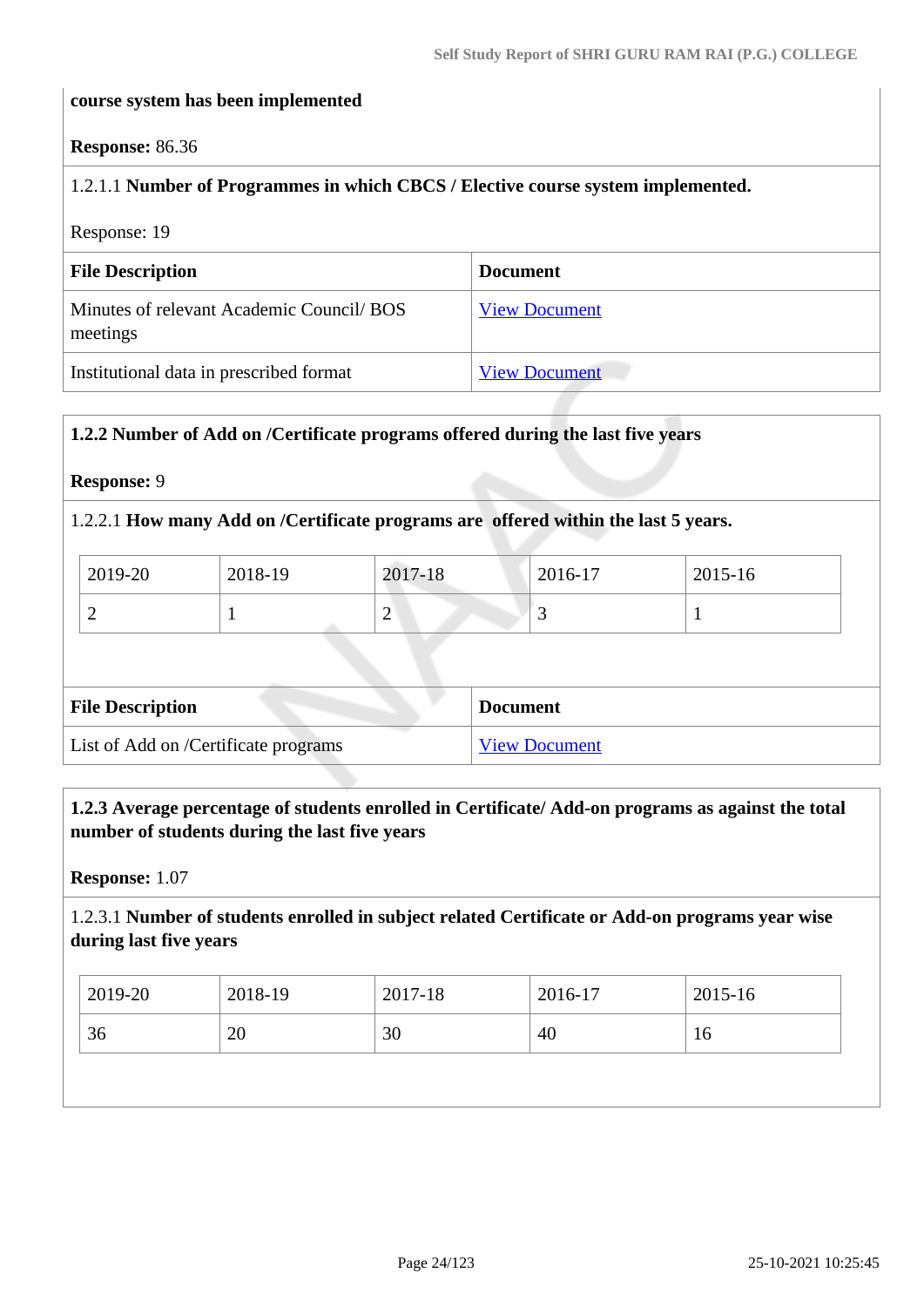**course system has been implemented**

**Response:** 86.36

1.2.1.1 **Number of Programmes in which CBCS / Elective course system implemented.**

Response: 19

| File Description | Document |
|---|---|
| Minutes of relevant Academic Council/ BOS meetings | View Document |
| Institutional data in prescribed format | View Document |

**1.2.2 Number of Add on /Certificate programs offered during the last five years**

**Response:** 9

1.2.2.1 **How many Add on /Certificate programs are offered within the last 5 years.**

| 2019-20 | 2018-19 | 2017-18 | 2016-17 | 2015-16 |
|---|---|---|---|---|
| 2 | 1 | 2 | 3 | 1 |

| File Description | Document |
|---|---|
| List of Add on /Certificate programs | View Document |

**1.2.3 Average percentage of students enrolled in Certificate/ Add-on programs as against the total number of students during the last five years**

**Response:** 1.07

1.2.3.1 **Number of students enrolled in subject related Certificate or Add-on programs year wise during last five years**

| 2019-20 | 2018-19 | 2017-18 | 2016-17 | 2015-16 |
|---|---|---|---|---|
| 36 | 20 | 30 | 40 | 16 |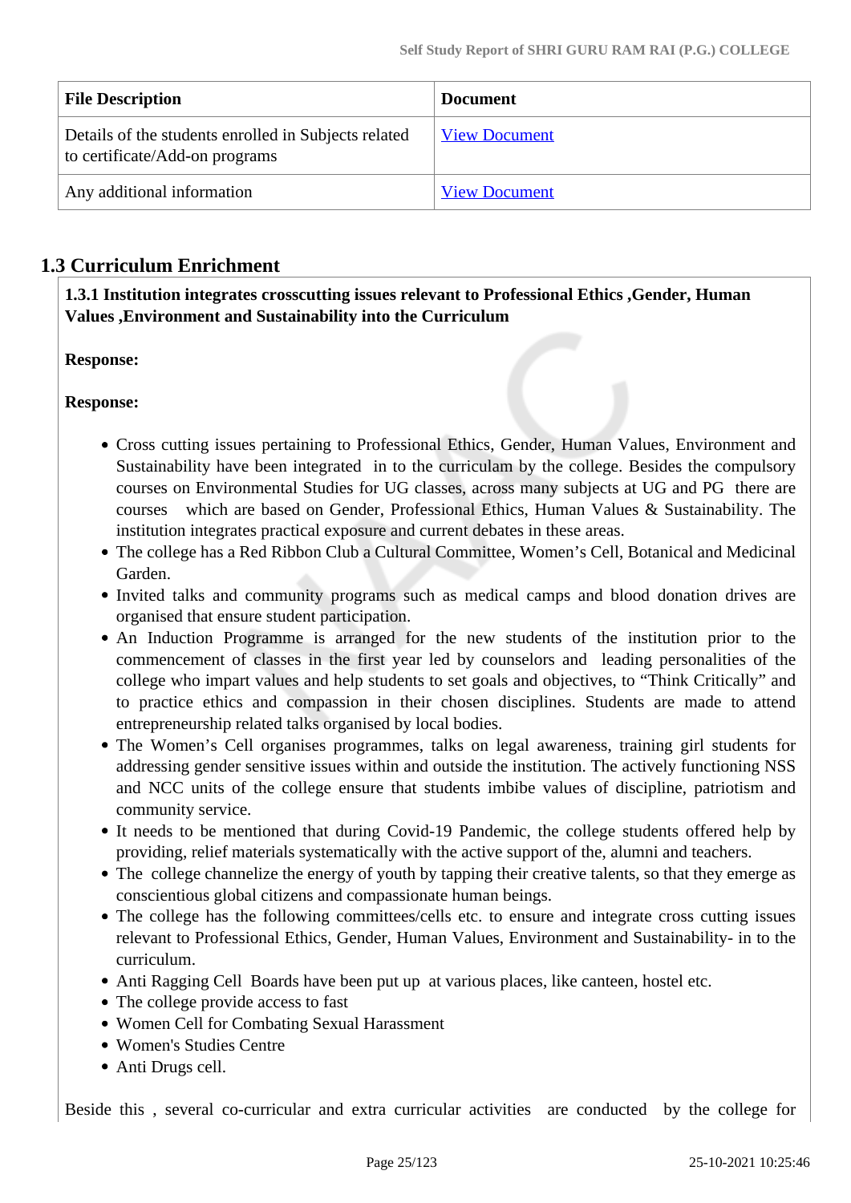| File Description | Document |
| --- | --- |
| Details of the students enrolled in Subjects related to certificate/Add-on programs | View Document |
| Any additional information | View Document |

## 1.3 Curriculum Enrichment

**1.3.1 Institution integrates crosscutting issues relevant to Professional Ethics ,Gender, Human Values ,Environment and Sustainability into the Curriculum**

**Response:**

**Response:**

- Cross cutting issues pertaining to Professional Ethics, Gender, Human Values, Environment and Sustainability have been integrated in to the curriculam by the college. Besides the compulsory courses on Environmental Studies for UG classes, across many subjects at UG and PG there are courses which are based on Gender, Professional Ethics, Human Values & Sustainability. The institution integrates practical exposure and current debates in these areas.
- The college has a Red Ribbon Club a Cultural Committee, Women's Cell, Botanical and Medicinal Garden.
- Invited talks and community programs such as medical camps and blood donation drives are organised that ensure student participation.
- An Induction Programme is arranged for the new students of the institution prior to the commencement of classes in the first year led by counselors and leading personalities of the college who impart values and help students to set goals and objectives, to "Think Critically" and to practice ethics and compassion in their chosen disciplines. Students are made to attend entrepreneurship related talks organised by local bodies.
- The Women's Cell organises programmes, talks on legal awareness, training girl students for addressing gender sensitive issues within and outside the institution. The actively functioning NSS and NCC units of the college ensure that students imbibe values of discipline, patriotism and community service.
- It needs to be mentioned that during Covid-19 Pandemic, the college students offered help by providing, relief materials systematically with the active support of the, alumni and teachers.
- The college channelize the energy of youth by tapping their creative talents, so that they emerge as conscientious global citizens and compassionate human beings.
- The college has the following committees/cells etc. to ensure and integrate cross cutting issues relevant to Professional Ethics, Gender, Human Values, Environment and Sustainability- in to the curriculum.
- Anti Ragging Cell Boards have been put up at various places, like canteen, hostel etc.
- The college provide access to fast
- Women Cell for Combating Sexual Harassment
- Women's Studies Centre
- Anti Drugs cell.

Beside this , several co-curricular and extra curricular activities are conducted by the college for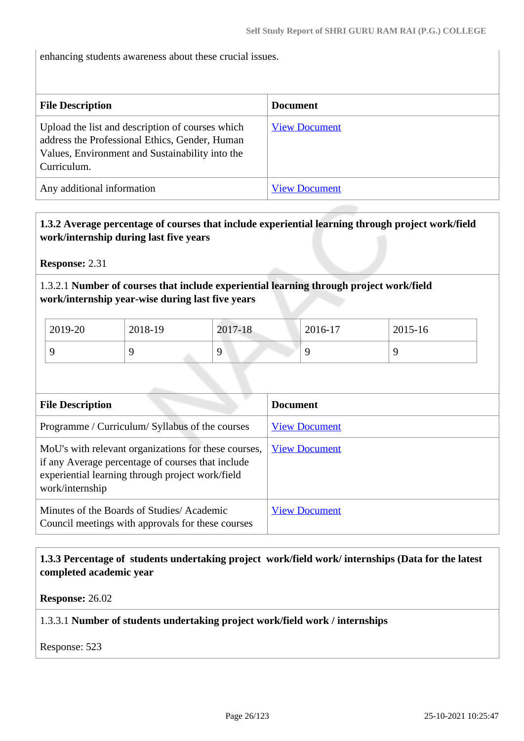enhancing students awareness about these crucial issues.

| File Description | Document |
| --- | --- |
| Upload the list and description of courses which address the Professional Ethics, Gender, Human Values, Environment and Sustainability into the Curriculum. | View Document |
| Any additional information | View Document |

**1.3.2 Average percentage of courses that include experiential learning through project work/field work/internship during last five years**

**Response:** 2.31

1.3.2.1 **Number of courses that include experiential learning through project work/field work/internship year-wise during last five years**

| 2019-20 | 2018-19 | 2017-18 | 2016-17 | 2015-16 |
| --- | --- | --- | --- | --- |
| 9 | 9 | 9 | 9 | 9 |

| File Description | Document |
| --- | --- |
| Programme / Curriculum/ Syllabus of the courses | View Document |
| MoU's with relevant organizations for these courses, if any Average percentage of courses that include experiential learning through project work/field work/internship | View Document |
| Minutes of the Boards of Studies/ Academic Council meetings with approvals for these courses | View Document |

**1.3.3 Percentage of students undertaking project work/field work/ internships (Data for the latest completed academic year**

**Response:** 26.02

1.3.3.1 **Number of students undertaking project work/field work / internships**

Response: 523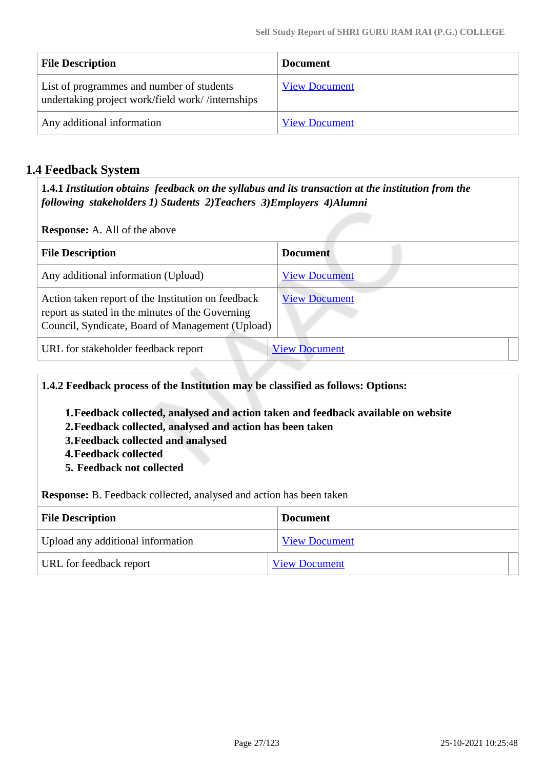| File Description | Document |
| --- | --- |
| List of programmes and number of students undertaking project work/field work/ /internships | View Document |
| Any additional information | View Document |

## 1.4 Feedback System

**1.4.1** ***Institution obtains feedback on the syllabus and its transaction at the institution from the following stakeholders 1) Students 2)Teachers 3)Employers 4)Alumni***

**Response:** A. All of the above

| File Description | Document |
| --- | --- |
| Any additional information (Upload) | View Document |
| Action taken report of the Institution on feedback report as stated in the minutes of the Governing Council, Syndicate, Board of Management (Upload) | View Document |
| URL for stakeholder feedback report | View Document |

**1.4.2 Feedback process of the Institution may be classified as follows: Options:**

1. **Feedback collected, analysed and action taken and feedback available on website**
2. **Feedback collected, analysed and action has been taken**
3. **Feedback collected and analysed**
4. **Feedback collected**
5. **Feedback not collected**

**Response:** B. Feedback collected, analysed and action has been taken

| File Description | Document |
| --- | --- |
| Upload any additional information | View Document |
| URL for feedback report | View Document |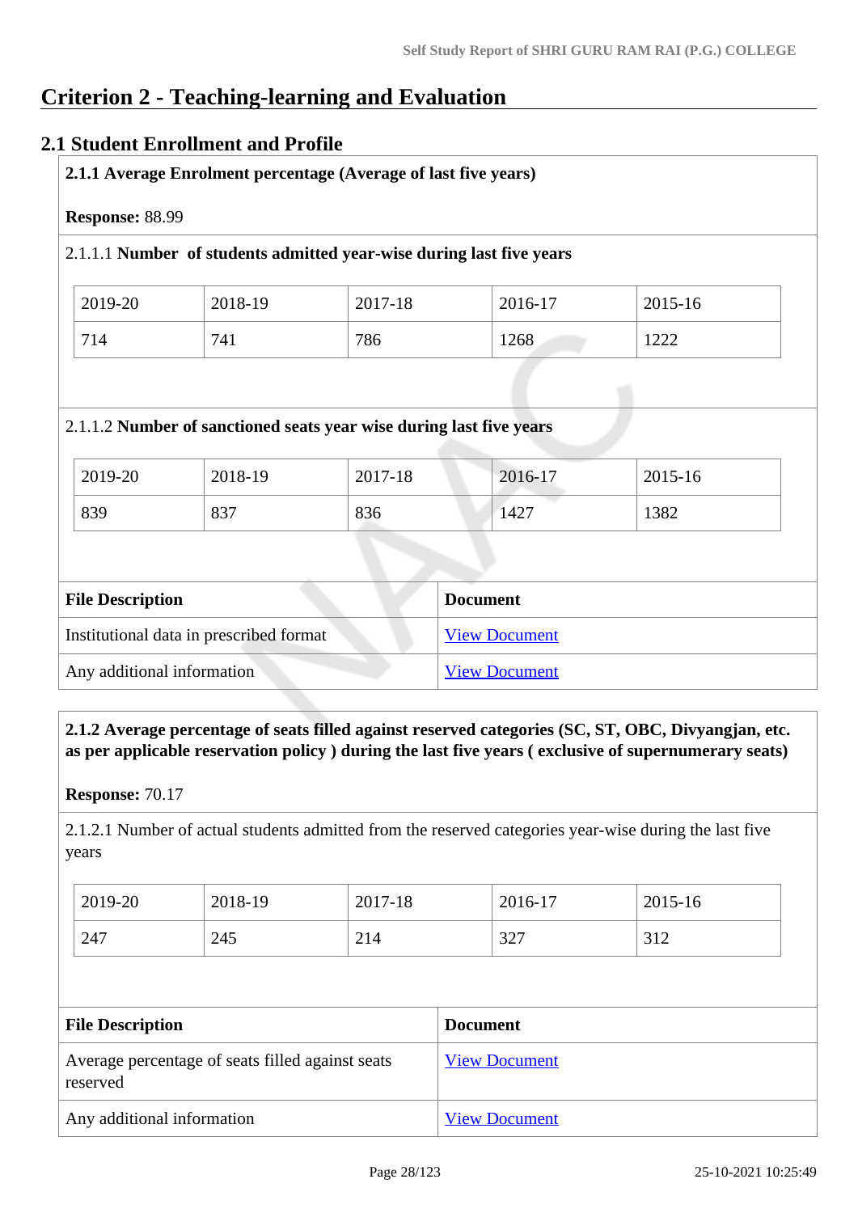# Criterion 2 - Teaching-learning and Evaluation

## 2.1 Student Enrollment and Profile

**2.1.1 Average Enrolment percentage (Average of last five years)**

**Response:** 88.99

2.1.1.1 **Number of students admitted year-wise during last five years**

| 2019-20 | 2018-19 | 2017-18 | 2016-17 | 2015-16 |
|---|---|---|---|---|
| 714 | 741 | 786 | 1268 | 1222 |

2.1.1.2 **Number of sanctioned seats year wise during last five years**

| 2019-20 | 2018-19 | 2017-18 | 2016-17 | 2015-16 |
|---|---|---|---|---|
| 839 | 837 | 836 | 1427 | 1382 |

| File Description | Document |
|---|---|
| Institutional data in prescribed format | View Document |
| Any additional information | View Document |

**2.1.2 Average percentage of seats filled against reserved categories (SC, ST, OBC, Divyangjan, etc. as per applicable reservation policy ) during the last five years ( exclusive of supernumerary seats)**

**Response:** 70.17

2.1.2.1 Number of actual students admitted from the reserved categories year-wise during the last five years

| 2019-20 | 2018-19 | 2017-18 | 2016-17 | 2015-16 |
|---|---|---|---|---|
| 247 | 245 | 214 | 327 | 312 |

| File Description | Document |
|---|---|
| Average percentage of seats filled against seats reserved | View Document |
| Any additional information | View Document |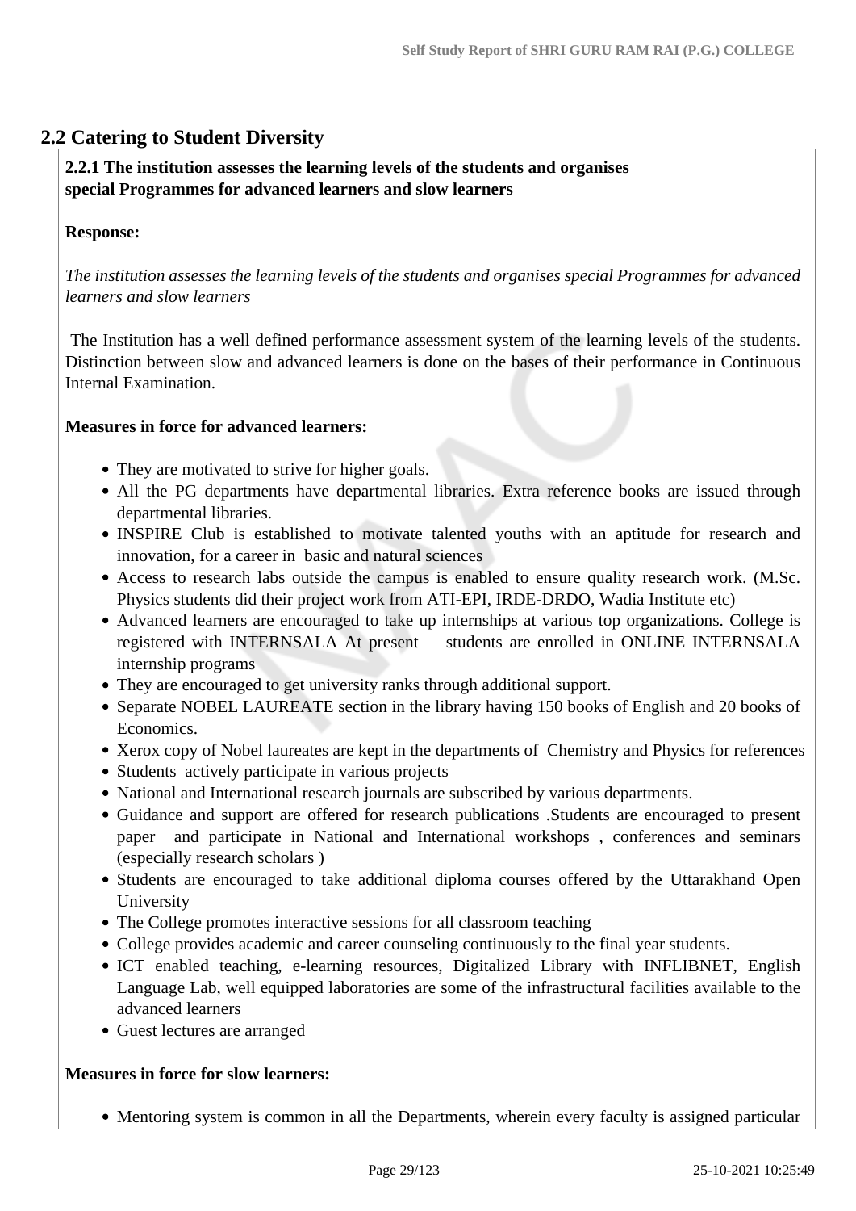## 2.2 Catering to Student Diversity

**2.2.1 The institution assesses the learning levels of the students and organises special Programmes for advanced learners and slow learners**

**Response:**

*The institution assesses the learning levels of the students and organises special Programmes for advanced learners and slow learners*

The Institution has a well defined performance assessment system of the learning levels of the students. Distinction between slow and advanced learners is done on the bases of their performance in Continuous Internal Examination.

**Measures in force for advanced learners:**

- They are motivated to strive for higher goals.
- All the PG departments have departmental libraries. Extra reference books are issued through departmental libraries.
- INSPIRE Club is established to motivate talented youths with an aptitude for research and innovation, for a career in basic and natural sciences
- Access to research labs outside the campus is enabled to ensure quality research work. (M.Sc. Physics students did their project work from ATI-EPI, IRDE-DRDO, Wadia Institute etc)
- Advanced learners are encouraged to take up internships at various top organizations. College is registered with INTERNSALA At present students are enrolled in ONLINE INTERNSALA internship programs
- They are encouraged to get university ranks through additional support.
- Separate NOBEL LAUREATE section in the library having 150 books of English and 20 books of Economics.
- Xerox copy of Nobel laureates are kept in the departments of Chemistry and Physics for references
- Students actively participate in various projects
- National and International research journals are subscribed by various departments.
- Guidance and support are offered for research publications .Students are encouraged to present paper and participate in National and International workshops , conferences and seminars (especially research scholars )
- Students are encouraged to take additional diploma courses offered by the Uttarakhand Open University
- The College promotes interactive sessions for all classroom teaching
- College provides academic and career counseling continuously to the final year students.
- ICT enabled teaching, e-learning resources, Digitalized Library with INFLIBNET, English Language Lab, well equipped laboratories are some of the infrastructural facilities available to the advanced learners
- Guest lectures are arranged

**Measures in force for slow learners:**

- Mentoring system is common in all the Departments, wherein every faculty is assigned particular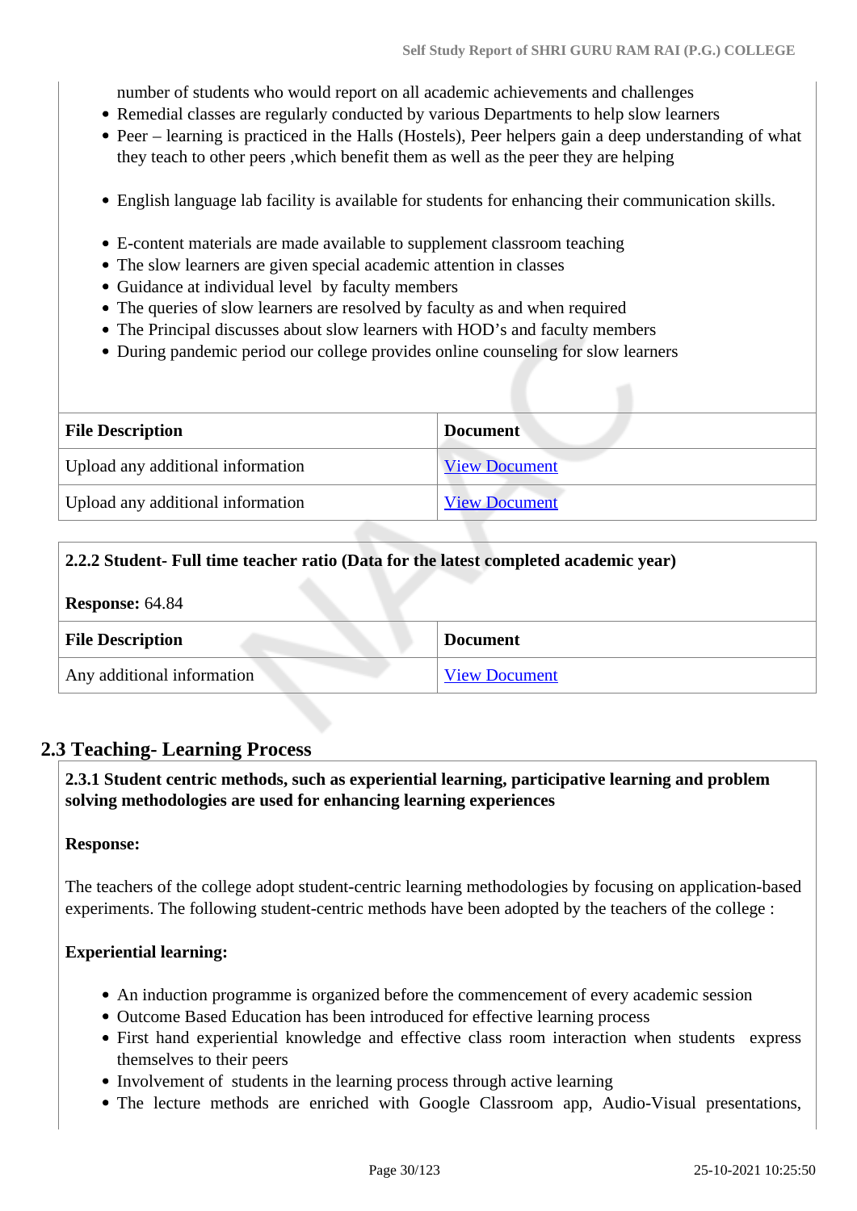number of students who would report on all academic achievements and challenges

- Remedial classes are regularly conducted by various Departments to help slow learners
- Peer – learning is practiced in the Halls (Hostels), Peer helpers gain a deep understanding of what they teach to other peers ,which benefit them as well as the peer they are helping

- English language lab facility is available for students for enhancing their communication skills.

- E-content materials are made available to supplement classroom teaching
- The slow learners are given special academic attention in classes
- Guidance at individual level by faculty members
- The queries of slow learners are resolved by faculty as and when required
- The Principal discusses about slow learners with HOD's and faculty members
- During pandemic period our college provides online counseling for slow learners

| File Description | Document |
|---|---|
| Upload any additional information | View Document |
| Upload any additional information | View Document |

**2.2.2 Student- Full time teacher ratio (Data for the latest completed academic year)**

**Response:** 64.84

| File Description | Document |
|---|---|
| Any additional information | View Document |

## 2.3 Teaching- Learning Process

**2.3.1 Student centric methods, such as experiential learning, participative learning and problem solving methodologies are used for enhancing learning experiences**

**Response:**

The teachers of the college adopt student-centric learning methodologies by focusing on application-based experiments. The following student-centric methods have been adopted by the teachers of the college :

**Experiential learning:**

- An induction programme is organized before the commencement of every academic session
- Outcome Based Education has been introduced for effective learning process
- First hand experiential knowledge and effective class room interaction when students express themselves to their peers
- Involvement of students in the learning process through active learning
- The lecture methods are enriched with Google Classroom app, Audio-Visual presentations,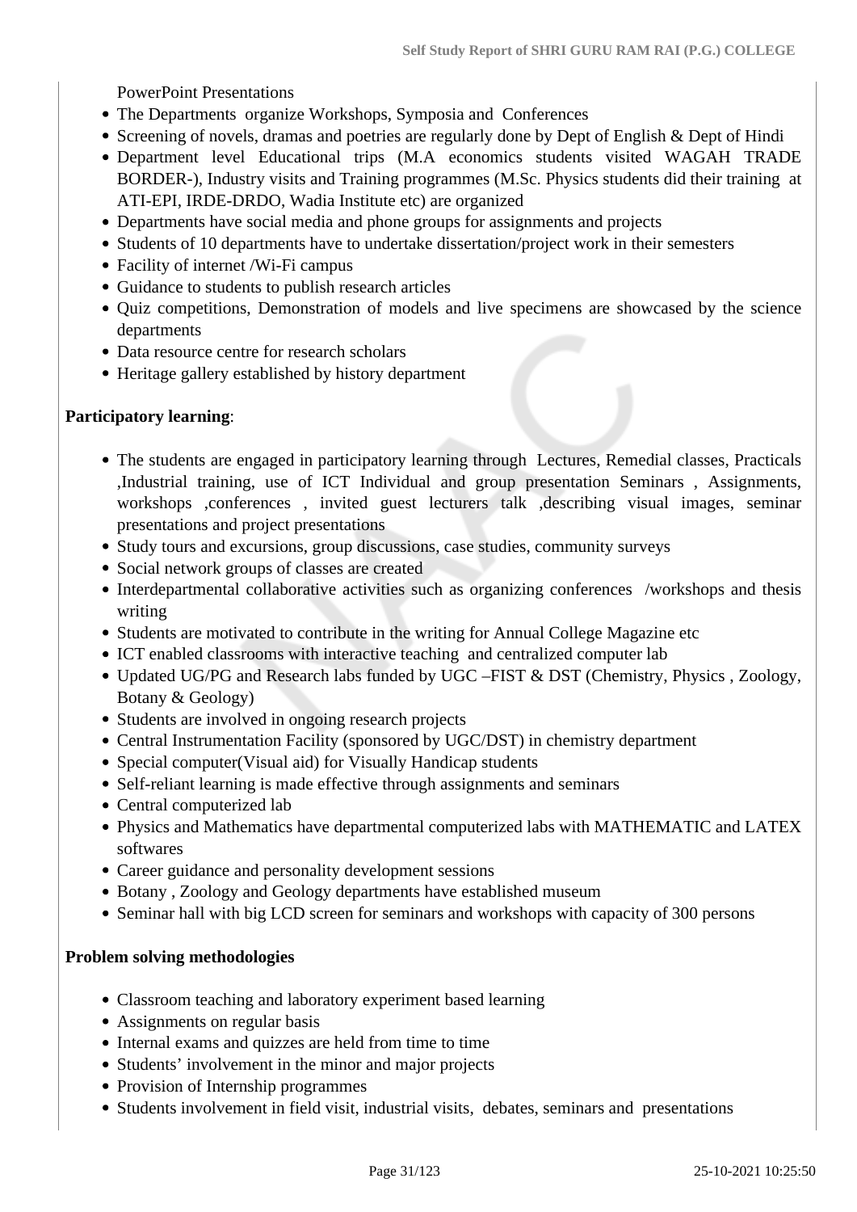PowerPoint Presentations

- The Departments organize Workshops, Symposia and Conferences
- Screening of novels, dramas and poetries are regularly done by Dept of English & Dept of Hindi
- Department level Educational trips (M.A economics students visited WAGAH TRADE BORDER-), Industry visits and Training programmes (M.Sc. Physics students did their training at ATI-EPI, IRDE-DRDO, Wadia Institute etc) are organized
- Departments have social media and phone groups for assignments and projects
- Students of 10 departments have to undertake dissertation/project work in their semesters
- Facility of internet /Wi-Fi campus
- Guidance to students to publish research articles
- Quiz competitions, Demonstration of models and live specimens are showcased by the science departments
- Data resource centre for research scholars
- Heritage gallery established by history department

**Participatory learning**:

- The students are engaged in participatory learning through Lectures, Remedial classes, Practicals ,Industrial training, use of ICT Individual and group presentation Seminars , Assignments, workshops ,conferences , invited guest lecturers talk ,describing visual images, seminar presentations and project presentations
- Study tours and excursions, group discussions, case studies, community surveys
- Social network groups of classes are created
- Interdepartmental collaborative activities such as organizing conferences /workshops and thesis writing
- Students are motivated to contribute in the writing for Annual College Magazine etc
- ICT enabled classrooms with interactive teaching and centralized computer lab
- Updated UG/PG and Research labs funded by UGC –FIST & DST (Chemistry, Physics , Zoology, Botany & Geology)
- Students are involved in ongoing research projects
- Central Instrumentation Facility (sponsored by UGC/DST) in chemistry department
- Special computer(Visual aid) for Visually Handicap students
- Self-reliant learning is made effective through assignments and seminars
- Central computerized lab
- Physics and Mathematics have departmental computerized labs with MATHEMATIC and LATEX softwares
- Career guidance and personality development sessions
- Botany , Zoology and Geology departments have established museum
- Seminar hall with big LCD screen for seminars and workshops with capacity of 300 persons

**Problem solving methodologies**

- Classroom teaching and laboratory experiment based learning
- Assignments on regular basis
- Internal exams and quizzes are held from time to time
- Students' involvement in the minor and major projects
- Provision of Internship programmes
- Students involvement in field visit, industrial visits, debates, seminars and presentations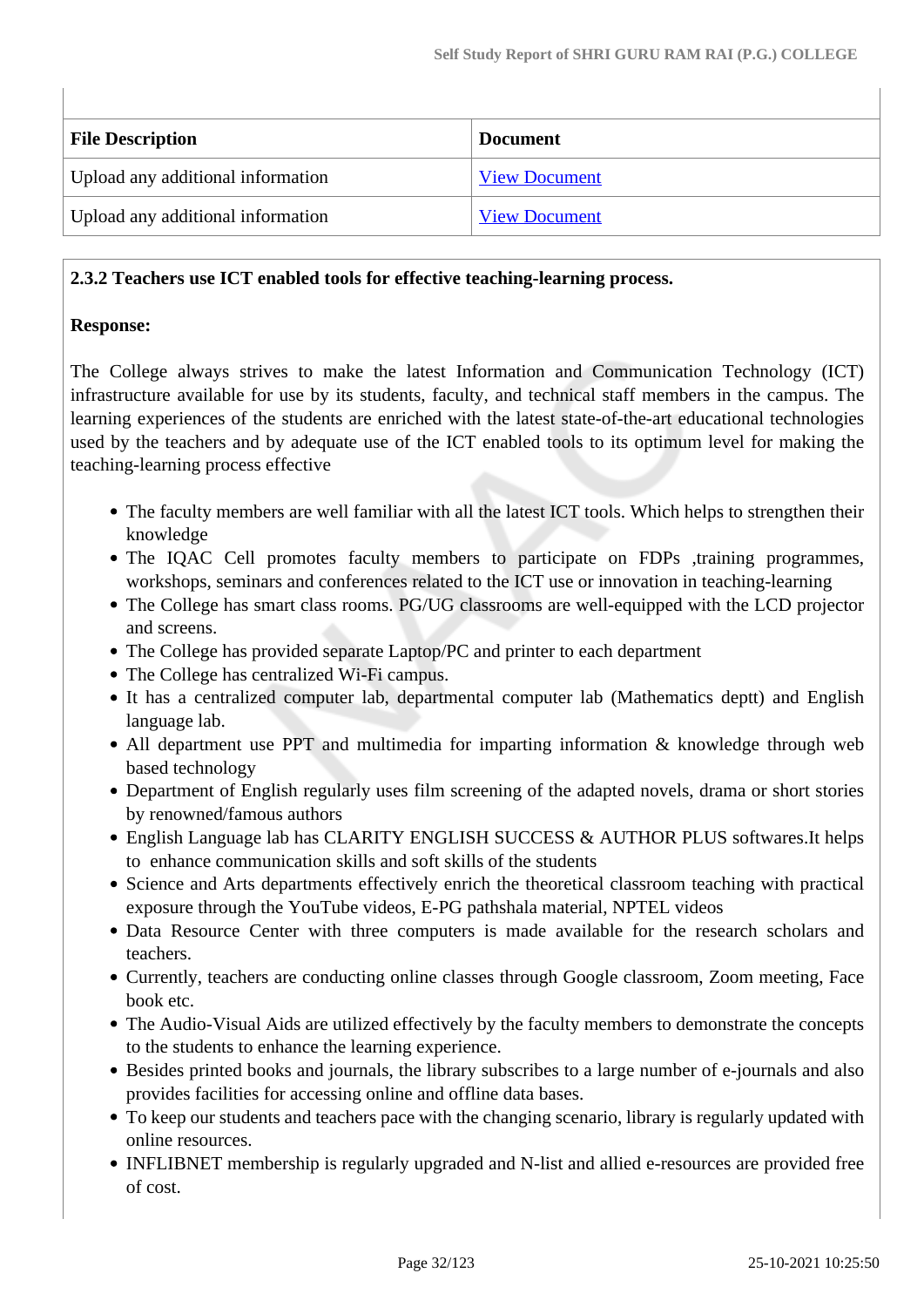| File Description | Document |
|---|---|
| Upload any additional information | View Document |
| Upload any additional information | View Document |

**2.3.2 Teachers use ICT enabled tools for effective teaching-learning process.**

**Response:**

The College always strives to make the latest Information and Communication Technology (ICT) infrastructure available for use by its students, faculty, and technical staff members in the campus. The learning experiences of the students are enriched with the latest state-of-the-art educational technologies used by the teachers and by adequate use of the ICT enabled tools to its optimum level for making the teaching-learning process effective

- The faculty members are well familiar with all the latest ICT tools. Which helps to strengthen their knowledge
- The IQAC Cell promotes faculty members to participate on FDPs ,training programmes, workshops, seminars and conferences related to the ICT use or innovation in teaching-learning
- The College has smart class rooms. PG/UG classrooms are well-equipped with the LCD projector and screens.
- The College has provided separate Laptop/PC and printer to each department
- The College has centralized Wi-Fi campus.
- It has a centralized computer lab, departmental computer lab (Mathematics deptt) and English language lab.
- All department use PPT and multimedia for imparting information & knowledge through web based technology
- Department of English regularly uses film screening of the adapted novels, drama or short stories by renowned/famous authors
- English Language lab has CLARITY ENGLISH SUCCESS & AUTHOR PLUS softwares.It helps to enhance communication skills and soft skills of the students
- Science and Arts departments effectively enrich the theoretical classroom teaching with practical exposure through the YouTube videos, E-PG pathshala material, NPTEL videos
- Data Resource Center with three computers is made available for the research scholars and teachers.
- Currently, teachers are conducting online classes through Google classroom, Zoom meeting, Face book etc.
- The Audio-Visual Aids are utilized effectively by the faculty members to demonstrate the concepts to the students to enhance the learning experience.
- Besides printed books and journals, the library subscribes to a large number of e-journals and also provides facilities for accessing online and offline data bases.
- To keep our students and teachers pace with the changing scenario, library is regularly updated with online resources.
- INFLIBNET membership is regularly upgraded and N-list and allied e-resources are provided free of cost.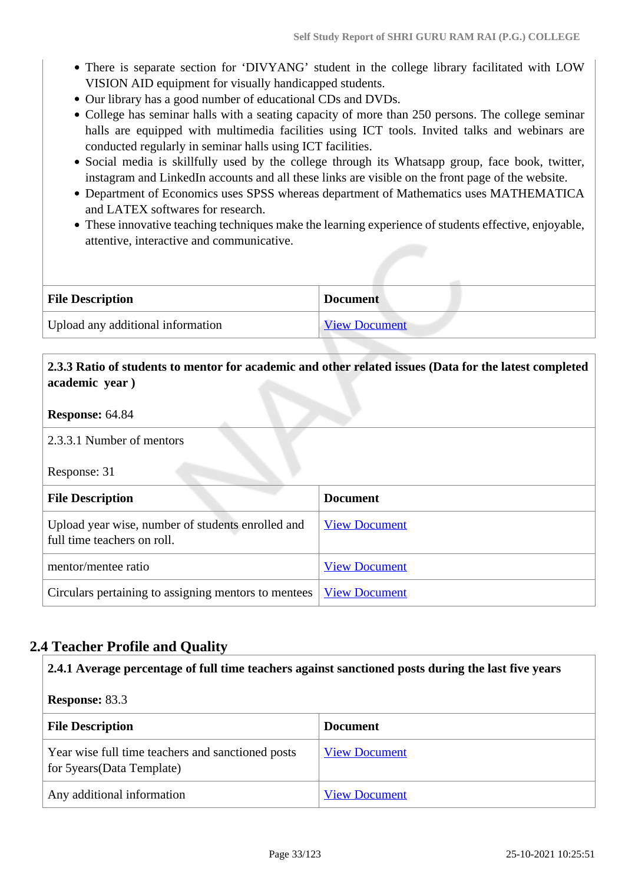- There is separate section for 'DIVYANG' student in the college library facilitated with LOW VISION AID equipment for visually handicapped students.
- Our library has a good number of educational CDs and DVDs.
- College has seminar halls with a seating capacity of more than 250 persons. The college seminar halls are equipped with multimedia facilities using ICT tools. Invited talks and webinars are conducted regularly in seminar halls using ICT facilities.
- Social media is skillfully used by the college through its Whatsapp group, face book, twitter, instagram and LinkedIn accounts and all these links are visible on the front page of the website.
- Department of Economics uses SPSS whereas department of Mathematics uses MATHEMATICA and LATEX softwares for research.
- These innovative teaching techniques make the learning experience of students effective, enjoyable, attentive, interactive and communicative.

| File Description | Document |
|---|---|
| Upload any additional information | View Document |

**2.3.3 Ratio of students to mentor for academic and other related issues (Data for the latest completed academic year )**

**Response:** 64.84

2.3.3.1 Number of mentors

Response: 31

| File Description | Document |
|---|---|
| Upload year wise, number of students enrolled and full time teachers on roll. | View Document |
| mentor/mentee ratio | View Document |
| Circulars pertaining to assigning mentors to mentees | View Document |

## 2.4 Teacher Profile and Quality

**2.4.1 Average percentage of full time teachers against sanctioned posts during the last five years**

**Response:** 83.3

| File Description | Document |
|---|---|
| Year wise full time teachers and sanctioned posts for 5years(Data Template) | View Document |
| Any additional information | View Document |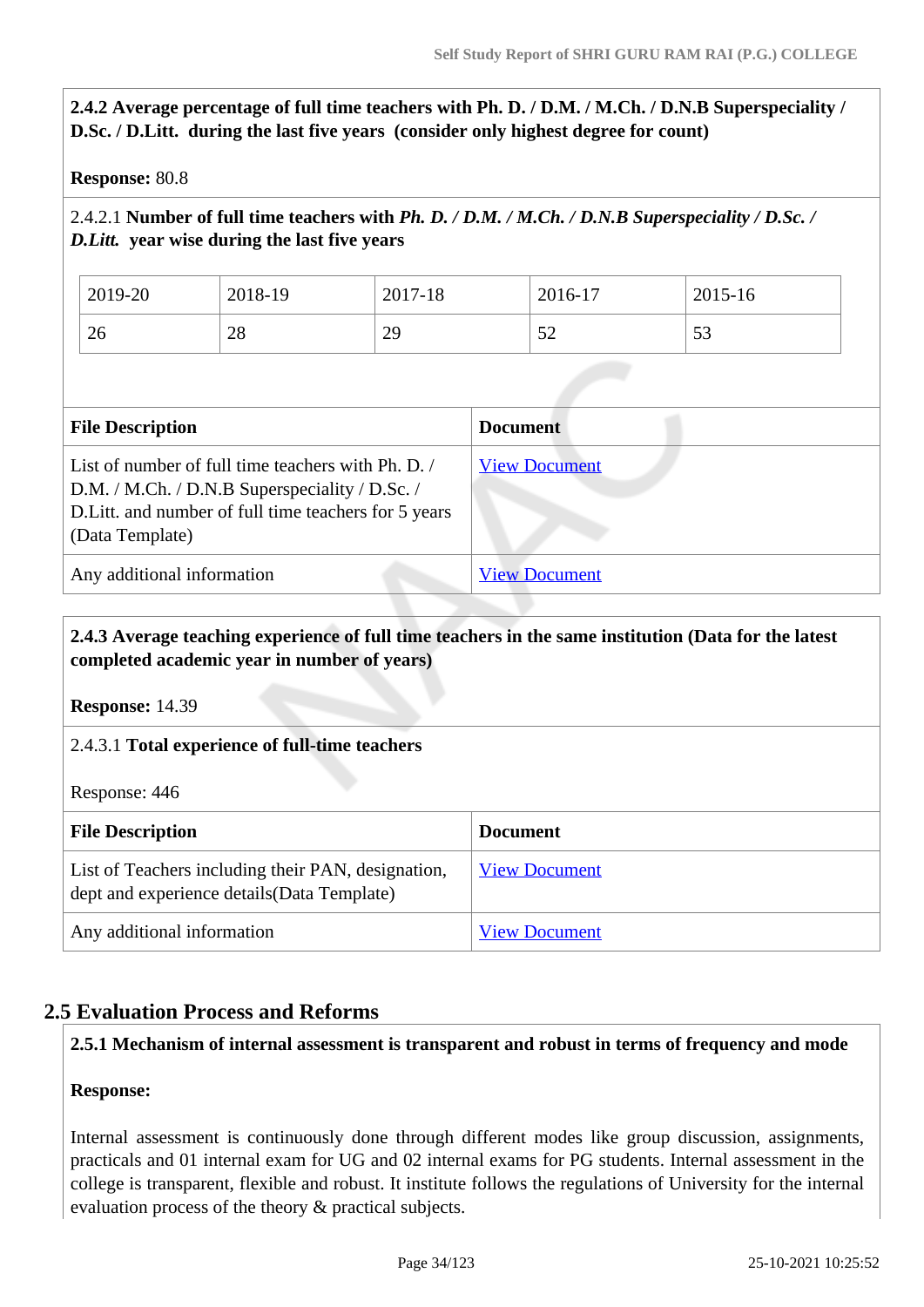**2.4.2 Average percentage of full time teachers with Ph. D. / D.M. / M.Ch. / D.N.B Superspeciality / D.Sc. / D.Litt. during the last five years (consider only highest degree for count)**

**Response:** 80.8

2.4.2.1 **Number of full time teachers with *Ph. D. / D.M. / M.Ch. / D.N.B Superspeciality / D.Sc. / D.Litt.* year wise during the last five years**

| 2019-20 | 2018-19 | 2017-18 | 2016-17 | 2015-16 |
|---|---|---|---|---|
| 26 | 28 | 29 | 52 | 53 |

| File Description | Document |
|---|---|
| List of number of full time teachers with Ph. D. / D.M. / M.Ch. / D.N.B Superspeciality / D.Sc. / D.Litt. and number of full time teachers for 5 years (Data Template) | View Document |
| Any additional information | View Document |

**2.4.3 Average teaching experience of full time teachers in the same institution (Data for the latest completed academic year in number of years)**

**Response:** 14.39

2.4.3.1 **Total experience of full-time teachers**

Response: 446

| File Description | Document |
|---|---|
| List of Teachers including their PAN, designation, dept and experience details(Data Template) | View Document |
| Any additional information | View Document |

## 2.5 Evaluation Process and Reforms

**2.5.1 Mechanism of internal assessment is transparent and robust in terms of frequency and mode**

**Response:**

Internal assessment is continuously done through different modes like group discussion, assignments, practicals and 01 internal exam for UG and 02 internal exams for PG students. Internal assessment in the college is transparent, flexible and robust. It institute follows the regulations of University for the internal evaluation process of the theory & practical subjects.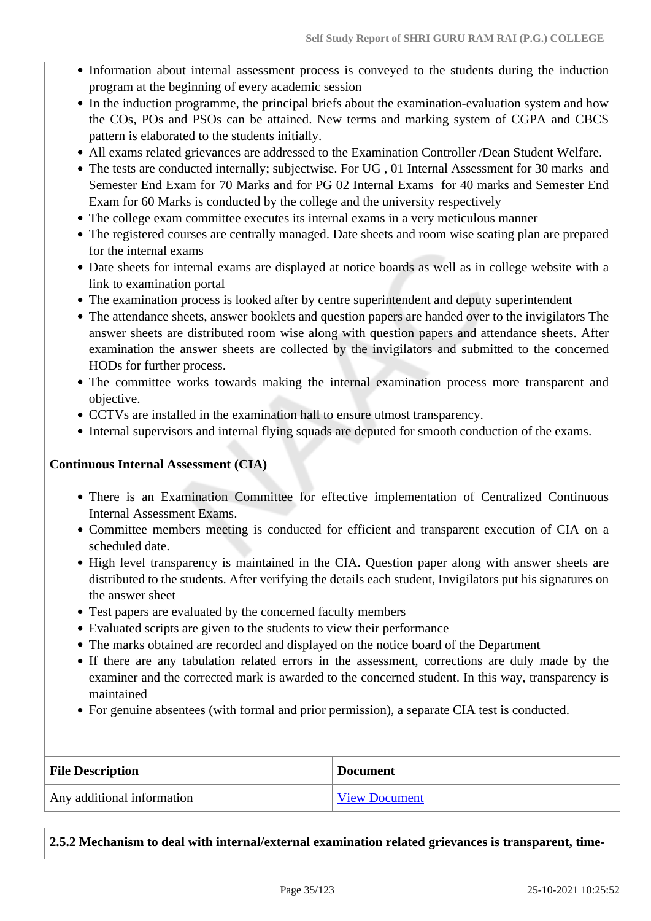- Information about internal assessment process is conveyed to the students during the induction program at the beginning of every academic session
- In the induction programme, the principal briefs about the examination-evaluation system and how the COs, POs and PSOs can be attained. New terms and marking system of CGPA and CBCS pattern is elaborated to the students initially.
- All exams related grievances are addressed to the Examination Controller /Dean Student Welfare.
- The tests are conducted internally; subjectwise. For UG , 01 Internal Assessment for 30 marks and Semester End Exam for 70 Marks and for PG 02 Internal Exams for 40 marks and Semester End Exam for 60 Marks is conducted by the college and the university respectively
- The college exam committee executes its internal exams in a very meticulous manner
- The registered courses are centrally managed. Date sheets and room wise seating plan are prepared for the internal exams
- Date sheets for internal exams are displayed at notice boards as well as in college website with a link to examination portal
- The examination process is looked after by centre superintendent and deputy superintendent
- The attendance sheets, answer booklets and question papers are handed over to the invigilators The answer sheets are distributed room wise along with question papers and attendance sheets. After examination the answer sheets are collected by the invigilators and submitted to the concerned HODs for further process.
- The committee works towards making the internal examination process more transparent and objective.
- CCTVs are installed in the examination hall to ensure utmost transparency.
- Internal supervisors and internal flying squads are deputed for smooth conduction of the exams.

**Continuous Internal Assessment (CIA)**

- There is an Examination Committee for effective implementation of Centralized Continuous Internal Assessment Exams.
- Committee members meeting is conducted for efficient and transparent execution of CIA on a scheduled date.
- High level transparency is maintained in the CIA. Question paper along with answer sheets are distributed to the students. After verifying the details each student, Invigilators put his signatures on the answer sheet
- Test papers are evaluated by the concerned faculty members
- Evaluated scripts are given to the students to view their performance
- The marks obtained are recorded and displayed on the notice board of the Department
- If there are any tabulation related errors in the assessment, corrections are duly made by the examiner and the corrected mark is awarded to the concerned student. In this way, transparency is maintained
- For genuine absentees (with formal and prior permission), a separate CIA test is conducted.

| File Description | Document |
|---|---|
| Any additional information | View Document |

**2.5.2 Mechanism to deal with internal/external examination related grievances is transparent, time-**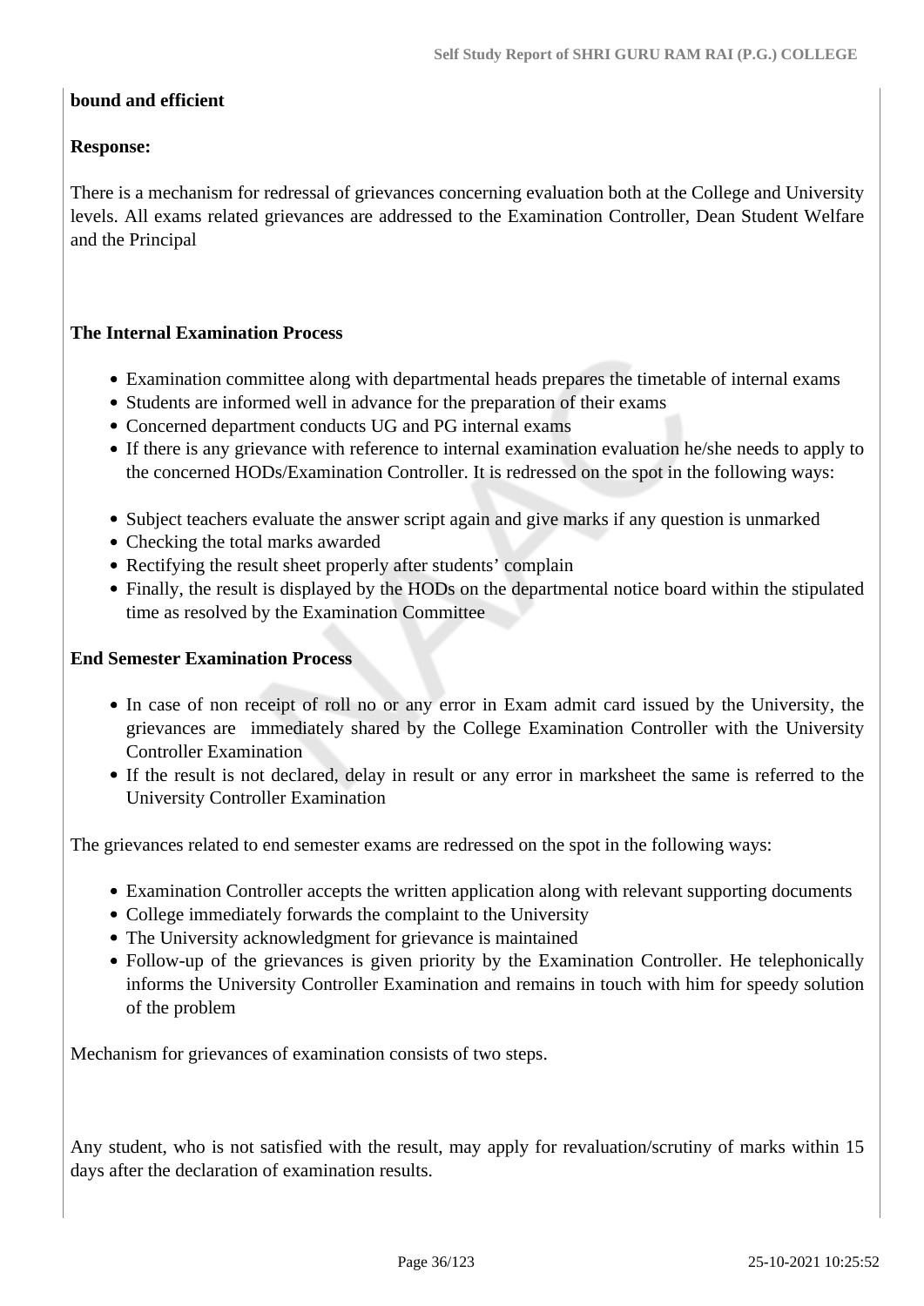**bound and efficient**

**Response:**

There is a mechanism for redressal of grievances concerning evaluation both at the College and University levels. All exams related grievances are addressed to the Examination Controller, Dean Student Welfare and the Principal

**The Internal Examination Process**

- Examination committee along with departmental heads prepares the timetable of internal exams
- Students are informed well in advance for the preparation of their exams
- Concerned department conducts UG and PG internal exams
- If there is any grievance with reference to internal examination evaluation he/she needs to apply to the concerned HODs/Examination Controller. It is redressed on the spot in the following ways:

- Subject teachers evaluate the answer script again and give marks if any question is unmarked
- Checking the total marks awarded
- Rectifying the result sheet properly after students' complain
- Finally, the result is displayed by the HODs on the departmental notice board within the stipulated time as resolved by the Examination Committee

**End Semester Examination Process**

- In case of non receipt of roll no or any error in Exam admit card issued by the University, the grievances are immediately shared by the College Examination Controller with the University Controller Examination
- If the result is not declared, delay in result or any error in marksheet the same is referred to the University Controller Examination

The grievances related to end semester exams are redressed on the spot in the following ways:

- Examination Controller accepts the written application along with relevant supporting documents
- College immediately forwards the complaint to the University
- The University acknowledgment for grievance is maintained
- Follow-up of the grievances is given priority by the Examination Controller. He telephonically informs the University Controller Examination and remains in touch with him for speedy solution of the problem

Mechanism for grievances of examination consists of two steps.

Any student, who is not satisfied with the result, may apply for revaluation/scrutiny of marks within 15 days after the declaration of examination results.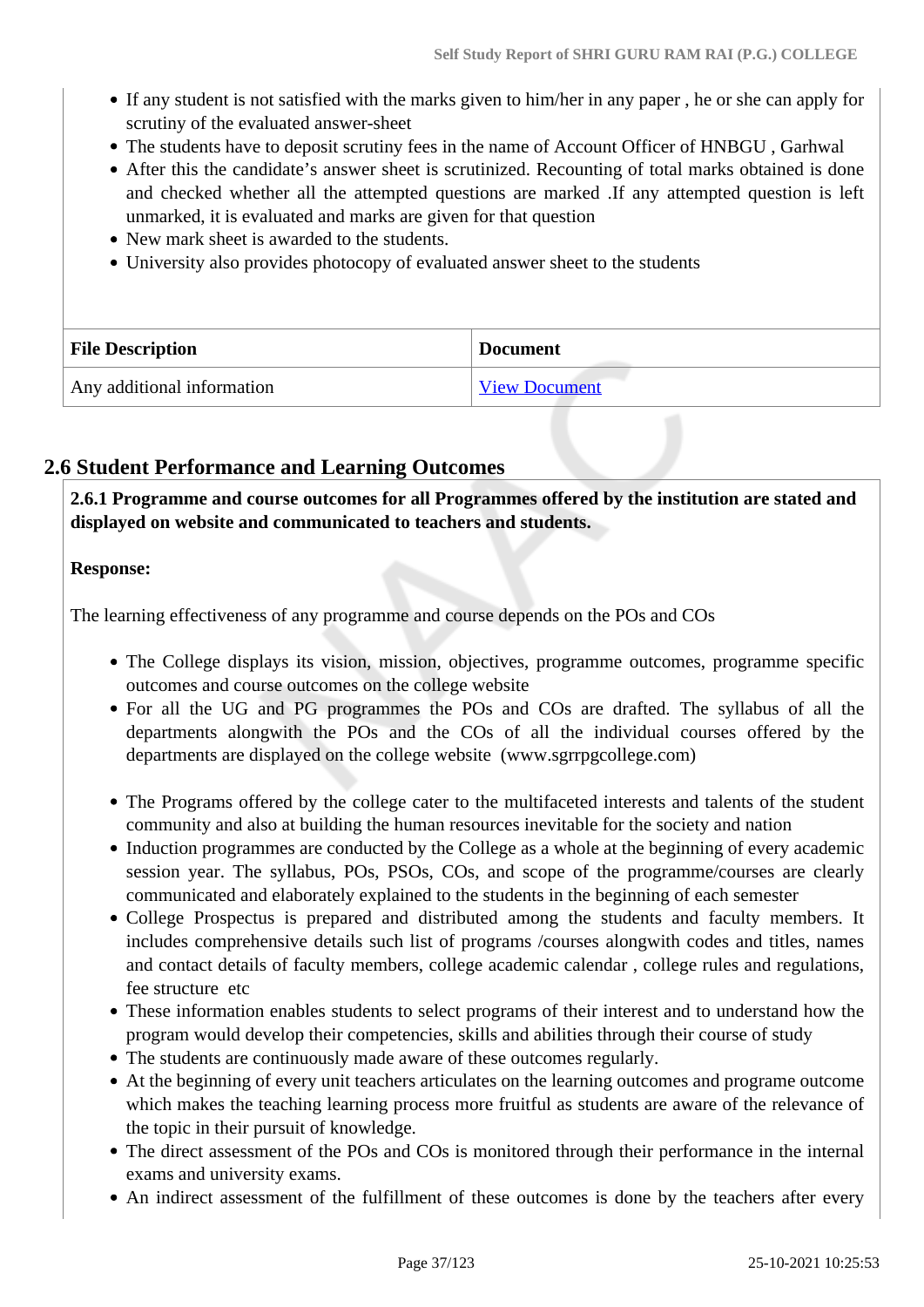- If any student is not satisfied with the marks given to him/her in any paper , he or she can apply for scrutiny of the evaluated answer-sheet
- The students have to deposit scrutiny fees in the name of Account Officer of HNBGU , Garhwal
- After this the candidate's answer sheet is scrutinized. Recounting of total marks obtained is done and checked whether all the attempted questions are marked .If any attempted question is left unmarked, it is evaluated and marks are given for that question
- New mark sheet is awarded to the students.
- University also provides photocopy of evaluated answer sheet to the students

| File Description | Document |
|---|---|
| Any additional information | View Document |

## 2.6 Student Performance and Learning Outcomes

**2.6.1 Programme and course outcomes for all Programmes offered by the institution are stated and displayed on website and communicated to teachers and students.**

**Response:**

The learning effectiveness of any programme and course depends on the POs and COs

- The College displays its vision, mission, objectives, programme outcomes, programme specific outcomes and course outcomes on the college website
- For all the UG and PG programmes the POs and COs are drafted. The syllabus of all the departments alongwith the POs and the COs of all the individual courses offered by the departments are displayed on the college website (www.sgrrpgcollege.com)

- The Programs offered by the college cater to the multifaceted interests and talents of the student community and also at building the human resources inevitable for the society and nation
- Induction programmes are conducted by the College as a whole at the beginning of every academic session year. The syllabus, POs, PSOs, COs, and scope of the programme/courses are clearly communicated and elaborately explained to the students in the beginning of each semester
- College Prospectus is prepared and distributed among the students and faculty members. It includes comprehensive details such list of programs /courses alongwith codes and titles, names and contact details of faculty members, college academic calendar , college rules and regulations, fee structure etc
- These information enables students to select programs of their interest and to understand how the program would develop their competencies, skills and abilities through their course of study
- The students are continuously made aware of these outcomes regularly.
- At the beginning of every unit teachers articulates on the learning outcomes and programe outcome which makes the teaching learning process more fruitful as students are aware of the relevance of the topic in their pursuit of knowledge.
- The direct assessment of the POs and COs is monitored through their performance in the internal exams and university exams.
- An indirect assessment of the fulfillment of these outcomes is done by the teachers after every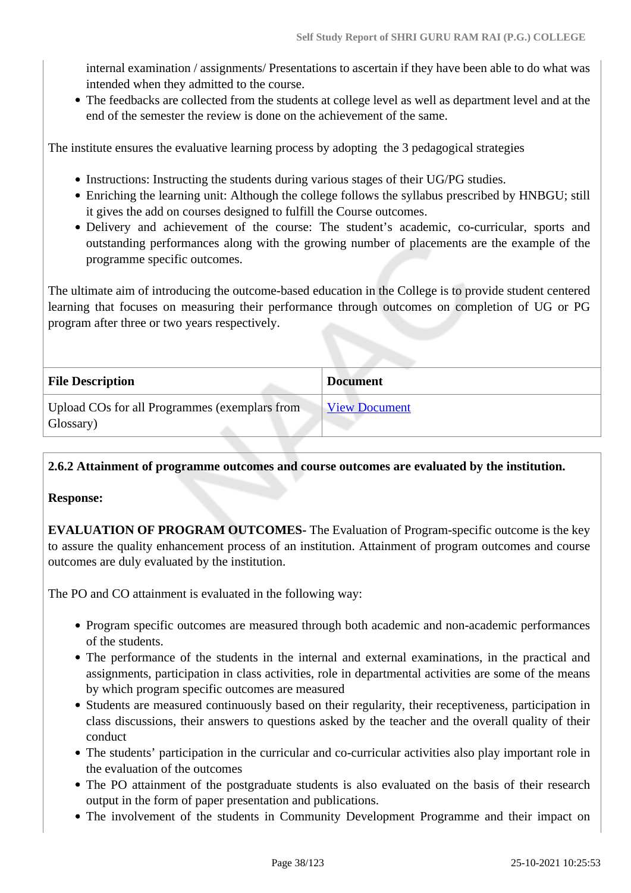internal examination / assignments/ Presentations to ascertain if they have been able to do what was intended when they admitted to the course.

- The feedbacks are collected from the students at college level as well as department level and at the end of the semester the review is done on the achievement of the same.

The institute ensures the evaluative learning process by adopting the 3 pedagogical strategies

- Instructions: Instructing the students during various stages of their UG/PG studies.
- Enriching the learning unit: Although the college follows the syllabus prescribed by HNBGU; still it gives the add on courses designed to fulfill the Course outcomes.
- Delivery and achievement of the course: The student's academic, co-curricular, sports and outstanding performances along with the growing number of placements are the example of the programme specific outcomes.

The ultimate aim of introducing the outcome-based education in the College is to provide student centered learning that focuses on measuring their performance through outcomes on completion of UG or PG program after three or two years respectively.

| File Description | Document |
|---|---|
| Upload COs for all Programmes (exemplars from Glossary) | View Document |

**2.6.2 Attainment of programme outcomes and course outcomes are evaluated by the institution.**

**Response:**

**EVALUATION OF PROGRAM OUTCOMES-** The Evaluation of Program-specific outcome is the key to assure the quality enhancement process of an institution. Attainment of program outcomes and course outcomes are duly evaluated by the institution.

The PO and CO attainment is evaluated in the following way:

- Program specific outcomes are measured through both academic and non-academic performances of the students.
- The performance of the students in the internal and external examinations, in the practical and assignments, participation in class activities, role in departmental activities are some of the means by which program specific outcomes are measured
- Students are measured continuously based on their regularity, their receptiveness, participation in class discussions, their answers to questions asked by the teacher and the overall quality of their conduct
- The students' participation in the curricular and co-curricular activities also play important role in the evaluation of the outcomes
- The PO attainment of the postgraduate students is also evaluated on the basis of their research output in the form of paper presentation and publications.
- The involvement of the students in Community Development Programme and their impact on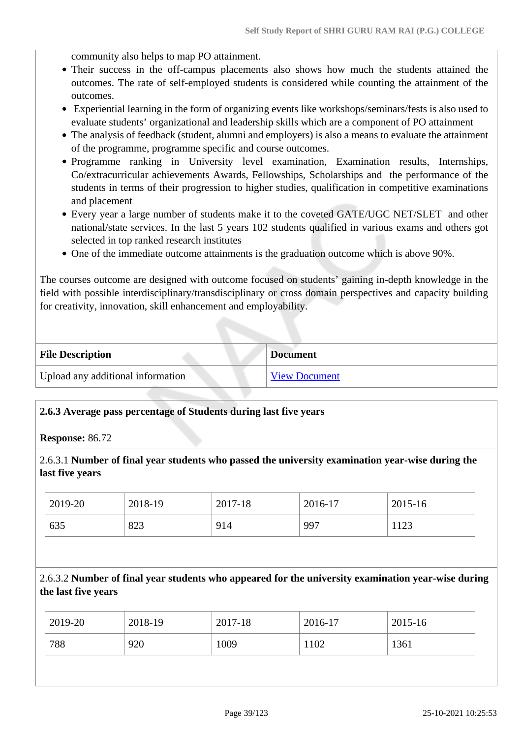community also helps to map PO attainment.

- Their success in the off-campus placements also shows how much the students attained the outcomes. The rate of self-employed students is considered while counting the attainment of the outcomes.
- Experiential learning in the form of organizing events like workshops/seminars/fests is also used to evaluate students' organizational and leadership skills which are a component of PO attainment
- The analysis of feedback (student, alumni and employers) is also a means to evaluate the attainment of the programme, programme specific and course outcomes.
- Programme ranking in University level examination, Examination results, Internships, Co/extracurricular achievements Awards, Fellowships, Scholarships and the performance of the students in terms of their progression to higher studies, qualification in competitive examinations and placement
- Every year a large number of students make it to the coveted GATE/UGC NET/SLET and other national/state services. In the last 5 years 102 students qualified in various exams and others got selected in top ranked research institutes
- One of the immediate outcome attainments is the graduation outcome which is above 90%.

The courses outcome are designed with outcome focused on students' gaining in-depth knowledge in the field with possible interdisciplinary/transdisciplinary or cross domain perspectives and capacity building for creativity, innovation, skill enhancement and employability.

| File Description | Document |
|---|---|
| Upload any additional information | View Document |

**2.6.3 Average pass percentage of Students during last five years**

**Response:** 86.72

2.6.3.1 **Number of final year students who passed the university examination year-wise during the last five years**

| 2019-20 | 2018-19 | 2017-18 | 2016-17 | 2015-16 |
|---|---|---|---|---|
| 635 | 823 | 914 | 997 | 1123 |

2.6.3.2 **Number of final year students who appeared for the university examination year-wise during the last five years**

| 2019-20 | 2018-19 | 2017-18 | 2016-17 | 2015-16 |
|---|---|---|---|---|
| 788 | 920 | 1009 | 1102 | 1361 |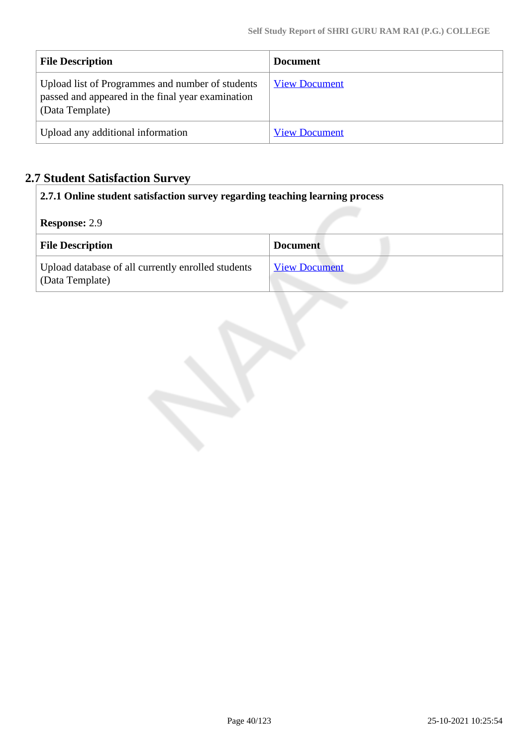| File Description | Document |
| --- | --- |
| Upload list of Programmes and number of students passed and appeared in the final year examination (Data Template) | View Document |
| Upload any additional information | View Document |

## 2.7 Student Satisfaction Survey

**2.7.1 Online student satisfaction survey regarding teaching learning process**

**Response:** 2.9

| File Description | Document |
| --- | --- |
| Upload database of all currently enrolled students (Data Template) | View Document |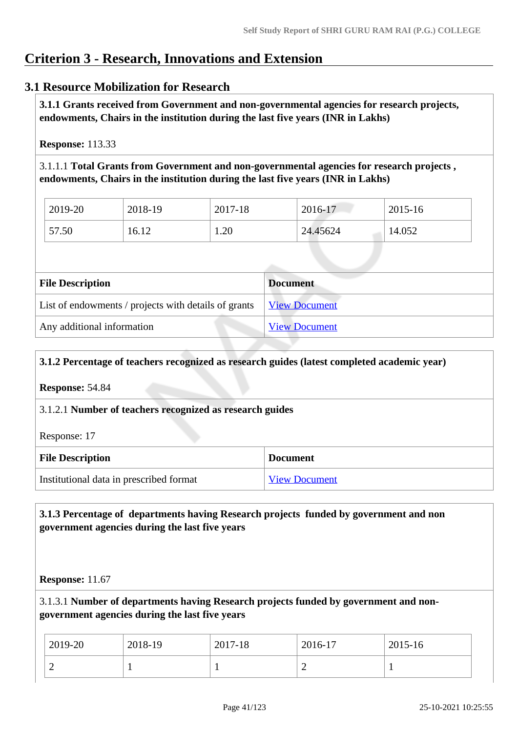# Criterion 3 - Research, Innovations and Extension

## 3.1 Resource Mobilization for Research

**3.1.1 Grants received from Government and non-governmental agencies for research projects, endowments, Chairs in the institution during the last five years (INR in Lakhs)**

**Response:** 113.33

3.1.1.1 **Total Grants from Government and non-governmental agencies for research projects , endowments, Chairs in the institution during the last five years (INR in Lakhs)**

| 2019-20 | 2018-19 | 2017-18 | 2016-17 | 2015-16 |
|---|---|---|---|---|
| 57.50 | 16.12 | 1.20 | 24.45624 | 14.052 |

| File Description | Document |
|---|---|
| List of endowments / projects with details of grants | View Document |
| Any additional information | View Document |

**3.1.2 Percentage of teachers recognized as research guides (latest completed academic year)**

**Response:** 54.84

3.1.2.1 **Number of teachers recognized as research guides**

Response: 17

| File Description | Document |
|---|---|
| Institutional data in prescribed format | View Document |

**3.1.3 Percentage of departments having Research projects funded by government and non government agencies during the last five years**

**Response:** 11.67

3.1.3.1 **Number of departments having Research projects funded by government and non-government agencies during the last five years**

| 2019-20 | 2018-19 | 2017-18 | 2016-17 | 2015-16 |
|---|---|---|---|---|
| 2 | 1 | 1 | 2 | 1 |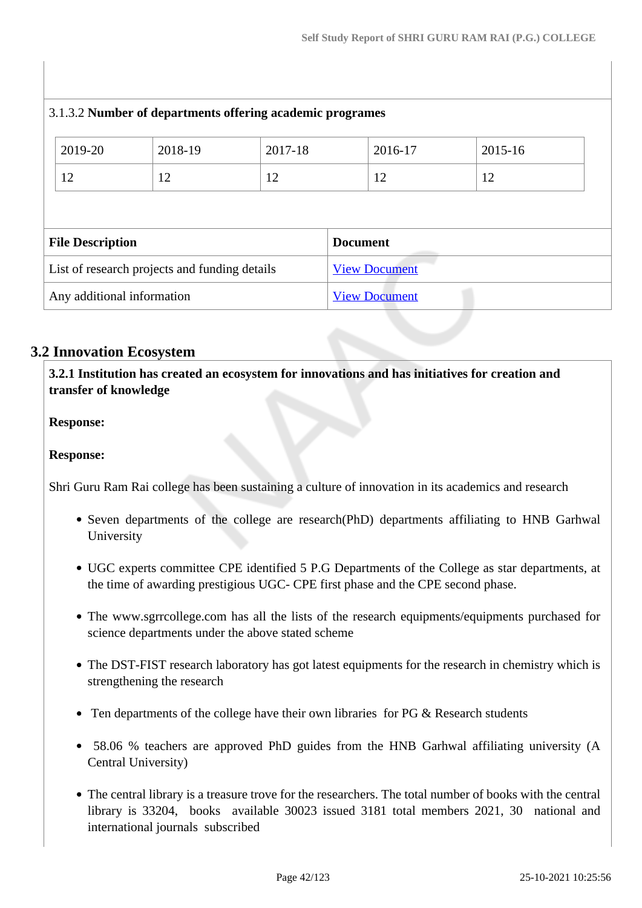3.1.3.2 **Number of departments offering academic programes**

| 2019-20 | 2018-19 | 2017-18 | 2016-17 | 2015-16 |
|---|---|---|---|---|
| 12 | 12 | 12 | 12 | 12 |

| File Description | Document |
|---|---|
| List of research projects and funding details | View Document |
| Any additional information | View Document |

## 3.2 Innovation Ecosystem

**3.2.1 Institution has created an ecosystem for innovations and has initiatives for creation and transfer of knowledge**

**Response:**

**Response:**

Shri Guru Ram Rai college has been sustaining a culture of innovation in its academics and research

- Seven departments of the college are research(PhD) departments affiliating to HNB Garhwal University
- UGC experts committee CPE identified 5 P.G Departments of the College as star departments, at the time of awarding prestigious UGC- CPE first phase and the CPE second phase.
- The www.sgrrcollege.com has all the lists of the research equipments/equipments purchased for science departments under the above stated scheme
- The DST-FIST research laboratory has got latest equipments for the research in chemistry which is strengthening the research
- Ten departments of the college have their own libraries for PG & Research students
- 58.06 % teachers are approved PhD guides from the HNB Garhwal affiliating university (A Central University)
- The central library is a treasure trove for the researchers. The total number of books with the central library is 33204, books available 30023 issued 3181 total members 2021, 30 national and international journals subscribed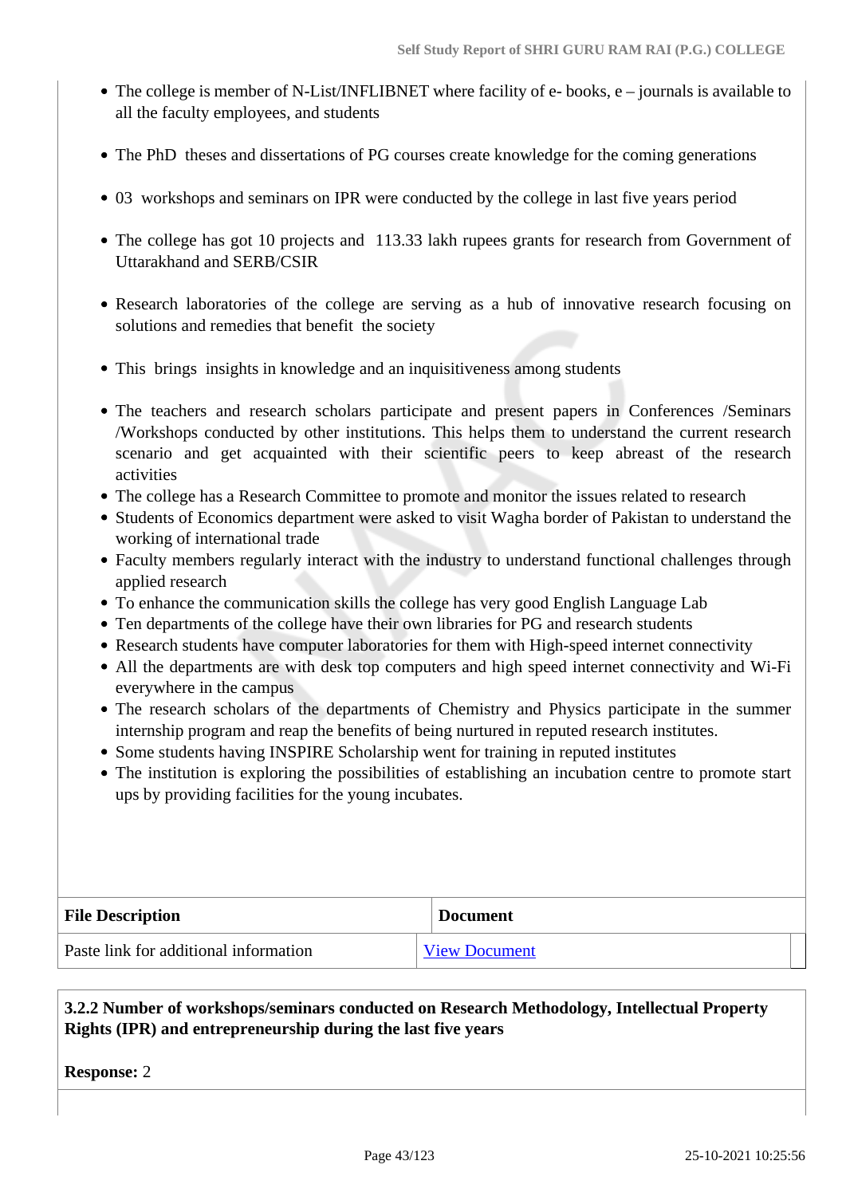- The college is member of N-List/INFLIBNET where facility of e- books, e – journals is available to all the faculty employees, and students
- The PhD theses and dissertations of PG courses create knowledge for the coming generations
- 03 workshops and seminars on IPR were conducted by the college in last five years period
- The college has got 10 projects and 113.33 lakh rupees grants for research from Government of Uttarakhand and SERB/CSIR
- Research laboratories of the college are serving as a hub of innovative research focusing on solutions and remedies that benefit the society
- This brings insights in knowledge and an inquisitiveness among students
- The teachers and research scholars participate and present papers in Conferences /Seminars /Workshops conducted by other institutions. This helps them to understand the current research scenario and get acquainted with their scientific peers to keep abreast of the research activities
- The college has a Research Committee to promote and monitor the issues related to research
- Students of Economics department were asked to visit Wagha border of Pakistan to understand the working of international trade
- Faculty members regularly interact with the industry to understand functional challenges through applied research
- To enhance the communication skills the college has very good English Language Lab
- Ten departments of the college have their own libraries for PG and research students
- Research students have computer laboratories for them with High-speed internet connectivity
- All the departments are with desk top computers and high speed internet connectivity and Wi-Fi everywhere in the campus
- The research scholars of the departments of Chemistry and Physics participate in the summer internship program and reap the benefits of being nurtured in reputed research institutes.
- Some students having INSPIRE Scholarship went for training in reputed institutes
- The institution is exploring the possibilities of establishing an incubation centre to promote start ups by providing facilities for the young incubates.

| File Description | Document |
|---|---|
| Paste link for additional information | View Document |

**3.2.2 Number of workshops/seminars conducted on Research Methodology, Intellectual Property Rights (IPR) and entrepreneurship during the last five years**

**Response:** 2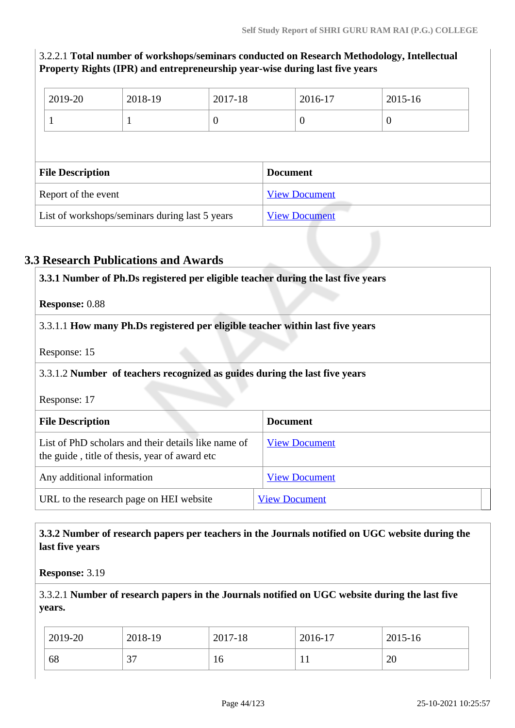3.2.2.1 **Total number of workshops/seminars conducted on Research Methodology, Intellectual Property Rights (IPR) and entrepreneurship year-wise during last five years**

| 2019-20 | 2018-19 | 2017-18 | 2016-17 | 2015-16 |
|---|---|---|---|---|
| 1 | 1 | 0 | 0 | 0 |

| File Description | Document |
|---|---|
| Report of the event | View Document |
| List of workshops/seminars during last 5 years | View Document |

## 3.3 Research Publications and Awards

**3.3.1 Number of Ph.Ds registered per eligible teacher during the last five years**

**Response:** 0.88

3.3.1.1 **How many Ph.Ds registered per eligible teacher within last five years**

Response: 15

3.3.1.2 **Number of teachers recognized as guides during the last five years**

Response: 17

| File Description | Document |
|---|---|
| List of PhD scholars and their details like name of the guide , title of thesis, year of award etc | View Document |
| Any additional information | View Document |
| URL to the research page on HEI website | View Document |

**3.3.2 Number of research papers per teachers in the Journals notified on UGC website during the last five years**

**Response:** 3.19

3.3.2.1 **Number of research papers in the Journals notified on UGC website during the last five years.**

| 2019-20 | 2018-19 | 2017-18 | 2016-17 | 2015-16 |
|---|---|---|---|---|
| 68 | 37 | 16 | 11 | 20 |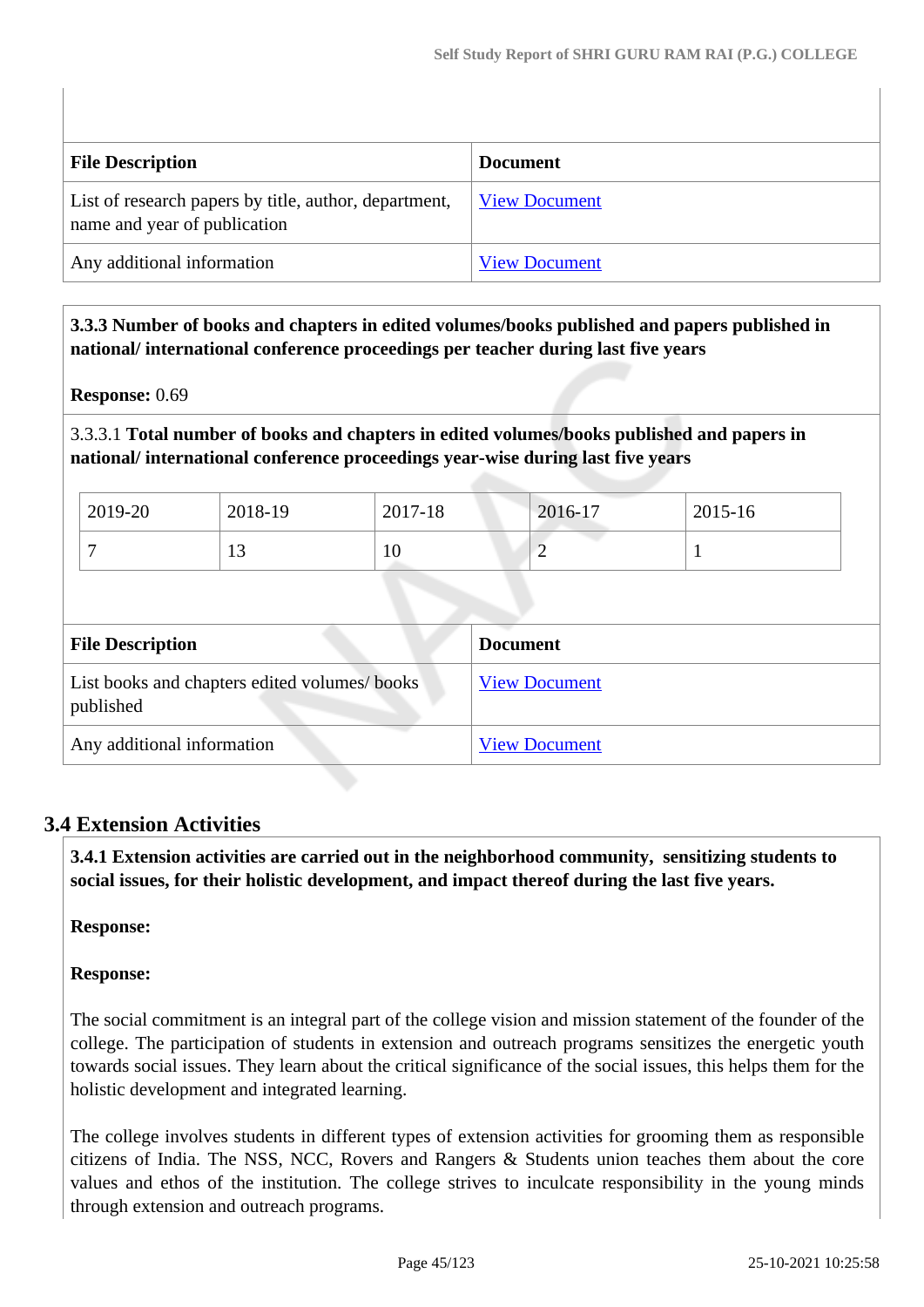| File Description | Document |
|---|---|
| List of research papers by title, author, department, name and year of publication | View Document |
| Any additional information | View Document |

**3.3.3 Number of books and chapters in edited volumes/books published and papers published in national/ international conference proceedings per teacher during last five years**

**Response:** 0.69

3.3.3.1 **Total number of books and chapters in edited volumes/books published and papers in national/ international conference proceedings year-wise during last five years**

| 2019-20 | 2018-19 | 2017-18 | 2016-17 | 2015-16 |
|---|---|---|---|---|
| 7 | 13 | 10 | 2 | 1 |

| File Description | Document |
|---|---|
| List books and chapters edited volumes/ books published | View Document |
| Any additional information | View Document |

## 3.4 Extension Activities

**3.4.1 Extension activities are carried out in the neighborhood community, sensitizing students to social issues, for their holistic development, and impact thereof during the last five years.**

**Response:**

**Response:**

The social commitment is an integral part of the college vision and mission statement of the founder of the college. The participation of students in extension and outreach programs sensitizes the energetic youth towards social issues. They learn about the critical significance of the social issues, this helps them for the holistic development and integrated learning.

The college involves students in different types of extension activities for grooming them as responsible citizens of India. The NSS, NCC, Rovers and Rangers & Students union teaches them about the core values and ethos of the institution. The college strives to inculcate responsibility in the young minds through extension and outreach programs.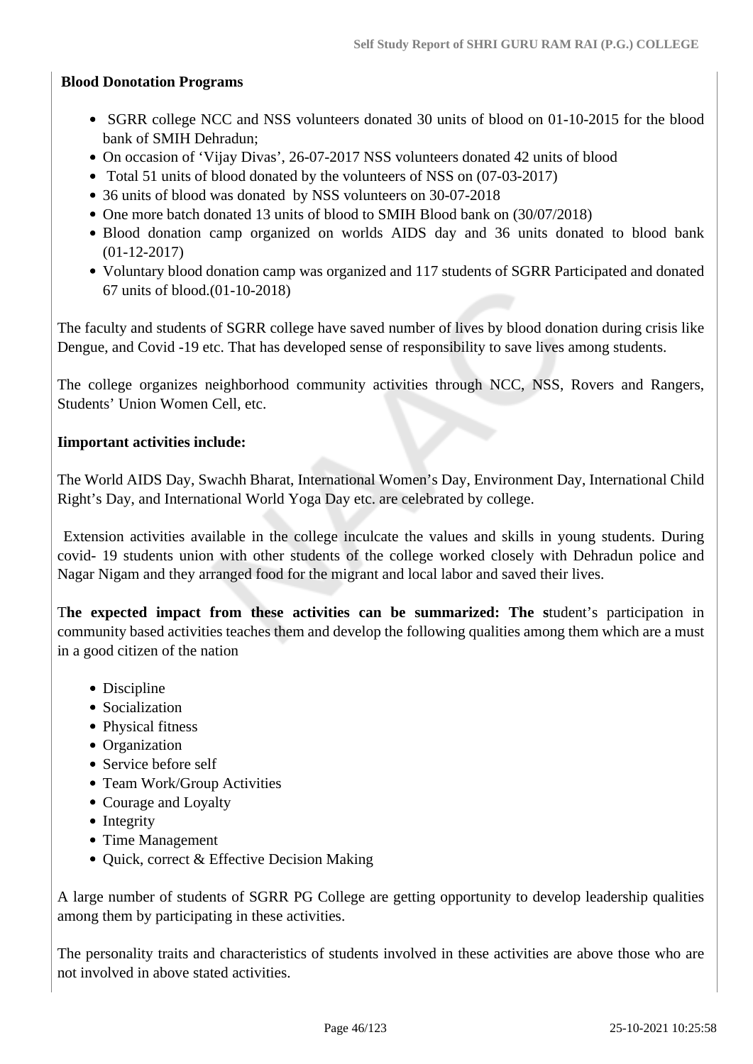**Blood Donotation Programs**

- SGRR college NCC and NSS volunteers donated 30 units of blood on 01-10-2015 for the blood bank of SMIH Dehradun;
- On occasion of 'Vijay Divas', 26-07-2017 NSS volunteers donated 42 units of blood
- Total 51 units of blood donated by the volunteers of NSS on (07-03-2017)
- 36 units of blood was donated by NSS volunteers on 30-07-2018
- One more batch donated 13 units of blood to SMIH Blood bank on (30/07/2018)
- Blood donation camp organized on worlds AIDS day and 36 units donated to blood bank (01-12-2017)
- Voluntary blood donation camp was organized and 117 students of SGRR Participated and donated 67 units of blood.(01-10-2018)

The faculty and students of SGRR college have saved number of lives by blood donation during crisis like Dengue, and Covid -19 etc. That has developed sense of responsibility to save lives among students.

The college organizes neighborhood community activities through NCC, NSS, Rovers and Rangers, Students' Union Women Cell, etc.

**Iimportant activities include:**

The World AIDS Day, Swachh Bharat, International Women's Day, Environment Day, International Child Right's Day, and International World Yoga Day etc. are celebrated by college.

Extension activities available in the college inculcate the values and skills in young students. During covid- 19 students union with other students of the college worked closely with Dehradun police and Nagar Nigam and they arranged food for the migrant and local labor and saved their lives.

T**he expected impact from these activities can be summarized: The s**tudent's participation in community based activities teaches them and develop the following qualities among them which are a must in a good citizen of the nation

- Discipline
- Socialization
- Physical fitness
- Organization
- Service before self
- Team Work/Group Activities
- Courage and Loyalty
- Integrity
- Time Management
- Quick, correct & Effective Decision Making

A large number of students of SGRR PG College are getting opportunity to develop leadership qualities among them by participating in these activities.

The personality traits and characteristics of students involved in these activities are above those who are not involved in above stated activities.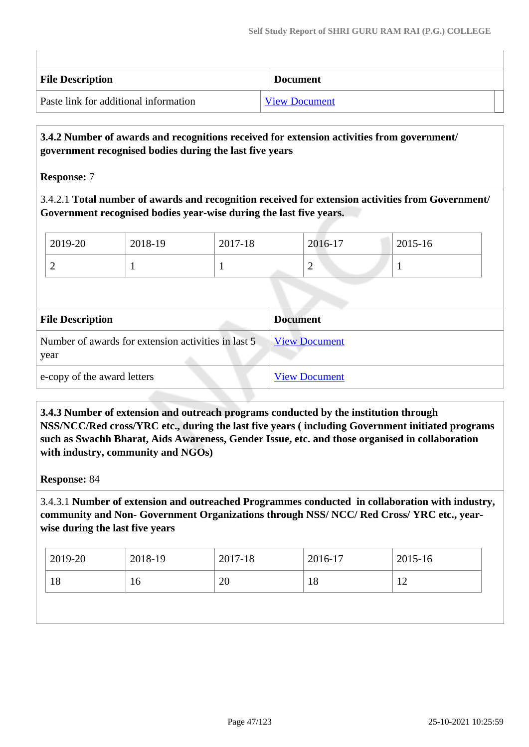| File Description | Document |
|---|---|
| Paste link for additional information | View Document |

**3.4.2 Number of awards and recognitions received for extension activities from government/ government recognised bodies during the last five years**

**Response:** 7

3.4.2.1 **Total number of awards and recognition received for extension activities from Government/ Government recognised bodies year-wise during the last five years.**

| 2019-20 | 2018-19 | 2017-18 | 2016-17 | 2015-16 |
|---|---|---|---|---|
| 2 | 1 | 1 | 2 | 1 |

| File Description | Document |
|---|---|
| Number of awards for extension activities in last 5 year | View Document |
| e-copy of the award letters | View Document |

**3.4.3 Number of extension and outreach programs conducted by the institution through NSS/NCC/Red cross/YRC etc., during the last five years ( including Government initiated programs such as Swachh Bharat, Aids Awareness, Gender Issue, etc. and those organised in collaboration with industry, community and NGOs)**

**Response:** 84

3.4.3.1 **Number of extension and outreached Programmes conducted in collaboration with industry, community and Non- Government Organizations through NSS/ NCC/ Red Cross/ YRC etc., year-wise during the last five years**

| 2019-20 | 2018-19 | 2017-18 | 2016-17 | 2015-16 |
|---|---|---|---|---|
| 18 | 16 | 20 | 18 | 12 |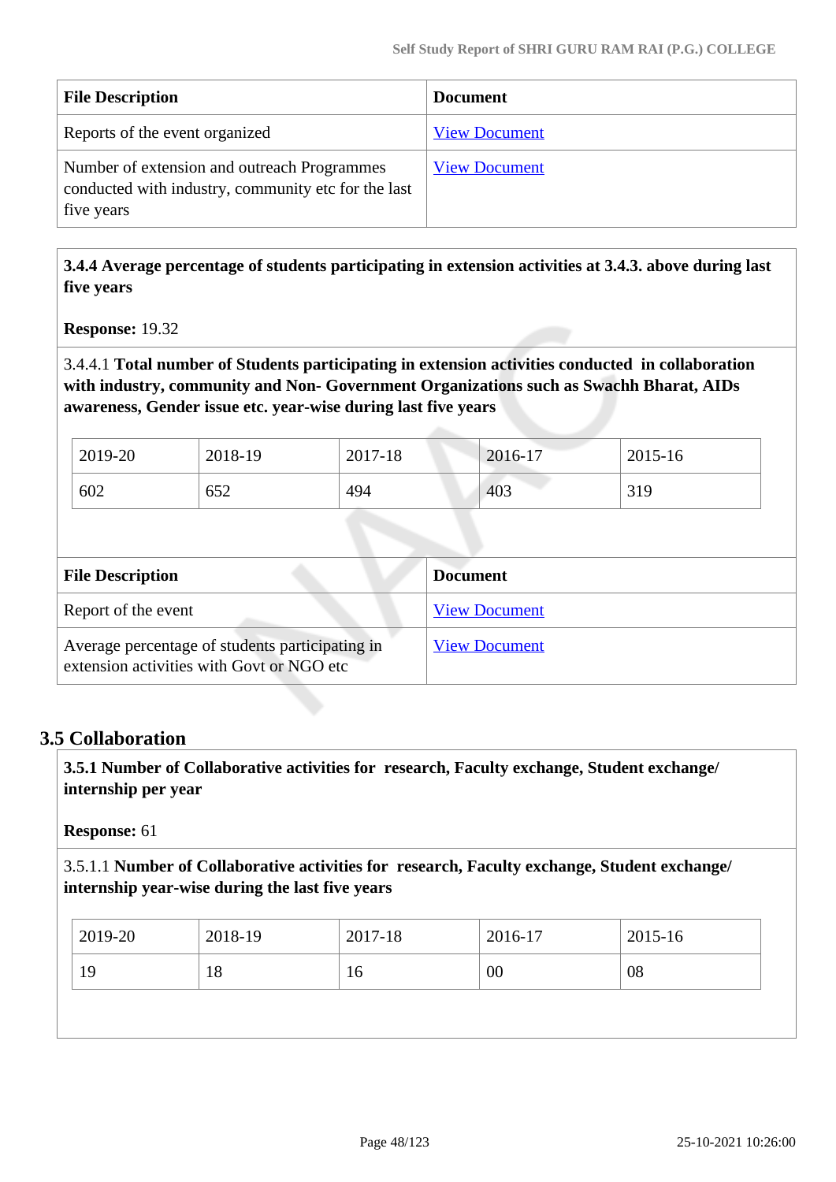| File Description | Document |
|---|---|
| Reports of the event organized | View Document |
| Number of extension and outreach Programmes conducted with industry, community etc for the last five years | View Document |

**3.4.4 Average percentage of students participating in extension activities at 3.4.3. above during last five years**

**Response:** 19.32

3.4.4.1 **Total number of Students participating in extension activities conducted in collaboration with industry, community and Non- Government Organizations such as Swachh Bharat, AIDs awareness, Gender issue etc. year-wise during last five years**

| 2019-20 | 2018-19 | 2017-18 | 2016-17 | 2015-16 |
|---|---|---|---|---|
| 602 | 652 | 494 | 403 | 319 |

| File Description | Document |
|---|---|
| Report of the event | View Document |
| Average percentage of students participating in extension activities with Govt or NGO etc | View Document |

## 3.5 Collaboration

**3.5.1 Number of Collaborative activities for research, Faculty exchange, Student exchange/ internship per year**

**Response:** 61

3.5.1.1 **Number of Collaborative activities for research, Faculty exchange, Student exchange/ internship year-wise during the last five years**

| 2019-20 | 2018-19 | 2017-18 | 2016-17 | 2015-16 |
|---|---|---|---|---|
| 19 | 18 | 16 | 00 | 08 |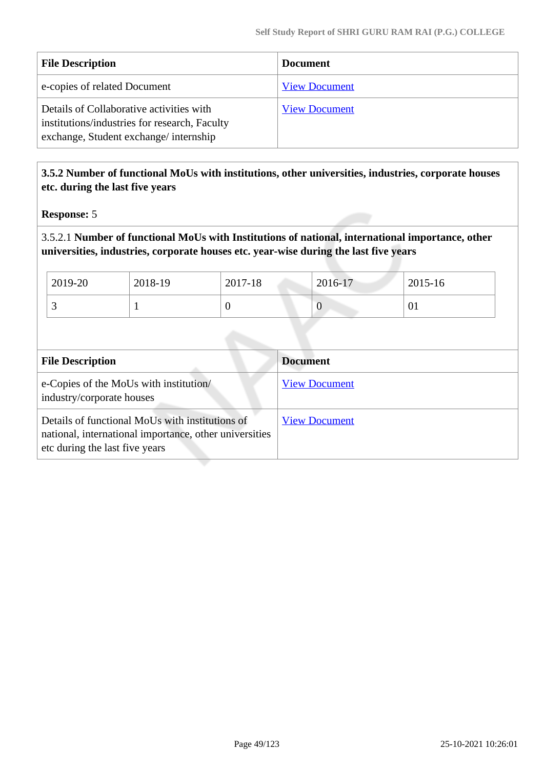| File Description | Document |
|---|---|
| e-copies of related Document | View Document |
| Details of Collaborative activities with institutions/industries for research, Faculty exchange, Student exchange/ internship | View Document |

**3.5.2 Number of functional MoUs with institutions, other universities, industries, corporate houses etc. during the last five years**

**Response:** 5

3.5.2.1 **Number of functional MoUs with Institutions of national, international importance, other universities, industries, corporate houses etc. year-wise during the last five years**

| 2019-20 | 2018-19 | 2017-18 | 2016-17 | 2015-16 |
|---|---|---|---|---|
| 3 | 1 | 0 | 0 | 01 |

| File Description | Document |
|---|---|
| e-Copies of the MoUs with institution/ industry/corporate houses | View Document |
| Details of functional MoUs with institutions of national, international importance, other universities etc during the last five years | View Document |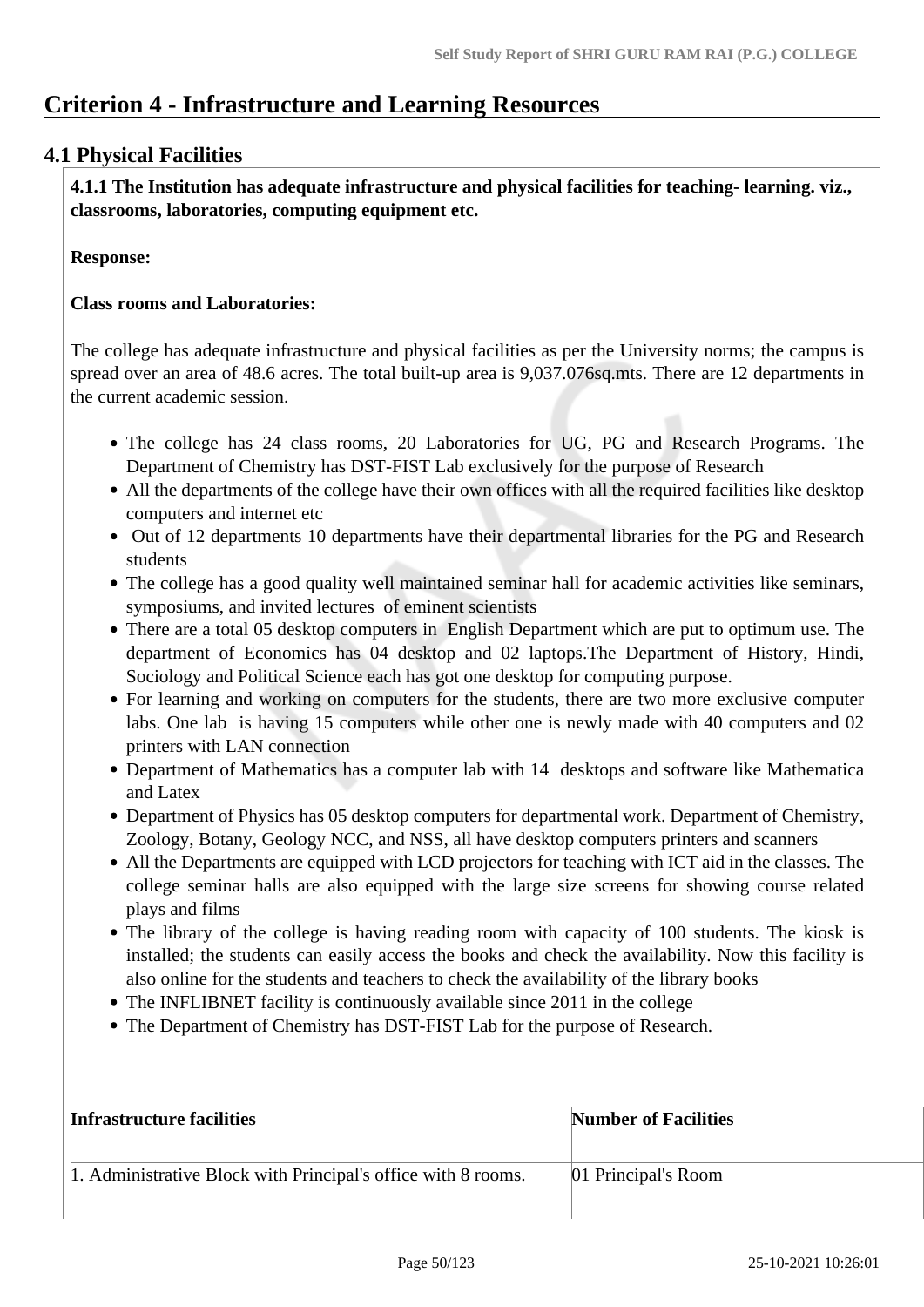# Criterion 4 - Infrastructure and Learning Resources

## 4.1 Physical Facilities

**4.1.1 The Institution has adequate infrastructure and physical facilities for teaching- learning. viz., classrooms, laboratories, computing equipment etc.**

**Response:**

**Class rooms and Laboratories:**

The college has adequate infrastructure and physical facilities as per the University norms; the campus is spread over an area of 48.6 acres. The total built-up area is 9,037.076sq.mts. There are 12 departments in the current academic session.

- The college has 24 class rooms, 20 Laboratories for UG, PG and Research Programs. The Department of Chemistry has DST-FIST Lab exclusively for the purpose of Research
- All the departments of the college have their own offices with all the required facilities like desktop computers and internet etc
- Out of 12 departments 10 departments have their departmental libraries for the PG and Research students
- The college has a good quality well maintained seminar hall for academic activities like seminars, symposiums, and invited lectures of eminent scientists
- There are a total 05 desktop computers in English Department which are put to optimum use. The department of Economics has 04 desktop and 02 laptops.The Department of History, Hindi, Sociology and Political Science each has got one desktop for computing purpose.
- For learning and working on computers for the students, there are two more exclusive computer labs. One lab is having 15 computers while other one is newly made with 40 computers and 02 printers with LAN connection
- Department of Mathematics has a computer lab with 14 desktops and software like Mathematica and Latex
- Department of Physics has 05 desktop computers for departmental work. Department of Chemistry, Zoology, Botany, Geology NCC, and NSS, all have desktop computers printers and scanners
- All the Departments are equipped with LCD projectors for teaching with ICT aid in the classes. The college seminar halls are also equipped with the large size screens for showing course related plays and films
- The library of the college is having reading room with capacity of 100 students. The kiosk is installed; the students can easily access the books and check the availability. Now this facility is also online for the students and teachers to check the availability of the library books
- The INFLIBNET facility is continuously available since 2011 in the college
- The Department of Chemistry has DST-FIST Lab for the purpose of Research.

| Infrastructure facilities | Number of Facilities |
|---|---|
| 1. Administrative Block with Principal's office with 8 rooms. | 01 Principal's Room |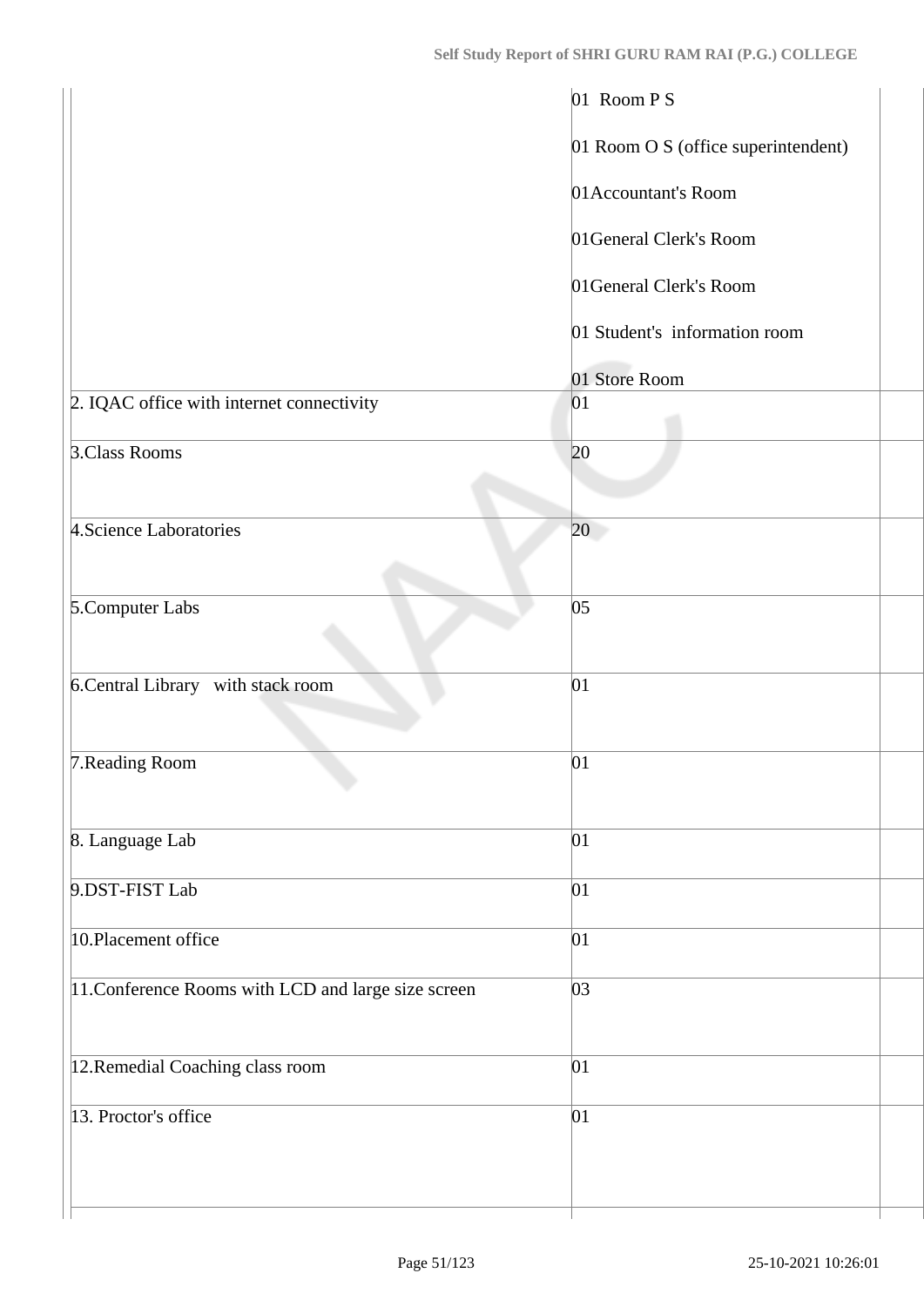| | | |
|---|---|---|
| | 01 Room P S<br><br>01 Room O S (office superintendent)<br><br>01Accountant's Room<br><br>01General Clerk's Room<br><br>01General Clerk's Room<br><br>01 Student's information room<br><br>01 Store Room | |
| 2. IQAC office with internet connectivity | 01 | |
| 3.Class Rooms | 20 | |
| 4.Science Laboratories | 20 | |
| 5.Computer Labs | 05 | |
| 6.Central Library with stack room | 01 | |
| 7.Reading Room | 01 | |
| 8. Language Lab | 01 | |
| 9.DST-FIST Lab | 01 | |
| 10.Placement office | 01 | |
| 11.Conference Rooms with LCD and large size screen | 03 | |
| 12.Remedial Coaching class room | 01 | |
| 13. Proctor's office | 01 | |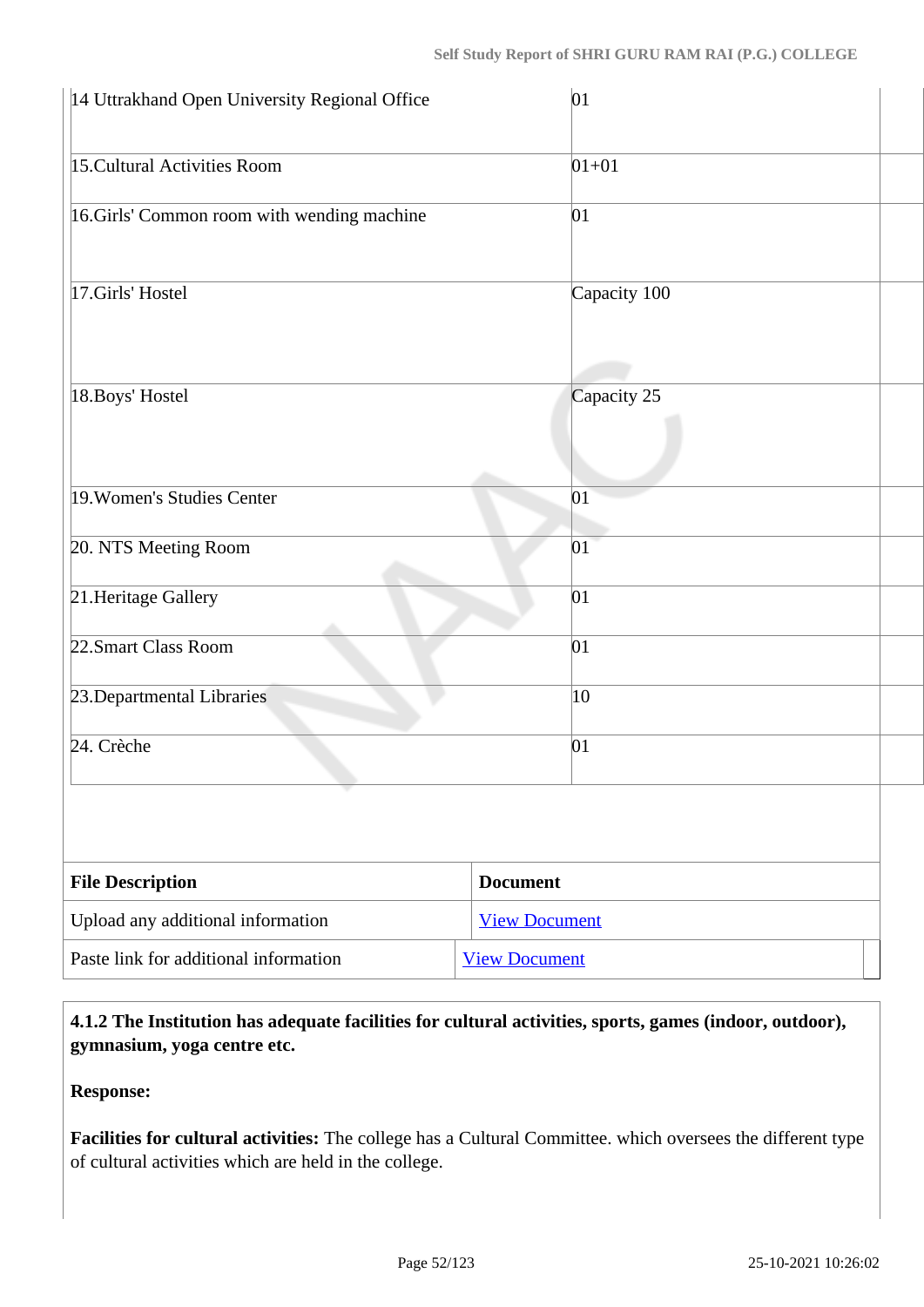| | |
|---|---|
| 14 Uttrakhand Open University Regional Office | 01 |
| 15.Cultural Activities Room | 01+01 |
| 16.Girls' Common room with wending machine | 01 |
| 17.Girls' Hostel | Capacity 100 |
| 18.Boys' Hostel | Capacity 25 |
| 19.Women's Studies Center | 01 |
| 20. NTS Meeting Room | 01 |
| 21.Heritage Gallery | 01 |
| 22.Smart Class Room | 01 |
| 23.Departmental Libraries | 10 |
| 24. Crèche | 01 |

| File Description | Document |
|---|---|
| Upload any additional information | View Document |
| Paste link for additional information | View Document |

**4.1.2 The Institution has adequate facilities for cultural activities, sports, games (indoor, outdoor), gymnasium, yoga centre etc.**

**Response:**

**Facilities for cultural activities:** The college has a Cultural Committee. which oversees the different type of cultural activities which are held in the college.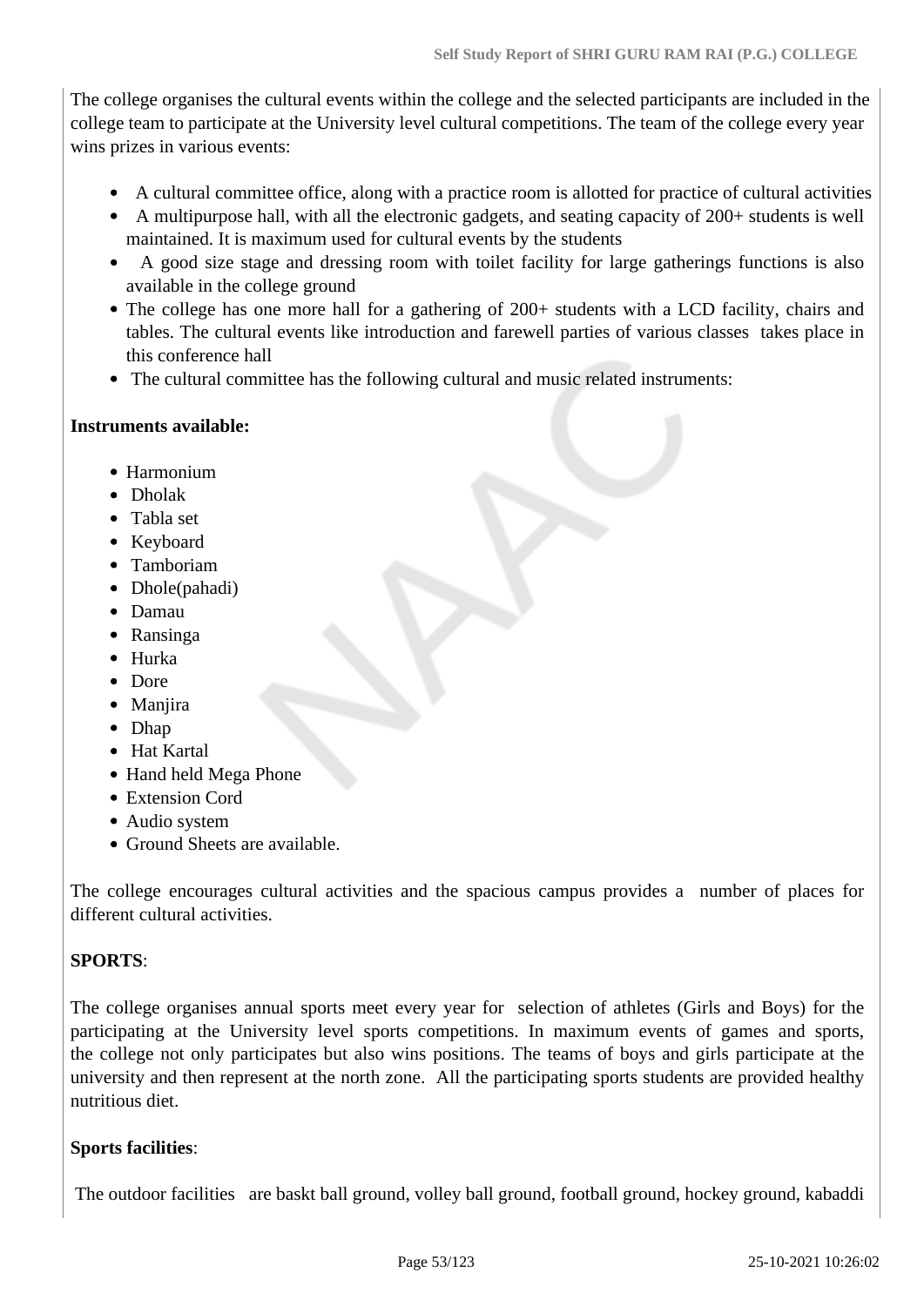The college organises the cultural events within the college and the selected participants are included in the college team to participate at the University level cultural competitions. The team of the college every year wins prizes in various events:

- A cultural committee office, along with a practice room is allotted for practice of cultural activities
- A multipurpose hall, with all the electronic gadgets, and seating capacity of 200+ students is well maintained. It is maximum used for cultural events by the students
- A good size stage and dressing room with toilet facility for large gatherings functions is also available in the college ground
- The college has one more hall for a gathering of 200+ students with a LCD facility, chairs and tables. The cultural events like introduction and farewell parties of various classes takes place in this conference hall
- The cultural committee has the following cultural and music related instruments:

**Instruments available:**

- Harmonium
- Dholak
- Tabla set
- Keyboard
- Tamboriam
- Dhole(pahadi)
- Damau
- Ransinga
- Hurka
- Dore
- Manjira
- Dhap
- Hat Kartal
- Hand held Mega Phone
- Extension Cord
- Audio system
- Ground Sheets are available.

The college encourages cultural activities and the spacious campus provides a number of places for different cultural activities.

**SPORTS**:

The college organises annual sports meet every year for selection of athletes (Girls and Boys) for the participating at the University level sports competitions. In maximum events of games and sports, the college not only participates but also wins positions. The teams of boys and girls participate at the university and then represent at the north zone. All the participating sports students are provided healthy nutritious diet.

**Sports facilities**:

The outdoor facilities are baskt ball ground, volley ball ground, football ground, hockey ground, kabaddi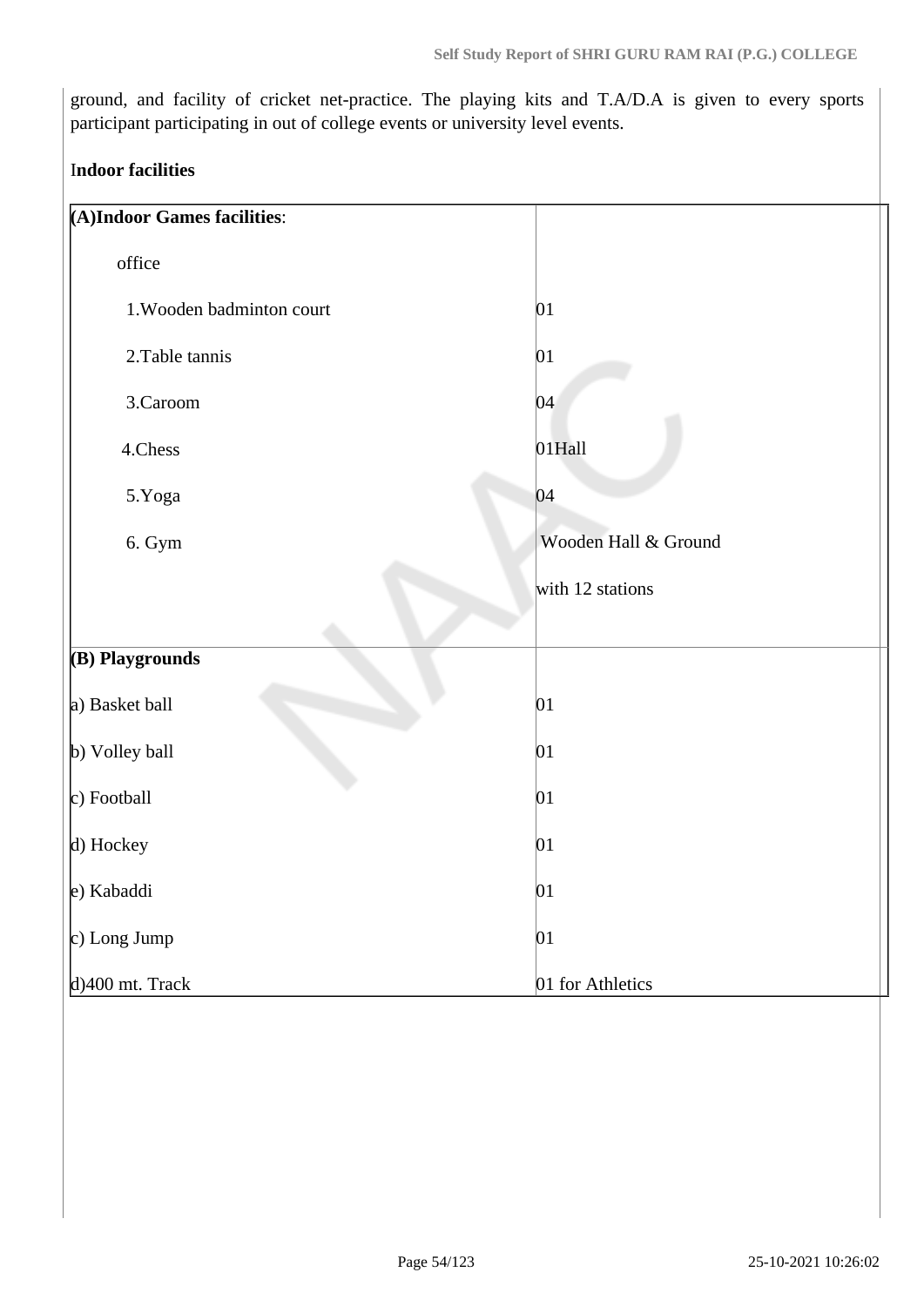ground, and facility of cricket net-practice. The playing kits and T.A/D.A is given to every sports participant participating in out of college events or university level events.

**Indoor facilities**

| **(A)Indoor Games facilities**: | |
|---|---|
| office | |
| 1.Wooden badminton court | 01 |
| 2.Table tannis | 01 |
| 3.Caroom | 04 |
| 4.Chess | 01Hall |
| 5.Yoga | 04 |
| 6. Gym | Wooden Hall & Ground with 12 stations |
| **(B) Playgrounds** | |
| a) Basket ball | 01 |
| b) Volley ball | 01 |
| c) Football | 01 |
| d) Hockey | 01 |
| e) Kabaddi | 01 |
| c) Long Jump | 01 |
| d)400 mt. Track | 01 for Athletics |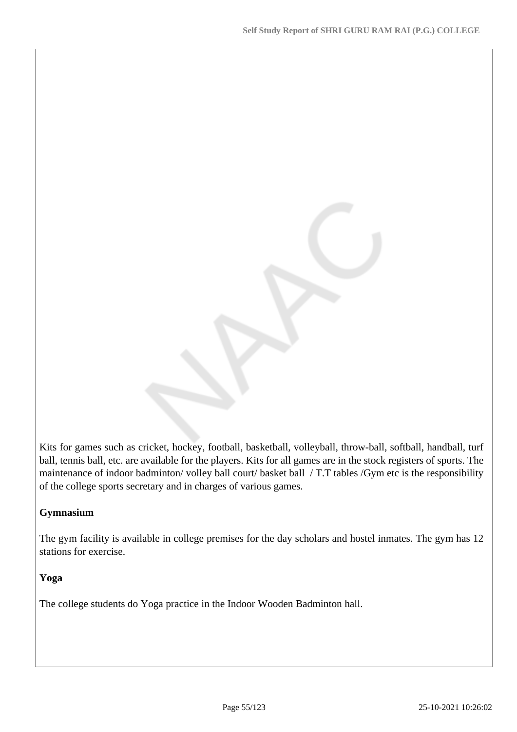Kits for games such as cricket, hockey, football, basketball, volleyball, throw-ball, softball, handball, turf ball, tennis ball, etc. are available for the players. Kits for all games are in the stock registers of sports. The maintenance of indoor badminton/ volley ball court/ basket ball / T.T tables /Gym etc is the responsibility of the college sports secretary and in charges of various games.

**Gymnasium**

The gym facility is available in college premises for the day scholars and hostel inmates. The gym has 12 stations for exercise.

**Yoga**

The college students do Yoga practice in the Indoor Wooden Badminton hall.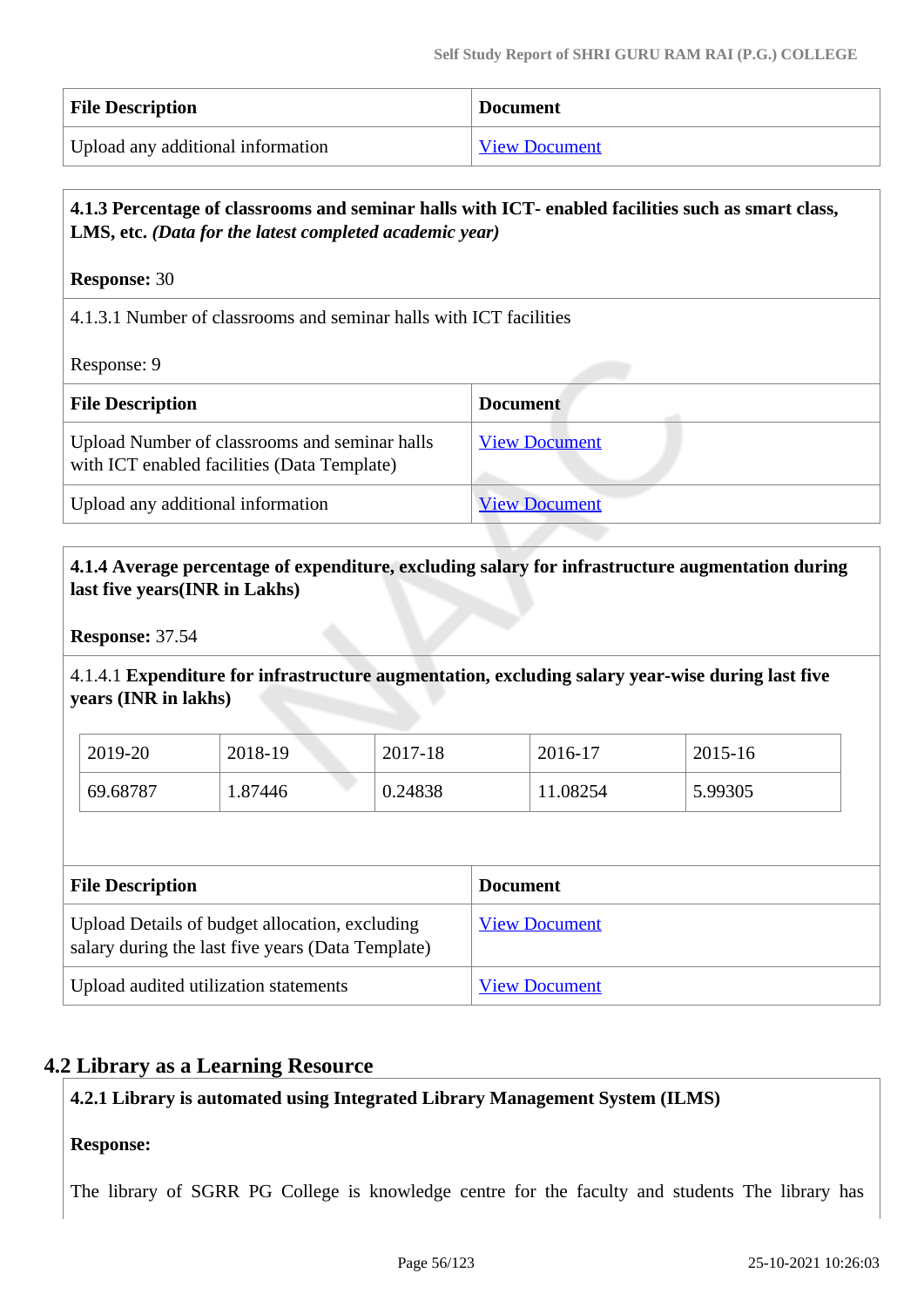| File Description | Document |
|---|---|
| Upload any additional information | View Document |

**4.1.3 Percentage of classrooms and seminar halls with ICT- enabled facilities such as smart class, LMS, etc.** ***(Data for the latest completed academic year)***

**Response:** 30

4.1.3.1 Number of classrooms and seminar halls with ICT facilities

Response: 9

| File Description | Document |
|---|---|
| Upload Number of classrooms and seminar halls with ICT enabled facilities (Data Template) | View Document |
| Upload any additional information | View Document |

**4.1.4 Average percentage of expenditure, excluding salary for infrastructure augmentation during last five years(INR in Lakhs)**

**Response:** 37.54

4.1.4.1 **Expenditure for infrastructure augmentation, excluding salary year-wise during last five years (INR in lakhs)**

| 2019-20 | 2018-19 | 2017-18 | 2016-17 | 2015-16 |
|---|---|---|---|---|
| 69.68787 | 1.87446 | 0.24838 | 11.08254 | 5.99305 |

| File Description | Document |
|---|---|
| Upload Details of budget allocation, excluding salary during the last five years (Data Template) | View Document |
| Upload audited utilization statements | View Document |

## 4.2 Library as a Learning Resource

**4.2.1 Library is automated using Integrated Library Management System (ILMS)**

**Response:**

The library of SGRR PG College is knowledge centre for the faculty and students The library has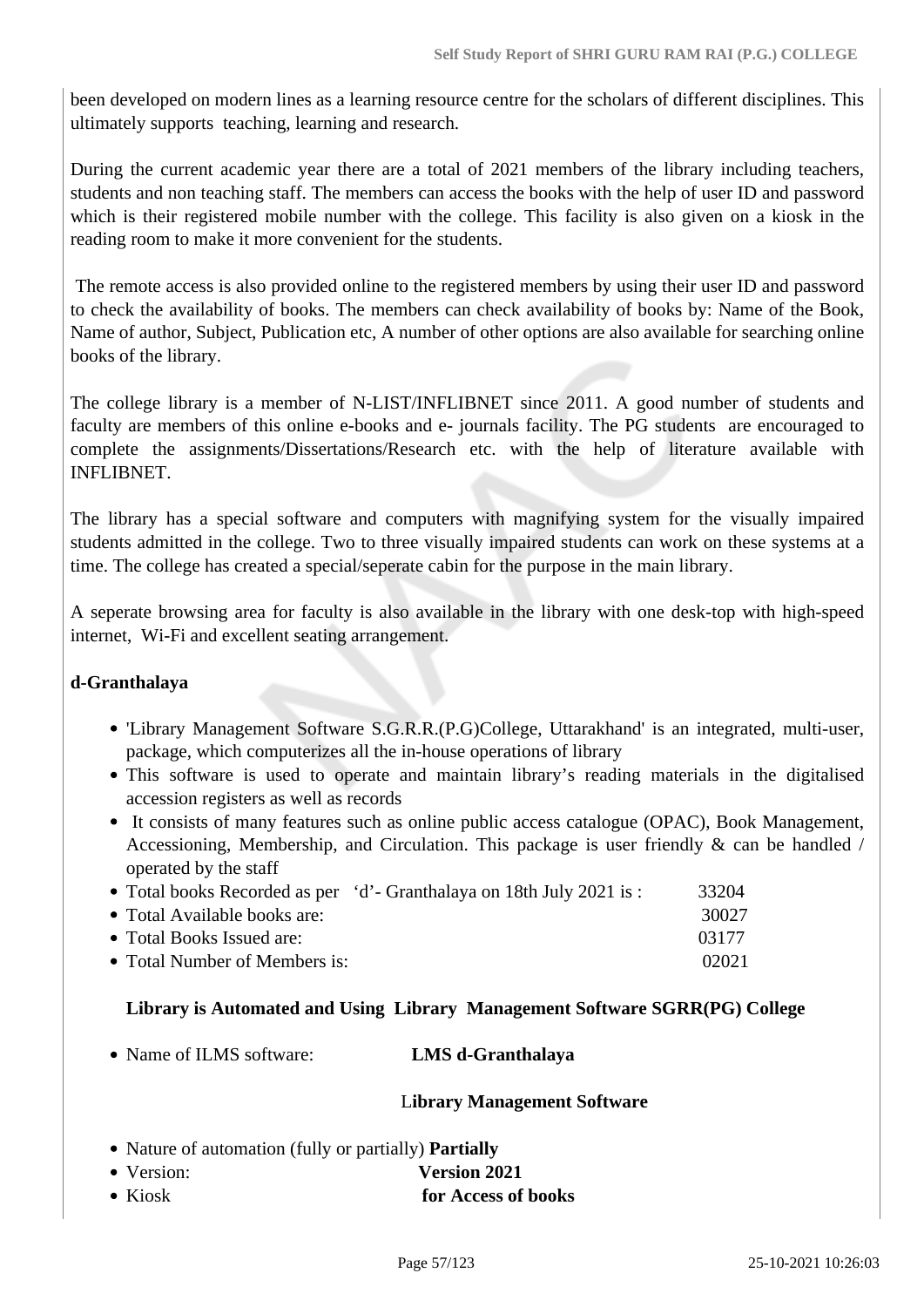been developed on modern lines as a learning resource centre for the scholars of different disciplines. This ultimately supports teaching, learning and research.

During the current academic year there are a total of 2021 members of the library including teachers, students and non teaching staff. The members can access the books with the help of user ID and password which is their registered mobile number with the college. This facility is also given on a kiosk in the reading room to make it more convenient for the students.

The remote access is also provided online to the registered members by using their user ID and password to check the availability of books. The members can check availability of books by: Name of the Book, Name of author, Subject, Publication etc, A number of other options are also available for searching online books of the library.

The college library is a member of N-LIST/INFLIBNET since 2011. A good number of students and faculty are members of this online e-books and e- journals facility. The PG students are encouraged to complete the assignments/Dissertations/Research etc. with the help of literature available with INFLIBNET.

The library has a special software and computers with magnifying system for the visually impaired students admitted in the college. Two to three visually impaired students can work on these systems at a time. The college has created a special/seperate cabin for the purpose in the main library.

A seperate browsing area for faculty is also available in the library with one desk-top with high-speed internet, Wi-Fi and excellent seating arrangement.

**d-Granthalaya**

- 'Library Management Software S.G.R.R.(P.G)College, Uttarakhand' is an integrated, multi-user, package, which computerizes all the in-house operations of library
- This software is used to operate and maintain library's reading materials in the digitalised accession registers as well as records
- It consists of many features such as online public access catalogue (OPAC), Book Management, Accessioning, Membership, and Circulation. This package is user friendly & can be handled / operated by the staff
- Total books Recorded as per 'd'- Granthalaya on 18th July 2021 is : 33204
- Total Available books are: 30027
- Total Books Issued are: 03177
- Total Number of Members is: 02021

**Library is Automated and Using Library Management Software SGRR(PG) College**

- Name of ILMS software: **LMS d-Granthalaya**

  **Library Management Software**

- Nature of automation (fully or partially) **Partially**
- Version: **Version 2021**
- Kiosk **for Access of books**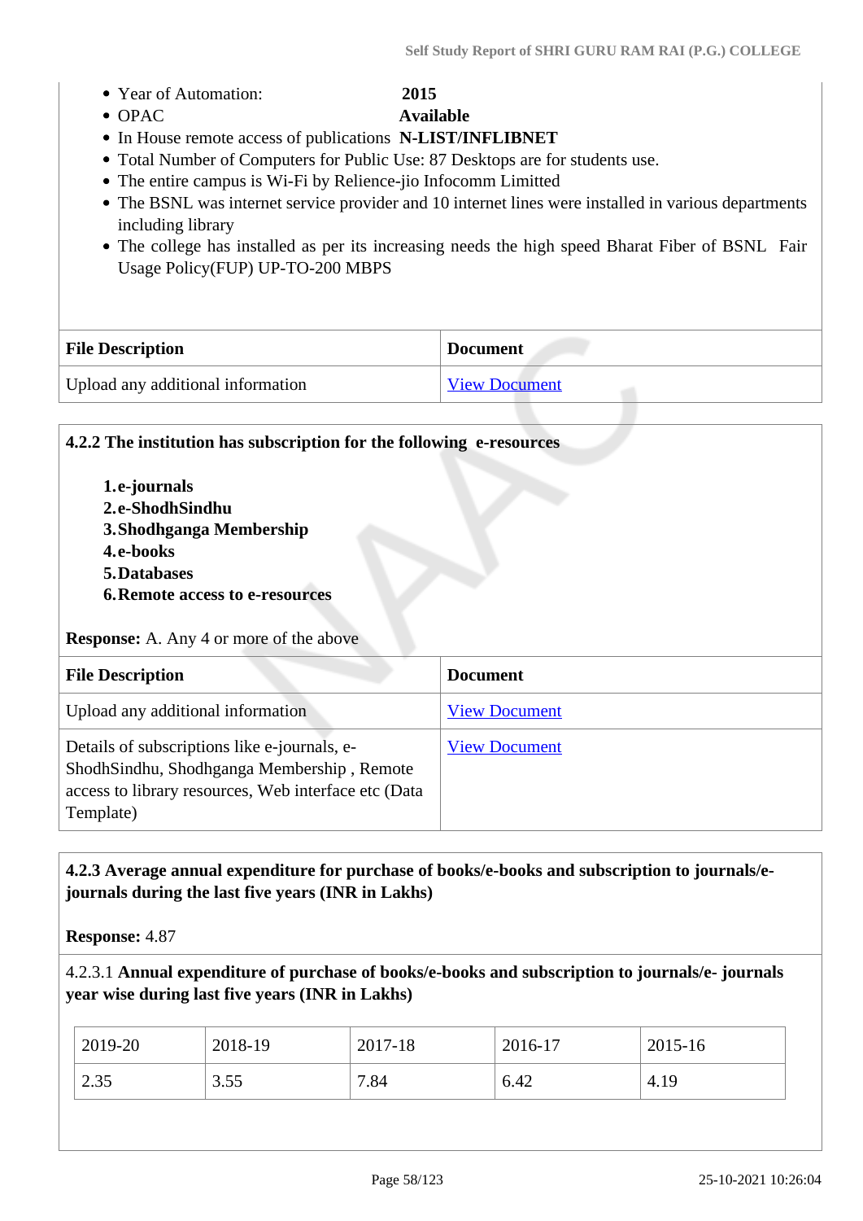- Year of Automation: **2015**
- OPAC **Available**
- In House remote access of publications **N-LIST/INFLIBNET**
- Total Number of Computers for Public Use: 87 Desktops are for students use.
- The entire campus is Wi-Fi by Relience-jio Infocomm Limitted
- The BSNL was internet service provider and 10 internet lines were installed in various departments including library
- The college has installed as per its increasing needs the high speed Bharat Fiber of BSNL Fair Usage Policy(FUP) UP-TO-200 MBPS

| File Description | Document |
|---|---|
| Upload any additional information | View Document |

**4.2.2 The institution has subscription for the following e-resources**

1. **e-journals**
2. **e-ShodhSindhu**
3. **Shodhganga Membership**
4. **e-books**
5. **Databases**
6. **Remote access to e-resources**

**Response:** A. Any 4 or more of the above

| File Description | Document |
|---|---|
| Upload any additional information | View Document |
| Details of subscriptions like e-journals, e-ShodhSindhu, Shodhganga Membership , Remote access to library resources, Web interface etc (Data Template) | View Document |

**4.2.3 Average annual expenditure for purchase of books/e-books and subscription to journals/e-journals during the last five years (INR in Lakhs)**

**Response:** 4.87

4.2.3.1 **Annual expenditure of purchase of books/e-books and subscription to journals/e- journals year wise during last five years (INR in Lakhs)**

| 2019-20 | 2018-19 | 2017-18 | 2016-17 | 2015-16 |
|---|---|---|---|---|
| 2.35 | 3.55 | 7.84 | 6.42 | 4.19 |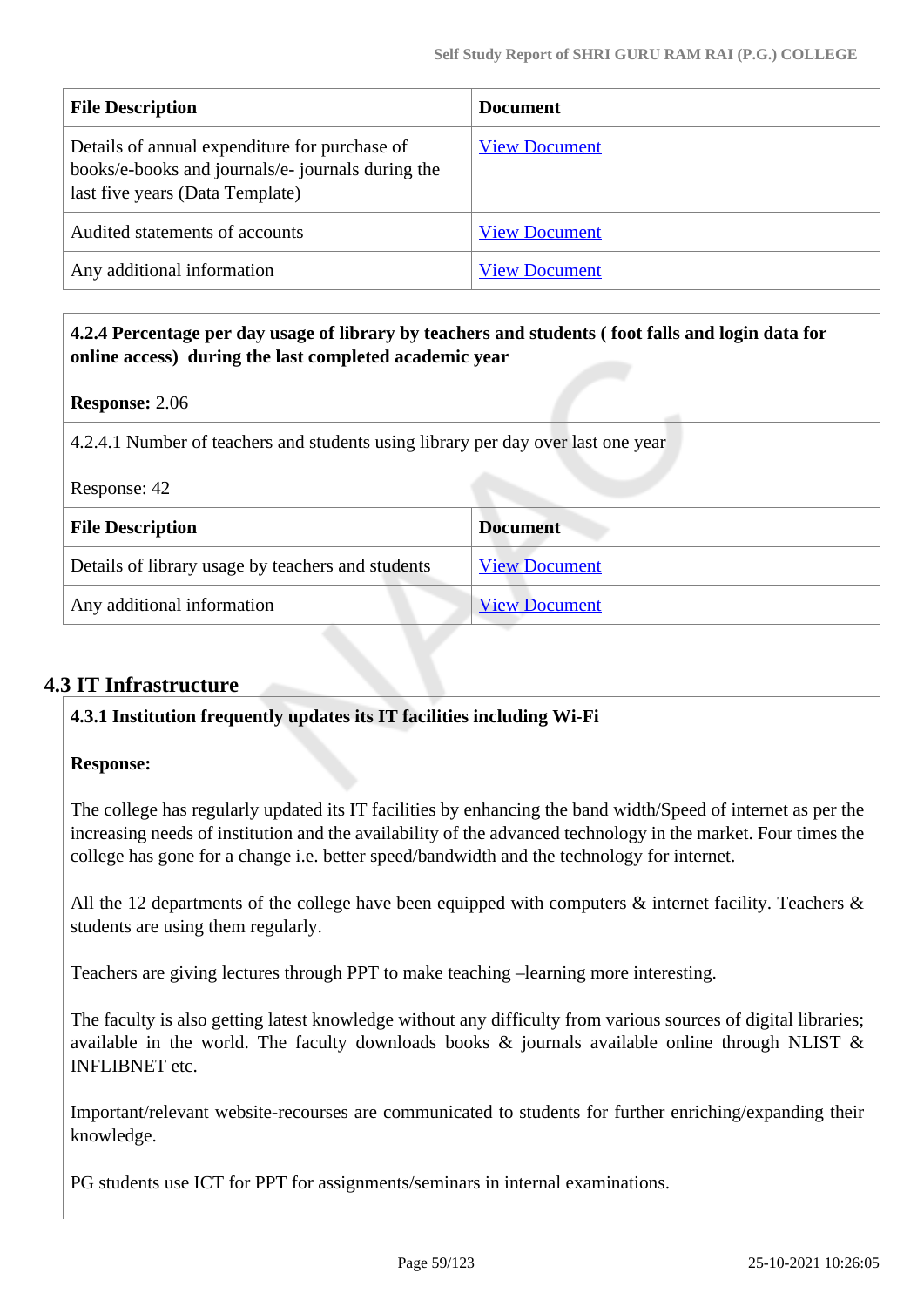| File Description | Document |
|---|---|
| Details of annual expenditure for purchase of books/e-books and journals/e- journals during the last five years (Data Template) | View Document |
| Audited statements of accounts | View Document |
| Any additional information | View Document |

**4.2.4 Percentage per day usage of library by teachers and students ( foot falls and login data for online access) during the last completed academic year**

**Response:** 2.06

4.2.4.1 Number of teachers and students using library per day over last one year

Response: 42

| File Description | Document |
|---|---|
| Details of library usage by teachers and students | View Document |
| Any additional information | View Document |

## 4.3 IT Infrastructure

**4.3.1 Institution frequently updates its IT facilities including Wi-Fi**

**Response:**

The college has regularly updated its IT facilities by enhancing the band width/Speed of internet as per the increasing needs of institution and the availability of the advanced technology in the market. Four times the college has gone for a change i.e. better speed/bandwidth and the technology for internet.

All the 12 departments of the college have been equipped with computers & internet facility. Teachers & students are using them regularly.

Teachers are giving lectures through PPT to make teaching –learning more interesting.

The faculty is also getting latest knowledge without any difficulty from various sources of digital libraries; available in the world. The faculty downloads books & journals available online through NLIST & INFLIBNET etc.

Important/relevant website-recourses are communicated to students for further enriching/expanding their knowledge.

PG students use ICT for PPT for assignments/seminars in internal examinations.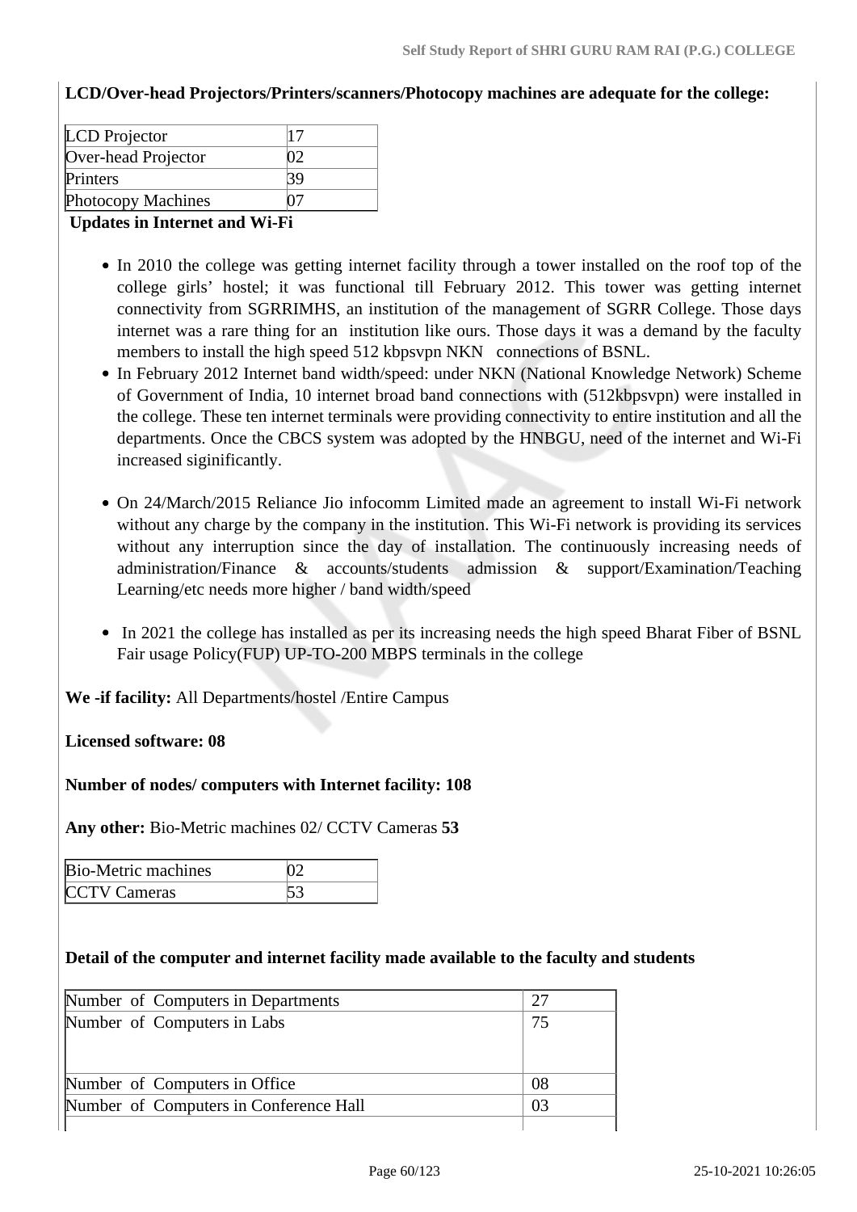**LCD/Over-head Projectors/Printers/scanners/Photocopy machines are adequate for the college:**

| | |
|---|---|
| LCD Projector | 17 |
| Over-head Projector | 02 |
| Printers | 39 |
| Photocopy Machines | 07 |

**Updates in Internet and Wi-Fi**

- In 2010 the college was getting internet facility through a tower installed on the roof top of the college girls' hostel; it was functional till February 2012. This tower was getting internet connectivity from SGRRIMHS, an institution of the management of SGRR College. Those days internet was a rare thing for an institution like ours. Those days it was a demand by the faculty members to install the high speed 512 kbpsvpn NKN connections of BSNL.
- In February 2012 Internet band width/speed: under NKN (National Knowledge Network) Scheme of Government of India, 10 internet broad band connections with (512kbpsvpn) were installed in the college. These ten internet terminals were providing connectivity to entire institution and all the departments. Once the CBCS system was adopted by the HNBGU, need of the internet and Wi-Fi increased siginificantly.
- On 24/March/2015 Reliance Jio infocomm Limited made an agreement to install Wi-Fi network without any charge by the company in the institution. This Wi-Fi network is providing its services without any interruption since the day of installation. The continuously increasing needs of administration/Finance & accounts/students admission & support/Examination/Teaching Learning/etc needs more higher / band width/speed
- In 2021 the college has installed as per its increasing needs the high speed Bharat Fiber of BSNL Fair usage Policy(FUP) UP-TO-200 MBPS terminals in the college

**We -if facility:** All Departments/hostel /Entire Campus

**Licensed software: 08**

**Number of nodes/ computers with Internet facility: 108**

**Any other:** Bio-Metric machines 02/ CCTV Cameras **53**

| | |
|---|---|
| Bio-Metric machines | 02 |
| CCTV Cameras | 53 |

**Detail of the computer and internet facility made available to the faculty and students**

| | |
|---|---|
| Number of Computers in Departments | 27 |
| Number of Computers in Labs | 75 |
| Number of Computers in Office | 08 |
| Number of Computers in Conference Hall | 03 |
| | |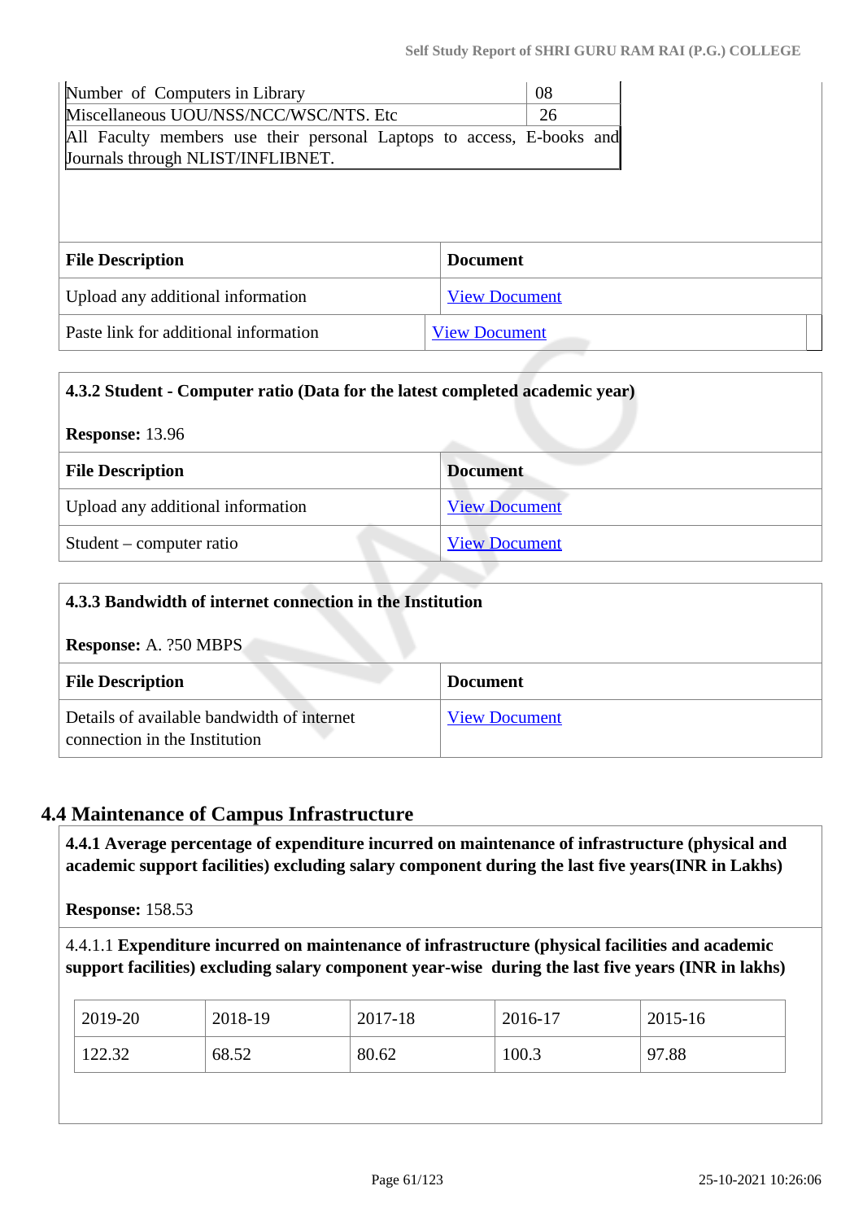| Number of Computers in Library | 08 |
| --- | --- |
| Miscellaneous UOU/NSS/NCC/WSC/NTS. Etc | 26 |
| All Faculty members use their personal Laptops to access, E-books and Journals through NLIST/INFLIBNET. | |

| File Description | Document |
| --- | --- |
| Upload any additional information | View Document |
| Paste link for additional information | View Document |

**4.3.2 Student - Computer ratio (Data for the latest completed academic year)**

**Response:** 13.96

| File Description | Document |
| --- | --- |
| Upload any additional information | View Document |
| Student – computer ratio | View Document |

**4.3.3 Bandwidth of internet connection in the Institution**

**Response:** A. ?50 MBPS

| File Description | Document |
| --- | --- |
| Details of available bandwidth of internet connection in the Institution | View Document |

## 4.4 Maintenance of Campus Infrastructure

**4.4.1 Average percentage of expenditure incurred on maintenance of infrastructure (physical and academic support facilities) excluding salary component during the last five years(INR in Lakhs)**

**Response:** 158.53

4.4.1.1 **Expenditure incurred on maintenance of infrastructure (physical facilities and academic support facilities) excluding salary component year-wise during the last five years (INR in lakhs)**

| 2019-20 | 2018-19 | 2017-18 | 2016-17 | 2015-16 |
| --- | --- | --- | --- | --- |
| 122.32 | 68.52 | 80.62 | 100.3 | 97.88 |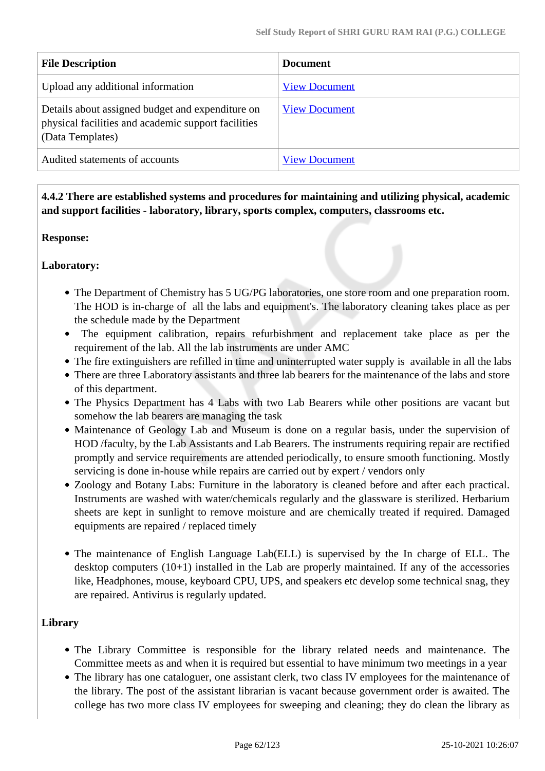| File Description | Document |
| --- | --- |
| Upload any additional information | View Document |
| Details about assigned budget and expenditure on physical facilities and academic support facilities (Data Templates) | View Document |
| Audited statements of accounts | View Document |

**4.4.2 There are established systems and procedures for maintaining and utilizing physical, academic and support facilities - laboratory, library, sports complex, computers, classrooms etc.**

**Response:**

**Laboratory:**

- The Department of Chemistry has 5 UG/PG laboratories, one store room and one preparation room. The HOD is in-charge of all the labs and equipment's. The laboratory cleaning takes place as per the schedule made by the Department
- The equipment calibration, repairs refurbishment and replacement take place as per the requirement of the lab. All the lab instruments are under AMC
- The fire extinguishers are refilled in time and uninterrupted water supply is available in all the labs
- There are three Laboratory assistants and three lab bearers for the maintenance of the labs and store of this department.
- The Physics Department has 4 Labs with two Lab Bearers while other positions are vacant but somehow the lab bearers are managing the task
- Maintenance of Geology Lab and Museum is done on a regular basis, under the supervision of HOD /faculty, by the Lab Assistants and Lab Bearers. The instruments requiring repair are rectified promptly and service requirements are attended periodically, to ensure smooth functioning. Mostly servicing is done in-house while repairs are carried out by expert / vendors only
- Zoology and Botany Labs: Furniture in the laboratory is cleaned before and after each practical. Instruments are washed with water/chemicals regularly and the glassware is sterilized. Herbarium sheets are kept in sunlight to remove moisture and are chemically treated if required. Damaged equipments are repaired / replaced timely

- The maintenance of English Language Lab(ELL) is supervised by the In charge of ELL. The desktop computers (10+1) installed in the Lab are properly maintained. If any of the accessories like, Headphones, mouse, keyboard CPU, UPS, and speakers etc develop some technical snag, they are repaired. Antivirus is regularly updated.

**Library**

- The Library Committee is responsible for the library related needs and maintenance. The Committee meets as and when it is required but essential to have minimum two meetings in a year
- The library has one cataloguer, one assistant clerk, two class IV employees for the maintenance of the library. The post of the assistant librarian is vacant because government order is awaited. The college has two more class IV employees for sweeping and cleaning; they do clean the library as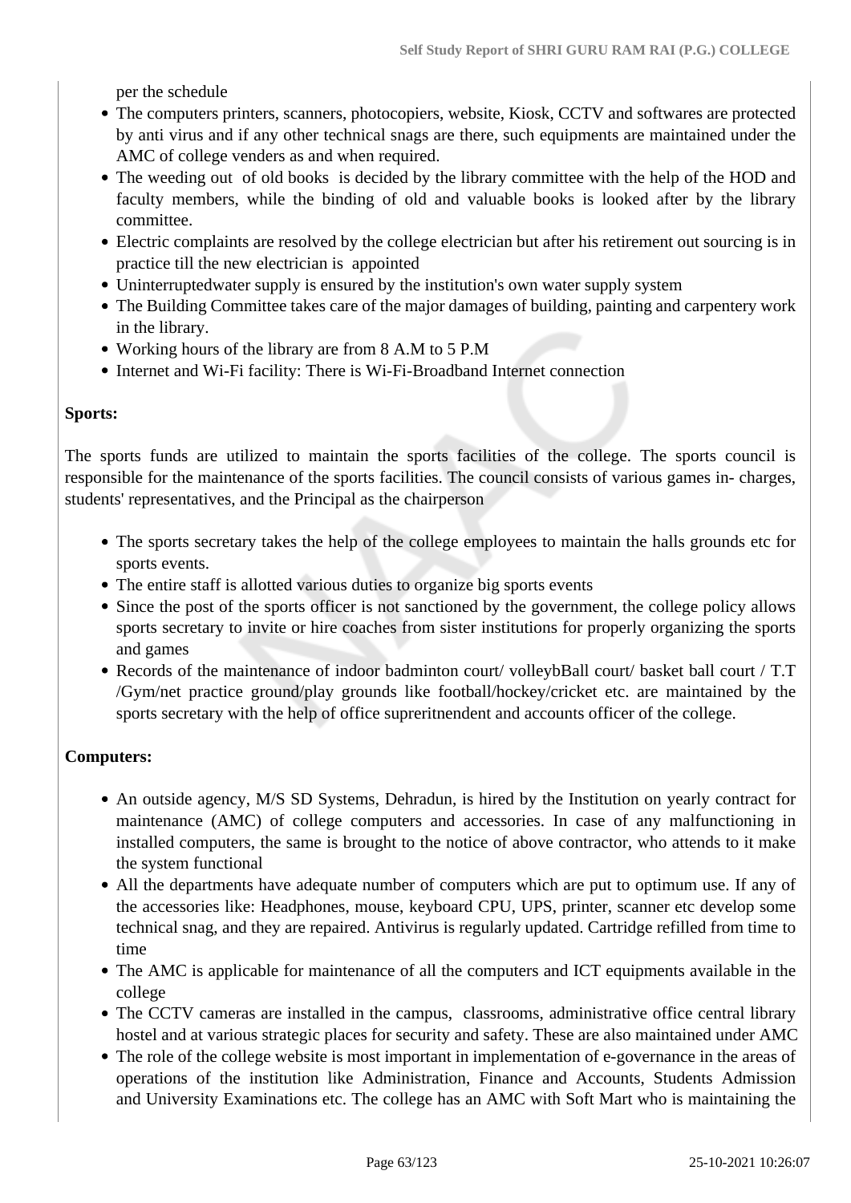per the schedule

- The computers printers, scanners, photocopiers, website, Kiosk, CCTV and softwares are protected by anti virus and if any other technical snags are there, such equipments are maintained under the AMC of college venders as and when required.
- The weeding out of old books is decided by the library committee with the help of the HOD and faculty members, while the binding of old and valuable books is looked after by the library committee.
- Electric complaints are resolved by the college electrician but after his retirement out sourcing is in practice till the new electrician is appointed
- Uninterruptedwater supply is ensured by the institution's own water supply system
- The Building Committee takes care of the major damages of building, painting and carpentery work in the library.
- Working hours of the library are from 8 A.M to 5 P.M
- Internet and Wi-Fi facility: There is Wi-Fi-Broadband Internet connection

**Sports:**

The sports funds are utilized to maintain the sports facilities of the college. The sports council is responsible for the maintenance of the sports facilities. The council consists of various games in- charges, students' representatives, and the Principal as the chairperson

- The sports secretary takes the help of the college employees to maintain the halls grounds etc for sports events.
- The entire staff is allotted various duties to organize big sports events
- Since the post of the sports officer is not sanctioned by the government, the college policy allows sports secretary to invite or hire coaches from sister institutions for properly organizing the sports and games
- Records of the maintenance of indoor badminton court/ volleybBall court/ basket ball court / T.T /Gym/net practice ground/play grounds like football/hockey/cricket etc. are maintained by the sports secretary with the help of office supreritnendent and accounts officer of the college.

**Computers:**

- An outside agency, M/S SD Systems, Dehradun, is hired by the Institution on yearly contract for maintenance (AMC) of college computers and accessories. In case of any malfunctioning in installed computers, the same is brought to the notice of above contractor, who attends to it make the system functional
- All the departments have adequate number of computers which are put to optimum use. If any of the accessories like: Headphones, mouse, keyboard CPU, UPS, printer, scanner etc develop some technical snag, and they are repaired. Antivirus is regularly updated. Cartridge refilled from time to time
- The AMC is applicable for maintenance of all the computers and ICT equipments available in the college
- The CCTV cameras are installed in the campus, classrooms, administrative office central library hostel and at various strategic places for security and safety. These are also maintained under AMC
- The role of the college website is most important in implementation of e-governance in the areas of operations of the institution like Administration, Finance and Accounts, Students Admission and University Examinations etc. The college has an AMC with Soft Mart who is maintaining the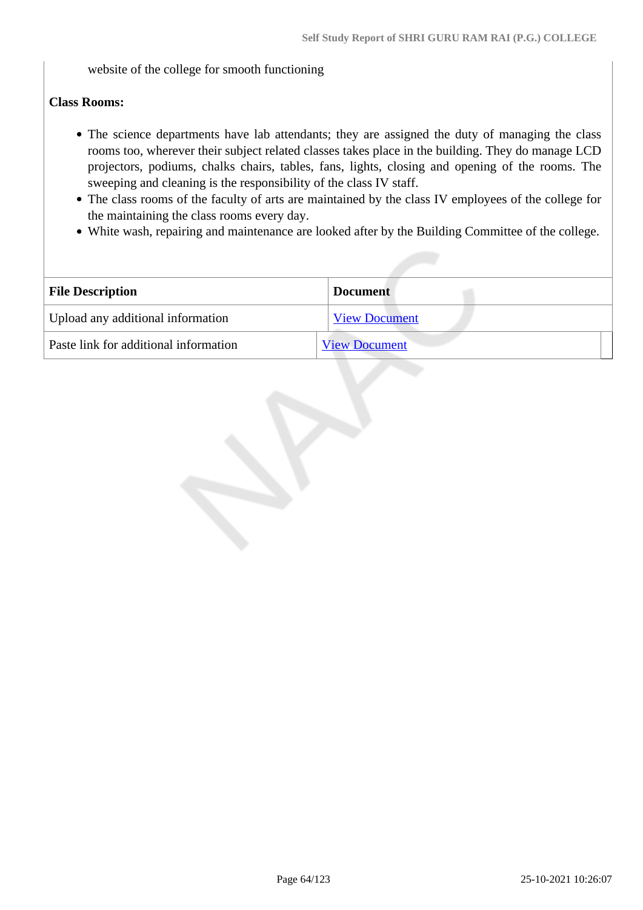website of the college for smooth functioning

**Class Rooms:**

- The science departments have lab attendants; they are assigned the duty of managing the class rooms too, wherever their subject related classes takes place in the building. They do manage LCD projectors, podiums, chalks chairs, tables, fans, lights, closing and opening of the rooms. The sweeping and cleaning is the responsibility of the class IV staff.
- The class rooms of the faculty of arts are maintained by the class IV employees of the college for the maintaining the class rooms every day.
- White wash, repairing and maintenance are looked after by the Building Committee of the college.

| File Description | Document |
| --- | --- |
| Upload any additional information | View Document |
| Paste link for additional information | View Document |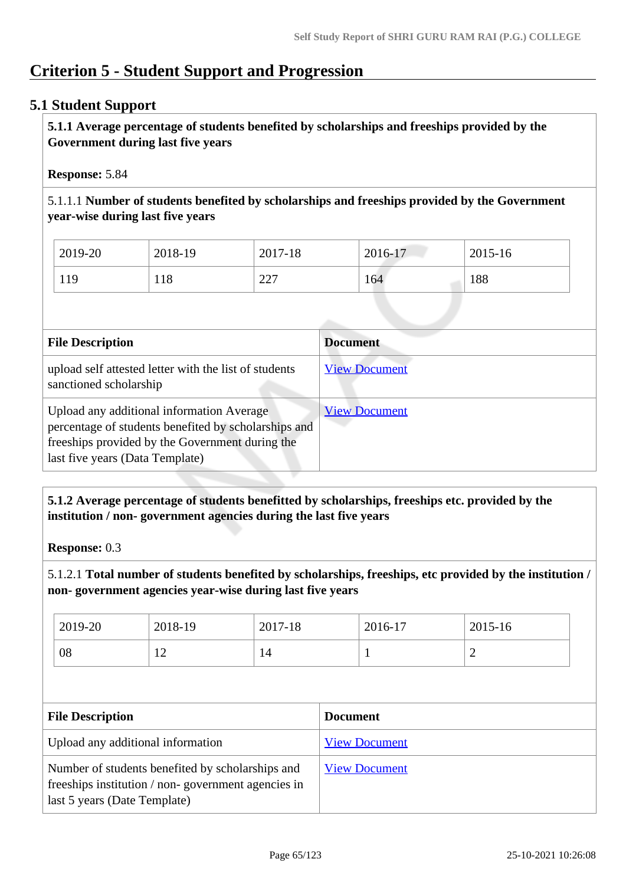# Criterion 5 - Student Support and Progression

## 5.1 Student Support

**5.1.1 Average percentage of students benefited by scholarships and freeships provided by the Government during last five years**

**Response:** 5.84

5.1.1.1 **Number of students benefited by scholarships and freeships provided by the Government year-wise during last five years**

| 2019-20 | 2018-19 | 2017-18 | 2016-17 | 2015-16 |
|---|---|---|---|---|
| 119 | 118 | 227 | 164 | 188 |

| File Description | Document |
|---|---|
| upload self attested letter with the list of students sanctioned scholarship | View Document |
| Upload any additional information Average percentage of students benefited by scholarships and freeships provided by the Government during the last five years (Data Template) | View Document |

**5.1.2 Average percentage of students benefitted by scholarships, freeships etc. provided by the institution / non- government agencies during the last five years**

**Response:** 0.3

5.1.2.1 **Total number of students benefited by scholarships, freeships, etc provided by the institution / non- government agencies year-wise during last five years**

| 2019-20 | 2018-19 | 2017-18 | 2016-17 | 2015-16 |
|---|---|---|---|---|
| 08 | 12 | 14 | 1 | 2 |

| File Description | Document |
|---|---|
| Upload any additional information | View Document |
| Number of students benefited by scholarships and freeships institution / non- government agencies in last 5 years (Date Template) | View Document |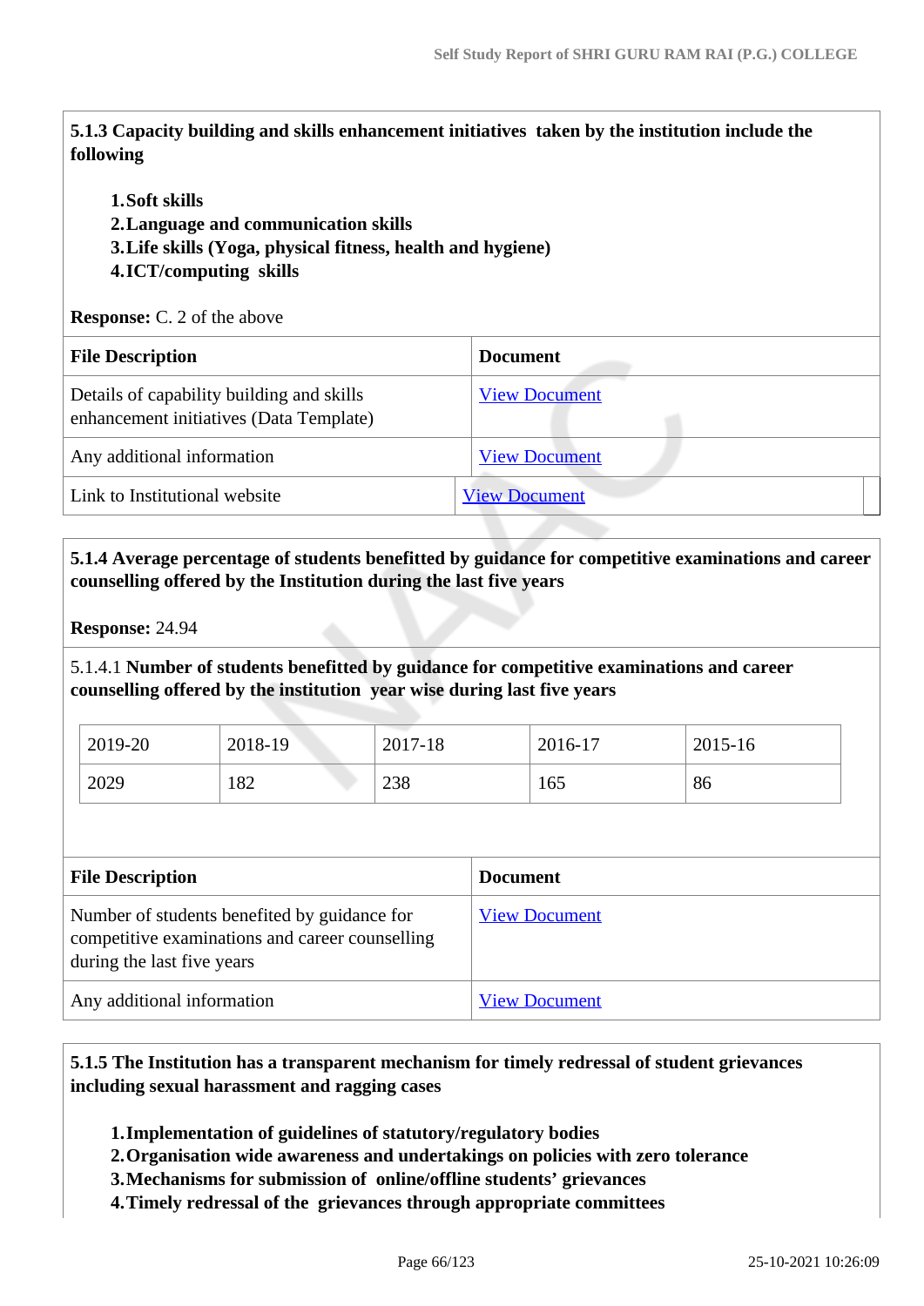**5.1.3 Capacity building and skills enhancement initiatives taken by the institution include the following**

1. **Soft skills**
2. **Language and communication skills**
3. **Life skills (Yoga, physical fitness, health and hygiene)**
4. **ICT/computing skills**

**Response:** C. 2 of the above

| File Description | Document |
|---|---|
| Details of capability building and skills enhancement initiatives (Data Template) | View Document |
| Any additional information | View Document |
| Link to Institutional website | View Document |

**5.1.4 Average percentage of students benefitted by guidance for competitive examinations and career counselling offered by the Institution during the last five years**

**Response:** 24.94

5.1.4.1 **Number of students benefitted by guidance for competitive examinations and career counselling offered by the institution year wise during last five years**

| 2019-20 | 2018-19 | 2017-18 | 2016-17 | 2015-16 |
|---|---|---|---|---|
| 2029 | 182 | 238 | 165 | 86 |

| File Description | Document |
|---|---|
| Number of students benefited by guidance for competitive examinations and career counselling during the last five years | View Document |
| Any additional information | View Document |

**5.1.5 The Institution has a transparent mechanism for timely redressal of student grievances including sexual harassment and ragging cases**

1. **Implementation of guidelines of statutory/regulatory bodies**
2. **Organisation wide awareness and undertakings on policies with zero tolerance**
3. **Mechanisms for submission of online/offline students' grievances**
4. **Timely redressal of the grievances through appropriate committees**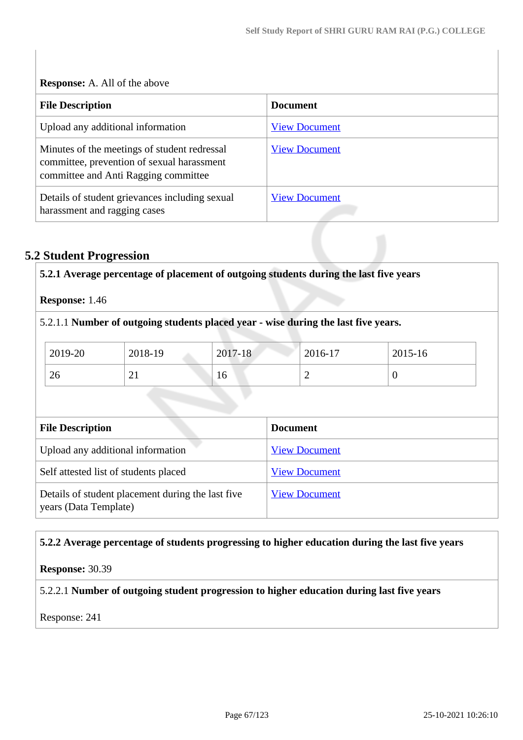**Response:** A. All of the above

| File Description | Document |
|---|---|
| Upload any additional information | View Document |
| Minutes of the meetings of student redressal committee, prevention of sexual harassment committee and Anti Ragging committee | View Document |
| Details of student grievances including sexual harassment and ragging cases | View Document |

## 5.2 Student Progression

**5.2.1 Average percentage of placement of outgoing students during the last five years**

**Response:** 1.46

5.2.1.1 **Number of outgoing students placed year - wise during the last five years.**

| 2019-20 | 2018-19 | 2017-18 | 2016-17 | 2015-16 |
|---|---|---|---|---|
| 26 | 21 | 16 | 2 | 0 |

| File Description | Document |
|---|---|
| Upload any additional information | View Document |
| Self attested list of students placed | View Document |
| Details of student placement during the last five years (Data Template) | View Document |

**5.2.2 Average percentage of students progressing to higher education during the last five years**

**Response:** 30.39

5.2.2.1 **Number of outgoing student progression to higher education during last five years**

Response: 241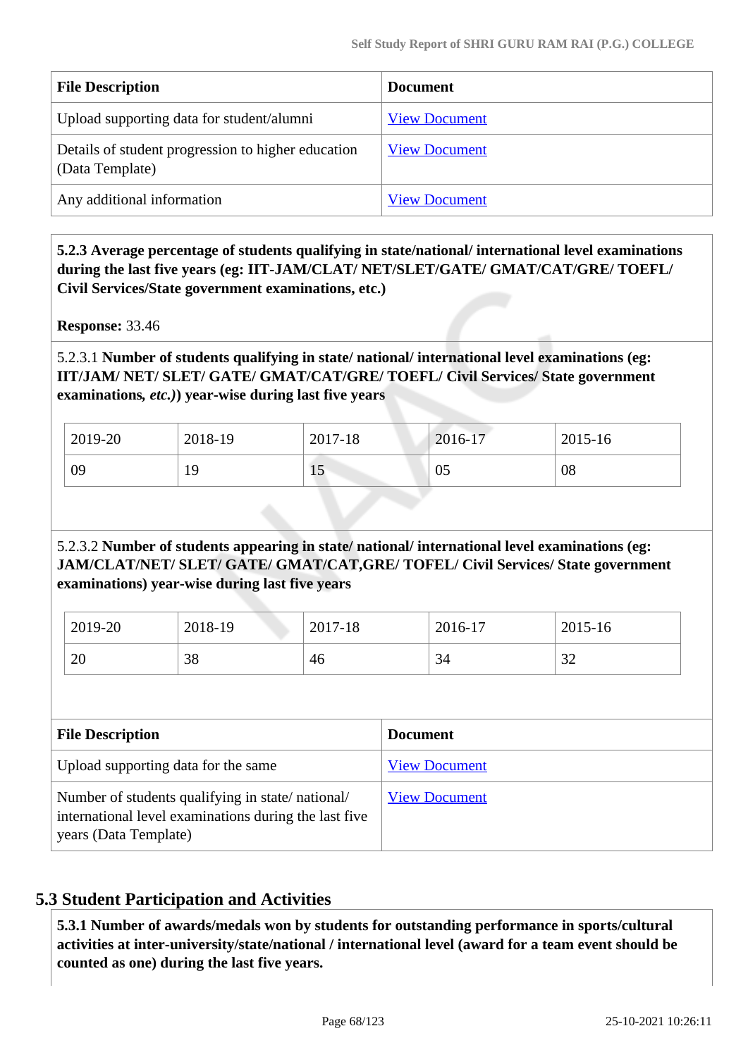| File Description | Document |
|---|---|
| Upload supporting data for student/alumni | View Document |
| Details of student progression to higher education (Data Template) | View Document |
| Any additional information | View Document |

**5.2.3 Average percentage of students qualifying in state/national/ international level examinations during the last five years (eg: IIT-JAM/CLAT/ NET/SLET/GATE/ GMAT/CAT/GRE/ TOEFL/ Civil Services/State government examinations, etc.)**

**Response:** 33.46

5.2.3.1 **Number of students qualifying in state/ national/ international level examinations (eg: IIT/JAM/ NET/ SLET/ GATE/ GMAT/CAT/GRE/ TOEFL/ Civil Services/ State government examinations,** ***etc.)*****) year-wise during last five years**

| 2019-20 | 2018-19 | 2017-18 | 2016-17 | 2015-16 |
|---|---|---|---|---|
| 09 | 19 | 15 | 05 | 08 |

5.2.3.2 **Number of students appearing in state/ national/ international level examinations (eg: JAM/CLAT/NET/ SLET/ GATE/ GMAT/CAT,GRE/ TOFEL/ Civil Services/ State government examinations) year-wise during last five years**

| 2019-20 | 2018-19 | 2017-18 | 2016-17 | 2015-16 |
|---|---|---|---|---|
| 20 | 38 | 46 | 34 | 32 |

| File Description | Document |
|---|---|
| Upload supporting data for the same | View Document |
| Number of students qualifying in state/ national/ international level examinations during the last five years (Data Template) | View Document |

## 5.3 Student Participation and Activities

**5.3.1 Number of awards/medals won by students for outstanding performance in sports/cultural activities at inter-university/state/national / international level (award for a team event should be counted as one) during the last five years.**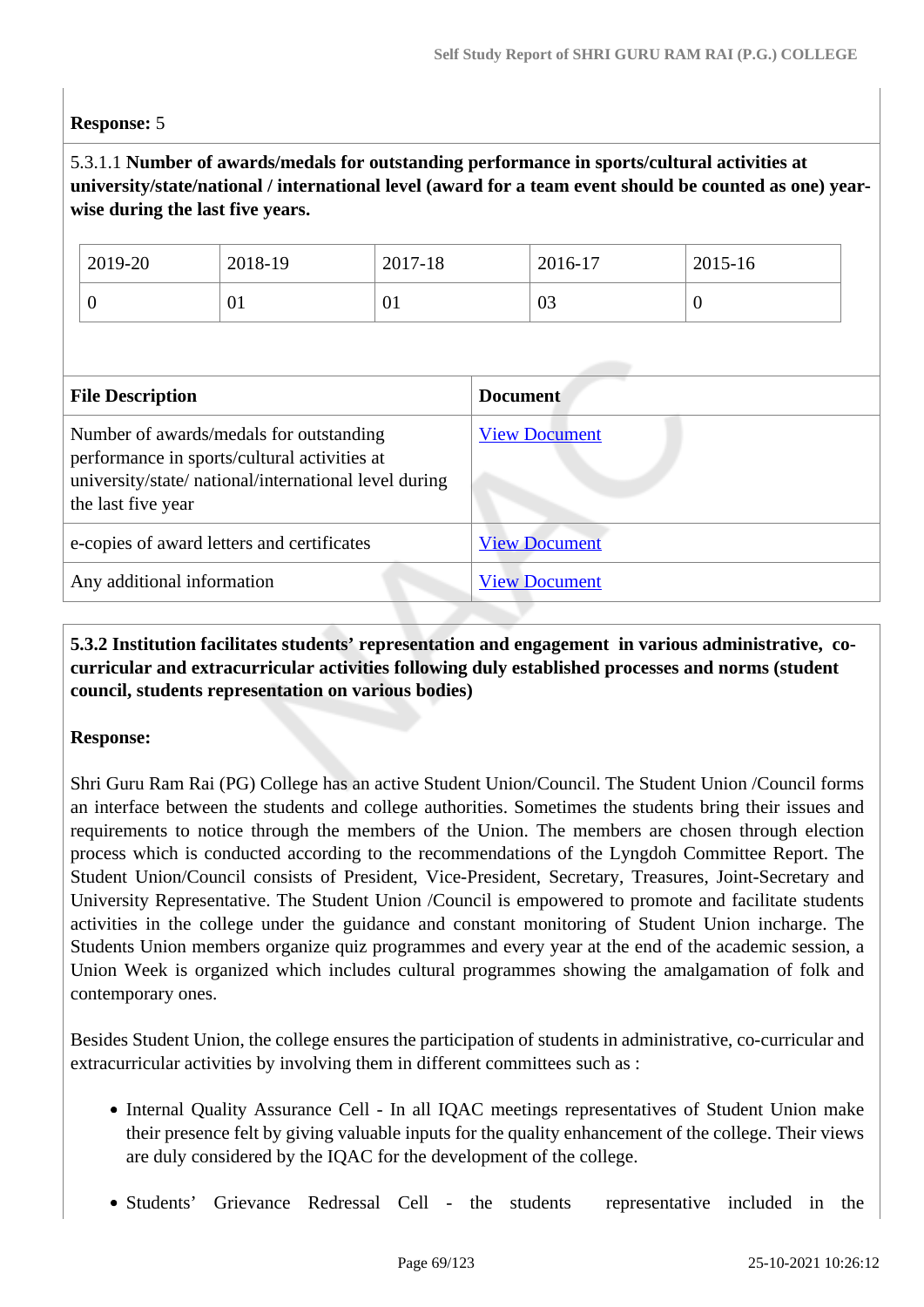**Response:** 5

5.3.1.1 **Number of awards/medals for outstanding performance in sports/cultural activities at university/state/national / international level (award for a team event should be counted as one) year-wise during the last five years.**

| 2019-20 | 2018-19 | 2017-18 | 2016-17 | 2015-16 |
|---|---|---|---|---|
| 0 | 01 | 01 | 03 | 0 |

| File Description | Document |
|---|---|
| Number of awards/medals for outstanding performance in sports/cultural activities at university/state/ national/international level during the last five year | View Document |
| e-copies of award letters and certificates | View Document |
| Any additional information | View Document |

**5.3.2 Institution facilitates students' representation and engagement in various administrative, co-curricular and extracurricular activities following duly established processes and norms (student council, students representation on various bodies)**

**Response:**

Shri Guru Ram Rai (PG) College has an active Student Union/Council. The Student Union /Council forms an interface between the students and college authorities. Sometimes the students bring their issues and requirements to notice through the members of the Union. The members are chosen through election process which is conducted according to the recommendations of the Lyngdoh Committee Report. The Student Union/Council consists of President, Vice-President, Secretary, Treasures, Joint-Secretary and University Representative. The Student Union /Council is empowered to promote and facilitate students activities in the college under the guidance and constant monitoring of Student Union incharge. The Students Union members organize quiz programmes and every year at the end of the academic session, a Union Week is organized which includes cultural programmes showing the amalgamation of folk and contemporary ones.

Besides Student Union, the college ensures the participation of students in administrative, co-curricular and extracurricular activities by involving them in different committees such as :

- Internal Quality Assurance Cell - In all IQAC meetings representatives of Student Union make their presence felt by giving valuable inputs for the quality enhancement of the college. Their views are duly considered by the IQAC for the development of the college.
- Students' Grievance Redressal Cell - the students representative included in the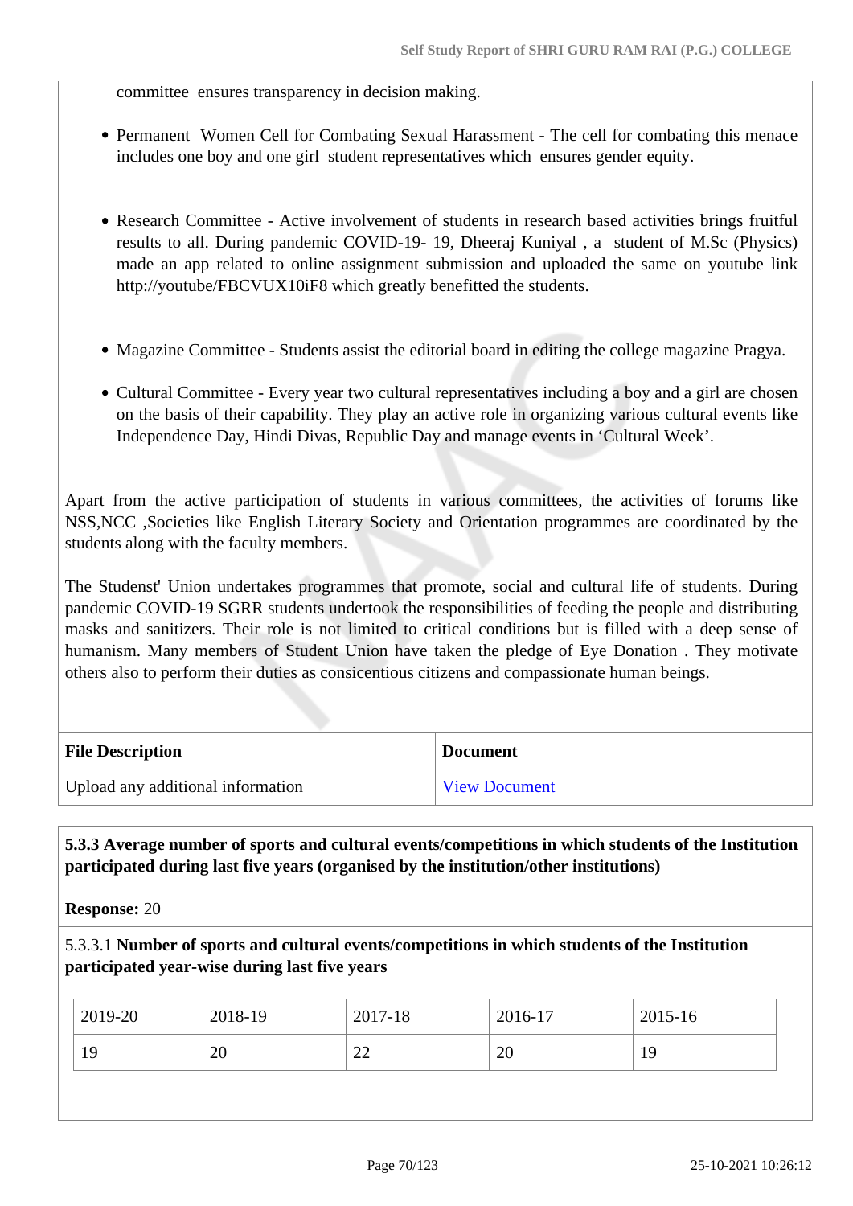committee ensures transparency in decision making.

- Permanent Women Cell for Combating Sexual Harassment - The cell for combating this menace includes one boy and one girl student representatives which ensures gender equity.

- Research Committee - Active involvement of students in research based activities brings fruitful results to all. During pandemic COVID-19- 19, Dheeraj Kuniyal , a student of M.Sc (Physics) made an app related to online assignment submission and uploaded the same on youtube link http://youtube/FBCVUX10iF8 which greatly benefitted the students.

- Magazine Committee - Students assist the editorial board in editing the college magazine Pragya.
- Cultural Committee - Every year two cultural representatives including a boy and a girl are chosen on the basis of their capability. They play an active role in organizing various cultural events like Independence Day, Hindi Divas, Republic Day and manage events in 'Cultural Week'.

Apart from the active participation of students in various committees, the activities of forums like NSS,NCC ,Societies like English Literary Society and Orientation programmes are coordinated by the students along with the faculty members.

The Studenst' Union undertakes programmes that promote, social and cultural life of students. During pandemic COVID-19 SGRR students undertook the responsibilities of feeding the people and distributing masks and sanitizers. Their role is not limited to critical conditions but is filled with a deep sense of humanism. Many members of Student Union have taken the pledge of Eye Donation . They motivate others also to perform their duties as consicentious citizens and compassionate human beings.

| File Description | Document |
|---|---|
| Upload any additional information | View Document |

**5.3.3 Average number of sports and cultural events/competitions in which students of the Institution participated during last five years (organised by the institution/other institutions)**

**Response:** 20

5.3.3.1 **Number of sports and cultural events/competitions in which students of the Institution participated year-wise during last five years**

| 2019-20 | 2018-19 | 2017-18 | 2016-17 | 2015-16 |
|---|---|---|---|---|
| 19 | 20 | 22 | 20 | 19 |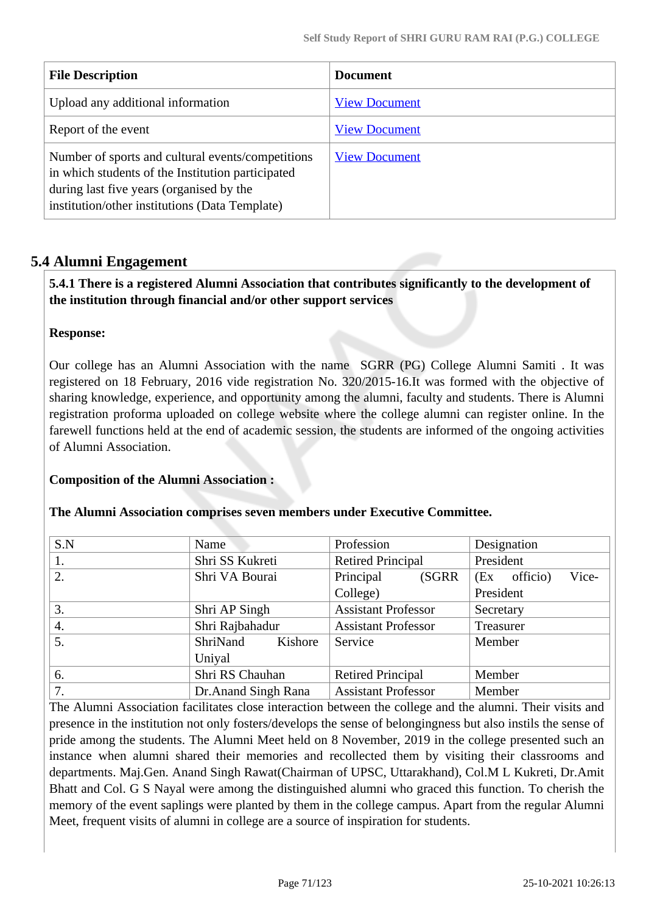| File Description | Document |
|---|---|
| Upload any additional information | View Document |
| Report of the event | View Document |
| Number of sports and cultural events/competitions in which students of the Institution participated during last five years (organised by the institution/other institutions (Data Template) | View Document |

## 5.4 Alumni Engagement

**5.4.1 There is a registered Alumni Association that contributes significantly to the development of the institution through financial and/or other support services**

**Response:**

Our college has an Alumni Association with the name SGRR (PG) College Alumni Samiti . It was registered on 18 February, 2016 vide registration No. 320/2015-16.It was formed with the objective of sharing knowledge, experience, and opportunity among the alumni, faculty and students. There is Alumni registration proforma uploaded on college website where the college alumni can register online. In the farewell functions held at the end of academic session, the students are informed of the ongoing activities of Alumni Association.

**Composition of the Alumni Association :**

**The Alumni Association comprises seven members under Executive Committee.**

| S.N | Name | Profession | Designation |
|---|---|---|---|
| 1. | Shri SS Kukreti | Retired Principal | President |
| 2. | Shri VA Bourai | Principal (SGRR College) | (Ex officio) Vice-President |
| 3. | Shri AP Singh | Assistant Professor | Secretary |
| 4. | Shri Rajbahadur | Assistant Professor | Treasurer |
| 5. | ShriNand Kishore Uniyal | Service | Member |
| 6. | Shri RS Chauhan | Retired Principal | Member |
| 7. | Dr.Anand Singh Rana | Assistant Professor | Member |

The Alumni Association facilitates close interaction between the college and the alumni. Their visits and presence in the institution not only fosters/develops the sense of belongingness but also instils the sense of pride among the students. The Alumni Meet held on 8 November, 2019 in the college presented such an instance when alumni shared their memories and recollected them by visiting their classrooms and departments. Maj.Gen. Anand Singh Rawat(Chairman of UPSC, Uttarakhand), Col.M L Kukreti, Dr.Amit Bhatt and Col. G S Nayal were among the distinguished alumni who graced this function. To cherish the memory of the event saplings were planted by them in the college campus. Apart from the regular Alumni Meet, frequent visits of alumni in college are a source of inspiration for students.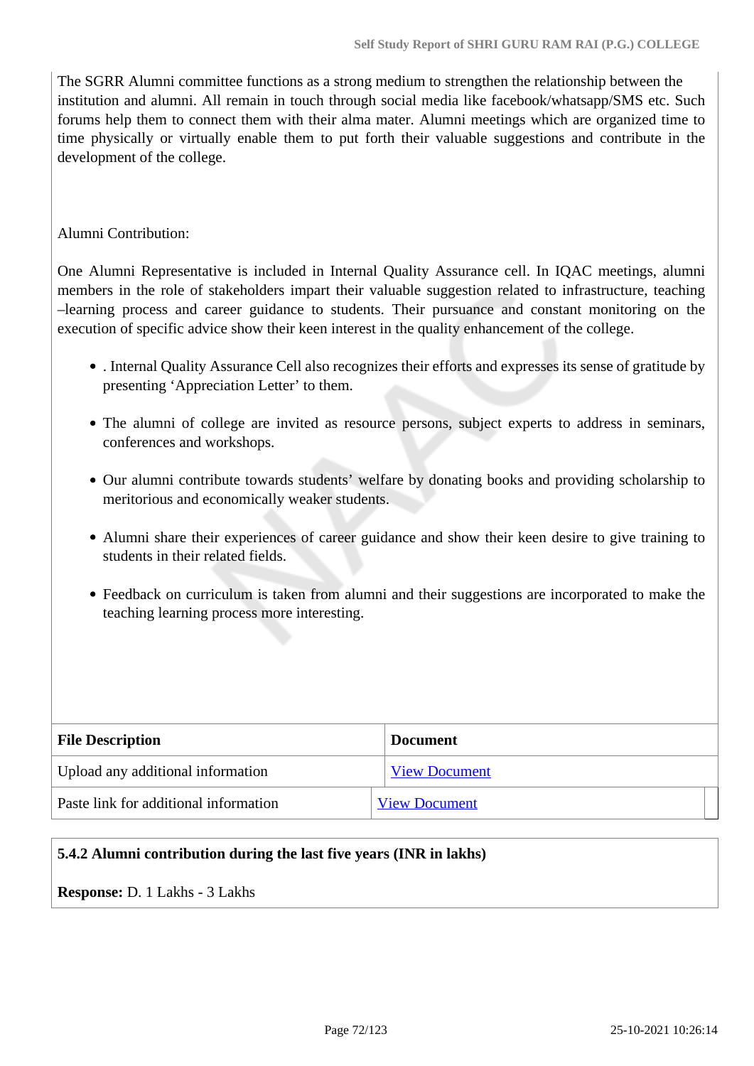The SGRR Alumni committee functions as a strong medium to strengthen the relationship between the institution and alumni. All remain in touch through social media like facebook/whatsapp/SMS etc. Such forums help them to connect them with their alma mater. Alumni meetings which are organized time to time physically or virtually enable them to put forth their valuable suggestions and contribute in the development of the college.

Alumni Contribution:

One Alumni Representative is included in Internal Quality Assurance cell. In IQAC meetings, alumni members in the role of stakeholders impart their valuable suggestion related to infrastructure, teaching –learning process and career guidance to students. Their pursuance and constant monitoring on the execution of specific advice show their keen interest in the quality enhancement of the college.

- . Internal Quality Assurance Cell also recognizes their efforts and expresses its sense of gratitude by presenting 'Appreciation Letter' to them.
- The alumni of college are invited as resource persons, subject experts to address in seminars, conferences and workshops.
- Our alumni contribute towards students' welfare by donating books and providing scholarship to meritorious and economically weaker students.
- Alumni share their experiences of career guidance and show their keen desire to give training to students in their related fields.
- Feedback on curriculum is taken from alumni and their suggestions are incorporated to make the teaching learning process more interesting.

| File Description | Document |
| --- | --- |
| Upload any additional information | View Document |
| Paste link for additional information | View Document |

**5.4.2 Alumni contribution during the last five years (INR in lakhs)**

**Response:** D. 1 Lakhs - 3 Lakhs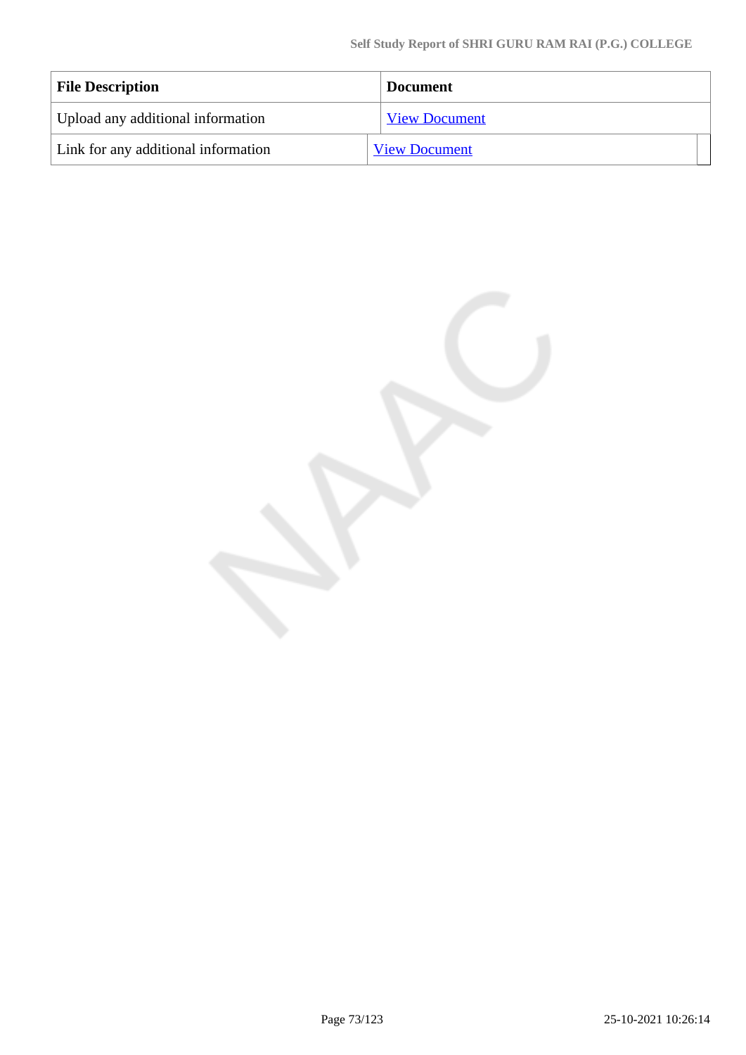| File Description | Document |
| --- | --- |
| Upload any additional information | View Document |
| Link for any additional information | View Document |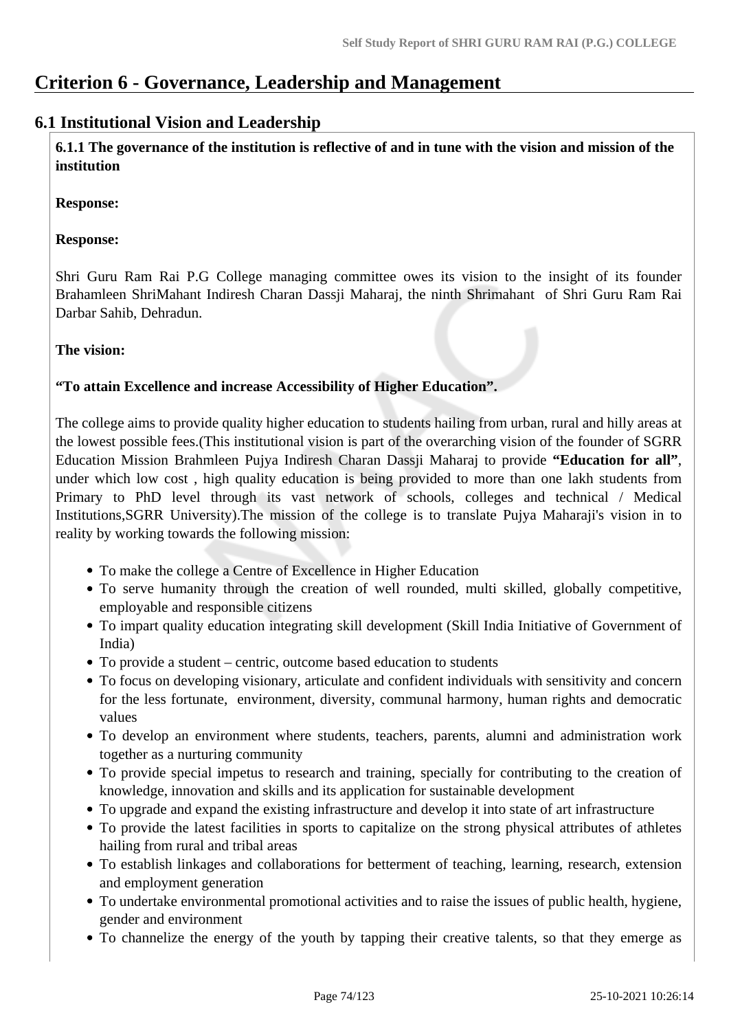# Criterion 6 - Governance, Leadership and Management

## 6.1 Institutional Vision and Leadership

**6.1.1 The governance of the institution is reflective of and in tune with the vision and mission of the institution**

**Response:**

**Response:**

Shri Guru Ram Rai P.G College managing committee owes its vision to the insight of its founder Brahamleen ShriMahant Indiresh Charan Dassji Maharaj, the ninth Shrimahant of Shri Guru Ram Rai Darbar Sahib, Dehradun.

**The vision:**

**"To attain Excellence and increase Accessibility of Higher Education".**

The college aims to provide quality higher education to students hailing from urban, rural and hilly areas at the lowest possible fees.(This institutional vision is part of the overarching vision of the founder of SGRR Education Mission Brahmleen Pujya Indiresh Charan Dassji Maharaj to provide **"Education for all"**, under which low cost , high quality education is being provided to more than one lakh students from Primary to PhD level through its vast network of schools, colleges and technical / Medical Institutions,SGRR University).The mission of the college is to translate Pujya Maharaji's vision in to reality by working towards the following mission:

- To make the college a Centre of Excellence in Higher Education
- To serve humanity through the creation of well rounded, multi skilled, globally competitive, employable and responsible citizens
- To impart quality education integrating skill development (Skill India Initiative of Government of India)
- To provide a student – centric, outcome based education to students
- To focus on developing visionary, articulate and confident individuals with sensitivity and concern for the less fortunate, environment, diversity, communal harmony, human rights and democratic values
- To develop an environment where students, teachers, parents, alumni and administration work together as a nurturing community
- To provide special impetus to research and training, specially for contributing to the creation of knowledge, innovation and skills and its application for sustainable development
- To upgrade and expand the existing infrastructure and develop it into state of art infrastructure
- To provide the latest facilities in sports to capitalize on the strong physical attributes of athletes hailing from rural and tribal areas
- To establish linkages and collaborations for betterment of teaching, learning, research, extension and employment generation
- To undertake environmental promotional activities and to raise the issues of public health, hygiene, gender and environment
- To channelize the energy of the youth by tapping their creative talents, so that they emerge as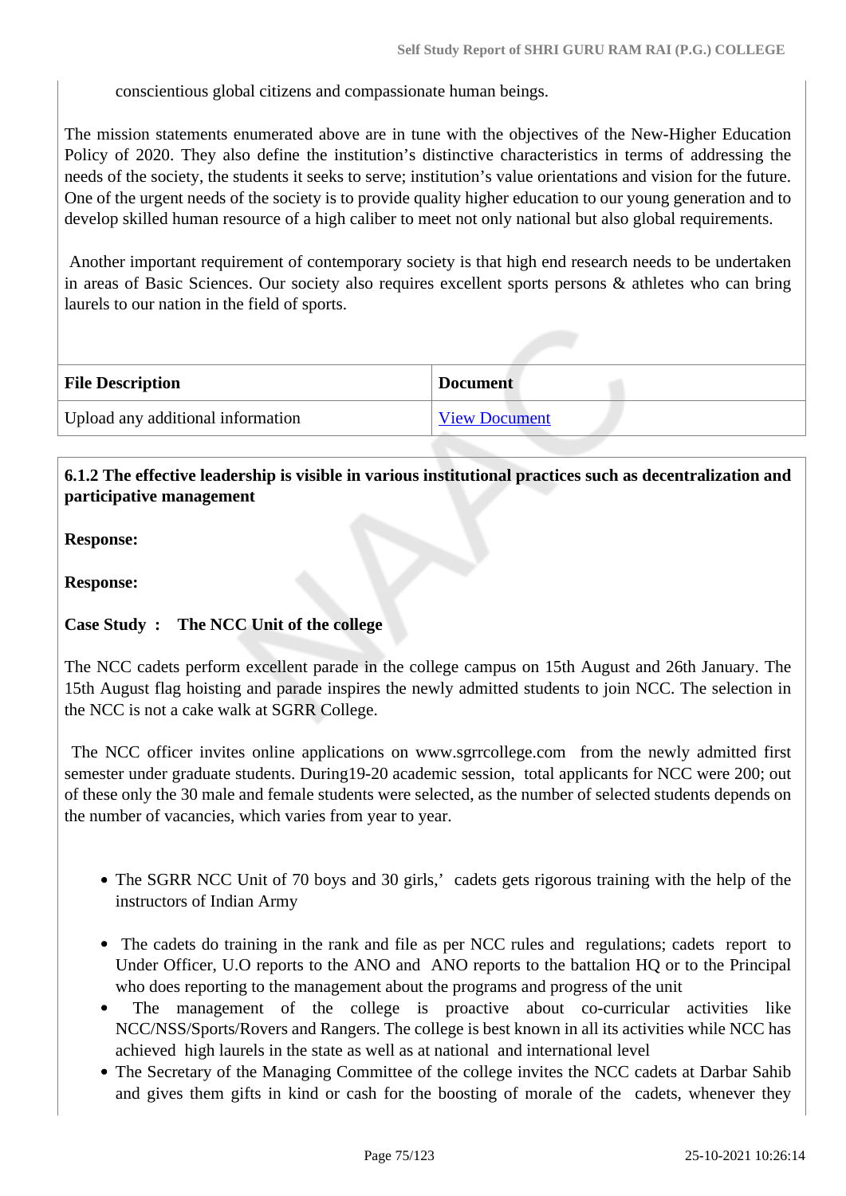conscientious global citizens and compassionate human beings.

The mission statements enumerated above are in tune with the objectives of the New-Higher Education Policy of 2020. They also define the institution's distinctive characteristics in terms of addressing the needs of the society, the students it seeks to serve; institution's value orientations and vision for the future. One of the urgent needs of the society is to provide quality higher education to our young generation and to develop skilled human resource of a high caliber to meet not only national but also global requirements.

Another important requirement of contemporary society is that high end research needs to be undertaken in areas of Basic Sciences. Our society also requires excellent sports persons & athletes who can bring laurels to our nation in the field of sports.

| File Description | Document |
|---|---|
| Upload any additional information | View Document |

**6.1.2 The effective leadership is visible in various institutional practices such as decentralization and participative management**

**Response:**

**Response:**

**Case Study : The NCC Unit of the college**

The NCC cadets perform excellent parade in the college campus on 15th August and 26th January. The 15th August flag hoisting and parade inspires the newly admitted students to join NCC. The selection in the NCC is not a cake walk at SGRR College.

The NCC officer invites online applications on www.sgrrcollege.com from the newly admitted first semester under graduate students. During19-20 academic session, total applicants for NCC were 200; out of these only the 30 male and female students were selected, as the number of selected students depends on the number of vacancies, which varies from year to year.

- The SGRR NCC Unit of 70 boys and 30 girls,' cadets gets rigorous training with the help of the instructors of Indian Army
- The cadets do training in the rank and file as per NCC rules and regulations; cadets report to Under Officer, U.O reports to the ANO and ANO reports to the battalion HQ or to the Principal who does reporting to the management about the programs and progress of the unit
- The management of the college is proactive about co-curricular activities like NCC/NSS/Sports/Rovers and Rangers. The college is best known in all its activities while NCC has achieved high laurels in the state as well as at national and international level
- The Secretary of the Managing Committee of the college invites the NCC cadets at Darbar Sahib and gives them gifts in kind or cash for the boosting of morale of the cadets, whenever they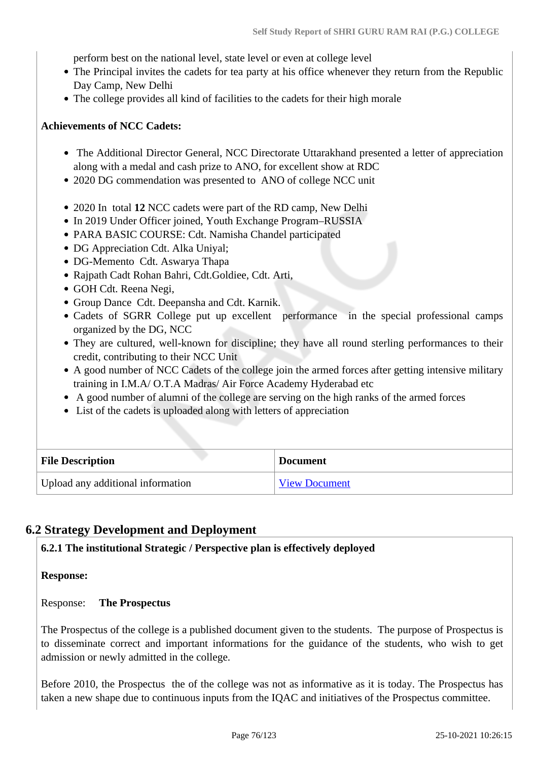perform best on the national level, state level or even at college level

- The Principal invites the cadets for tea party at his office whenever they return from the Republic Day Camp, New Delhi
- The college provides all kind of facilities to the cadets for their high morale

**Achievements of NCC Cadets:**

- The Additional Director General, NCC Directorate Uttarakhand presented a letter of appreciation along with a medal and cash prize to ANO, for excellent show at RDC
- 2020 DG commendation was presented to ANO of college NCC unit

- 2020 In total **12** NCC cadets were part of the RD camp, New Delhi
- In 2019 Under Officer joined, Youth Exchange Program–RUSSIA
- PARA BASIC COURSE: Cdt. Namisha Chandel participated
- DG Appreciation Cdt. Alka Uniyal;
- DG-Memento Cdt. Aswarya Thapa
- Rajpath Cadt Rohan Bahri, Cdt.Goldiee, Cdt. Arti,
- GOH Cdt. Reena Negi,
- Group Dance Cdt. Deepansha and Cdt. Karnik.
- Cadets of SGRR College put up excellent performance in the special professional camps organized by the DG, NCC
- They are cultured, well-known for discipline; they have all round sterling performances to their credit, contributing to their NCC Unit
- A good number of NCC Cadets of the college join the armed forces after getting intensive military training in I.M.A/ O.T.A Madras/ Air Force Academy Hyderabad etc
- A good number of alumni of the college are serving on the high ranks of the armed forces
- List of the cadets is uploaded along with letters of appreciation

| File Description | Document |
|---|---|
| Upload any additional information | View Document |

## 6.2 Strategy Development and Deployment

**6.2.1 The institutional Strategic / Perspective plan is effectively deployed**

**Response:**

Response: **The Prospectus**

The Prospectus of the college is a published document given to the students. The purpose of Prospectus is to disseminate correct and important informations for the guidance of the students, who wish to get admission or newly admitted in the college.

Before 2010, the Prospectus the of the college was not as informative as it is today. The Prospectus has taken a new shape due to continuous inputs from the IQAC and initiatives of the Prospectus committee.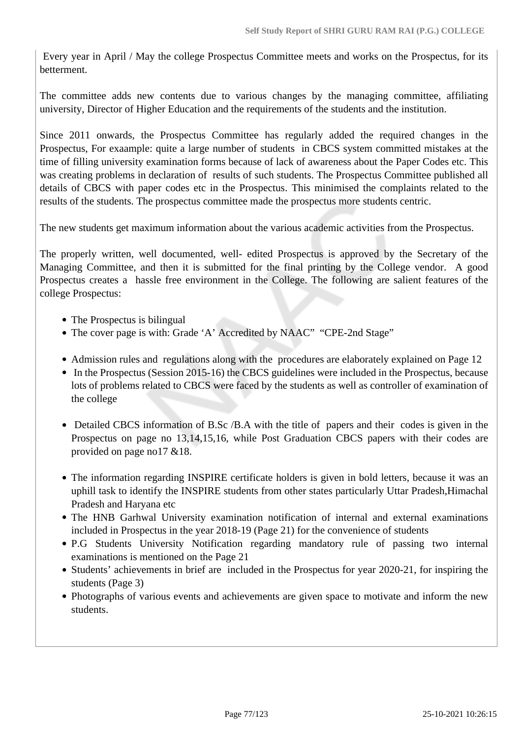Every year in April / May the college Prospectus Committee meets and works on the Prospectus, for its betterment.

The committee adds new contents due to various changes by the managing committee, affiliating university, Director of Higher Education and the requirements of the students and the institution.

Since 2011 onwards, the Prospectus Committee has regularly added the required changes in the Prospectus, For exaample: quite a large number of students in CBCS system committed mistakes at the time of filling university examination forms because of lack of awareness about the Paper Codes etc. This was creating problems in declaration of results of such students. The Prospectus Committee published all details of CBCS with paper codes etc in the Prospectus. This minimised the complaints related to the results of the students. The prospectus committee made the prospectus more students centric.

The new students get maximum information about the various academic activities from the Prospectus.

The properly written, well documented, well- edited Prospectus is approved by the Secretary of the Managing Committee, and then it is submitted for the final printing by the College vendor. A good Prospectus creates a hassle free environment in the College. The following are salient features of the college Prospectus:

- The Prospectus is bilingual
- The cover page is with: Grade 'A' Accredited by NAAC" "CPE-2nd Stage"
- Admission rules and regulations along with the procedures are elaborately explained on Page 12
- In the Prospectus (Session 2015-16) the CBCS guidelines were included in the Prospectus, because lots of problems related to CBCS were faced by the students as well as controller of examination of the college
- Detailed CBCS information of B.Sc /B.A with the title of papers and their codes is given in the Prospectus on page no 13,14,15,16, while Post Graduation CBCS papers with their codes are provided on page no17 &18.
- The information regarding INSPIRE certificate holders is given in bold letters, because it was an uphill task to identify the INSPIRE students from other states particularly Uttar Pradesh,Himachal Pradesh and Haryana etc
- The HNB Garhwal University examination notification of internal and external examinations included in Prospectus in the year 2018-19 (Page 21) for the convenience of students
- P.G Students University Notification regarding mandatory rule of passing two internal examinations is mentioned on the Page 21
- Students' achievements in brief are included in the Prospectus for year 2020-21, for inspiring the students (Page 3)
- Photographs of various events and achievements are given space to motivate and inform the new students.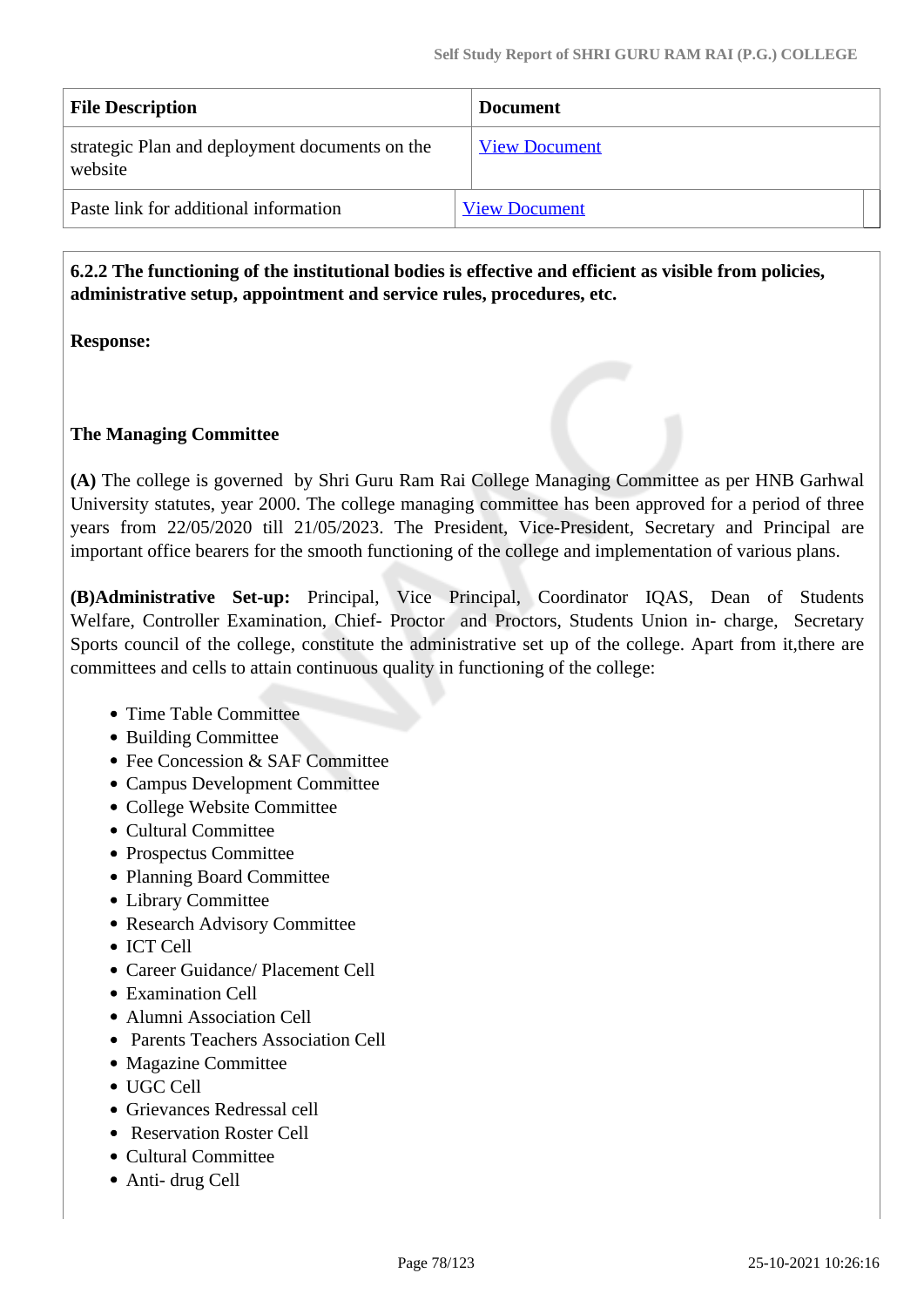| File Description | Document |
| --- | --- |
| strategic Plan and deployment documents on the website | View Document |
| Paste link for additional information | View Document |

**6.2.2 The functioning of the institutional bodies is effective and efficient as visible from policies, administrative setup, appointment and service rules, procedures, etc.**

**Response:**

**The Managing Committee**

**(A)** The college is governed by Shri Guru Ram Rai College Managing Committee as per HNB Garhwal University statutes, year 2000. The college managing committee has been approved for a period of three years from 22/05/2020 till 21/05/2023. The President, Vice-President, Secretary and Principal are important office bearers for the smooth functioning of the college and implementation of various plans.

**(B)Administrative Set-up:** Principal, Vice Principal, Coordinator IQAS, Dean of Students Welfare, Controller Examination, Chief- Proctor and Proctors, Students Union in- charge, Secretary Sports council of the college, constitute the administrative set up of the college. Apart from it,there are committees and cells to attain continuous quality in functioning of the college:

- Time Table Committee
- Building Committee
- Fee Concession & SAF Committee
- Campus Development Committee
- College Website Committee
- Cultural Committee
- Prospectus Committee
- Planning Board Committee
- Library Committee
- Research Advisory Committee
- ICT Cell
- Career Guidance/ Placement Cell
- Examination Cell
- Alumni Association Cell
- Parents Teachers Association Cell
- Magazine Committee
- UGC Cell
- Grievances Redressal cell
- Reservation Roster Cell
- Cultural Committee
- Anti- drug Cell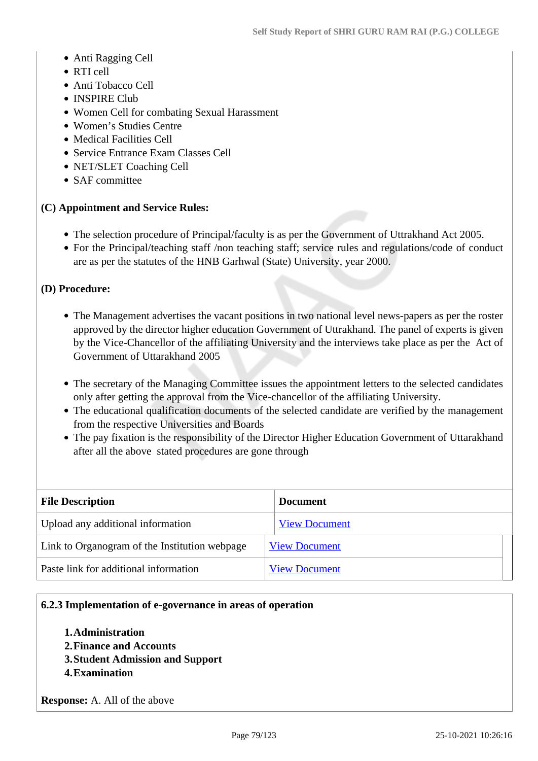- Anti Ragging Cell
- RTI cell
- Anti Tobacco Cell
- INSPIRE Club
- Women Cell for combating Sexual Harassment
- Women's Studies Centre
- Medical Facilities Cell
- Service Entrance Exam Classes Cell
- NET/SLET Coaching Cell
- SAF committee

**(C) Appointment and Service Rules:**

- The selection procedure of Principal/faculty is as per the Government of Uttrakhand Act 2005.
- For the Principal/teaching staff /non teaching staff; service rules and regulations/code of conduct are as per the statutes of the HNB Garhwal (State) University, year 2000.

**(D) Procedure:**

- The Management advertises the vacant positions in two national level news-papers as per the roster approved by the director higher education Government of Uttrakhand. The panel of experts is given by the Vice-Chancellor of the affiliating University and the interviews take place as per the Act of Government of Uttarakhand 2005

- The secretary of the Managing Committee issues the appointment letters to the selected candidates only after getting the approval from the Vice-chancellor of the affiliating University.
- The educational qualification documents of the selected candidate are verified by the management from the respective Universities and Boards
- The pay fixation is the responsibility of the Director Higher Education Government of Uttarakhand after all the above stated procedures are gone through

| File Description | Document |
|---|---|
| Upload any additional information | View Document |
| Link to Organogram of the Institution webpage | View Document |
| Paste link for additional information | View Document |

**6.2.3 Implementation of e-governance in areas of operation**

1. **Administration**
2. **Finance and Accounts**
3. **Student Admission and Support**
4. **Examination**

**Response:** A. All of the above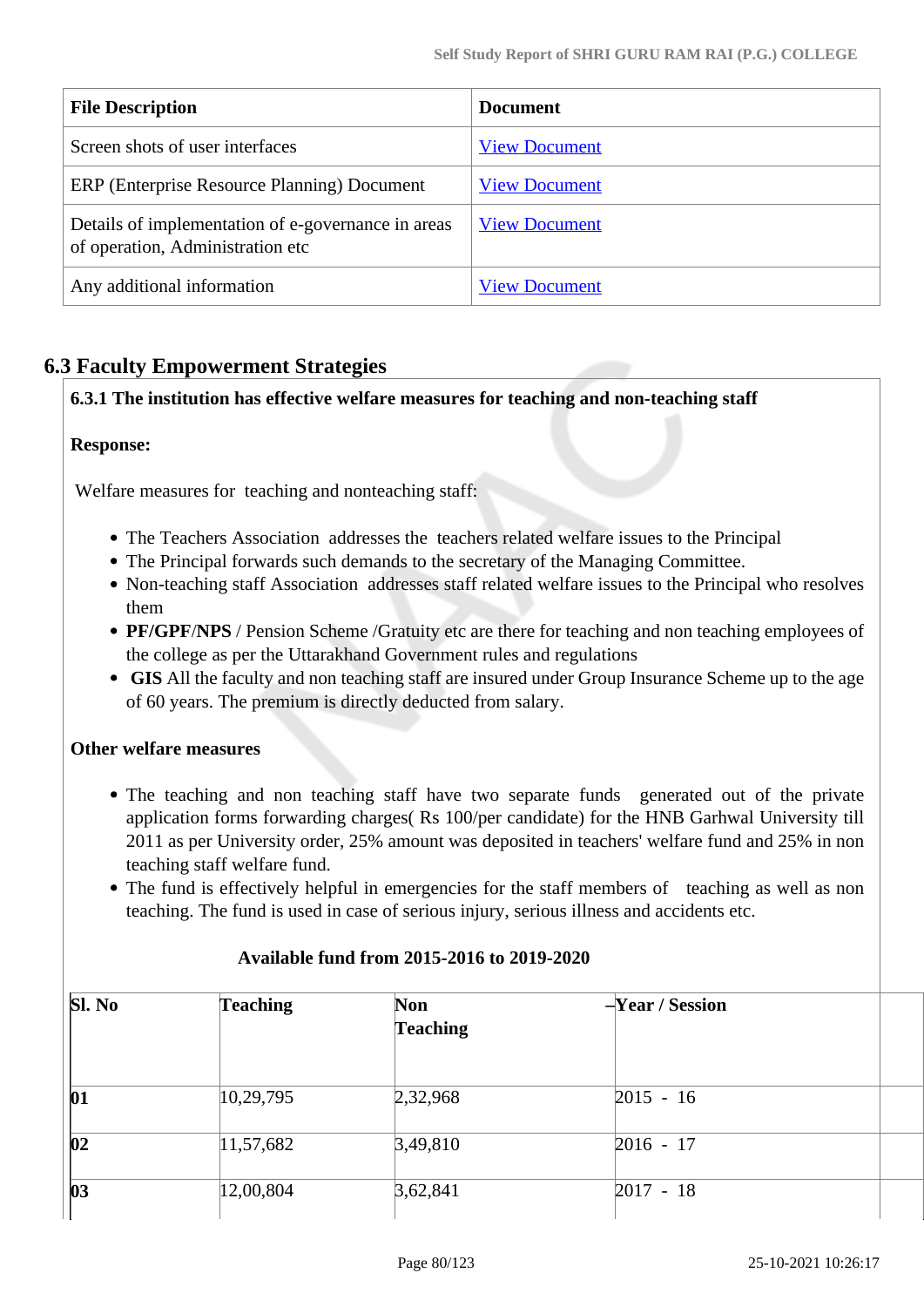| File Description | Document |
|---|---|
| Screen shots of user interfaces | View Document |
| ERP (Enterprise Resource Planning) Document | View Document |
| Details of implementation of e-governance in areas of operation, Administration etc | View Document |
| Any additional information | View Document |

## 6.3 Faculty Empowerment Strategies

**6.3.1 The institution has effective welfare measures for teaching and non-teaching staff**

**Response:**

Welfare measures for teaching and nonteaching staff:

- The Teachers Association addresses the teachers related welfare issues to the Principal
- The Principal forwards such demands to the secretary of the Managing Committee.
- Non-teaching staff Association addresses staff related welfare issues to the Principal who resolves them
- **PF/GPF/NPS** / Pension Scheme /Gratuity etc are there for teaching and non teaching employees of the college as per the Uttarakhand Government rules and regulations
- **GIS** All the faculty and non teaching staff are insured under Group Insurance Scheme up to the age of 60 years. The premium is directly deducted from salary.

**Other welfare measures**

- The teaching and non teaching staff have two separate funds generated out of the private application forms forwarding charges( Rs 100/per candidate) for the HNB Garhwal University till 2011 as per University order, 25% amount was deposited in teachers' welfare fund and 25% in non teaching staff welfare fund.
- The fund is effectively helpful in emergencies for the staff members of teaching as well as non teaching. The fund is used in case of serious injury, serious illness and accidents etc.

**Available fund from 2015-2016 to 2019-2020**

| Sl. No | Teaching | Non Teaching | Year / Session |
|---|---|---|---|
| 01 | 10,29,795 | 2,32,968 | 2015 - 16 |
| 02 | 11,57,682 | 3,49,810 | 2016 - 17 |
| 03 | 12,00,804 | 3,62,841 | 2017 - 18 |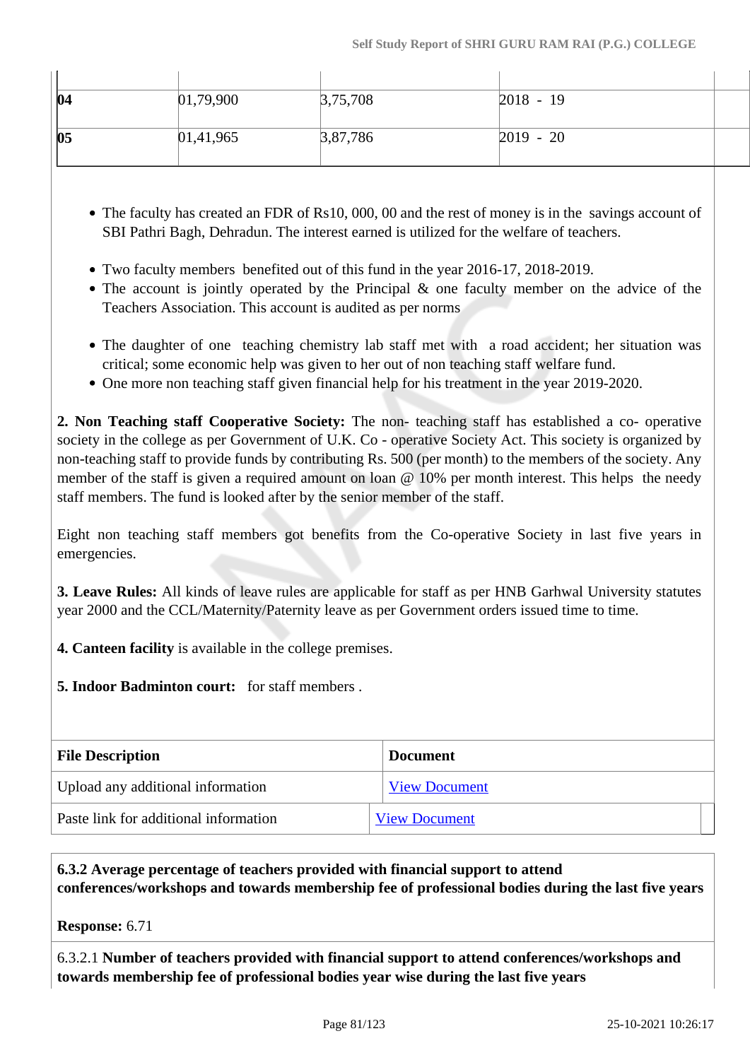| | | | | |
|---|---|---|---|---|
| 04 | 01,79,900 | 3,75,708 | 2018 - 19 | |
| 05 | 01,41,965 | 3,87,786 | 2019 - 20 | |

- The faculty has created an FDR of Rs10, 000, 00 and the rest of money is in the savings account of SBI Pathri Bagh, Dehradun. The interest earned is utilized for the welfare of teachers.

- Two faculty members benefited out of this fund in the year 2016-17, 2018-2019.
- The account is jointly operated by the Principal & one faculty member on the advice of the Teachers Association. This account is audited as per norms

- The daughter of one teaching chemistry lab staff met with a road accident; her situation was critical; some economic help was given to her out of non teaching staff welfare fund.
- One more non teaching staff given financial help for his treatment in the year 2019-2020.

**2. Non Teaching staff Cooperative Society:** The non- teaching staff has established a co- operative society in the college as per Government of U.K. Co - operative Society Act. This society is organized by non-teaching staff to provide funds by contributing Rs. 500 (per month) to the members of the society. Any member of the staff is given a required amount on loan @ 10% per month interest. This helps the needy staff members. The fund is looked after by the senior member of the staff.

Eight non teaching staff members got benefits from the Co-operative Society in last five years in emergencies.

**3. Leave Rules:** All kinds of leave rules are applicable for staff as per HNB Garhwal University statutes year 2000 and the CCL/Maternity/Paternity leave as per Government orders issued time to time.

**4. Canteen facility** is available in the college premises.

**5. Indoor Badminton court:** for staff members .

| File Description | Document |
|---|---|
| Upload any additional information | View Document |
| Paste link for additional information | View Document |

**6.3.2 Average percentage of teachers provided with financial support to attend conferences/workshops and towards membership fee of professional bodies during the last five years**

**Response:** 6.71

6.3.2.1 **Number of teachers provided with financial support to attend conferences/workshops and towards membership fee of professional bodies year wise during the last five years**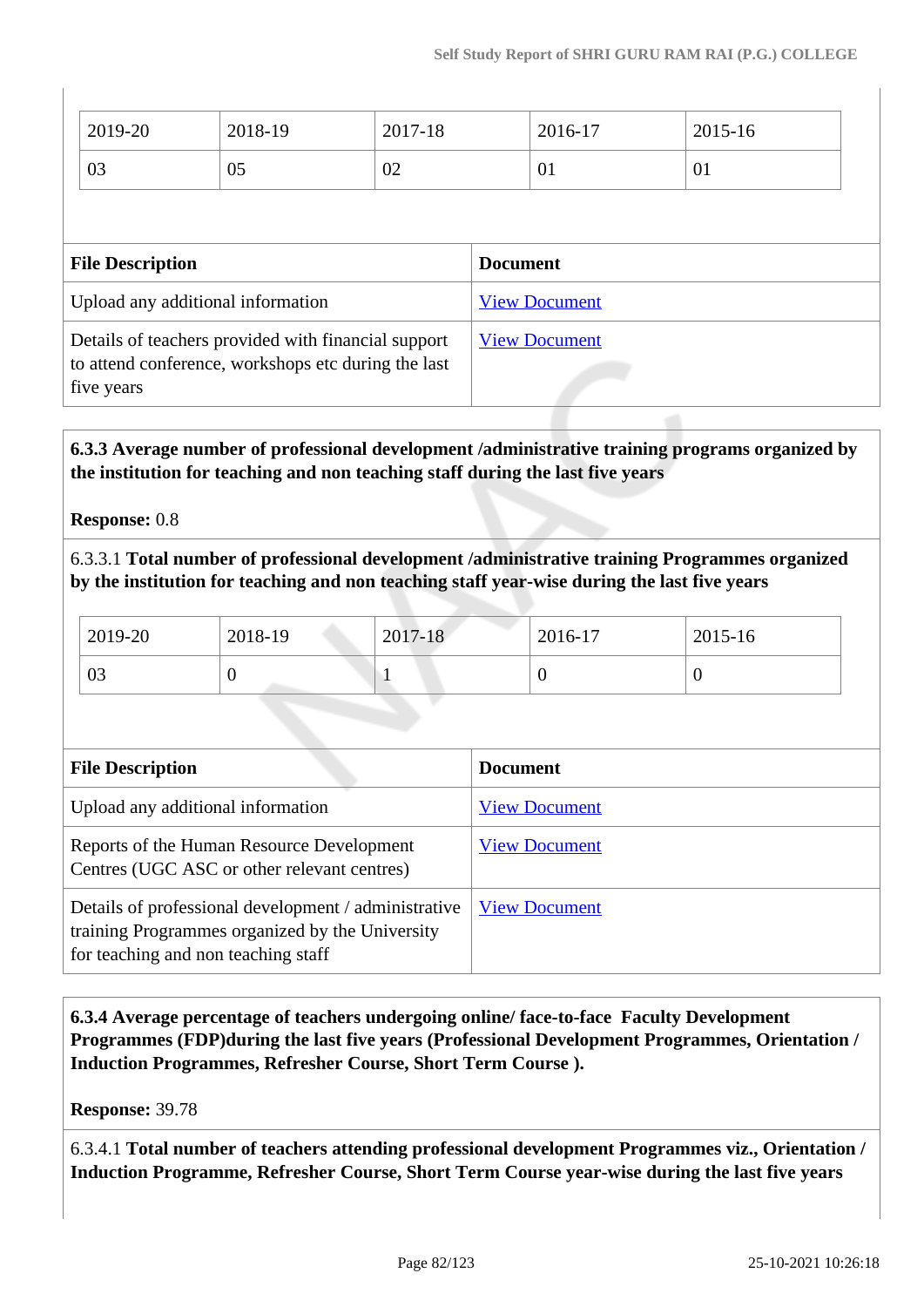| 2019-20 | 2018-19 | 2017-18 | 2016-17 | 2015-16 |
|---|---|---|---|---|
| 03 | 05 | 02 | 01 | 01 |

| File Description | Document |
|---|---|
| Upload any additional information | View Document |
| Details of teachers provided with financial support to attend conference, workshops etc during the last five years | View Document |

**6.3.3 Average number of professional development /administrative training programs organized by the institution for teaching and non teaching staff during the last five years**

**Response:** 0.8

6.3.3.1 **Total number of professional development /administrative training Programmes organized by the institution for teaching and non teaching staff year-wise during the last five years**

| 2019-20 | 2018-19 | 2017-18 | 2016-17 | 2015-16 |
|---|---|---|---|---|
| 03 | 0 | 1 | 0 | 0 |

| File Description | Document |
|---|---|
| Upload any additional information | View Document |
| Reports of the Human Resource Development Centres (UGC ASC or other relevant centres) | View Document |
| Details of professional development / administrative training Programmes organized by the University for teaching and non teaching staff | View Document |

**6.3.4 Average percentage of teachers undergoing online/ face-to-face Faculty Development Programmes (FDP)during the last five years (Professional Development Programmes, Orientation / Induction Programmes, Refresher Course, Short Term Course ).**

**Response:** 39.78

6.3.4.1 **Total number of teachers attending professional development Programmes viz., Orientation / Induction Programme, Refresher Course, Short Term Course year-wise during the last five years**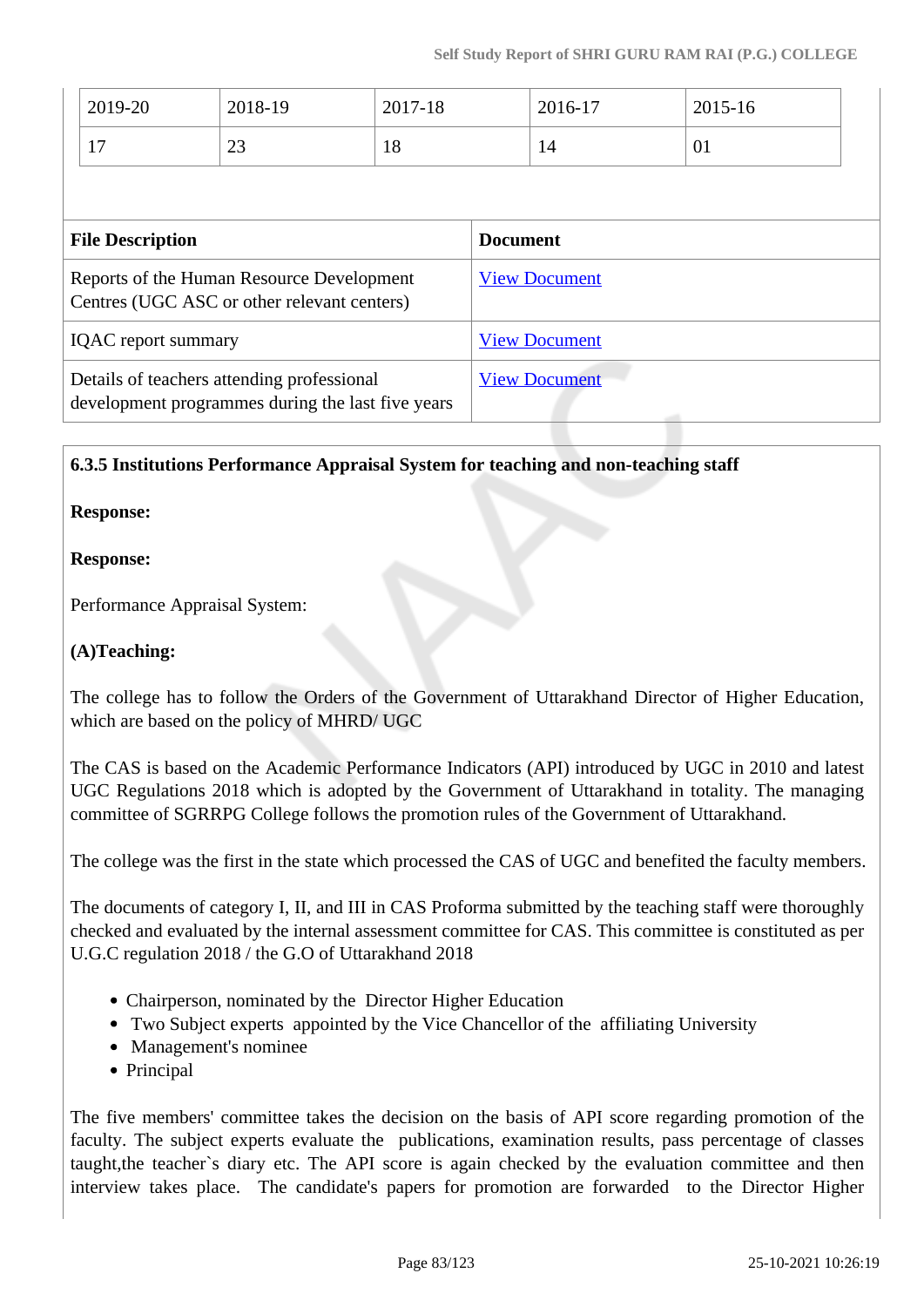| 2019-20 | 2018-19 | 2017-18 | 2016-17 | 2015-16 |
|---|---|---|---|---|
| 17 | 23 | 18 | 14 | 01 |

| File Description | Document |
|---|---|
| Reports of the Human Resource Development Centres (UGC ASC or other relevant centers) | View Document |
| IQAC report summary | View Document |
| Details of teachers attending professional development programmes during the last five years | View Document |

**6.3.5 Institutions Performance Appraisal System for teaching and non-teaching staff**

**Response:**

**Response:**

Performance Appraisal System:

**(A)Teaching:**

The college has to follow the Orders of the Government of Uttarakhand Director of Higher Education, which are based on the policy of MHRD/ UGC

The CAS is based on the Academic Performance Indicators (API) introduced by UGC in 2010 and latest UGC Regulations 2018 which is adopted by the Government of Uttarakhand in totality. The managing committee of SGRRPG College follows the promotion rules of the Government of Uttarakhand.

The college was the first in the state which processed the CAS of UGC and benefited the faculty members.

The documents of category I, II, and III in CAS Proforma submitted by the teaching staff were thoroughly checked and evaluated by the internal assessment committee for CAS. This committee is constituted as per U.G.C regulation 2018 / the G.O of Uttarakhand 2018

- Chairperson, nominated by the Director Higher Education
- Two Subject experts appointed by the Vice Chancellor of the affiliating University
- Management's nominee
- Principal

The five members' committee takes the decision on the basis of API score regarding promotion of the faculty. The subject experts evaluate the publications, examination results, pass percentage of classes taught,the teacher`s diary etc. The API score is again checked by the evaluation committee and then interview takes place. The candidate's papers for promotion are forwarded to the Director Higher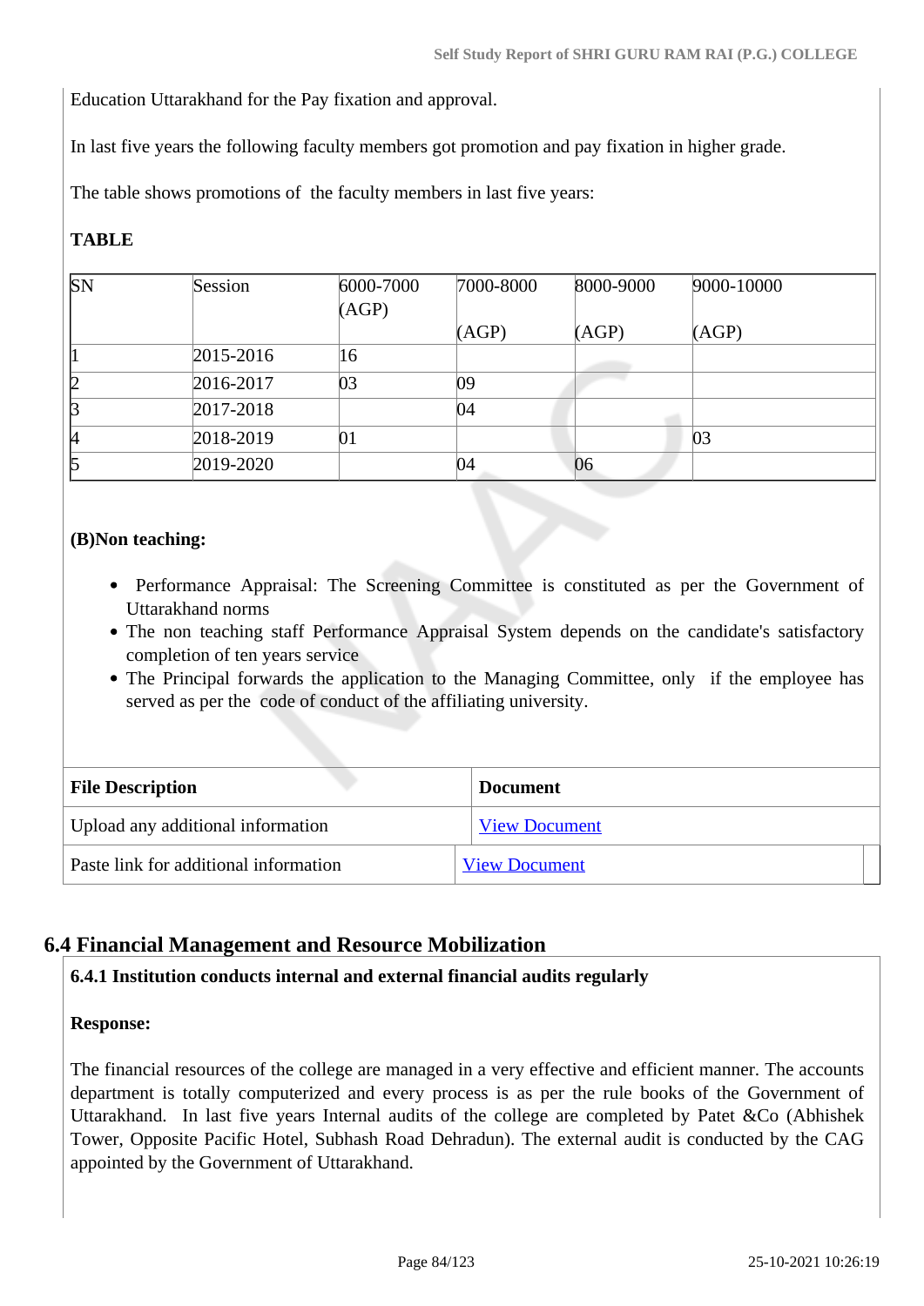Education Uttarakhand for the Pay fixation and approval.

In last five years the following faculty members got promotion and pay fixation in higher grade.

The table shows promotions of the faculty members in last five years:

**TABLE**

| SN | Session | 6000-7000 (AGP) | 7000-8000 (AGP) | 8000-9000 (AGP) | 9000-10000 (AGP) |
|---|---|---|---|---|---|
| 1 | 2015-2016 | 16 | | | |
| 2 | 2016-2017 | 03 | 09 | | |
| 3 | 2017-2018 | | 04 | | |
| 4 | 2018-2019 | 01 | | | 03 |
| 5 | 2019-2020 | | 04 | 06 | |

**(B)Non teaching:**

- Performance Appraisal: The Screening Committee is constituted as per the Government of Uttarakhand norms
- The non teaching staff Performance Appraisal System depends on the candidate's satisfactory completion of ten years service
- The Principal forwards the application to the Managing Committee, only if the employee has served as per the code of conduct of the affiliating university.

| File Description | Document |
|---|---|
| Upload any additional information | View Document |
| Paste link for additional information | View Document |

## 6.4 Financial Management and Resource Mobilization

**6.4.1 Institution conducts internal and external financial audits regularly**

**Response:**

The financial resources of the college are managed in a very effective and efficient manner. The accounts department is totally computerized and every process is as per the rule books of the Government of Uttarakhand. In last five years Internal audits of the college are completed by Patet &Co (Abhishek Tower, Opposite Pacific Hotel, Subhash Road Dehradun). The external audit is conducted by the CAG appointed by the Government of Uttarakhand.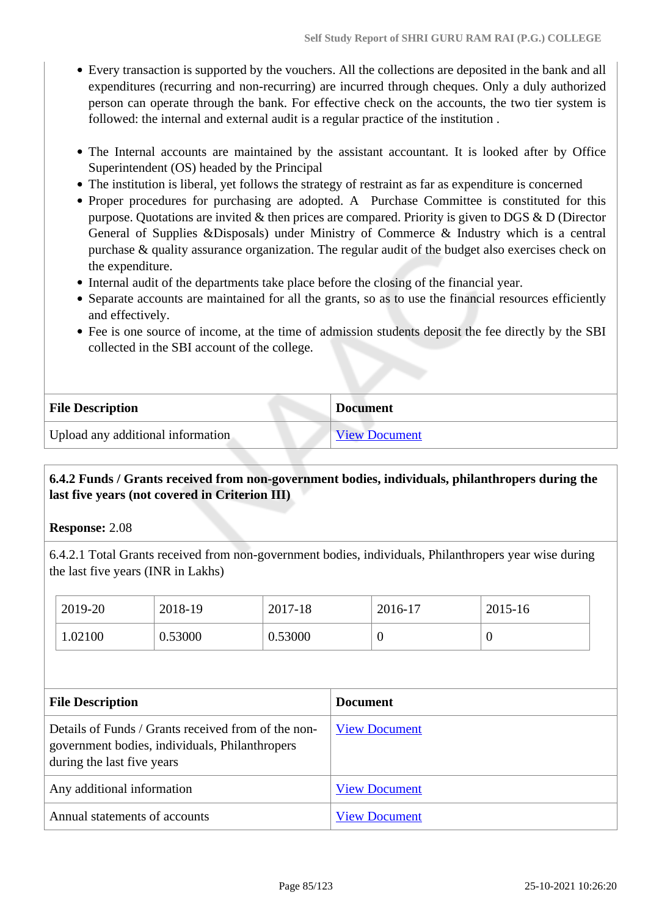- Every transaction is supported by the vouchers. All the collections are deposited in the bank and all expenditures (recurring and non-recurring) are incurred through cheques. Only a duly authorized person can operate through the bank. For effective check on the accounts, the two tier system is followed: the internal and external audit is a regular practice of the institution .

- The Internal accounts are maintained by the assistant accountant. It is looked after by Office Superintendent (OS) headed by the Principal
- The institution is liberal, yet follows the strategy of restraint as far as expenditure is concerned
- Proper procedures for purchasing are adopted. A Purchase Committee is constituted for this purpose. Quotations are invited & then prices are compared. Priority is given to DGS & D (Director General of Supplies &Disposals) under Ministry of Commerce & Industry which is a central purchase & quality assurance organization. The regular audit of the budget also exercises check on the expenditure.
- Internal audit of the departments take place before the closing of the financial year.
- Separate accounts are maintained for all the grants, so as to use the financial resources efficiently and effectively.
- Fee is one source of income, at the time of admission students deposit the fee directly by the SBI collected in the SBI account of the college.

| File Description | Document |
|---|---|
| Upload any additional information | View Document |

**6.4.2 Funds / Grants received from non-government bodies, individuals, philanthropers during the last five years (not covered in Criterion III)**

**Response:** 2.08

6.4.2.1 Total Grants received from non-government bodies, individuals, Philanthropers year wise during the last five years (INR in Lakhs)

| 2019-20 | 2018-19 | 2017-18 | 2016-17 | 2015-16 |
|---|---|---|---|---|
| 1.02100 | 0.53000 | 0.53000 | 0 | 0 |

| File Description | Document |
|---|---|
| Details of Funds / Grants received from of the non-government bodies, individuals, Philanthropers during the last five years | View Document |
| Any additional information | View Document |
| Annual statements of accounts | View Document |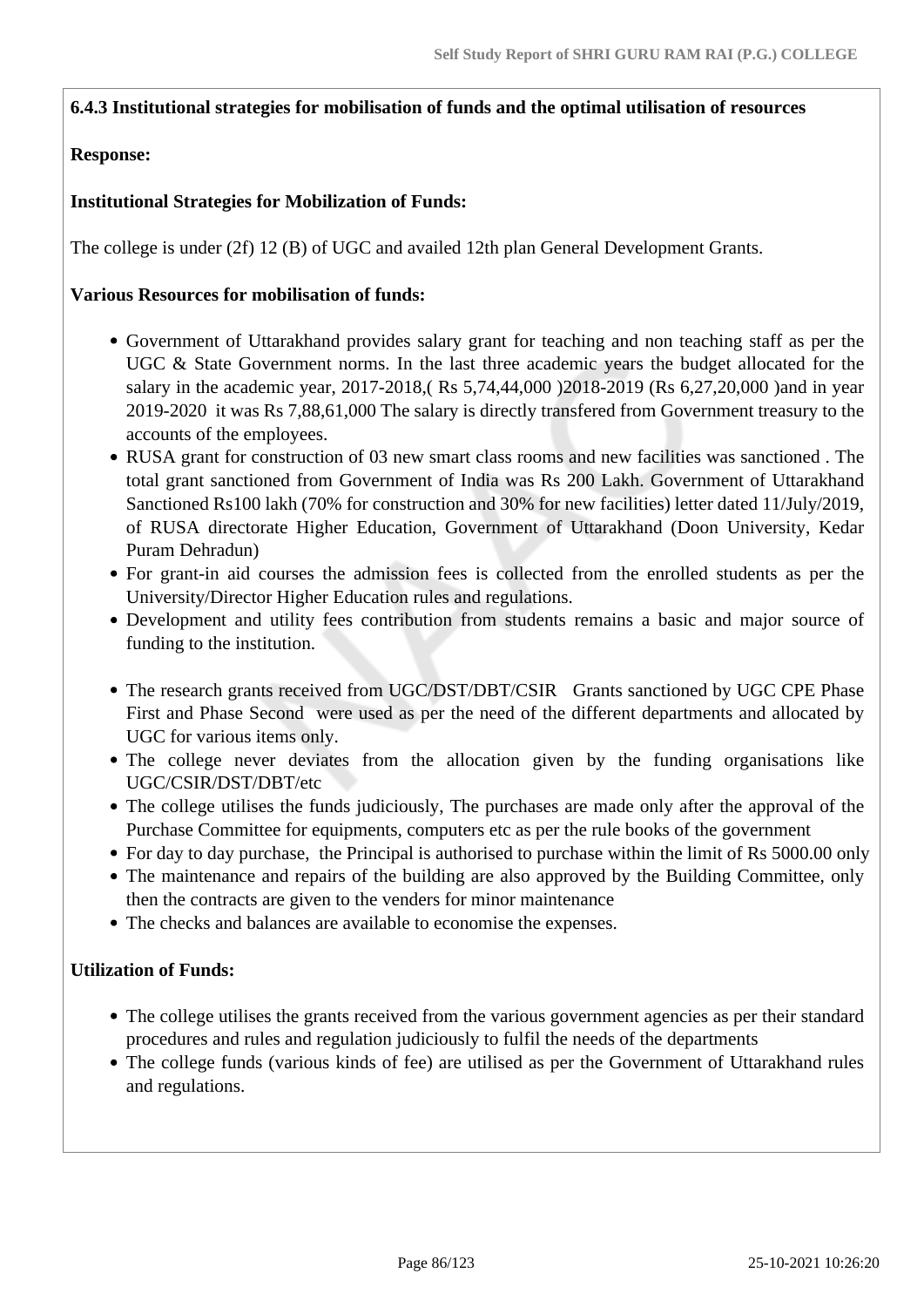**6.4.3 Institutional strategies for mobilisation of funds and the optimal utilisation of resources**

**Response:**

**Institutional Strategies for Mobilization of Funds:**

The college is under (2f) 12 (B) of UGC and availed 12th plan General Development Grants.

**Various Resources for mobilisation of funds:**

- Government of Uttarakhand provides salary grant for teaching and non teaching staff as per the UGC & State Government norms. In the last three academic years the budget allocated for the salary in the academic year, 2017-2018,( Rs 5,74,44,000 )2018-2019 (Rs 6,27,20,000 )and in year 2019-2020 it was Rs 7,88,61,000 The salary is directly transfered from Government treasury to the accounts of the employees.
- RUSA grant for construction of 03 new smart class rooms and new facilities was sanctioned . The total grant sanctioned from Government of India was Rs 200 Lakh. Government of Uttarakhand Sanctioned Rs100 lakh (70% for construction and 30% for new facilities) letter dated 11/July/2019, of RUSA directorate Higher Education, Government of Uttarakhand (Doon University, Kedar Puram Dehradun)
- For grant-in aid courses the admission fees is collected from the enrolled students as per the University/Director Higher Education rules and regulations.
- Development and utility fees contribution from students remains a basic and major source of funding to the institution.
- The research grants received from UGC/DST/DBT/CSIR Grants sanctioned by UGC CPE Phase First and Phase Second were used as per the need of the different departments and allocated by UGC for various items only.
- The college never deviates from the allocation given by the funding organisations like UGC/CSIR/DST/DBT/etc
- The college utilises the funds judiciously, The purchases are made only after the approval of the Purchase Committee for equipments, computers etc as per the rule books of the government
- For day to day purchase, the Principal is authorised to purchase within the limit of Rs 5000.00 only
- The maintenance and repairs of the building are also approved by the Building Committee, only then the contracts are given to the venders for minor maintenance
- The checks and balances are available to economise the expenses.

**Utilization of Funds:**

- The college utilises the grants received from the various government agencies as per their standard procedures and rules and regulation judiciously to fulfil the needs of the departments
- The college funds (various kinds of fee) are utilised as per the Government of Uttarakhand rules and regulations.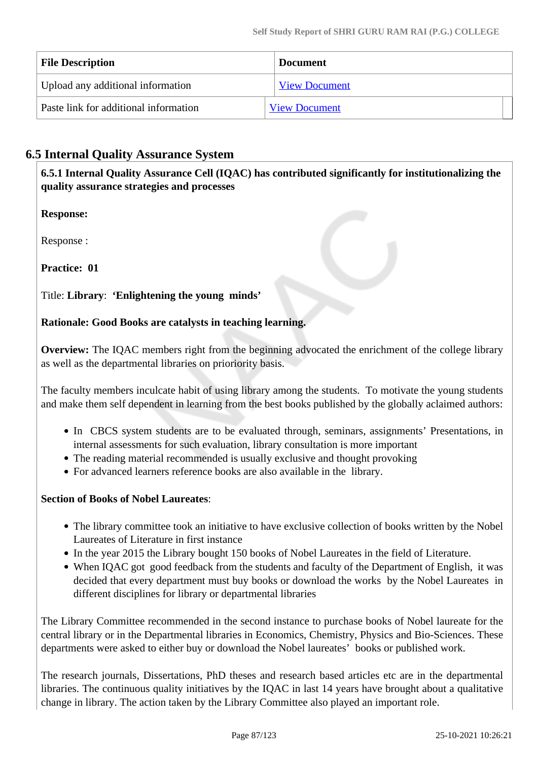| File Description | Document |
| --- | --- |
| Upload any additional information | View Document |
| Paste link for additional information | View Document |

## 6.5 Internal Quality Assurance System

**6.5.1 Internal Quality Assurance Cell (IQAC) has contributed significantly for institutionalizing the quality assurance strategies and processes**

**Response:**

Response :

**Practice: 01**

Title: **Library**: **'Enlightening the young minds'**

**Rationale: Good Books are catalysts in teaching learning.**

**Overview:** The IQAC members right from the beginning advocated the enrichment of the college library as well as the departmental libraries on prioriority basis.

The faculty members inculcate habit of using library among the students. To motivate the young students and make them self dependent in learning from the best books published by the globally aclaimed authors:

- In CBCS system students are to be evaluated through, seminars, assignments' Presentations, in internal assessments for such evaluation, library consultation is more important
- The reading material recommended is usually exclusive and thought provoking
- For advanced learners reference books are also available in the library.

**Section of Books of Nobel Laureates**:

- The library committee took an initiative to have exclusive collection of books written by the Nobel Laureates of Literature in first instance
- In the year 2015 the Library bought 150 books of Nobel Laureates in the field of Literature.
- When IQAC got good feedback from the students and faculty of the Department of English, it was decided that every department must buy books or download the works by the Nobel Laureates in different disciplines for library or departmental libraries

The Library Committee recommended in the second instance to purchase books of Nobel laureate for the central library or in the Departmental libraries in Economics, Chemistry, Physics and Bio-Sciences. These departments were asked to either buy or download the Nobel laureates' books or published work.

The research journals, Dissertations, PhD theses and research based articles etc are in the departmental libraries. The continuous quality initiatives by the IQAC in last 14 years have brought about a qualitative change in library. The action taken by the Library Committee also played an important role.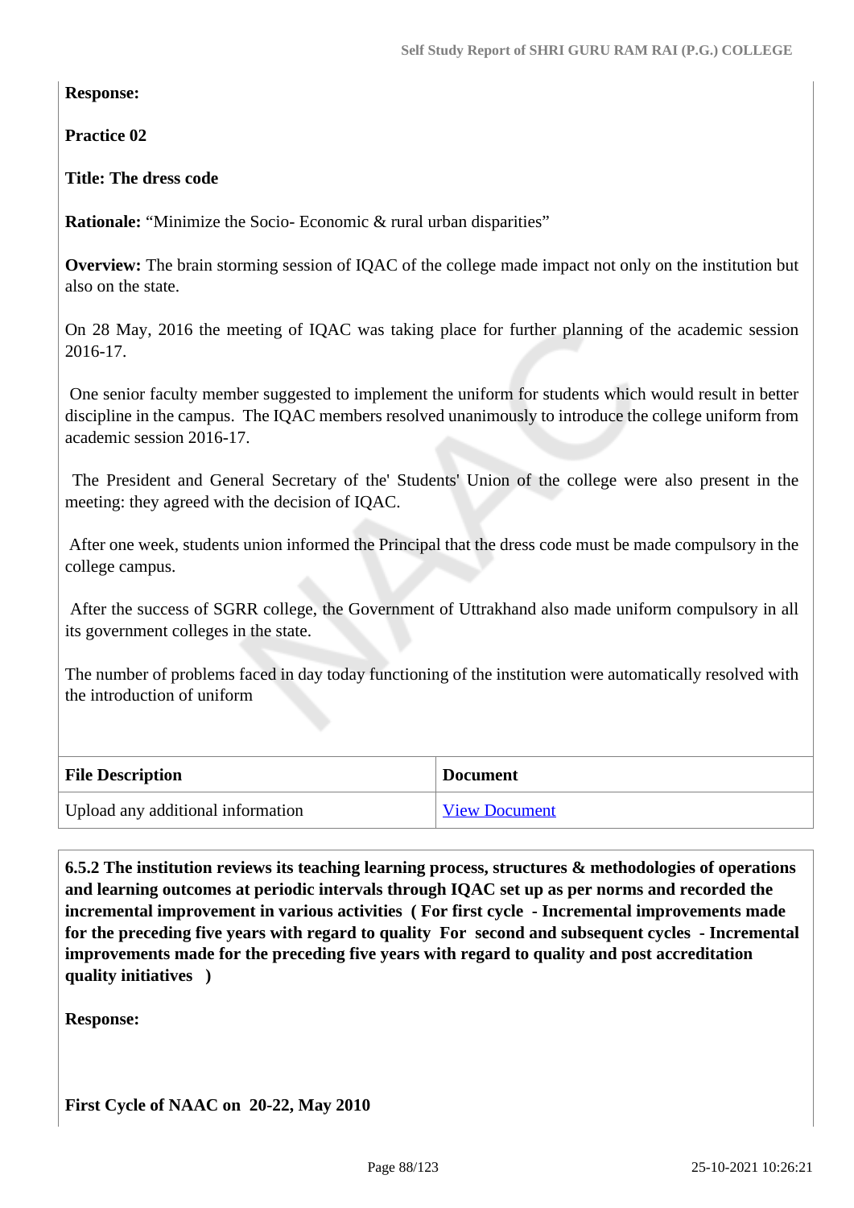**Response:**

**Practice 02**

**Title: The dress code**

**Rationale:** “Minimize the Socio- Economic & rural urban disparities”

**Overview:** The brain storming session of IQAC of the college made impact not only on the institution but also on the state.

On 28 May, 2016 the meeting of IQAC was taking place for further planning of the academic session 2016-17.

One senior faculty member suggested to implement the uniform for students which would result in better discipline in the campus. The IQAC members resolved unanimously to introduce the college uniform from academic session 2016-17.

The President and General Secretary of the' Students' Union of the college were also present in the meeting: they agreed with the decision of IQAC.

After one week, students union informed the Principal that the dress code must be made compulsory in the college campus.

After the success of SGRR college, the Government of Uttrakhand also made uniform compulsory in all its government colleges in the state.

The number of problems faced in day today functioning of the institution were automatically resolved with the introduction of uniform

| File Description | Document |
|---|---|
| Upload any additional information | View Document |

**6.5.2 The institution reviews its teaching learning process, structures & methodologies of operations and learning outcomes at periodic intervals through IQAC set up as per norms and recorded the incremental improvement in various activities ( For first cycle - Incremental improvements made for the preceding five years with regard to quality For second and subsequent cycles - Incremental improvements made for the preceding five years with regard to quality and post accreditation quality initiatives )**

**Response:**

**First Cycle of NAAC on 20-22, May 2010**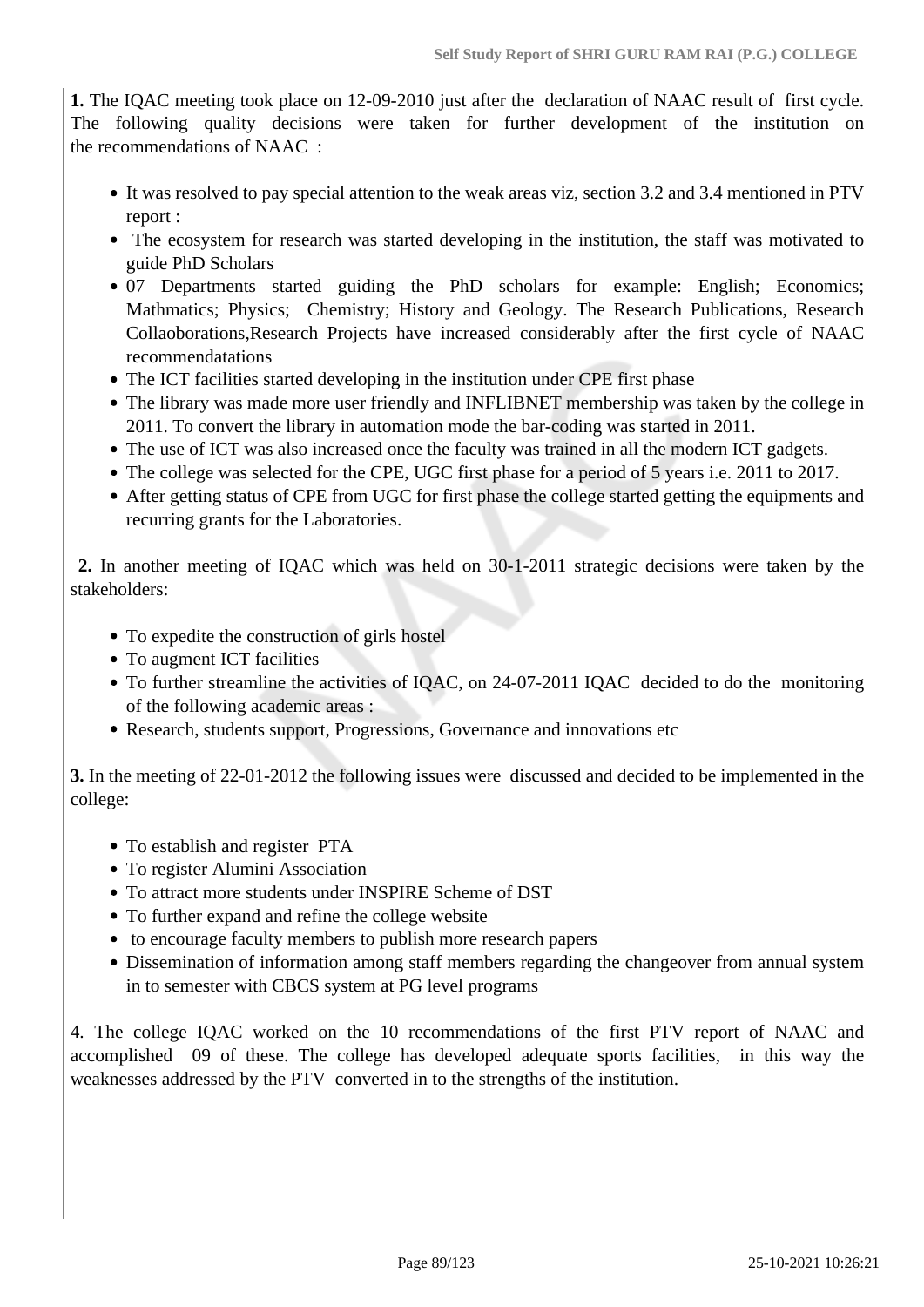**1.** The IQAC meeting took place on 12-09-2010 just after the declaration of NAAC result of first cycle. The following quality decisions were taken for further development of the institution on the recommendations of NAAC :

- It was resolved to pay special attention to the weak areas viz, section 3.2 and 3.4 mentioned in PTV report :
- The ecosystem for research was started developing in the institution, the staff was motivated to guide PhD Scholars
- 07 Departments started guiding the PhD scholars for example: English; Economics; Mathmatics; Physics; Chemistry; History and Geology. The Research Publications, Research Collaoborations,Research Projects have increased considerably after the first cycle of NAAC recommendatations
- The ICT facilities started developing in the institution under CPE first phase
- The library was made more user friendly and INFLIBNET membership was taken by the college in 2011. To convert the library in automation mode the bar-coding was started in 2011.
- The use of ICT was also increased once the faculty was trained in all the modern ICT gadgets.
- The college was selected for the CPE, UGC first phase for a period of 5 years i.e. 2011 to 2017.
- After getting status of CPE from UGC for first phase the college started getting the equipments and recurring grants for the Laboratories.

**2.** In another meeting of IQAC which was held on 30-1-2011 strategic decisions were taken by the stakeholders:

- To expedite the construction of girls hostel
- To augment ICT facilities
- To further streamline the activities of IQAC, on 24-07-2011 IQAC decided to do the monitoring of the following academic areas :
- Research, students support, Progressions, Governance and innovations etc

**3.** In the meeting of 22-01-2012 the following issues were discussed and decided to be implemented in the college:

- To establish and register PTA
- To register Alumini Association
- To attract more students under INSPIRE Scheme of DST
- To further expand and refine the college website
- to encourage faculty members to publish more research papers
- Dissemination of information among staff members regarding the changeover from annual system in to semester with CBCS system at PG level programs

4. The college IQAC worked on the 10 recommendations of the first PTV report of NAAC and accomplished 09 of these. The college has developed adequate sports facilities, in this way the weaknesses addressed by the PTV converted in to the strengths of the institution.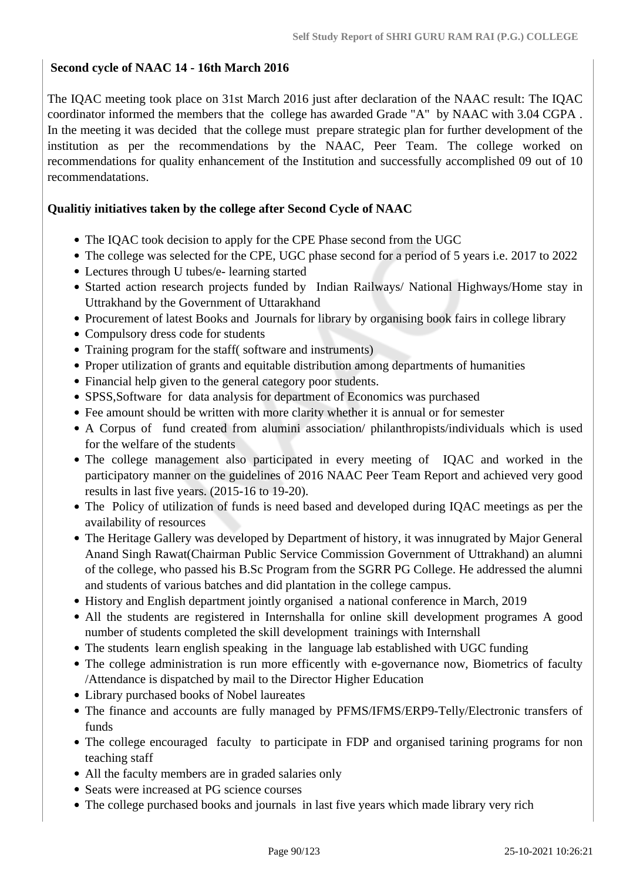**Second cycle of NAAC 14 - 16th March 2016**

The IQAC meeting took place on 31st March 2016 just after declaration of the NAAC result: The IQAC coordinator informed the members that the college has awarded Grade "A" by NAAC with 3.04 CGPA . In the meeting it was decided that the college must prepare strategic plan for further development of the institution as per the recommendations by the NAAC, Peer Team. The college worked on recommendations for quality enhancement of the Institution and successfully accomplished 09 out of 10 recommendatations.

**Qualitiy initiatives taken by the college after Second Cycle of NAAC**

- The IQAC took decision to apply for the CPE Phase second from the UGC
- The college was selected for the CPE, UGC phase second for a period of 5 years i.e. 2017 to 2022
- Lectures through U tubes/e- learning started
- Started action research projects funded by Indian Railways/ National Highways/Home stay in Uttrakhand by the Government of Uttarakhand
- Procurement of latest Books and Journals for library by organising book fairs in college library
- Compulsory dress code for students
- Training program for the staff( software and instruments)
- Proper utilization of grants and equitable distribution among departments of humanities
- Financial help given to the general category poor students.
- SPSS,Software for data analysis for department of Economics was purchased
- Fee amount should be written with more clarity whether it is annual or for semester
- A Corpus of fund created from alumini association/ philanthropists/individuals which is used for the welfare of the students
- The college management also participated in every meeting of IQAC and worked in the participatory manner on the guidelines of 2016 NAAC Peer Team Report and achieved very good results in last five years. (2015-16 to 19-20).
- The Policy of utilization of funds is need based and developed during IQAC meetings as per the availability of resources
- The Heritage Gallery was developed by Department of history, it was innugrated by Major General Anand Singh Rawat(Chairman Public Service Commission Government of Uttrakhand) an alumni of the college, who passed his B.Sc Program from the SGRR PG College. He addressed the alumni and students of various batches and did plantation in the college campus.
- History and English department jointly organised a national conference in March, 2019
- All the students are registered in Internshalla for online skill development programes A good number of students completed the skill development trainings with Internshall
- The students learn english speaking in the language lab established with UGC funding
- The college administration is run more efficently with e-governance now, Biometrics of faculty /Attendance is dispatched by mail to the Director Higher Education
- Library purchased books of Nobel laureates
- The finance and accounts are fully managed by PFMS/IFMS/ERP9-Telly/Electronic transfers of funds
- The college encouraged faculty to participate in FDP and organised tarining programs for non teaching staff
- All the faculty members are in graded salaries only
- Seats were increased at PG science courses
- The college purchased books and journals in last five years which made library very rich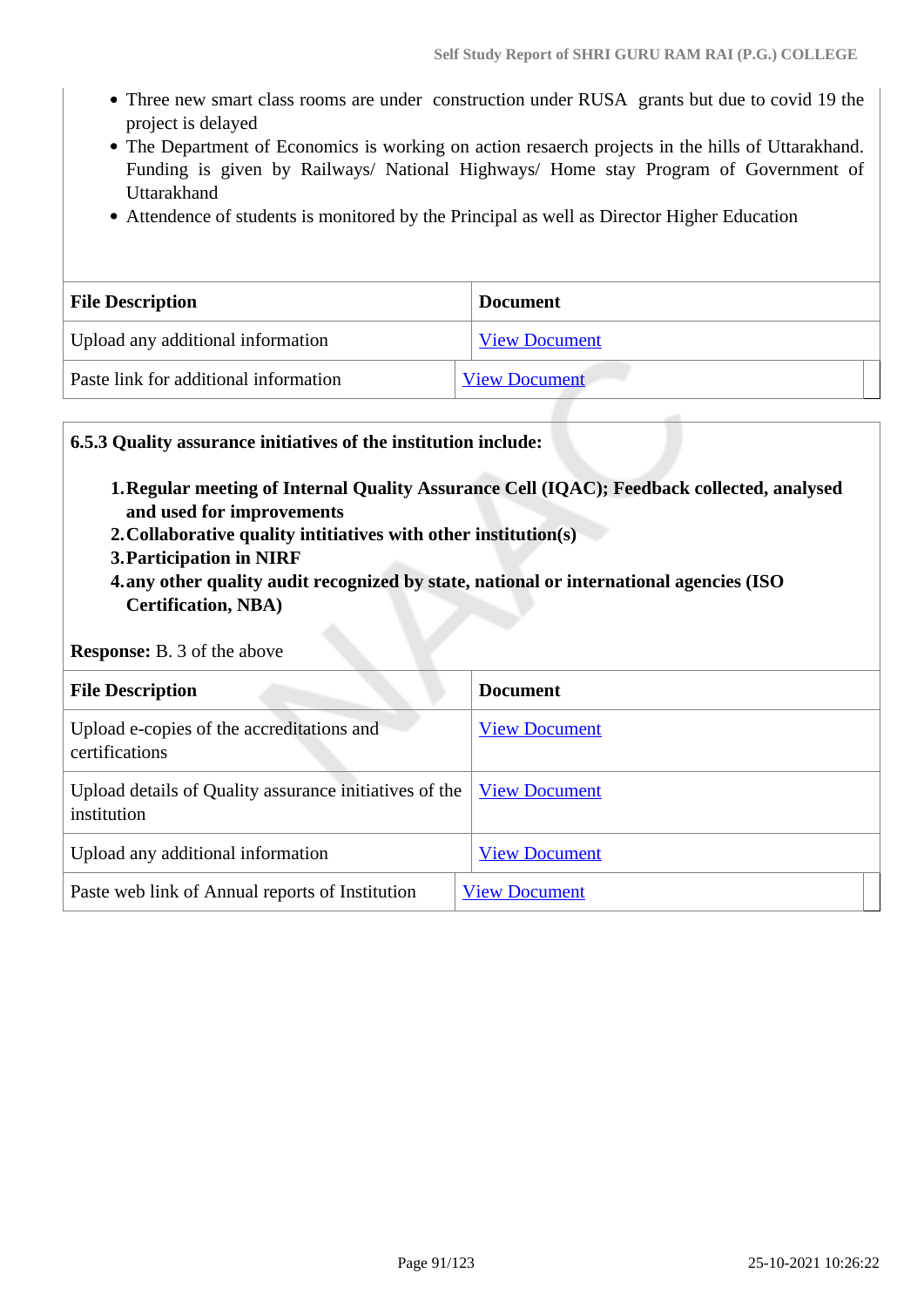- Three new smart class rooms are under construction under RUSA grants but due to covid 19 the project is delayed
- The Department of Economics is working on action resaerch projects in the hills of Uttarakhand. Funding is given by Railways/ National Highways/ Home stay Program of Government of Uttarakhand
- Attendence of students is monitored by the Principal as well as Director Higher Education

| File Description | Document |
|---|---|
| Upload any additional information | View Document |
| Paste link for additional information | View Document |

**6.5.3 Quality assurance initiatives of the institution include:**

1. **Regular meeting of Internal Quality Assurance Cell (IQAC); Feedback collected, analysed and used for improvements**
2. **Collaborative quality intitiatives with other institution(s)**
3. **Participation in NIRF**
4. **any other quality audit recognized by state, national or international agencies (ISO Certification, NBA)**

**Response:** B. 3 of the above

| File Description | Document |
|---|---|
| Upload e-copies of the accreditations and certifications | View Document |
| Upload details of Quality assurance initiatives of the institution | View Document |
| Upload any additional information | View Document |
| Paste web link of Annual reports of Institution | View Document |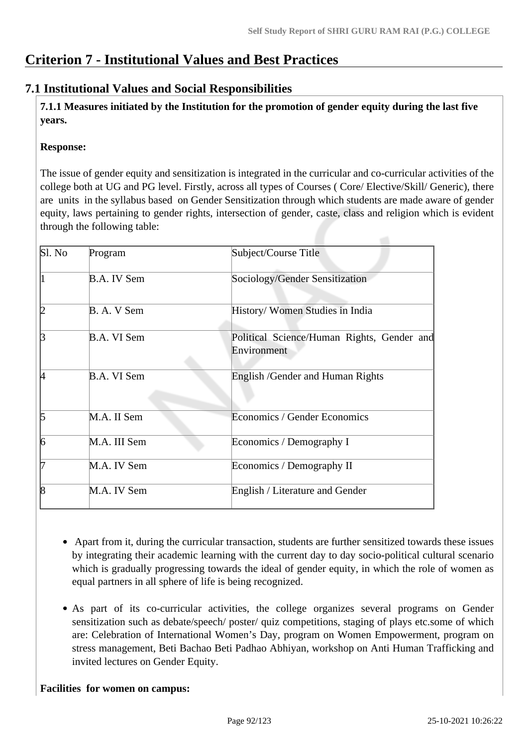# Criterion 7 - Institutional Values and Best Practices

## 7.1 Institutional Values and Social Responsibilities

**7.1.1 Measures initiated by the Institution for the promotion of gender equity during the last five years.**

**Response:**

The issue of gender equity and sensitization is integrated in the curricular and co-curricular activities of the college both at UG and PG level. Firstly, across all types of Courses ( Core/ Elective/Skill/ Generic), there are units in the syllabus based on Gender Sensitization through which students are made aware of gender equity, laws pertaining to gender rights, intersection of gender, caste, class and religion which is evident through the following table:

| Sl. No | Program | Subject/Course Title |
|---|---|---|
| 1 | B.A. IV Sem | Sociology/Gender Sensitization |
| 2 | B. A. V Sem | History/ Women Studies in India |
| 3 | B.A. VI Sem | Political Science/Human Rights, Gender and Environment |
| 4 | B.A. VI Sem | English /Gender and Human Rights |
| 5 | M.A. II Sem | Economics / Gender Economics |
| 6 | M.A. III Sem | Economics / Demography I |
| 7 | M.A. IV Sem | Economics / Demography II |
| 8 | M.A. IV Sem | English / Literature and Gender |

- Apart from it, during the curricular transaction, students are further sensitized towards these issues by integrating their academic learning with the current day to day socio-political cultural scenario which is gradually progressing towards the ideal of gender equity, in which the role of women as equal partners in all sphere of life is being recognized.
- As part of its co-curricular activities, the college organizes several programs on Gender sensitization such as debate/speech/ poster/ quiz competitions, staging of plays etc.some of which are: Celebration of International Women's Day, program on Women Empowerment, program on stress management, Beti Bachao Beti Padhao Abhiyan, workshop on Anti Human Trafficking and invited lectures on Gender Equity.

**Facilities for women on campus:**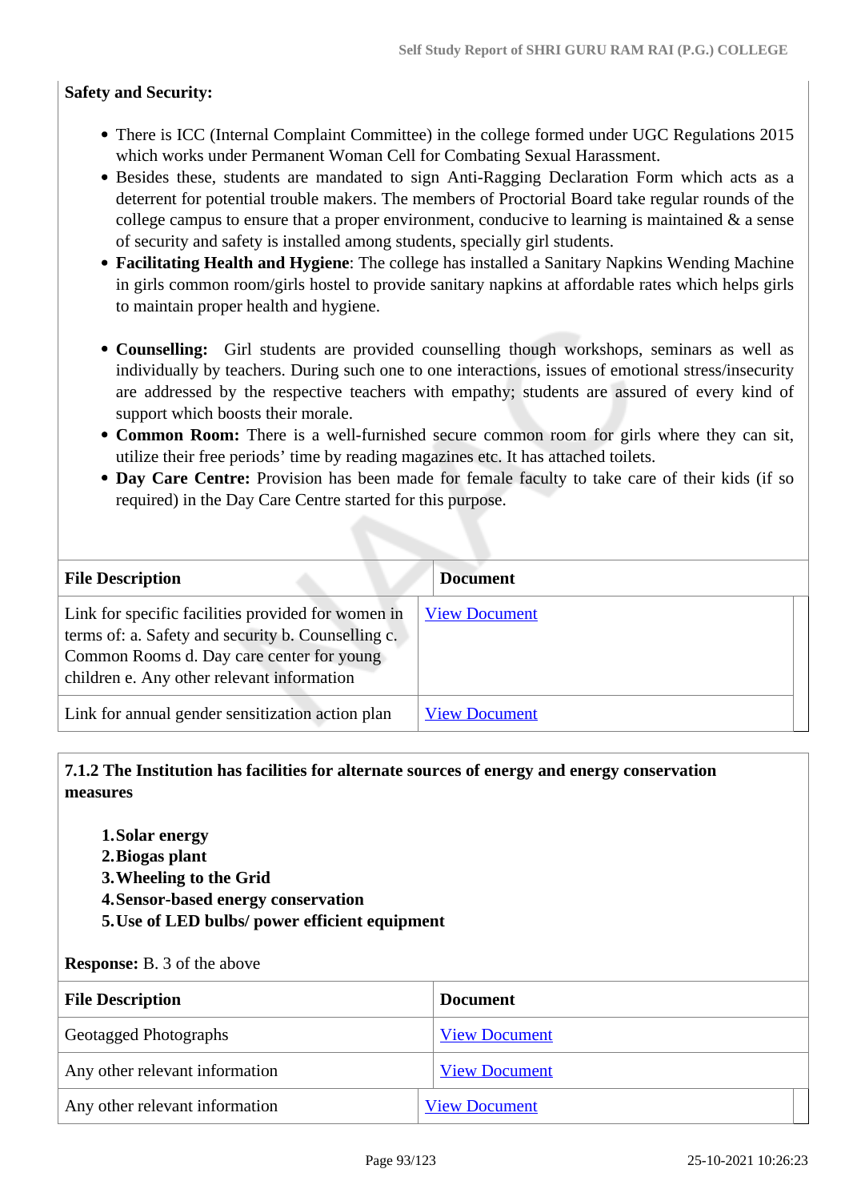**Safety and Security:**

- There is ICC (Internal Complaint Committee) in the college formed under UGC Regulations 2015 which works under Permanent Woman Cell for Combating Sexual Harassment.
- Besides these, students are mandated to sign Anti-Ragging Declaration Form which acts as a deterrent for potential trouble makers. The members of Proctorial Board take regular rounds of the college campus to ensure that a proper environment, conducive to learning is maintained & a sense of security and safety is installed among students, specially girl students.
- **Facilitating Health and Hygiene**: The college has installed a Sanitary Napkins Wending Machine in girls common room/girls hostel to provide sanitary napkins at affordable rates which helps girls to maintain proper health and hygiene.

- **Counselling:** Girl students are provided counselling though workshops, seminars as well as individually by teachers. During such one to one interactions, issues of emotional stress/insecurity are addressed by the respective teachers with empathy; students are assured of every kind of support which boosts their morale.
- **Common Room:** There is a well-furnished secure common room for girls where they can sit, utilize their free periods' time by reading magazines etc. It has attached toilets.
- **Day Care Centre:** Provision has been made for female faculty to take care of their kids (if so required) in the Day Care Centre started for this purpose.

| File Description | Document |
|---|---|
| Link for specific facilities provided for women in terms of: a. Safety and security b. Counselling c. Common Rooms d. Day care center for young children e. Any other relevant information | View Document |
| Link for annual gender sensitization action plan | View Document |

**7.1.2 The Institution has facilities for alternate sources of energy and energy conservation measures**

1. **Solar energy**
2. **Biogas plant**
3. **Wheeling to the Grid**
4. **Sensor-based energy conservation**
5. **Use of LED bulbs/ power efficient equipment**

**Response:** B. 3 of the above

| File Description | Document |
|---|---|
| Geotagged Photographs | View Document |
| Any other relevant information | View Document |
| Any other relevant information | View Document |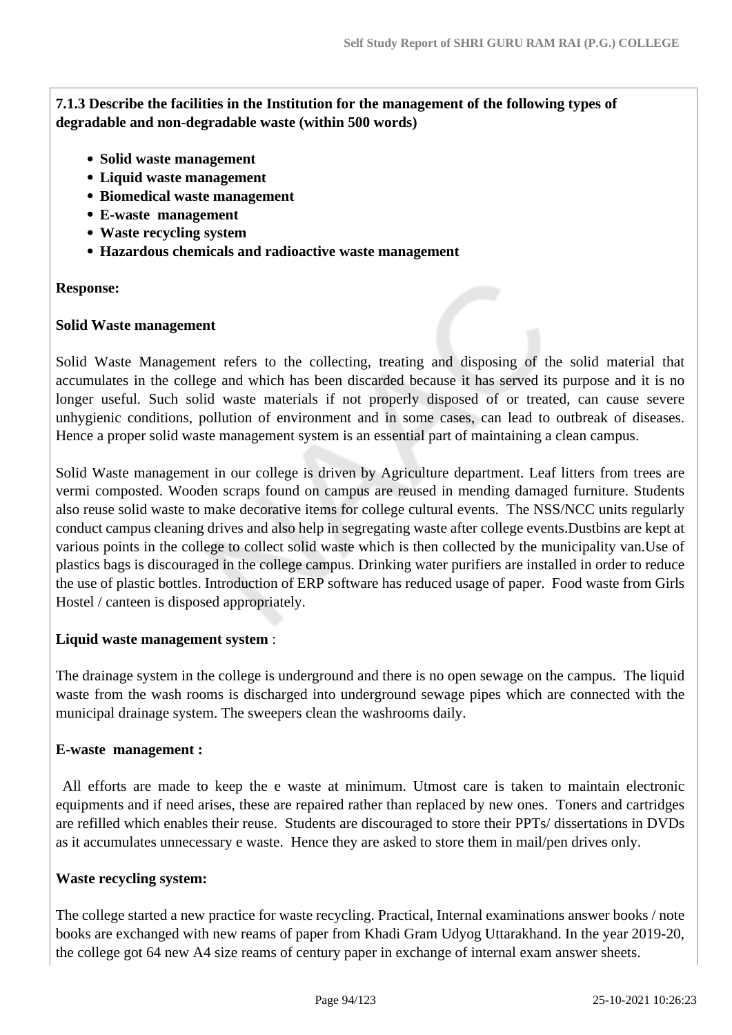**7.1.3 Describe the facilities in the Institution for the management of the following types of degradable and non-degradable waste (within 500 words)**

- **Solid waste management**
- **Liquid waste management**
- **Biomedical waste management**
- **E-waste management**
- **Waste recycling system**
- **Hazardous chemicals and radioactive waste management**

**Response:**

**Solid Waste management**

Solid Waste Management refers to the collecting, treating and disposing of the solid material that accumulates in the college and which has been discarded because it has served its purpose and it is no longer useful. Such solid waste materials if not properly disposed of or treated, can cause severe unhygienic conditions, pollution of environment and in some cases, can lead to outbreak of diseases. Hence a proper solid waste management system is an essential part of maintaining a clean campus.

Solid Waste management in our college is driven by Agriculture department. Leaf litters from trees are vermi composted. Wooden scraps found on campus are reused in mending damaged furniture. Students also reuse solid waste to make decorative items for college cultural events. The NSS/NCC units regularly conduct campus cleaning drives and also help in segregating waste after college events.Dustbins are kept at various points in the college to collect solid waste which is then collected by the municipality van.Use of plastics bags is discouraged in the college campus. Drinking water purifiers are installed in order to reduce the use of plastic bottles. Introduction of ERP software has reduced usage of paper. Food waste from Girls Hostel / canteen is disposed appropriately.

**Liquid waste management system** :

The drainage system in the college is underground and there is no open sewage on the campus. The liquid waste from the wash rooms is discharged into underground sewage pipes which are connected with the municipal drainage system. The sweepers clean the washrooms daily.

**E-waste management :**

All efforts are made to keep the e waste at minimum. Utmost care is taken to maintain electronic equipments and if need arises, these are repaired rather than replaced by new ones. Toners and cartridges are refilled which enables their reuse. Students are discouraged to store their PPTs/ dissertations in DVDs as it accumulates unnecessary e waste. Hence they are asked to store them in mail/pen drives only.

**Waste recycling system:**

The college started a new practice for waste recycling. Practical, Internal examinations answer books / note books are exchanged with new reams of paper from Khadi Gram Udyog Uttarakhand. In the year 2019-20, the college got 64 new A4 size reams of century paper in exchange of internal exam answer sheets.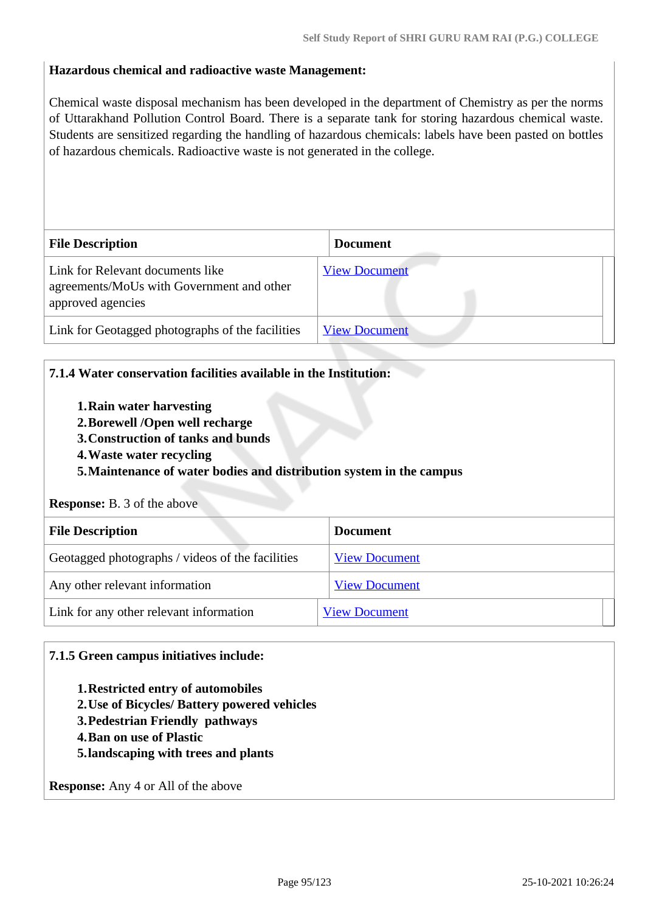**Hazardous chemical and radioactive waste Management:**

Chemical waste disposal mechanism has been developed in the department of Chemistry as per the norms of Uttarakhand Pollution Control Board. There is a separate tank for storing hazardous chemical waste. Students are sensitized regarding the handling of hazardous chemicals: labels have been pasted on bottles of hazardous chemicals. Radioactive waste is not generated in the college.

| File Description | Document |
|---|---|
| Link for Relevant documents like agreements/MoUs with Government and other approved agencies | View Document |
| Link for Geotagged photographs of the facilities | View Document |

**7.1.4 Water conservation facilities available in the Institution:**

1. **Rain water harvesting**
2. **Borewell /Open well recharge**
3. **Construction of tanks and bunds**
4. **Waste water recycling**
5. **Maintenance of water bodies and distribution system in the campus**

**Response:** B. 3 of the above

| File Description | Document |
|---|---|
| Geotagged photographs / videos of the facilities | View Document |
| Any other relevant information | View Document |
| Link for any other relevant information | View Document |

**7.1.5 Green campus initiatives include:**

1. **Restricted entry of automobiles**
2. **Use of Bicycles/ Battery powered vehicles**
3. **Pedestrian Friendly pathways**
4. **Ban on use of Plastic**
5. **landscaping with trees and plants**

**Response:** Any 4 or All of the above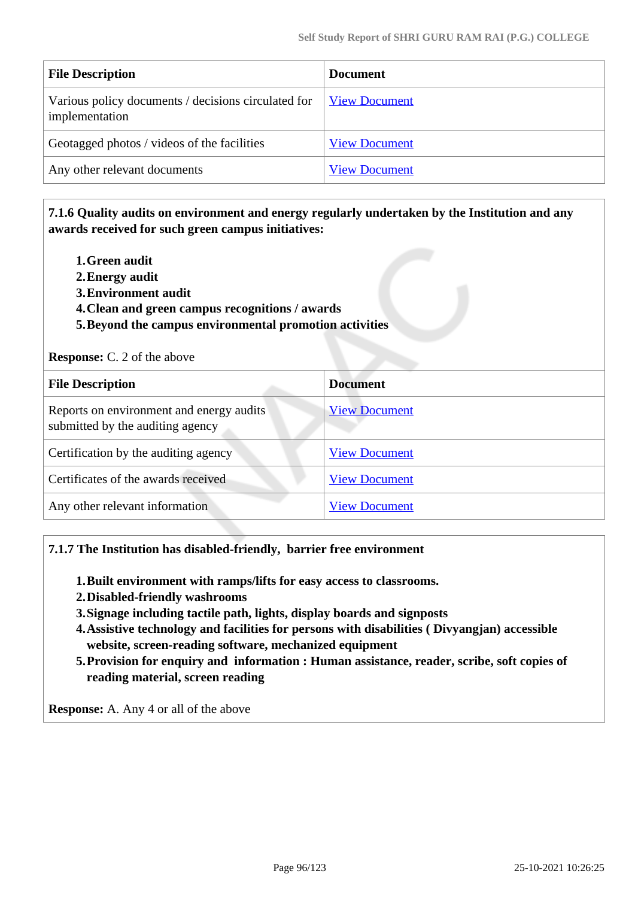| File Description | Document |
|---|---|
| Various policy documents / decisions circulated for implementation | View Document |
| Geotagged photos / videos of the facilities | View Document |
| Any other relevant documents | View Document |

**7.1.6 Quality audits on environment and energy regularly undertaken by the Institution and any awards received for such green campus initiatives:**

1. **Green audit**
2. **Energy audit**
3. **Environment audit**
4. **Clean and green campus recognitions / awards**
5. **Beyond the campus environmental promotion activities**

**Response:** C. 2 of the above

| File Description | Document |
|---|---|
| Reports on environment and energy audits submitted by the auditing agency | View Document |
| Certification by the auditing agency | View Document |
| Certificates of the awards received | View Document |
| Any other relevant information | View Document |

**7.1.7 The Institution has disabled-friendly, barrier free environment**

1. **Built environment with ramps/lifts for easy access to classrooms.**
2. **Disabled-friendly washrooms**
3. **Signage including tactile path, lights, display boards and signposts**
4. **Assistive technology and facilities for persons with disabilities ( Divyangjan) accessible website, screen-reading software, mechanized equipment**
5. **Provision for enquiry and information : Human assistance, reader, scribe, soft copies of reading material, screen reading**

**Response:** A. Any 4 or all of the above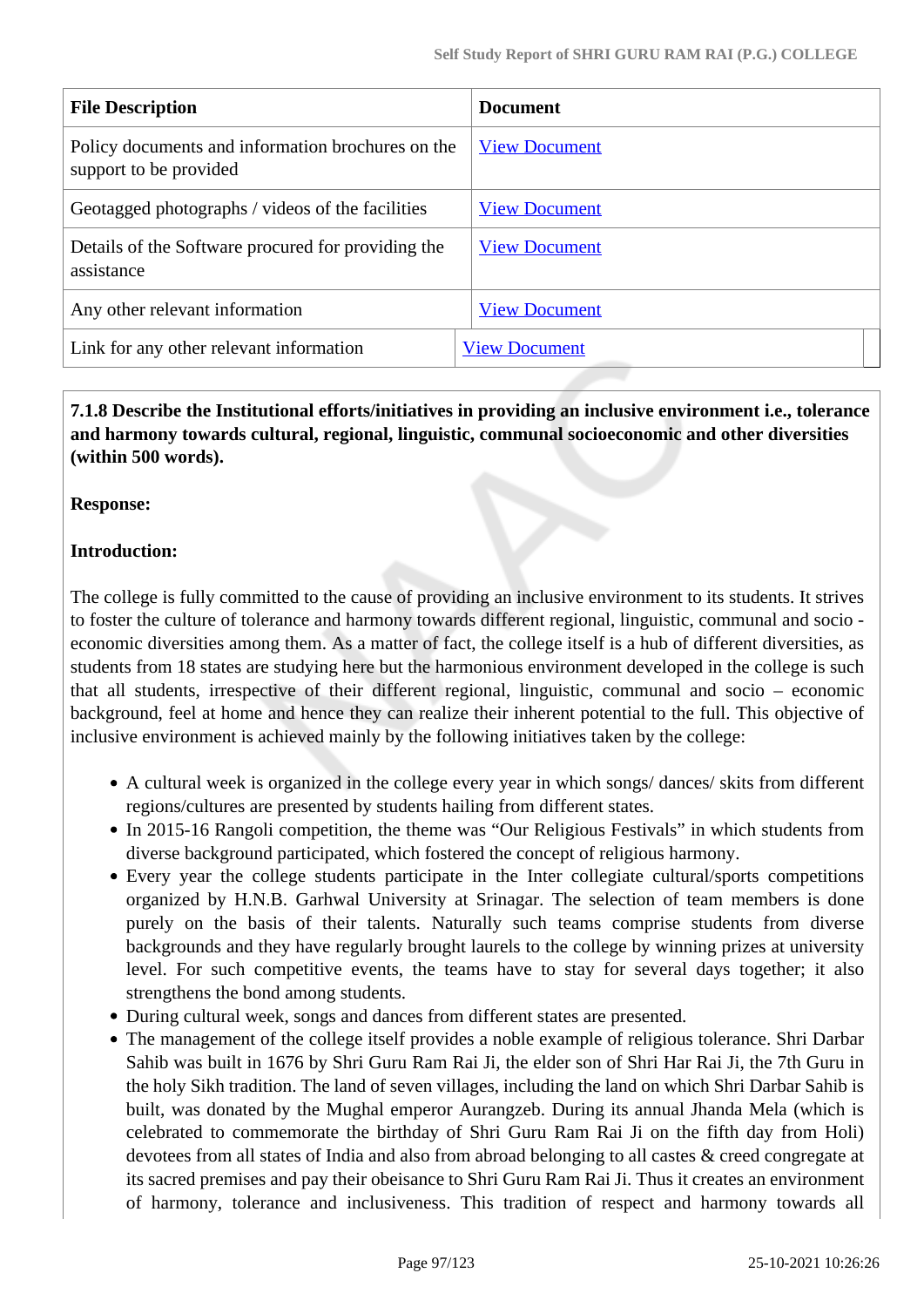| File Description | Document |
|---|---|
| Policy documents and information brochures on the support to be provided | View Document |
| Geotagged photographs / videos of the facilities | View Document |
| Details of the Software procured for providing the assistance | View Document |
| Any other relevant information | View Document |
| Link for any other relevant information | View Document |

**7.1.8 Describe the Institutional efforts/initiatives in providing an inclusive environment i.e., tolerance and harmony towards cultural, regional, linguistic, communal socioeconomic and other diversities (within 500 words).**

**Response:**

**Introduction:**

The college is fully committed to the cause of providing an inclusive environment to its students. It strives to foster the culture of tolerance and harmony towards different regional, linguistic, communal and socio - economic diversities among them. As a matter of fact, the college itself is a hub of different diversities, as students from 18 states are studying here but the harmonious environment developed in the college is such that all students, irrespective of their different regional, linguistic, communal and socio – economic background, feel at home and hence they can realize their inherent potential to the full. This objective of inclusive environment is achieved mainly by the following initiatives taken by the college:

- A cultural week is organized in the college every year in which songs/ dances/ skits from different regions/cultures are presented by students hailing from different states.
- In 2015-16 Rangoli competition, the theme was "Our Religious Festivals" in which students from diverse background participated, which fostered the concept of religious harmony.
- Every year the college students participate in the Inter collegiate cultural/sports competitions organized by H.N.B. Garhwal University at Srinagar. The selection of team members is done purely on the basis of their talents. Naturally such teams comprise students from diverse backgrounds and they have regularly brought laurels to the college by winning prizes at university level. For such competitive events, the teams have to stay for several days together; it also strengthens the bond among students.
- During cultural week, songs and dances from different states are presented.
- The management of the college itself provides a noble example of religious tolerance. Shri Darbar Sahib was built in 1676 by Shri Guru Ram Rai Ji, the elder son of Shri Har Rai Ji, the 7th Guru in the holy Sikh tradition. The land of seven villages, including the land on which Shri Darbar Sahib is built, was donated by the Mughal emperor Aurangzeb. During its annual Jhanda Mela (which is celebrated to commemorate the birthday of Shri Guru Ram Rai Ji on the fifth day from Holi) devotees from all states of India and also from abroad belonging to all castes & creed congregate at its sacred premises and pay their obeisance to Shri Guru Ram Rai Ji. Thus it creates an environment of harmony, tolerance and inclusiveness. This tradition of respect and harmony towards all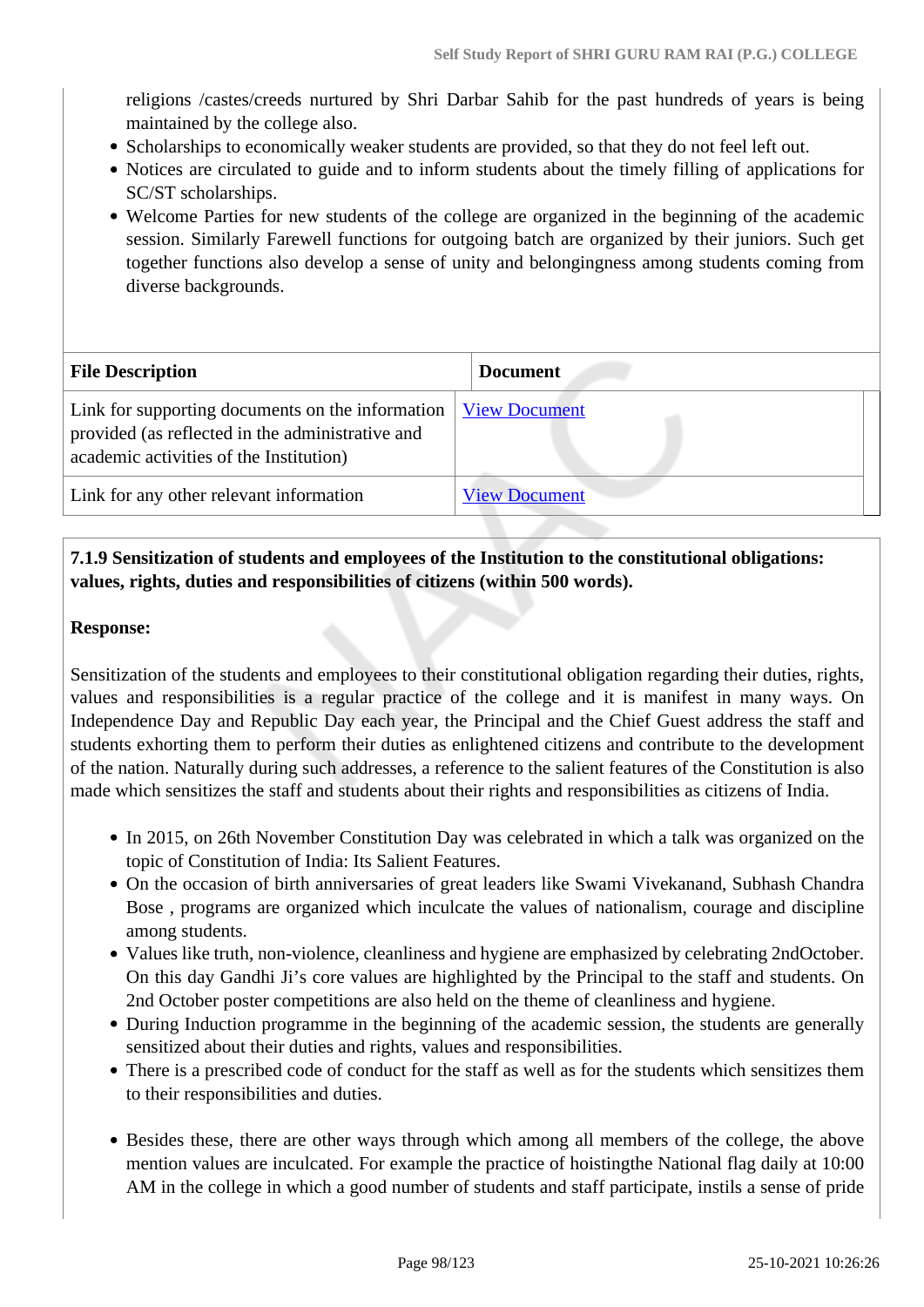religions /castes/creeds nurtured by Shri Darbar Sahib for the past hundreds of years is being maintained by the college also.

- Scholarships to economically weaker students are provided, so that they do not feel left out.
- Notices are circulated to guide and to inform students about the timely filling of applications for SC/ST scholarships.
- Welcome Parties for new students of the college are organized in the beginning of the academic session. Similarly Farewell functions for outgoing batch are organized by their juniors. Such get together functions also develop a sense of unity and belongingness among students coming from diverse backgrounds.

| File Description | Document |
|---|---|
| Link for supporting documents on the information provided (as reflected in the administrative and academic activities of the Institution) | View Document |
| Link for any other relevant information | View Document |

**7.1.9 Sensitization of students and employees of the Institution to the constitutional obligations: values, rights, duties and responsibilities of citizens (within 500 words).**

**Response:**

Sensitization of the students and employees to their constitutional obligation regarding their duties, rights, values and responsibilities is a regular practice of the college and it is manifest in many ways. On Independence Day and Republic Day each year, the Principal and the Chief Guest address the staff and students exhorting them to perform their duties as enlightened citizens and contribute to the development of the nation. Naturally during such addresses, a reference to the salient features of the Constitution is also made which sensitizes the staff and students about their rights and responsibilities as citizens of India.

- In 2015, on 26th November Constitution Day was celebrated in which a talk was organized on the topic of Constitution of India: Its Salient Features.
- On the occasion of birth anniversaries of great leaders like Swami Vivekanand, Subhash Chandra Bose , programs are organized which inculcate the values of nationalism, courage and discipline among students.
- Values like truth, non-violence, cleanliness and hygiene are emphasized by celebrating 2ndOctober. On this day Gandhi Ji's core values are highlighted by the Principal to the staff and students. On 2nd October poster competitions are also held on the theme of cleanliness and hygiene.
- During Induction programme in the beginning of the academic session, the students are generally sensitized about their duties and rights, values and responsibilities.
- There is a prescribed code of conduct for the staff as well as for the students which sensitizes them to their responsibilities and duties.

- Besides these, there are other ways through which among all members of the college, the above mention values are inculcated. For example the practice of hoistingthe National flag daily at 10:00 AM in the college in which a good number of students and staff participate, instils a sense of pride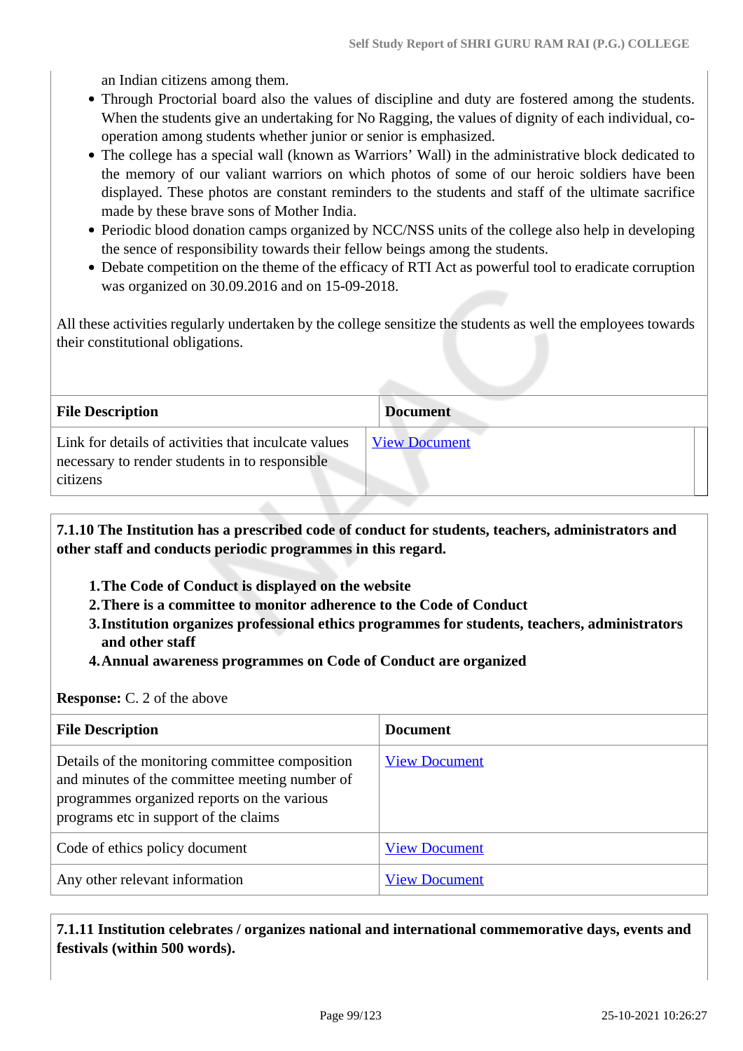an Indian citizens among them.

- Through Proctorial board also the values of discipline and duty are fostered among the students. When the students give an undertaking for No Ragging, the values of dignity of each individual, co-operation among students whether junior or senior is emphasized.
- The college has a special wall (known as Warriors' Wall) in the administrative block dedicated to the memory of our valiant warriors on which photos of some of our heroic soldiers have been displayed. These photos are constant reminders to the students and staff of the ultimate sacrifice made by these brave sons of Mother India.
- Periodic blood donation camps organized by NCC/NSS units of the college also help in developing the sence of responsibility towards their fellow beings among the students.
- Debate competition on the theme of the efficacy of RTI Act as powerful tool to eradicate corruption was organized on 30.09.2016 and on 15-09-2018.

All these activities regularly undertaken by the college sensitize the students as well the employees towards their constitutional obligations.

| File Description | Document |
|---|---|
| Link for details of activities that inculcate values necessary to render students in to responsible citizens | View Document |

**7.1.10 The Institution has a prescribed code of conduct for students, teachers, administrators and other staff and conducts periodic programmes in this regard.**

1. **The Code of Conduct is displayed on the website**
2. **There is a committee to monitor adherence to the Code of Conduct**
3. **Institution organizes professional ethics programmes for students, teachers, administrators and other staff**
4. **Annual awareness programmes on Code of Conduct are organized**

**Response:** C. 2 of the above

| File Description | Document |
|---|---|
| Details of the monitoring committee composition and minutes of the committee meeting number of programmes organized reports on the various programs etc in support of the claims | View Document |
| Code of ethics policy document | View Document |
| Any other relevant information | View Document |

**7.1.11 Institution celebrates / organizes national and international commemorative days, events and festivals (within 500 words).**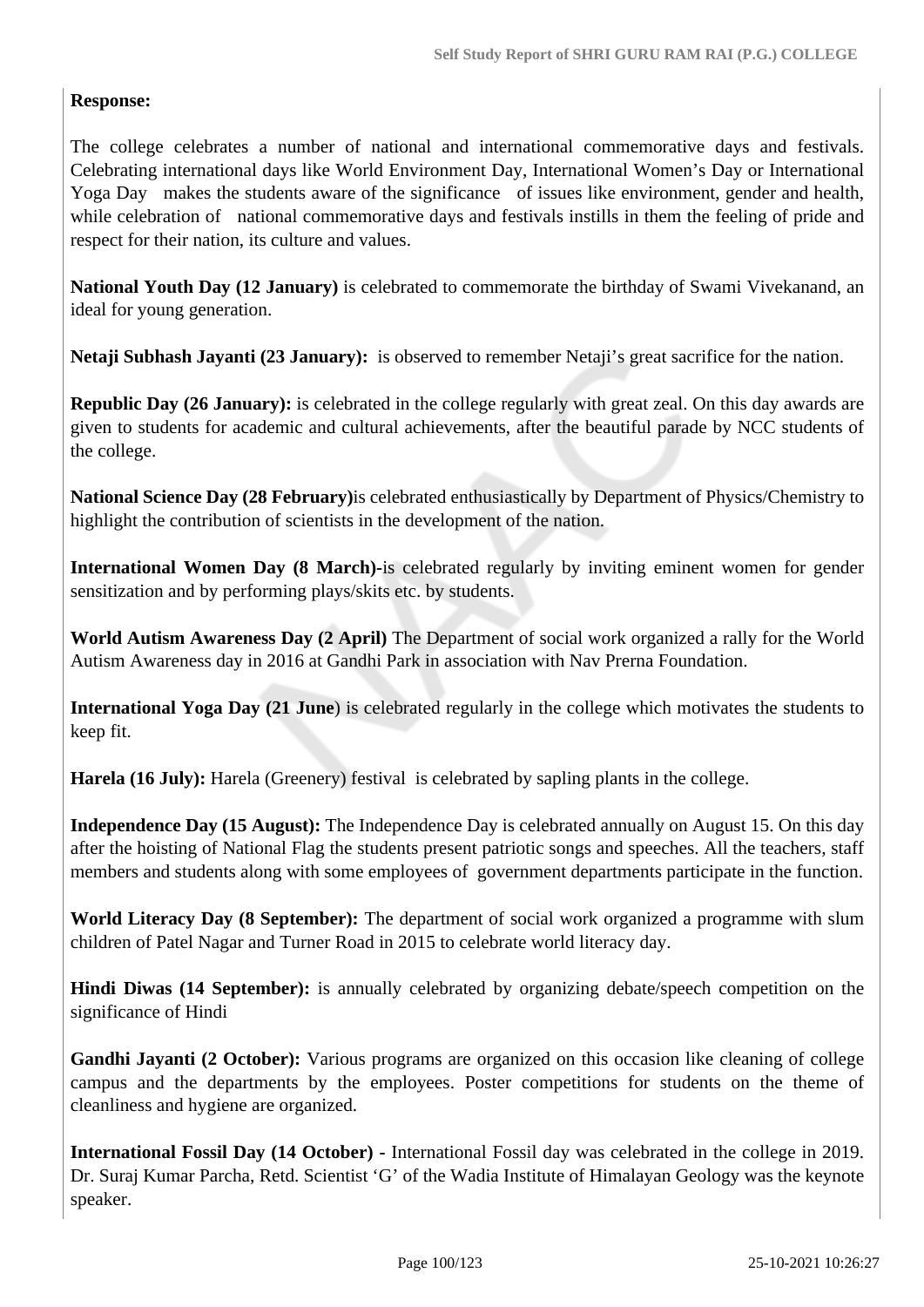**Response:**

The college celebrates a number of national and international commemorative days and festivals. Celebrating international days like World Environment Day, International Women's Day or International Yoga Day makes the students aware of the significance of issues like environment, gender and health, while celebration of national commemorative days and festivals instills in them the feeling of pride and respect for their nation, its culture and values.

**National Youth Day (12 January)** is celebrated to commemorate the birthday of Swami Vivekanand, an ideal for young generation.

**Netaji Subhash Jayanti (23 January):** is observed to remember Netaji's great sacrifice for the nation.

**Republic Day (26 January):** is celebrated in the college regularly with great zeal. On this day awards are given to students for academic and cultural achievements, after the beautiful parade by NCC students of the college.

**National Science Day (28 February)**is celebrated enthusiastically by Department of Physics/Chemistry to highlight the contribution of scientists in the development of the nation.

**International Women Day (8 March)-**is celebrated regularly by inviting eminent women for gender sensitization and by performing plays/skits etc. by students.

**World Autism Awareness Day (2 April)** The Department of social work organized a rally for the World Autism Awareness day in 2016 at Gandhi Park in association with Nav Prerna Foundation.

**International Yoga Day (21 June**) is celebrated regularly in the college which motivates the students to keep fit.

**Harela (16 July):** Harela (Greenery) festival is celebrated by sapling plants in the college.

**Independence Day (15 August):** The Independence Day is celebrated annually on August 15. On this day after the hoisting of National Flag the students present patriotic songs and speeches. All the teachers, staff members and students along with some employees of government departments participate in the function.

**World Literacy Day (8 September):** The department of social work organized a programme with slum children of Patel Nagar and Turner Road in 2015 to celebrate world literacy day.

**Hindi Diwas (14 September):** is annually celebrated by organizing debate/speech competition on the significance of Hindi

**Gandhi Jayanti (2 October):** Various programs are organized on this occasion like cleaning of college campus and the departments by the employees. Poster competitions for students on the theme of cleanliness and hygiene are organized.

**International Fossil Day (14 October) -** International Fossil day was celebrated in the college in 2019. Dr. Suraj Kumar Parcha, Retd. Scientist 'G' of the Wadia Institute of Himalayan Geology was the keynote speaker.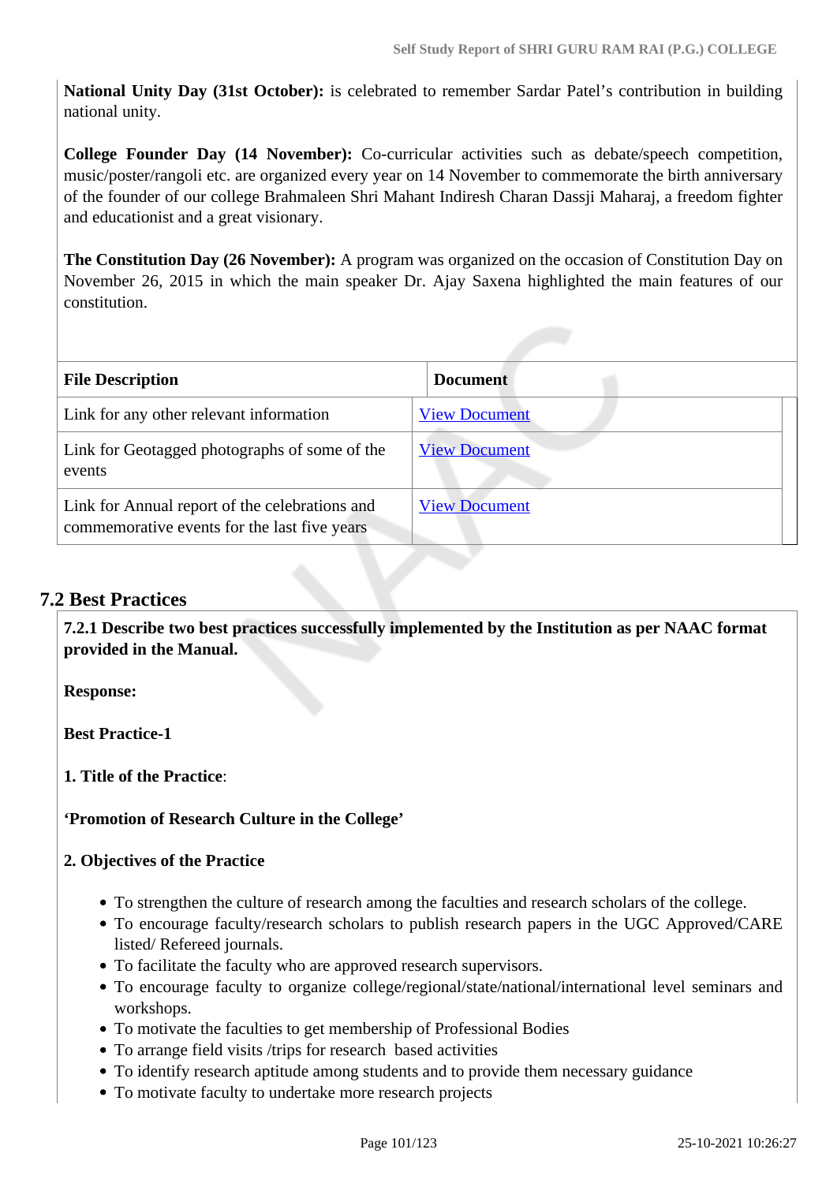**National Unity Day (31st October):** is celebrated to remember Sardar Patel's contribution in building national unity.

**College Founder Day (14 November):** Co-curricular activities such as debate/speech competition, music/poster/rangoli etc. are organized every year on 14 November to commemorate the birth anniversary of the founder of our college Brahmaleen Shri Mahant Indiresh Charan Dassji Maharaj, a freedom fighter and educationist and a great visionary.

**The Constitution Day (26 November):** A program was organized on the occasion of Constitution Day on November 26, 2015 in which the main speaker Dr. Ajay Saxena highlighted the main features of our constitution.

| File Description | Document |
|---|---|
| Link for any other relevant information | View Document |
| Link for Geotagged photographs of some of the events | View Document |
| Link for Annual report of the celebrations and commemorative events for the last five years | View Document |

## 7.2 Best Practices

**7.2.1 Describe two best practices successfully implemented by the Institution as per NAAC format provided in the Manual.**

**Response:**

**Best Practice-1**

**1. Title of the Practice**:

**'Promotion of Research Culture in the College'**

**2. Objectives of the Practice**

- To strengthen the culture of research among the faculties and research scholars of the college.
- To encourage faculty/research scholars to publish research papers in the UGC Approved/CARE listed/ Refereed journals.
- To facilitate the faculty who are approved research supervisors.
- To encourage faculty to organize college/regional/state/national/international level seminars and workshops.
- To motivate the faculties to get membership of Professional Bodies
- To arrange field visits /trips for research based activities
- To identify research aptitude among students and to provide them necessary guidance
- To motivate faculty to undertake more research projects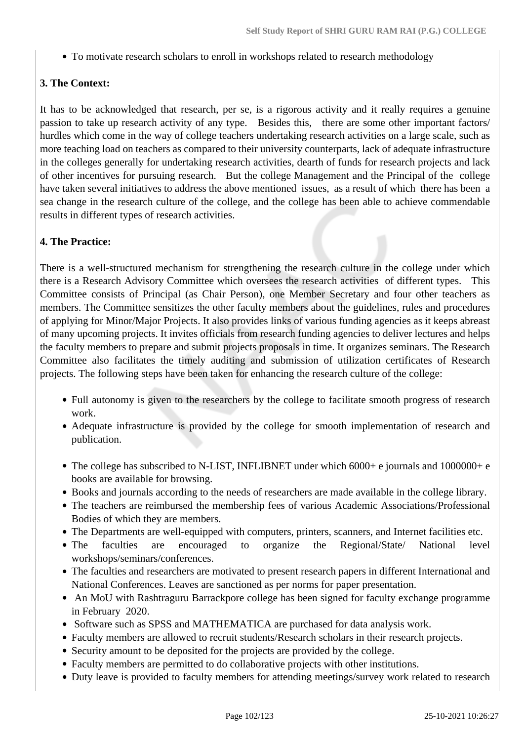- To motivate research scholars to enroll in workshops related to research methodology

**3. The Context:**

It has to be acknowledged that research, per se, is a rigorous activity and it really requires a genuine passion to take up research activity of any type. Besides this, there are some other important factors/ hurdles which come in the way of college teachers undertaking research activities on a large scale, such as more teaching load on teachers as compared to their university counterparts, lack of adequate infrastructure in the colleges generally for undertaking research activities, dearth of funds for research projects and lack of other incentives for pursuing research. But the college Management and the Principal of the college have taken several initiatives to address the above mentioned issues, as a result of which there has been a sea change in the research culture of the college, and the college has been able to achieve commendable results in different types of research activities.

**4. The Practice:**

There is a well-structured mechanism for strengthening the research culture in the college under which there is a Research Advisory Committee which oversees the research activities of different types. This Committee consists of Principal (as Chair Person), one Member Secretary and four other teachers as members. The Committee sensitizes the other faculty members about the guidelines, rules and procedures of applying for Minor/Major Projects. It also provides links of various funding agencies as it keeps abreast of many upcoming projects. It invites officials from research funding agencies to deliver lectures and helps the faculty members to prepare and submit projects proposals in time. It organizes seminars. The Research Committee also facilitates the timely auditing and submission of utilization certificates of Research projects. The following steps have been taken for enhancing the research culture of the college:

- Full autonomy is given to the researchers by the college to facilitate smooth progress of research work.
- Adequate infrastructure is provided by the college for smooth implementation of research and publication.
- The college has subscribed to N-LIST, INFLIBNET under which 6000+ e journals and 1000000+ e books are available for browsing.
- Books and journals according to the needs of researchers are made available in the college library.
- The teachers are reimbursed the membership fees of various Academic Associations/Professional Bodies of which they are members.
- The Departments are well-equipped with computers, printers, scanners, and Internet facilities etc.
- The faculties are encouraged to organize the Regional/State/ National level workshops/seminars/conferences.
- The faculties and researchers are motivated to present research papers in different International and National Conferences. Leaves are sanctioned as per norms for paper presentation.
- An MoU with Rashtraguru Barrackpore college has been signed for faculty exchange programme in February 2020.
- Software such as SPSS and MATHEMATICA are purchased for data analysis work.
- Faculty members are allowed to recruit students/Research scholars in their research projects.
- Security amount to be deposited for the projects are provided by the college.
- Faculty members are permitted to do collaborative projects with other institutions.
- Duty leave is provided to faculty members for attending meetings/survey work related to research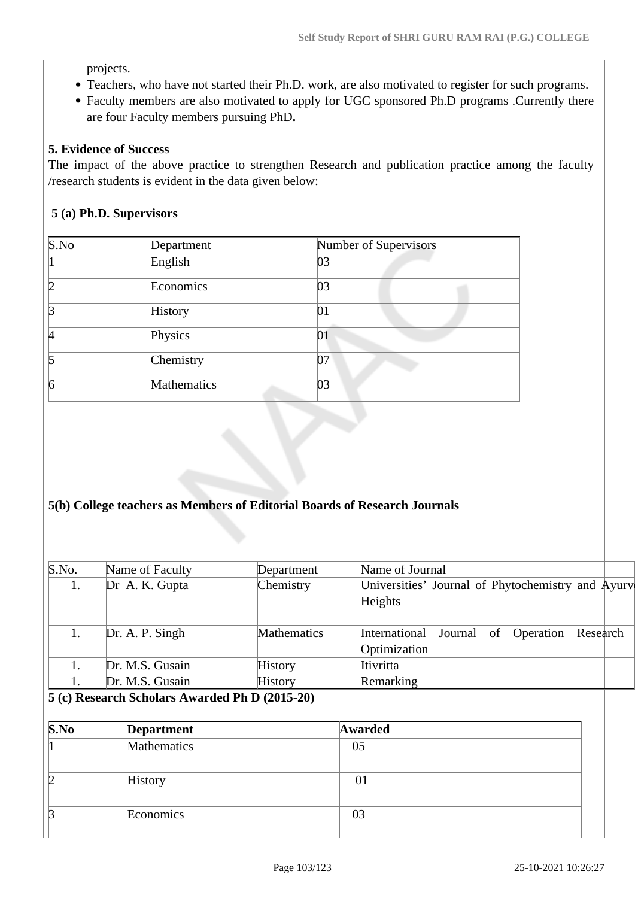projects.

- Teachers, who have not started their Ph.D. work, are also motivated to register for such programs.
- Faculty members are also motivated to apply for UGC sponsored Ph.D programs .Currently there are four Faculty members pursuing PhD**.**

**5. Evidence of Success**

The impact of the above practice to strengthen Research and publication practice among the faculty /research students is evident in the data given below:

**5 (a) Ph.D. Supervisors**

| S.No | Department | Number of Supervisors |
|---|---|---|
| 1 | English | 03 |
| 2 | Economics | 03 |
| 3 | History | 01 |
| 4 | Physics | 01 |
| 5 | Chemistry | 07 |
| 6 | Mathematics | 03 |

**5(b) College teachers as Members of Editorial Boards of Research Journals**

| S.No. | Name of Faculty | Department | Name of Journal |
|---|---|---|---|
| 1. | Dr A. K. Gupta | Chemistry | Universities' Journal of Phytochemistry and Ayurv Heights |
| 1. | Dr. A. P. Singh | Mathematics | International Journal of Operation Research Optimization |
| 1. | Dr. M.S. Gusain | History | Itivritta |
| 1. | Dr. M.S. Gusain | History | Remarking |

**5 (c) Research Scholars Awarded Ph D (2015-20)**

| S.No | Department | Awarded |
|---|---|---|
| 1 | Mathematics | 05 |
| 2 | History | 01 |
| 3 | Economics | 03 |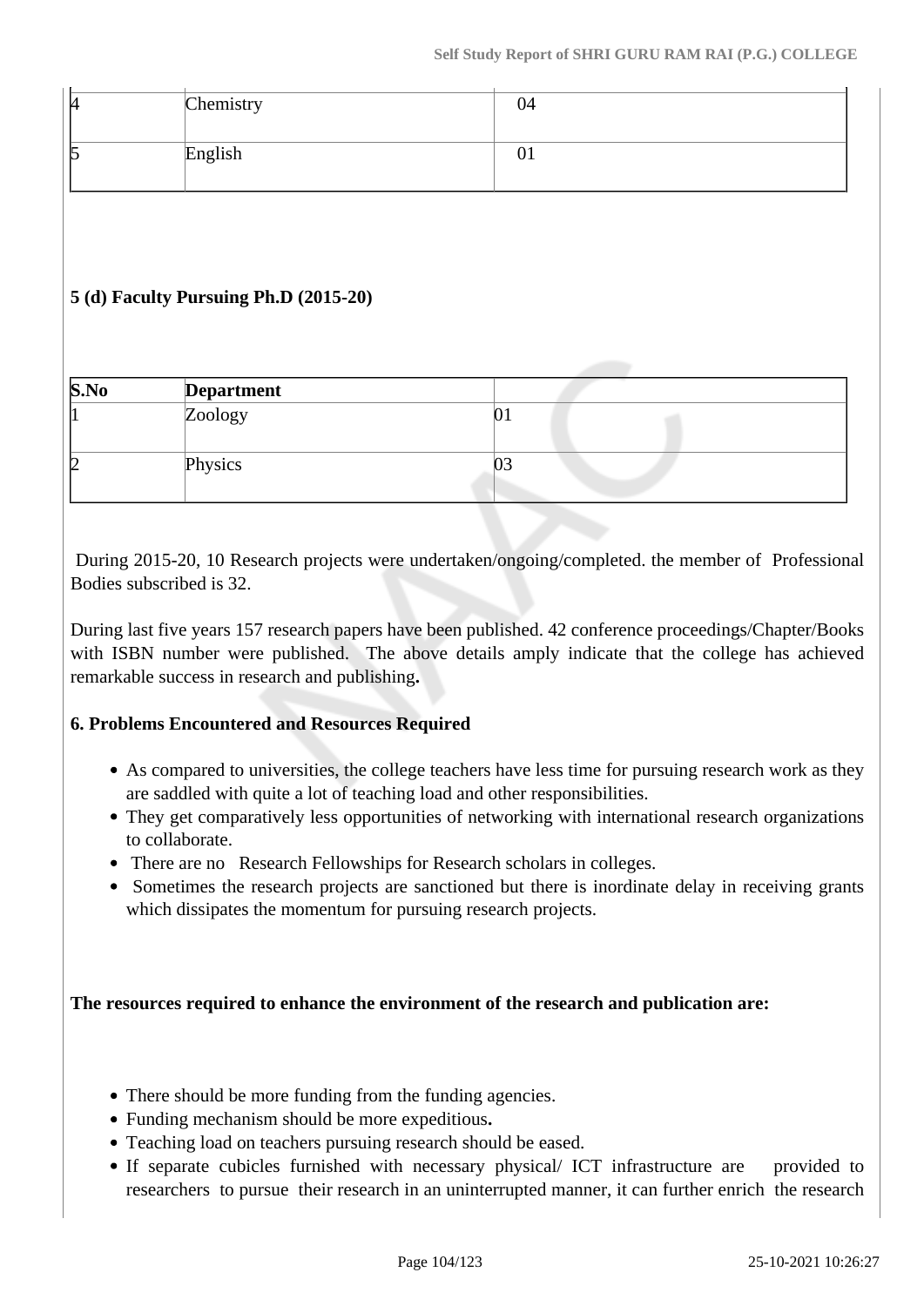| | | |
|---|---|---|
| 4 | Chemistry | 04 |
| 5 | English | 01 |

**5 (d) Faculty Pursuing Ph.D (2015-20)**

| S.No | Department | |
|---|---|---|
| 1 | Zoology | 01 |
| 2 | Physics | 03 |

During 2015-20, 10 Research projects were undertaken/ongoing/completed. the member of Professional Bodies subscribed is 32.

During last five years 157 research papers have been published. 42 conference proceedings/Chapter/Books with ISBN number were published. The above details amply indicate that the college has achieved remarkable success in research and publishing**.**

**6. Problems Encountered and Resources Required**

- As compared to universities, the college teachers have less time for pursuing research work as they are saddled with quite a lot of teaching load and other responsibilities.
- They get comparatively less opportunities of networking with international research organizations to collaborate.
- There are no Research Fellowships for Research scholars in colleges.
- Sometimes the research projects are sanctioned but there is inordinate delay in receiving grants which dissipates the momentum for pursuing research projects.

**The resources required to enhance the environment of the research and publication are:**

- There should be more funding from the funding agencies.
- Funding mechanism should be more expeditious**.**
- Teaching load on teachers pursuing research should be eased.
- If separate cubicles furnished with necessary physical/ ICT infrastructure are provided to researchers to pursue their research in an uninterrupted manner, it can further enrich the research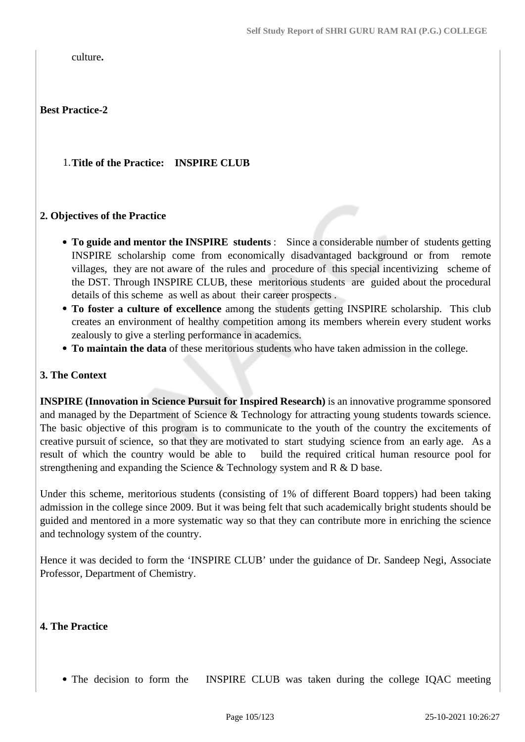culture**.**

**Best Practice-2**

1. **Title of the Practice: INSPIRE CLUB**

**2. Objectives of the Practice**

- **To guide and mentor the INSPIRE students** : Since a considerable number of students getting INSPIRE scholarship come from economically disadvantaged background or from remote villages, they are not aware of the rules and procedure of this special incentivizing scheme of the DST. Through INSPIRE CLUB, these meritorious students are guided about the procedural details of this scheme as well as about their career prospects .
- **To foster a culture of excellence** among the students getting INSPIRE scholarship. This club creates an environment of healthy competition among its members wherein every student works zealously to give a sterling performance in academics.
- **To maintain the data** of these meritorious students who have taken admission in the college.

**3. The Context**

**INSPIRE (Innovation in Science Pursuit for Inspired Research)** is an innovative programme sponsored and managed by the Department of Science & Technology for attracting young students towards science. The basic objective of this program is to communicate to the youth of the country the excitements of creative pursuit of science, so that they are motivated to start studying science from an early age. As a result of which the country would be able to build the required critical human resource pool for strengthening and expanding the Science & Technology system and R & D base.

Under this scheme, meritorious students (consisting of 1% of different Board toppers) had been taking admission in the college since 2009. But it was being felt that such academically bright students should be guided and mentored in a more systematic way so that they can contribute more in enriching the science and technology system of the country.

Hence it was decided to form the 'INSPIRE CLUB' under the guidance of Dr. Sandeep Negi, Associate Professor, Department of Chemistry.

**4. The Practice**

- The decision to form the INSPIRE CLUB was taken during the college IQAC meeting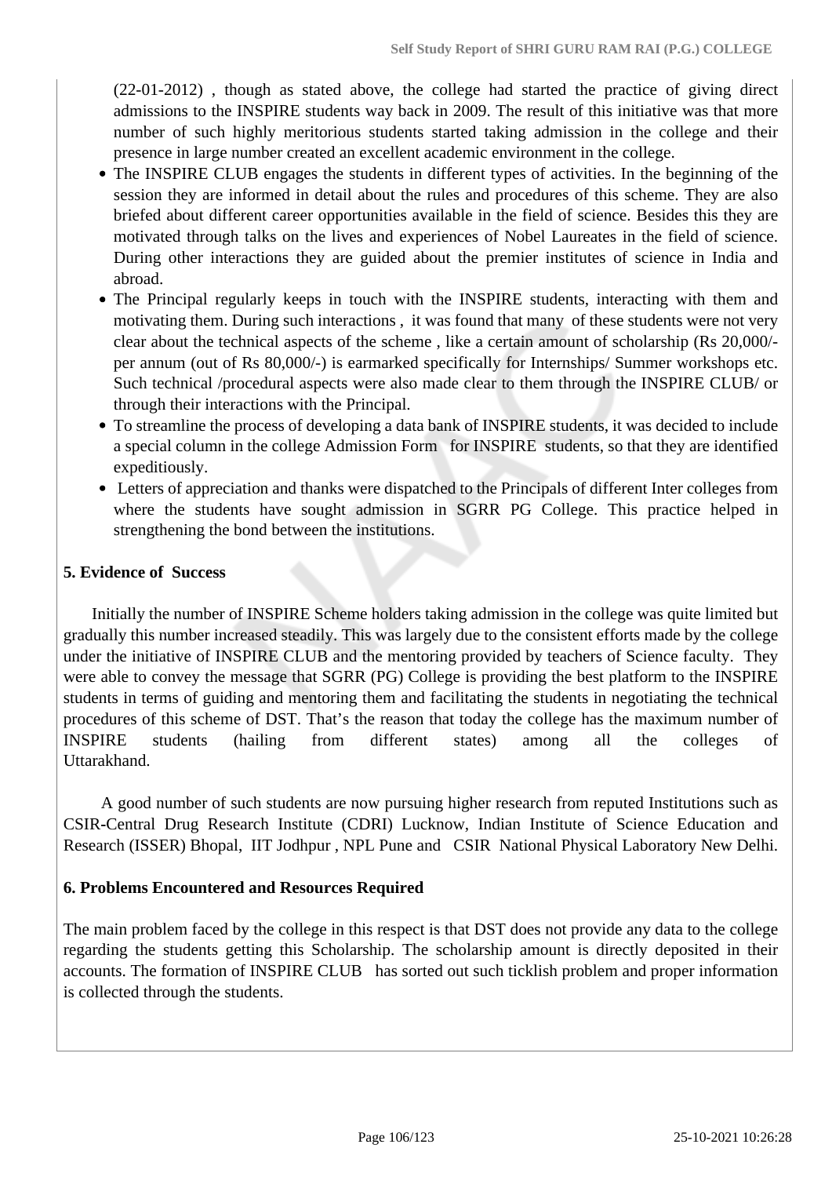(22-01-2012) , though as stated above, the college had started the practice of giving direct admissions to the INSPIRE students way back in 2009. The result of this initiative was that more number of such highly meritorious students started taking admission in the college and their presence in large number created an excellent academic environment in the college.

- The INSPIRE CLUB engages the students in different types of activities. In the beginning of the session they are informed in detail about the rules and procedures of this scheme. They are also briefed about different career opportunities available in the field of science. Besides this they are motivated through talks on the lives and experiences of Nobel Laureates in the field of science. During other interactions they are guided about the premier institutes of science in India and abroad.
- The Principal regularly keeps in touch with the INSPIRE students, interacting with them and motivating them. During such interactions , it was found that many of these students were not very clear about the technical aspects of the scheme , like a certain amount of scholarship (Rs 20,000/- per annum (out of Rs 80,000/-) is earmarked specifically for Internships/ Summer workshops etc. Such technical /procedural aspects were also made clear to them through the INSPIRE CLUB/ or through their interactions with the Principal.
- To streamline the process of developing a data bank of INSPIRE students, it was decided to include a special column in the college Admission Form for INSPIRE students, so that they are identified expeditiously.
- Letters of appreciation and thanks were dispatched to the Principals of different Inter colleges from where the students have sought admission in SGRR PG College. This practice helped in strengthening the bond between the institutions.

**5. Evidence of Success**

Initially the number of INSPIRE Scheme holders taking admission in the college was quite limited but gradually this number increased steadily. This was largely due to the consistent efforts made by the college under the initiative of INSPIRE CLUB and the mentoring provided by teachers of Science faculty. They were able to convey the message that SGRR (PG) College is providing the best platform to the INSPIRE students in terms of guiding and mentoring them and facilitating the students in negotiating the technical procedures of this scheme of DST. That's the reason that today the college has the maximum number of INSPIRE students (hailing from different states) among all the colleges of Uttarakhand.

A good number of such students are now pursuing higher research from reputed Institutions such as CSIR-Central Drug Research Institute (CDRI) Lucknow, Indian Institute of Science Education and Research (ISSER) Bhopal, IIT Jodhpur , NPL Pune and CSIR National Physical Laboratory New Delhi.

**6. Problems Encountered and Resources Required**

The main problem faced by the college in this respect is that DST does not provide any data to the college regarding the students getting this Scholarship. The scholarship amount is directly deposited in their accounts. The formation of INSPIRE CLUB has sorted out such ticklish problem and proper information is collected through the students.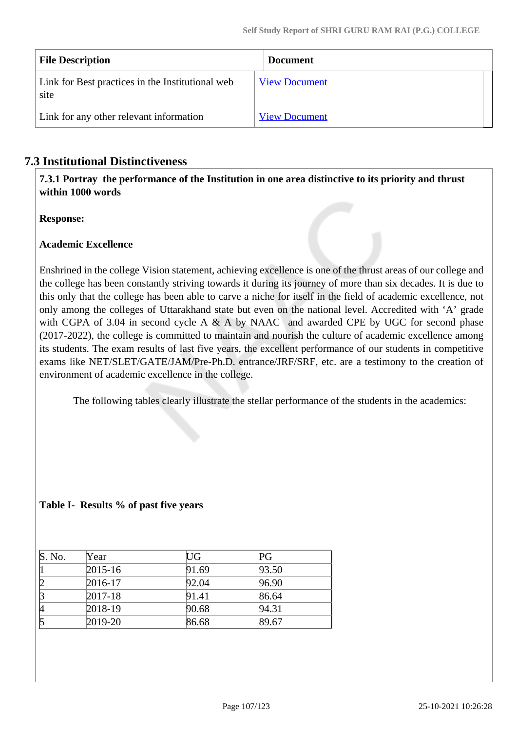| File Description | Document |
| --- | --- |
| Link for Best practices in the Institutional web site | View Document |
| Link for any other relevant information | View Document |

## 7.3 Institutional Distinctiveness

**7.3.1 Portray the performance of the Institution in one area distinctive to its priority and thrust within 1000 words**

**Response:**

**Academic Excellence**

Enshrined in the college Vision statement, achieving excellence is one of the thrust areas of our college and the college has been constantly striving towards it during its journey of more than six decades. It is due to this only that the college has been able to carve a niche for itself in the field of academic excellence, not only among the colleges of Uttarakhand state but even on the national level. Accredited with 'A' grade with CGPA of 3.04 in second cycle A & A by NAAC and awarded CPE by UGC for second phase (2017-2022), the college is committed to maintain and nourish the culture of academic excellence among its students. The exam results of last five years, the excellent performance of our students in competitive exams like NET/SLET/GATE/JAM/Pre-Ph.D. entrance/JRF/SRF, etc. are a testimony to the creation of environment of academic excellence in the college.

The following tables clearly illustrate the stellar performance of the students in the academics:

**Table I- Results % of past five years**

| S. No. | Year | UG | PG |
| --- | --- | --- | --- |
| 1 | 2015-16 | 91.69 | 93.50 |
| 2 | 2016-17 | 92.04 | 96.90 |
| 3 | 2017-18 | 91.41 | 86.64 |
| 4 | 2018-19 | 90.68 | 94.31 |
| 5 | 2019-20 | 86.68 | 89.67 |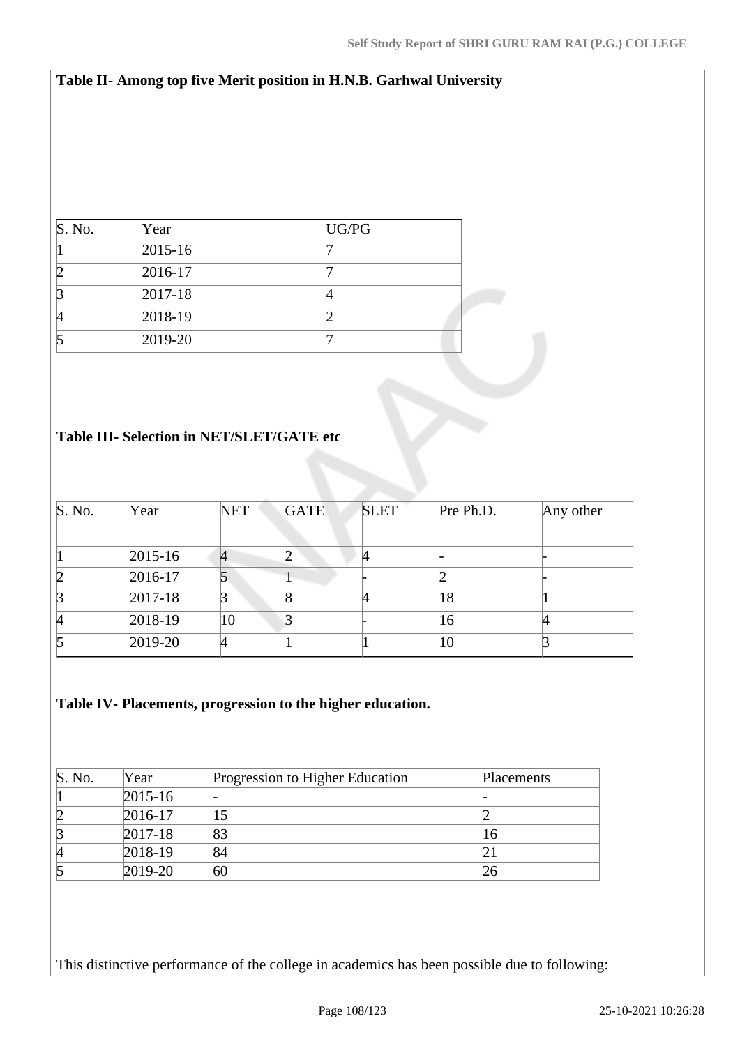**Table II- Among top five Merit position in H.N.B. Garhwal University**

| S. No. | Year | UG/PG |
|---|---|---|
| 1 | 2015-16 | 7 |
| 2 | 2016-17 | 7 |
| 3 | 2017-18 | 4 |
| 4 | 2018-19 | 2 |
| 5 | 2019-20 | 7 |

**Table III- Selection in NET/SLET/GATE etc**

| S. No. | Year | NET | GATE | SLET | Pre Ph.D. | Any other |
|---|---|---|---|---|---|---|
| 1 | 2015-16 | 4 | 2 | 4 | - | - |
| 2 | 2016-17 | 5 | 1 | - | 2 | - |
| 3 | 2017-18 | 3 | 8 | 4 | 18 | 1 |
| 4 | 2018-19 | 10 | 3 | - | 16 | 4 |
| 5 | 2019-20 | 4 | 1 | 1 | 10 | 3 |

**Table IV- Placements, progression to the higher education.**

| S. No. | Year | Progression to Higher Education | Placements |
|---|---|---|---|
| 1 | 2015-16 | - | - |
| 2 | 2016-17 | 15 | 2 |
| 3 | 2017-18 | 83 | 16 |
| 4 | 2018-19 | 84 | 21 |
| 5 | 2019-20 | 60 | 26 |

This distinctive performance of the college in academics has been possible due to following: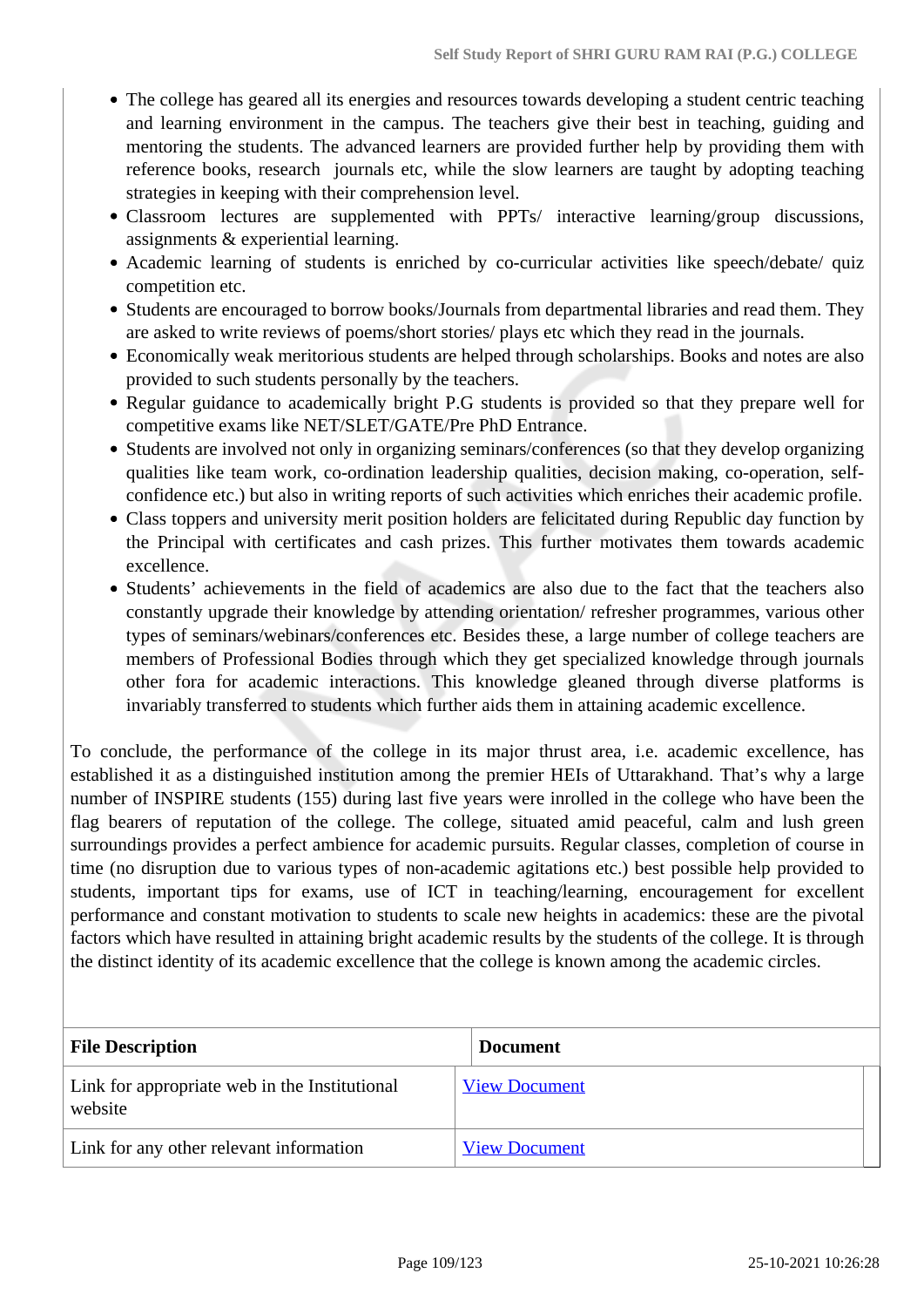- The college has geared all its energies and resources towards developing a student centric teaching and learning environment in the campus. The teachers give their best in teaching, guiding and mentoring the students. The advanced learners are provided further help by providing them with reference books, research journals etc, while the slow learners are taught by adopting teaching strategies in keeping with their comprehension level.
- Classroom lectures are supplemented with PPTs/ interactive learning/group discussions, assignments & experiential learning.
- Academic learning of students is enriched by co-curricular activities like speech/debate/ quiz competition etc.
- Students are encouraged to borrow books/Journals from departmental libraries and read them. They are asked to write reviews of poems/short stories/ plays etc which they read in the journals.
- Economically weak meritorious students are helped through scholarships. Books and notes are also provided to such students personally by the teachers.
- Regular guidance to academically bright P.G students is provided so that they prepare well for competitive exams like NET/SLET/GATE/Pre PhD Entrance.
- Students are involved not only in organizing seminars/conferences (so that they develop organizing qualities like team work, co-ordination leadership qualities, decision making, co-operation, self-confidence etc.) but also in writing reports of such activities which enriches their academic profile.
- Class toppers and university merit position holders are felicitated during Republic day function by the Principal with certificates and cash prizes. This further motivates them towards academic excellence.
- Students' achievements in the field of academics are also due to the fact that the teachers also constantly upgrade their knowledge by attending orientation/ refresher programmes, various other types of seminars/webinars/conferences etc. Besides these, a large number of college teachers are members of Professional Bodies through which they get specialized knowledge through journals other fora for academic interactions. This knowledge gleaned through diverse platforms is invariably transferred to students which further aids them in attaining academic excellence.

To conclude, the performance of the college in its major thrust area, i.e. academic excellence, has established it as a distinguished institution among the premier HEIs of Uttarakhand. That's why a large number of INSPIRE students (155) during last five years were inrolled in the college who have been the flag bearers of reputation of the college. The college, situated amid peaceful, calm and lush green surroundings provides a perfect ambience for academic pursuits. Regular classes, completion of course in time (no disruption due to various types of non-academic agitations etc.) best possible help provided to students, important tips for exams, use of ICT in teaching/learning, encouragement for excellent performance and constant motivation to students to scale new heights in academics: these are the pivotal factors which have resulted in attaining bright academic results by the students of the college. It is through the distinct identity of its academic excellence that the college is known among the academic circles.

| File Description | Document |
|---|---|
| Link for appropriate web in the Institutional website | View Document |
| Link for any other relevant information | View Document |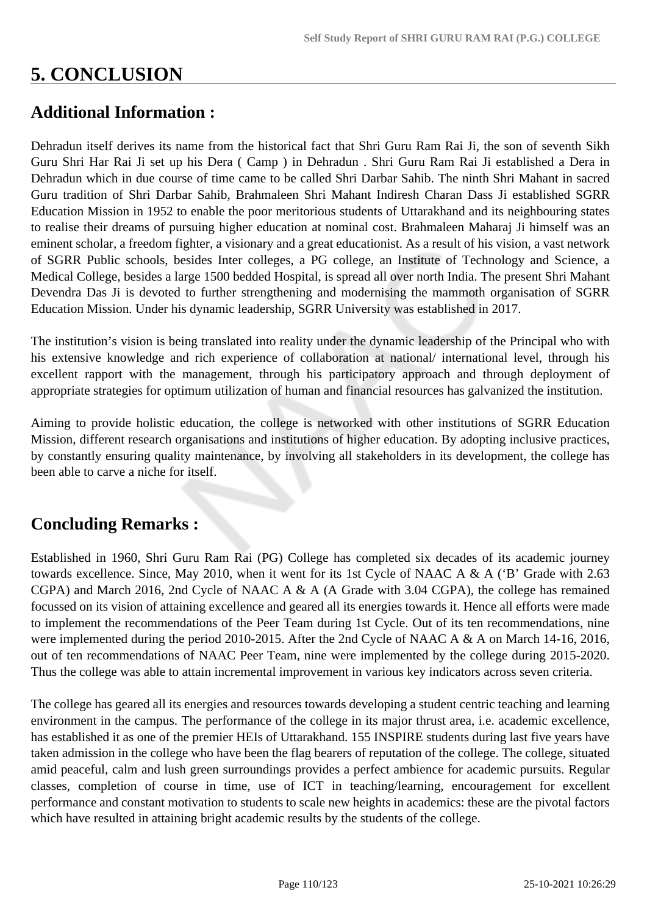# 5. CONCLUSION

## Additional Information :

Dehradun itself derives its name from the historical fact that Shri Guru Ram Rai Ji, the son of seventh Sikh Guru Shri Har Rai Ji set up his Dera ( Camp ) in Dehradun . Shri Guru Ram Rai Ji established a Dera in Dehradun which in due course of time came to be called Shri Darbar Sahib. The ninth Shri Mahant in sacred Guru tradition of Shri Darbar Sahib, Brahmaleen Shri Mahant Indiresh Charan Dass Ji established SGRR Education Mission in 1952 to enable the poor meritorious students of Uttarakhand and its neighbouring states to realise their dreams of pursuing higher education at nominal cost. Brahmaleen Maharaj Ji himself was an eminent scholar, a freedom fighter, a visionary and a great educationist. As a result of his vision, a vast network of SGRR Public schools, besides Inter colleges, a PG college, an Institute of Technology and Science, a Medical College, besides a large 1500 bedded Hospital, is spread all over north India. The present Shri Mahant Devendra Das Ji is devoted to further strengthening and modernising the mammoth organisation of SGRR Education Mission. Under his dynamic leadership, SGRR University was established in 2017.

The institution's vision is being translated into reality under the dynamic leadership of the Principal who with his extensive knowledge and rich experience of collaboration at national/ international level, through his excellent rapport with the management, through his participatory approach and through deployment of appropriate strategies for optimum utilization of human and financial resources has galvanized the institution.

Aiming to provide holistic education, the college is networked with other institutions of SGRR Education Mission, different research organisations and institutions of higher education. By adopting inclusive practices, by constantly ensuring quality maintenance, by involving all stakeholders in its development, the college has been able to carve a niche for itself.

## Concluding Remarks :

Established in 1960, Shri Guru Ram Rai (PG) College has completed six decades of its academic journey towards excellence. Since, May 2010, when it went for its 1st Cycle of NAAC A & A ('B' Grade with 2.63 CGPA) and March 2016, 2nd Cycle of NAAC A & A (A Grade with 3.04 CGPA), the college has remained focussed on its vision of attaining excellence and geared all its energies towards it. Hence all efforts were made to implement the recommendations of the Peer Team during 1st Cycle. Out of its ten recommendations, nine were implemented during the period 2010-2015. After the 2nd Cycle of NAAC A & A on March 14-16, 2016, out of ten recommendations of NAAC Peer Team, nine were implemented by the college during 2015-2020. Thus the college was able to attain incremental improvement in various key indicators across seven criteria.

The college has geared all its energies and resources towards developing a student centric teaching and learning environment in the campus. The performance of the college in its major thrust area, i.e. academic excellence, has established it as one of the premier HEIs of Uttarakhand. 155 INSPIRE students during last five years have taken admission in the college who have been the flag bearers of reputation of the college. The college, situated amid peaceful, calm and lush green surroundings provides a perfect ambience for academic pursuits. Regular classes, completion of course in time, use of ICT in teaching/learning, encouragement for excellent performance and constant motivation to students to scale new heights in academics: these are the pivotal factors which have resulted in attaining bright academic results by the students of the college.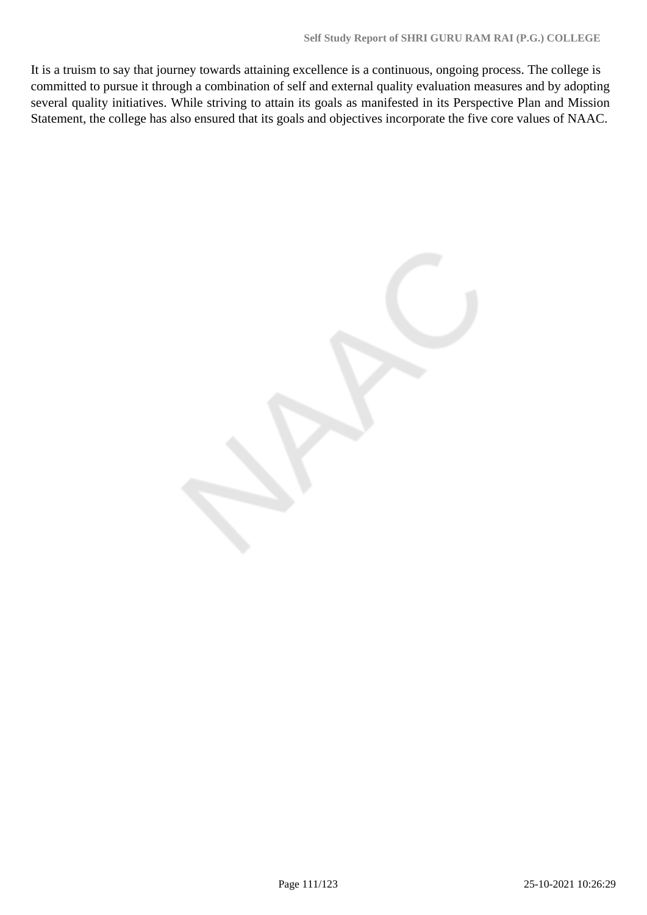It is a truism to say that journey towards attaining excellence is a continuous, ongoing process. The college is committed to pursue it through a combination of self and external quality evaluation measures and by adopting several quality initiatives. While striving to attain its goals as manifested in its Perspective Plan and Mission Statement, the college has also ensured that its goals and objectives incorporate the five core values of NAAC.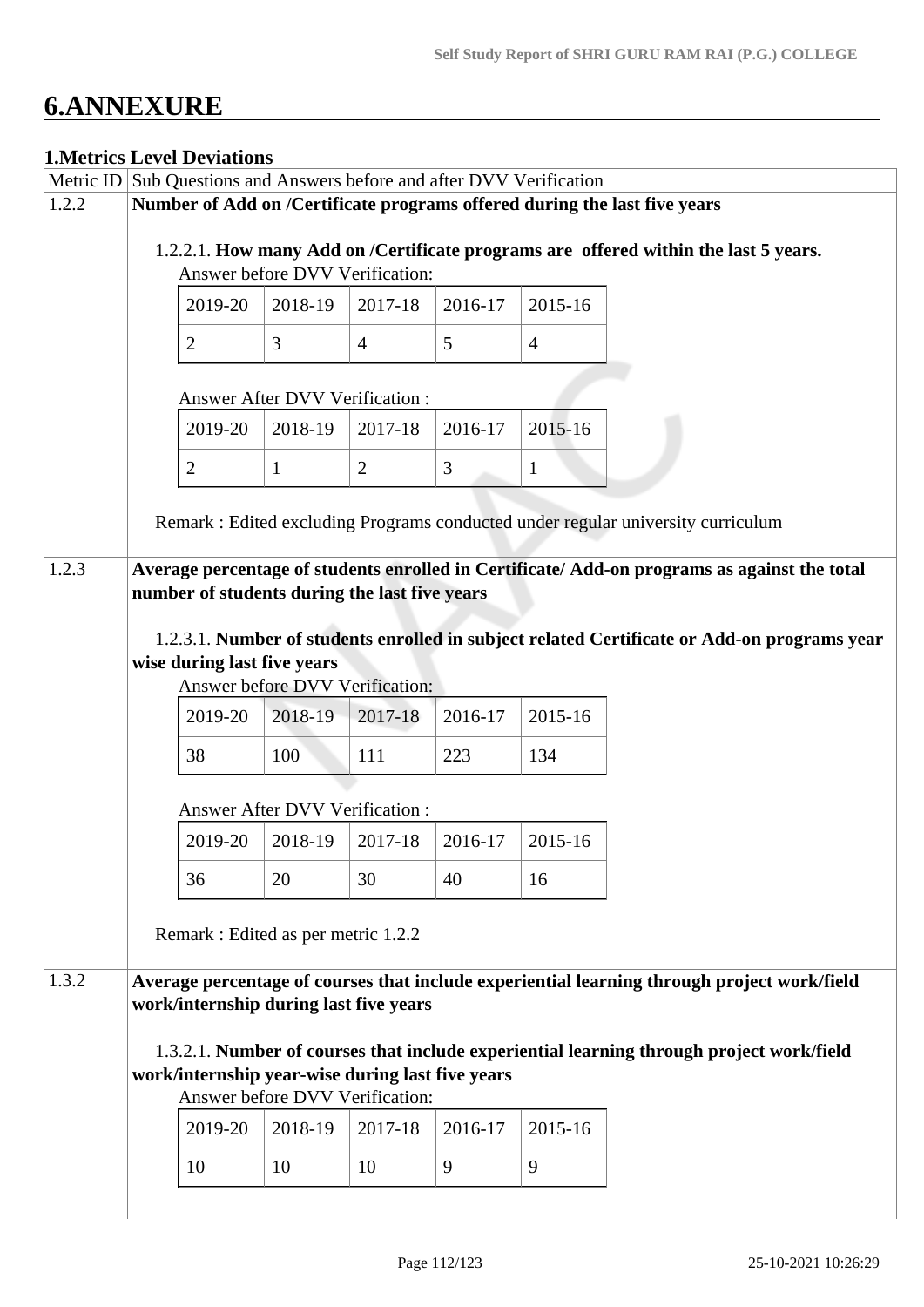# 6.ANNEXURE

## 1.Metrics Level Deviations

| Metric ID | Sub Questions and Answers before and after DVV Verification |
|---|---|
| 1.2.2 | **Number of Add on /Certificate programs offered during the last five years** |
| 1.2.3 | **Average percentage of students enrolled in Certificate/ Add-on programs as against the total number of students during the last five years** |
| 1.3.2 | **Average percentage of courses that include experiential learning through project work/field work/internship during last five years** |

### 1.2.2

1.2.2.1. **How many Add on /Certificate programs are offered within the last 5 years.**

Answer before DVV Verification:

| 2019-20 | 2018-19 | 2017-18 | 2016-17 | 2015-16 |
|---|---|---|---|---|
| 2 | 3 | 4 | 5 | 4 |

Answer After DVV Verification :

| 2019-20 | 2018-19 | 2017-18 | 2016-17 | 2015-16 |
|---|---|---|---|---|
| 2 | 1 | 2 | 3 | 1 |

Remark : Edited excluding Programs conducted under regular university curriculum

### 1.2.3

1.2.3.1. **Number of students enrolled in subject related Certificate or Add-on programs year wise during last five years**

Answer before DVV Verification:

| 2019-20 | 2018-19 | 2017-18 | 2016-17 | 2015-16 |
|---|---|---|---|---|
| 38 | 100 | 111 | 223 | 134 |

Answer After DVV Verification :

| 2019-20 | 2018-19 | 2017-18 | 2016-17 | 2015-16 |
|---|---|---|---|---|
| 36 | 20 | 30 | 40 | 16 |

Remark : Edited as per metric 1.2.2

### 1.3.2

1.3.2.1. **Number of courses that include experiential learning through project work/field work/internship year-wise during last five years**

Answer before DVV Verification:

| 2019-20 | 2018-19 | 2017-18 | 2016-17 | 2015-16 |
|---|---|---|---|---|
| 10 | 10 | 10 | 9 | 9 |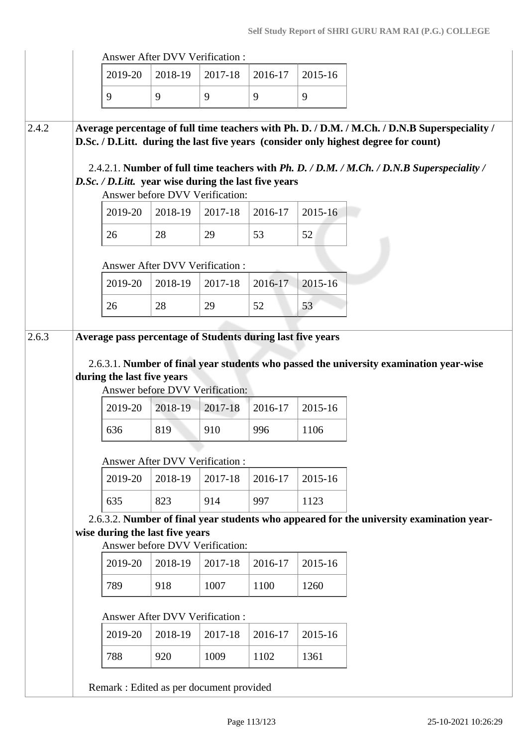Answer After DVV Verification :

| 2019-20 | 2018-19 | 2017-18 | 2016-17 | 2015-16 |
|---|---|---|---|---|
| 9 | 9 | 9 | 9 | 9 |

**2.4.2** **Average percentage of full time teachers with Ph. D. / D.M. / M.Ch. / D.N.B Superspeciality / D.Sc. / D.Litt. during the last five years (consider only highest degree for count)**

2.4.2.1. **Number of full time teachers with *Ph. D. / D.M. / M.Ch. / D.N.B Superspeciality / D.Sc. / D.Litt.* year wise during the last five years**

Answer before DVV Verification:

| 2019-20 | 2018-19 | 2017-18 | 2016-17 | 2015-16 |
|---|---|---|---|---|
| 26 | 28 | 29 | 53 | 52 |

Answer After DVV Verification :

| 2019-20 | 2018-19 | 2017-18 | 2016-17 | 2015-16 |
|---|---|---|---|---|
| 26 | 28 | 29 | 52 | 53 |

**2.6.3** **Average pass percentage of Students during last five years**

2.6.3.1. **Number of final year students who passed the university examination year-wise during the last five years**

Answer before DVV Verification:

| 2019-20 | 2018-19 | 2017-18 | 2016-17 | 2015-16 |
|---|---|---|---|---|
| 636 | 819 | 910 | 996 | 1106 |

Answer After DVV Verification :

| 2019-20 | 2018-19 | 2017-18 | 2016-17 | 2015-16 |
|---|---|---|---|---|
| 635 | 823 | 914 | 997 | 1123 |

2.6.3.2. **Number of final year students who appeared for the university examination year-wise during the last five years**

Answer before DVV Verification:

| 2019-20 | 2018-19 | 2017-18 | 2016-17 | 2015-16 |
|---|---|---|---|---|
| 789 | 918 | 1007 | 1100 | 1260 |

Answer After DVV Verification :

| 2019-20 | 2018-19 | 2017-18 | 2016-17 | 2015-16 |
|---|---|---|---|---|
| 788 | 920 | 1009 | 1102 | 1361 |

Remark : Edited as per document provided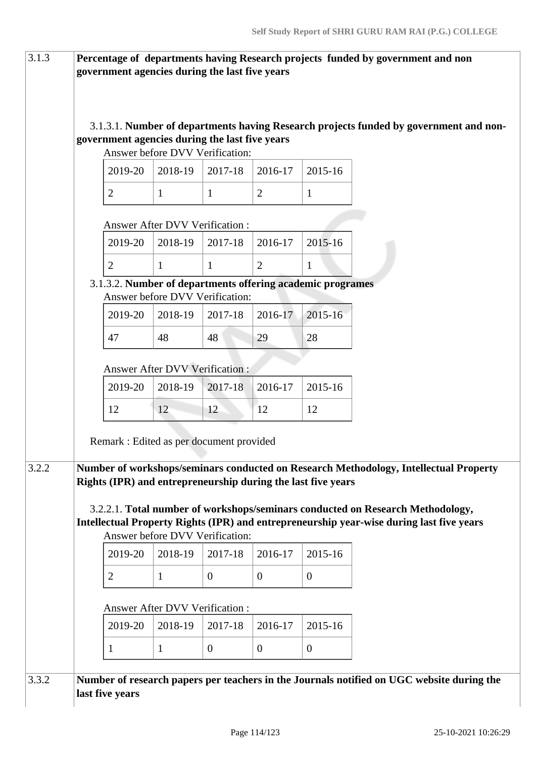**3.1.3 Percentage of departments having Research projects funded by government and non government agencies during the last five years**

3.1.3.1. **Number of departments having Research projects funded by government and non-government agencies during the last five years**

Answer before DVV Verification:

| 2019-20 | 2018-19 | 2017-18 | 2016-17 | 2015-16 |
|---|---|---|---|---|
| 2 | 1 | 1 | 2 | 1 |

Answer After DVV Verification :

| 2019-20 | 2018-19 | 2017-18 | 2016-17 | 2015-16 |
|---|---|---|---|---|
| 2 | 1 | 1 | 2 | 1 |

3.1.3.2. **Number of departments offering academic programes**

Answer before DVV Verification:

| 2019-20 | 2018-19 | 2017-18 | 2016-17 | 2015-16 |
|---|---|---|---|---|
| 47 | 48 | 48 | 29 | 28 |

Answer After DVV Verification :

| 2019-20 | 2018-19 | 2017-18 | 2016-17 | 2015-16 |
|---|---|---|---|---|
| 12 | 12 | 12 | 12 | 12 |

Remark : Edited as per document provided

**3.2.2 Number of workshops/seminars conducted on Research Methodology, Intellectual Property Rights (IPR) and entrepreneurship during the last five years**

3.2.2.1. **Total number of workshops/seminars conducted on Research Methodology, Intellectual Property Rights (IPR) and entrepreneurship year-wise during last five years**

Answer before DVV Verification:

| 2019-20 | 2018-19 | 2017-18 | 2016-17 | 2015-16 |
|---|---|---|---|---|
| 2 | 1 | 0 | 0 | 0 |

Answer After DVV Verification :

| 2019-20 | 2018-19 | 2017-18 | 2016-17 | 2015-16 |
|---|---|---|---|---|
| 1 | 1 | 0 | 0 | 0 |

**3.3.2 Number of research papers per teachers in the Journals notified on UGC website during the last five years**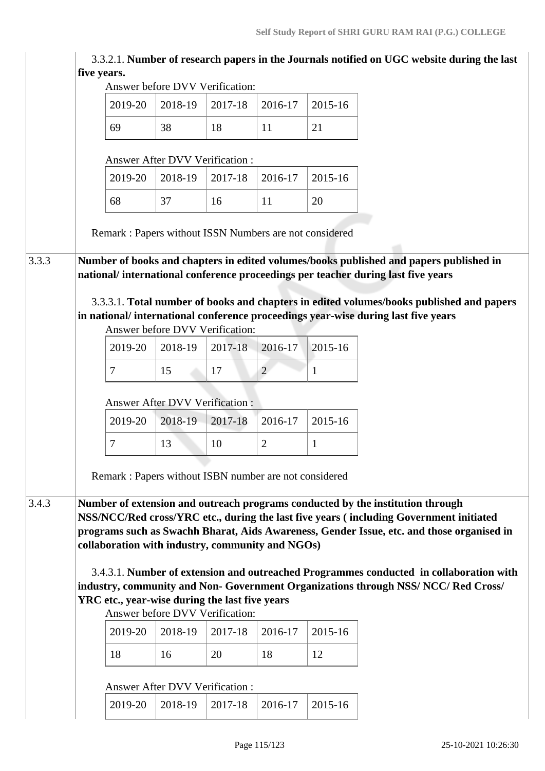3.3.2.1. **Number of research papers in the Journals notified on UGC website during the last five years.**

Answer before DVV Verification:

| 2019-20 | 2018-19 | 2017-18 | 2016-17 | 2015-16 |
|---|---|---|---|---|
| 69 | 38 | 18 | 11 | 21 |

Answer After DVV Verification :

| 2019-20 | 2018-19 | 2017-18 | 2016-17 | 2015-16 |
|---|---|---|---|---|
| 68 | 37 | 16 | 11 | 20 |

Remark : Papers without ISSN Numbers are not considered

**3.3.3 Number of books and chapters in edited volumes/books published and papers published in national/ international conference proceedings per teacher during last five years**

3.3.3.1. **Total number of books and chapters in edited volumes/books published and papers in national/ international conference proceedings year-wise during last five years**

Answer before DVV Verification:

| 2019-20 | 2018-19 | 2017-18 | 2016-17 | 2015-16 |
|---|---|---|---|---|
| 7 | 15 | 17 | 2 | 1 |

Answer After DVV Verification :

| 2019-20 | 2018-19 | 2017-18 | 2016-17 | 2015-16 |
|---|---|---|---|---|
| 7 | 13 | 10 | 2 | 1 |

Remark : Papers without ISBN number are not considered

**3.4.3 Number of extension and outreach programs conducted by the institution through NSS/NCC/Red cross/YRC etc., during the last five years ( including Government initiated programs such as Swachh Bharat, Aids Awareness, Gender Issue, etc. and those organised in collaboration with industry, community and NGOs)**

3.4.3.1. **Number of extension and outreached Programmes conducted in collaboration with industry, community and Non- Government Organizations through NSS/ NCC/ Red Cross/ YRC etc., year-wise during the last five years**

Answer before DVV Verification:

| 2019-20 | 2018-19 | 2017-18 | 2016-17 | 2015-16 |
|---|---|---|---|---|
| 18 | 16 | 20 | 18 | 12 |

Answer After DVV Verification :

| 2019-20 | 2018-19 | 2017-18 | 2016-17 | 2015-16 |
|---|---|---|---|---|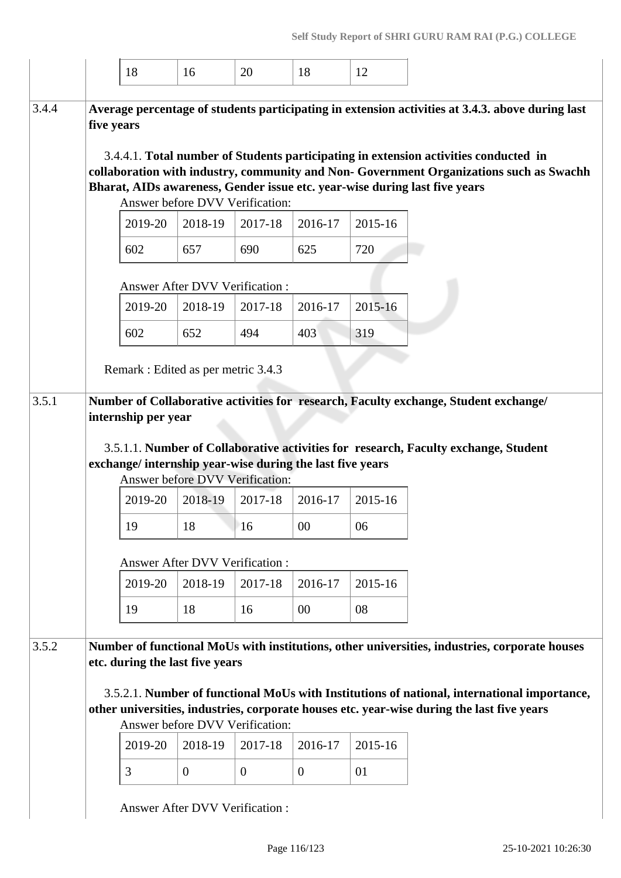| 18 | 16 | 20 | 18 | 12 |
|---|---|---|---|---|

**3.4.4** **Average percentage of students participating in extension activities at 3.4.3. above during last five years**

3.4.4.1. **Total number of Students participating in extension activities conducted in collaboration with industry, community and Non- Government Organizations such as Swachh Bharat, AIDs awareness, Gender issue etc. year-wise during last five years**

Answer before DVV Verification:

| 2019-20 | 2018-19 | 2017-18 | 2016-17 | 2015-16 |
|---|---|---|---|---|
| 602 | 657 | 690 | 625 | 720 |

Answer After DVV Verification :

| 2019-20 | 2018-19 | 2017-18 | 2016-17 | 2015-16 |
|---|---|---|---|---|
| 602 | 652 | 494 | 403 | 319 |

Remark : Edited as per metric 3.4.3

**3.5.1** **Number of Collaborative activities for research, Faculty exchange, Student exchange/ internship per year**

3.5.1.1. **Number of Collaborative activities for research, Faculty exchange, Student exchange/ internship year-wise during the last five years**

Answer before DVV Verification:

| 2019-20 | 2018-19 | 2017-18 | 2016-17 | 2015-16 |
|---|---|---|---|---|
| 19 | 18 | 16 | 00 | 06 |

Answer After DVV Verification :

| 2019-20 | 2018-19 | 2017-18 | 2016-17 | 2015-16 |
|---|---|---|---|---|
| 19 | 18 | 16 | 00 | 08 |

**3.5.2** **Number of functional MoUs with institutions, other universities, industries, corporate houses etc. during the last five years**

3.5.2.1. **Number of functional MoUs with Institutions of national, international importance, other universities, industries, corporate houses etc. year-wise during the last five years**

Answer before DVV Verification:

| 2019-20 | 2018-19 | 2017-18 | 2016-17 | 2015-16 |
|---|---|---|---|---|
| 3 | 0 | 0 | 0 | 01 |

Answer After DVV Verification :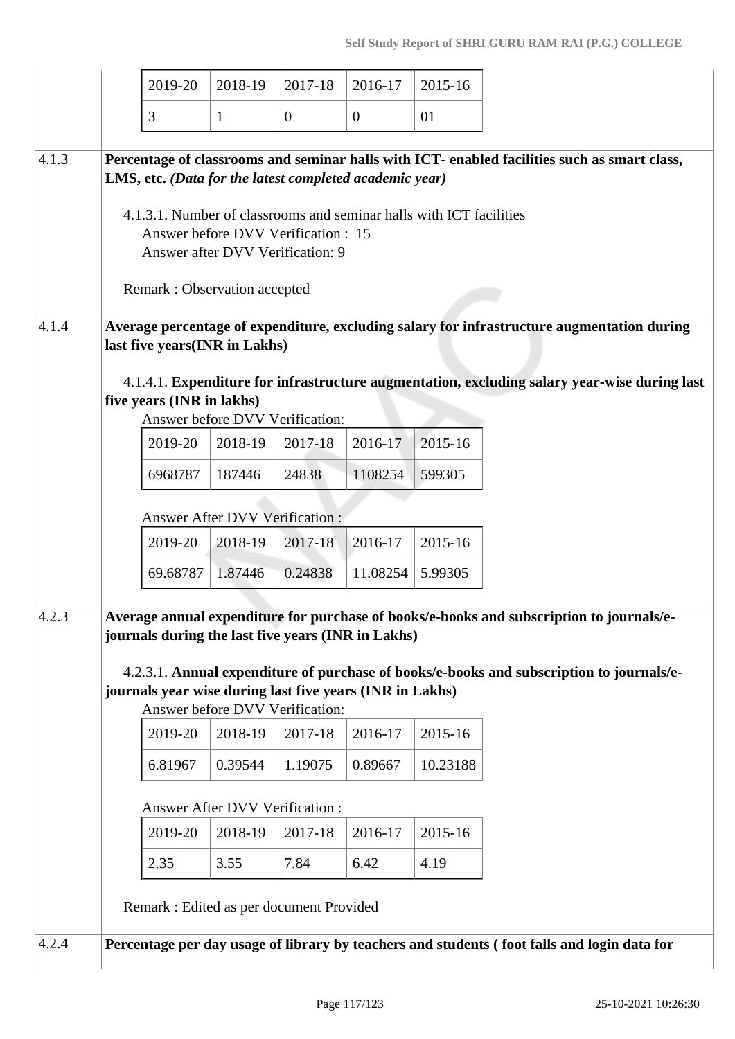| 2019-20 | 2018-19 | 2017-18 | 2016-17 | 2015-16 |
|---|---|---|---|---|
| 3 | 1 | 0 | 0 | 01 |

**4.1.3 Percentage of classrooms and seminar halls with ICT- enabled facilities such as smart class, LMS, etc.** ***(Data for the latest completed academic year)***

4.1.3.1. Number of classrooms and seminar halls with ICT facilities
Answer before DVV Verification : 15
Answer after DVV Verification: 9

Remark : Observation accepted

**4.1.4 Average percentage of expenditure, excluding salary for infrastructure augmentation during last five years(INR in Lakhs)**

4.1.4.1. **Expenditure for infrastructure augmentation, excluding salary year-wise during last five years (INR in lakhs)**

Answer before DVV Verification:

| 2019-20 | 2018-19 | 2017-18 | 2016-17 | 2015-16 |
|---|---|---|---|---|
| 6968787 | 187446 | 24838 | 1108254 | 599305 |

Answer After DVV Verification :

| 2019-20 | 2018-19 | 2017-18 | 2016-17 | 2015-16 |
|---|---|---|---|---|
| 69.68787 | 1.87446 | 0.24838 | 11.08254 | 5.99305 |

**4.2.3 Average annual expenditure for purchase of books/e-books and subscription to journals/e-journals during the last five years (INR in Lakhs)**

4.2.3.1. **Annual expenditure of purchase of books/e-books and subscription to journals/e-journals year wise during last five years (INR in Lakhs)**

Answer before DVV Verification:

| 2019-20 | 2018-19 | 2017-18 | 2016-17 | 2015-16 |
|---|---|---|---|---|
| 6.81967 | 0.39544 | 1.19075 | 0.89667 | 10.23188 |

Answer After DVV Verification :

| 2019-20 | 2018-19 | 2017-18 | 2016-17 | 2015-16 |
|---|---|---|---|---|
| 2.35 | 3.55 | 7.84 | 6.42 | 4.19 |

Remark : Edited as per document Provided

**4.2.4 Percentage per day usage of library by teachers and students ( foot falls and login data for**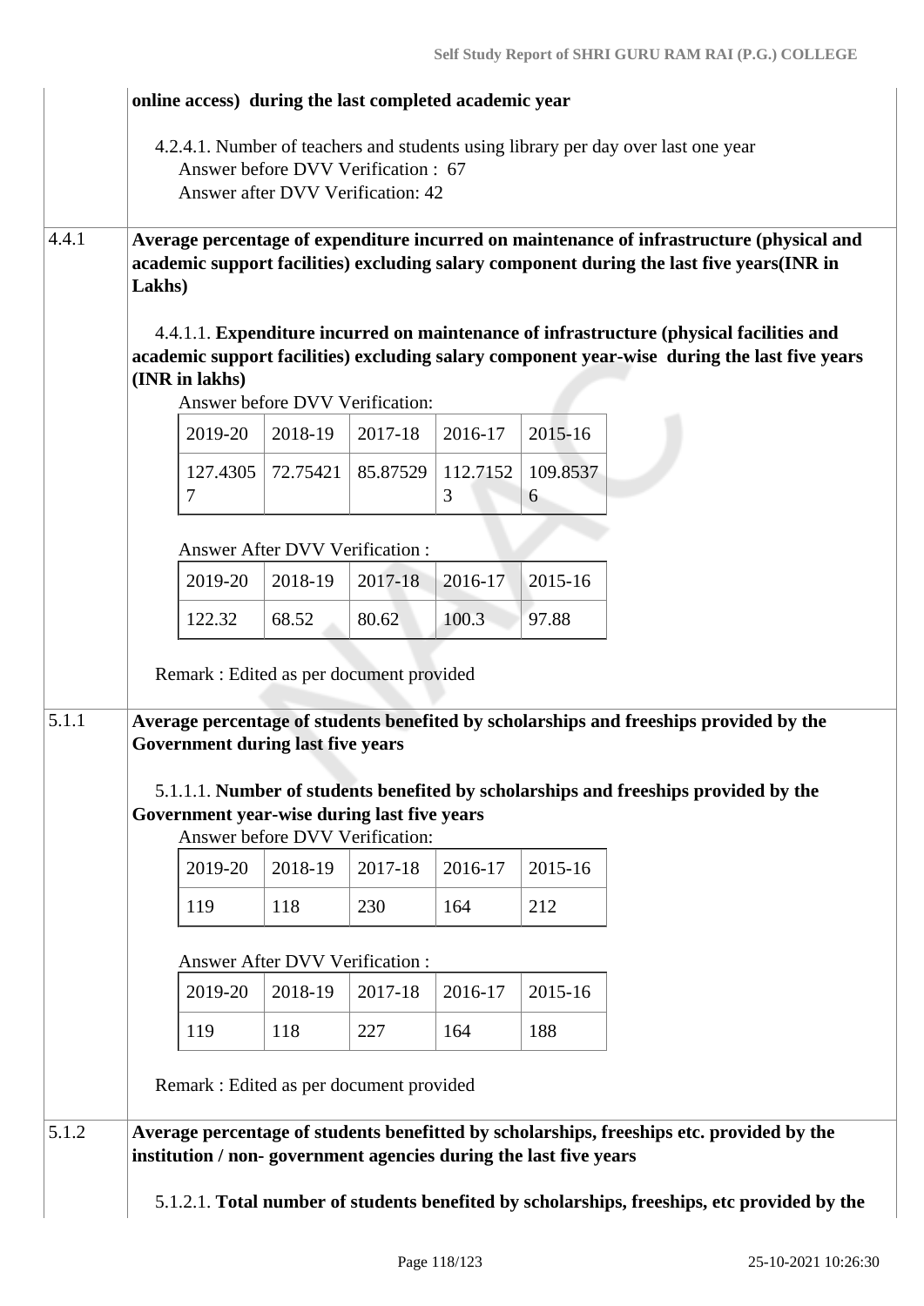| | |
|---|---|
| | **online access) during the last completed academic year** |

4.2.4.1. Number of teachers and students using library per day over last one year

Answer before DVV Verification : 67

Answer after DVV Verification: 42

**4.4.1 Average percentage of expenditure incurred on maintenance of infrastructure (physical and academic support facilities) excluding salary component during the last five years(INR in Lakhs)**

4.4.1.1. **Expenditure incurred on maintenance of infrastructure (physical facilities and academic support facilities) excluding salary component year-wise during the last five years (INR in lakhs)**

Answer before DVV Verification:

| 2019-20 | 2018-19 | 2017-18 | 2016-17 | 2015-16 |
|---|---|---|---|---|
| 127.43057 | 72.75421 | 85.87529 | 112.71523 | 109.85376 |

Answer After DVV Verification :

| 2019-20 | 2018-19 | 2017-18 | 2016-17 | 2015-16 |
|---|---|---|---|---|
| 122.32 | 68.52 | 80.62 | 100.3 | 97.88 |

Remark : Edited as per document provided

**5.1.1 Average percentage of students benefited by scholarships and freeships provided by the Government during last five years**

5.1.1.1. **Number of students benefited by scholarships and freeships provided by the Government year-wise during last five years**

Answer before DVV Verification:

| 2019-20 | 2018-19 | 2017-18 | 2016-17 | 2015-16 |
|---|---|---|---|---|
| 119 | 118 | 230 | 164 | 212 |

Answer After DVV Verification :

| 2019-20 | 2018-19 | 2017-18 | 2016-17 | 2015-16 |
|---|---|---|---|---|
| 119 | 118 | 227 | 164 | 188 |

Remark : Edited as per document provided

**5.1.2 Average percentage of students benefitted by scholarships, freeships etc. provided by the institution / non- government agencies during the last five years**

5.1.2.1. **Total number of students benefited by scholarships, freeships, etc provided by the**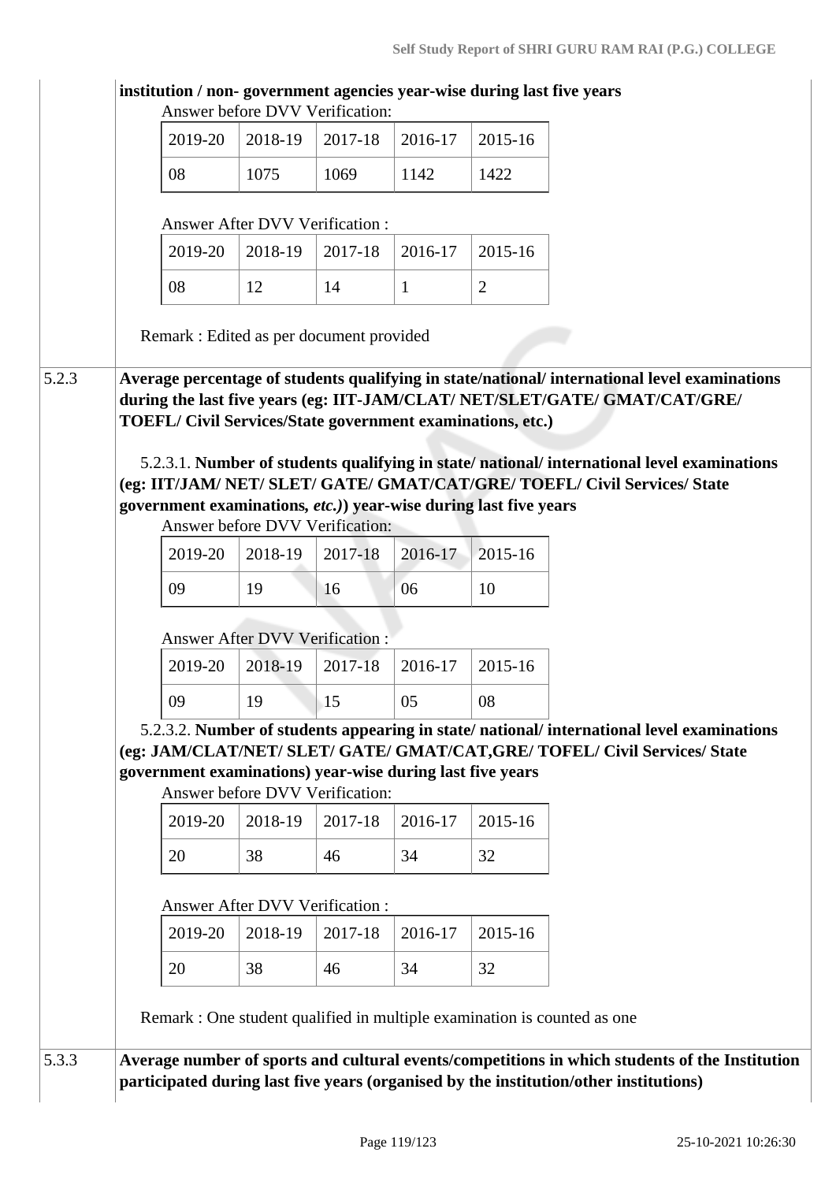**institution / non- government agencies year-wise during last five years**

Answer before DVV Verification:

| 2019-20 | 2018-19 | 2017-18 | 2016-17 | 2015-16 |
|---|---|---|---|---|
| 08 | 1075 | 1069 | 1142 | 1422 |

Answer After DVV Verification :

| 2019-20 | 2018-19 | 2017-18 | 2016-17 | 2015-16 |
|---|---|---|---|---|
| 08 | 12 | 14 | 1 | 2 |

Remark : Edited as per document provided

5.2.3 **Average percentage of students qualifying in state/national/ international level examinations during the last five years (eg: IIT-JAM/CLAT/ NET/SLET/GATE/ GMAT/CAT/GRE/ TOEFL/ Civil Services/State government examinations, etc.)**

5.2.3.1. **Number of students qualifying in state/ national/ international level examinations (eg: IIT/JAM/ NET/ SLET/ GATE/ GMAT/CAT/GRE/ TOEFL/ Civil Services/ State government examinations, *etc.)*) year-wise during last five years**

Answer before DVV Verification:

| 2019-20 | 2018-19 | 2017-18 | 2016-17 | 2015-16 |
|---|---|---|---|---|
| 09 | 19 | 16 | 06 | 10 |

Answer After DVV Verification :

| 2019-20 | 2018-19 | 2017-18 | 2016-17 | 2015-16 |
|---|---|---|---|---|
| 09 | 19 | 15 | 05 | 08 |

5.2.3.2. **Number of students appearing in state/ national/ international level examinations (eg: JAM/CLAT/NET/ SLET/ GATE/ GMAT/CAT,GRE/ TOFEL/ Civil Services/ State government examinations) year-wise during last five years**

Answer before DVV Verification:

| 2019-20 | 2018-19 | 2017-18 | 2016-17 | 2015-16 |
|---|---|---|---|---|
| 20 | 38 | 46 | 34 | 32 |

Answer After DVV Verification :

| 2019-20 | 2018-19 | 2017-18 | 2016-17 | 2015-16 |
|---|---|---|---|---|
| 20 | 38 | 46 | 34 | 32 |

Remark : One student qualified in multiple examination is counted as one

5.3.3 **Average number of sports and cultural events/competitions in which students of the Institution participated during last five years (organised by the institution/other institutions)**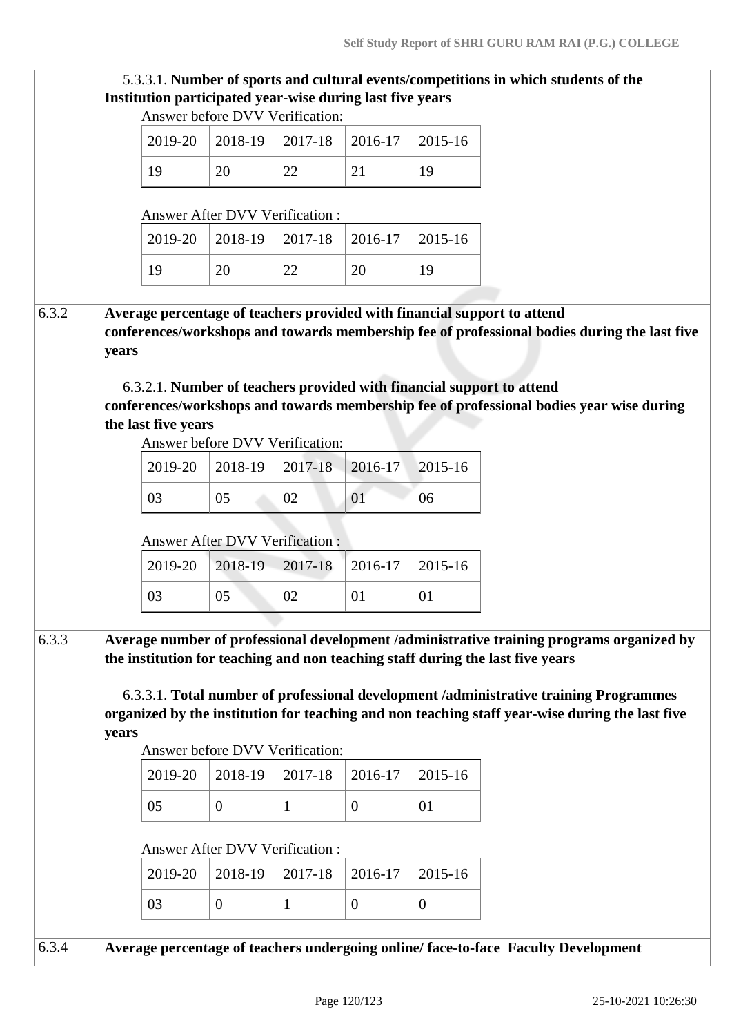5.3.3.1. **Number of sports and cultural events/competitions in which students of the Institution participated year-wise during last five years**

Answer before DVV Verification:

| 2019-20 | 2018-19 | 2017-18 | 2016-17 | 2015-16 |
|---|---|---|---|---|
| 19 | 20 | 22 | 21 | 19 |

Answer After DVV Verification :

| 2019-20 | 2018-19 | 2017-18 | 2016-17 | 2015-16 |
|---|---|---|---|---|
| 19 | 20 | 22 | 20 | 19 |

**6.3.2 Average percentage of teachers provided with financial support to attend conferences/workshops and towards membership fee of professional bodies during the last five years**

6.3.2.1. **Number of teachers provided with financial support to attend conferences/workshops and towards membership fee of professional bodies year wise during the last five years**

Answer before DVV Verification:

| 2019-20 | 2018-19 | 2017-18 | 2016-17 | 2015-16 |
|---|---|---|---|---|
| 03 | 05 | 02 | 01 | 06 |

Answer After DVV Verification :

| 2019-20 | 2018-19 | 2017-18 | 2016-17 | 2015-16 |
|---|---|---|---|---|
| 03 | 05 | 02 | 01 | 01 |

**6.3.3 Average number of professional development /administrative training programs organized by the institution for teaching and non teaching staff during the last five years**

6.3.3.1. **Total number of professional development /administrative training Programmes organized by the institution for teaching and non teaching staff year-wise during the last five years**

Answer before DVV Verification:

| 2019-20 | 2018-19 | 2017-18 | 2016-17 | 2015-16 |
|---|---|---|---|---|
| 05 | 0 | 1 | 0 | 01 |

Answer After DVV Verification :

| 2019-20 | 2018-19 | 2017-18 | 2016-17 | 2015-16 |
|---|---|---|---|---|
| 03 | 0 | 1 | 0 | 0 |

**6.3.4 Average percentage of teachers undergoing online/ face-to-face Faculty Development**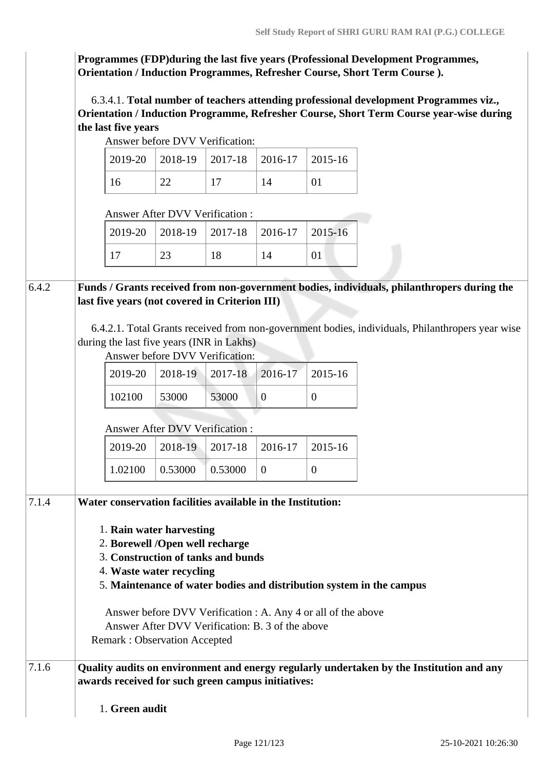**Programmes (FDP)during the last five years (Professional Development Programmes, Orientation / Induction Programmes, Refresher Course, Short Term Course ).**

6.3.4.1. **Total number of teachers attending professional development Programmes viz., Orientation / Induction Programme, Refresher Course, Short Term Course year-wise during the last five years**

Answer before DVV Verification:

| 2019-20 | 2018-19 | 2017-18 | 2016-17 | 2015-16 |
|---|---|---|---|---|
| 16 | 22 | 17 | 14 | 01 |

Answer After DVV Verification :

| 2019-20 | 2018-19 | 2017-18 | 2016-17 | 2015-16 |
|---|---|---|---|---|
| 17 | 23 | 18 | 14 | 01 |

6.4.2 **Funds / Grants received from non-government bodies, individuals, philanthropers during the last five years (not covered in Criterion III)**

6.4.2.1. Total Grants received from non-government bodies, individuals, Philanthropers year wise during the last five years (INR in Lakhs)

Answer before DVV Verification:

| 2019-20 | 2018-19 | 2017-18 | 2016-17 | 2015-16 |
|---|---|---|---|---|
| 102100 | 53000 | 53000 | 0 | 0 |

Answer After DVV Verification :

| 2019-20 | 2018-19 | 2017-18 | 2016-17 | 2015-16 |
|---|---|---|---|---|
| 1.02100 | 0.53000 | 0.53000 | 0 | 0 |

7.1.4 **Water conservation facilities available in the Institution:**

1. **Rain water harvesting**
2. **Borewell /Open well recharge**
3. **Construction of tanks and bunds**
4. **Waste water recycling**
5. **Maintenance of water bodies and distribution system in the campus**

Answer before DVV Verification : A. Any 4 or all of the above
Answer After DVV Verification: B. 3 of the above
Remark : Observation Accepted

7.1.6 **Quality audits on environment and energy regularly undertaken by the Institution and any awards received for such green campus initiatives:**

1. **Green audit**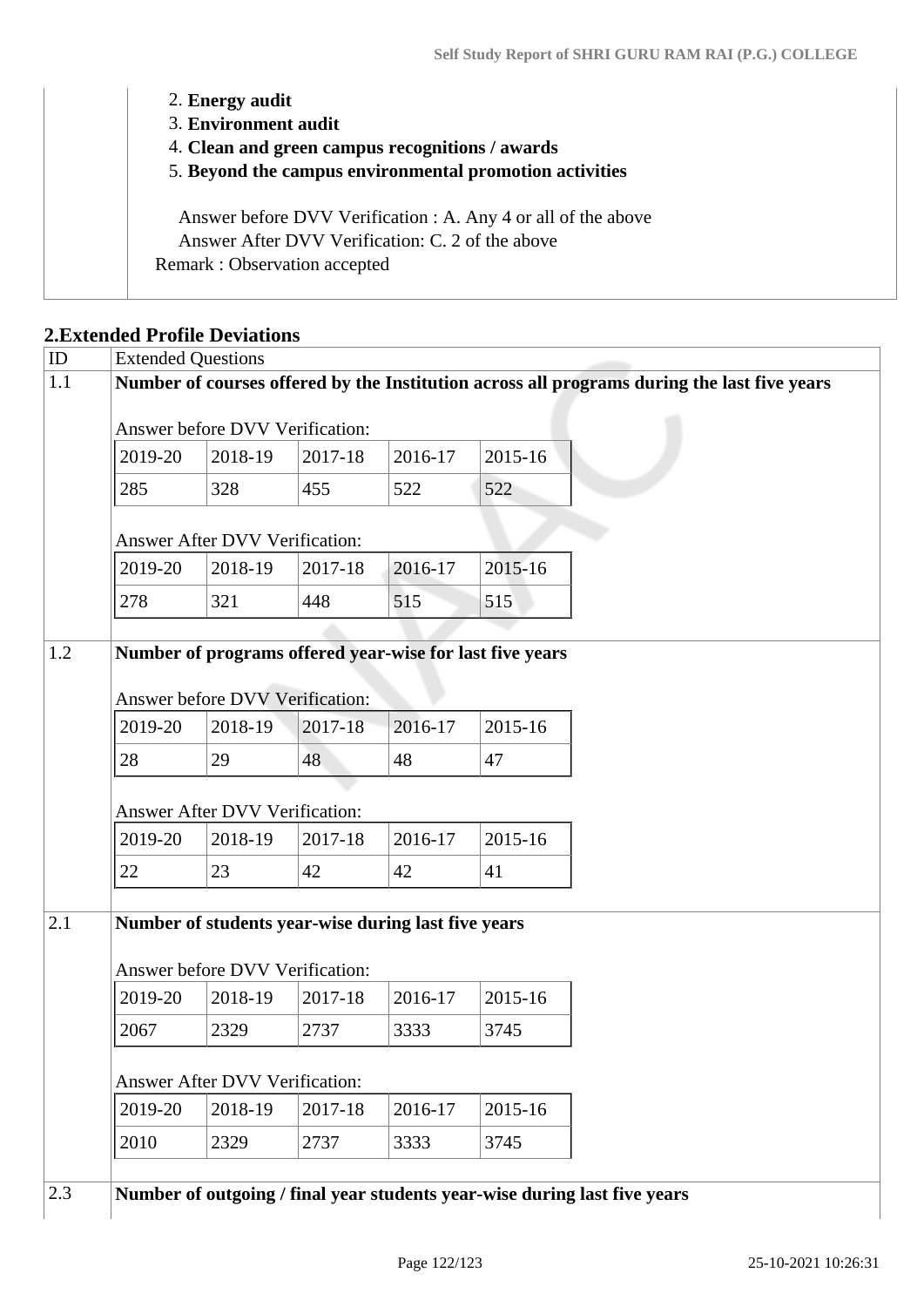2. **Energy audit**
3. **Environment audit**
4. **Clean and green campus recognitions / awards**
5. **Beyond the campus environmental promotion activities**

Answer before DVV Verification : A. Any 4 or all of the above
Answer After DVV Verification: C. 2 of the above
Remark : Observation accepted

## 2.Extended Profile Deviations

| ID | Extended Questions |
|---|---|
| 1.1 | **Number of courses offered by the Institution across all programs during the last five years** |

Answer before DVV Verification:

| 2019-20 | 2018-19 | 2017-18 | 2016-17 | 2015-16 |
|---|---|---|---|---|
| 285 | 328 | 455 | 522 | 522 |

Answer After DVV Verification:

| 2019-20 | 2018-19 | 2017-18 | 2016-17 | 2015-16 |
|---|---|---|---|---|
| 278 | 321 | 448 | 515 | 515 |

| ID | Extended Questions |
|---|---|
| 1.2 | **Number of programs offered year-wise for last five years** |

Answer before DVV Verification:

| 2019-20 | 2018-19 | 2017-18 | 2016-17 | 2015-16 |
|---|---|---|---|---|
| 28 | 29 | 48 | 48 | 47 |

Answer After DVV Verification:

| 2019-20 | 2018-19 | 2017-18 | 2016-17 | 2015-16 |
|---|---|---|---|---|
| 22 | 23 | 42 | 42 | 41 |

| ID | Extended Questions |
|---|---|
| 2.1 | **Number of students year-wise during last five years** |

Answer before DVV Verification:

| 2019-20 | 2018-19 | 2017-18 | 2016-17 | 2015-16 |
|---|---|---|---|---|
| 2067 | 2329 | 2737 | 3333 | 3745 |

Answer After DVV Verification:

| 2019-20 | 2018-19 | 2017-18 | 2016-17 | 2015-16 |
|---|---|---|---|---|
| 2010 | 2329 | 2737 | 3333 | 3745 |

| ID | Extended Questions |
|---|---|
| 2.3 | **Number of outgoing / final year students year-wise during last five years** |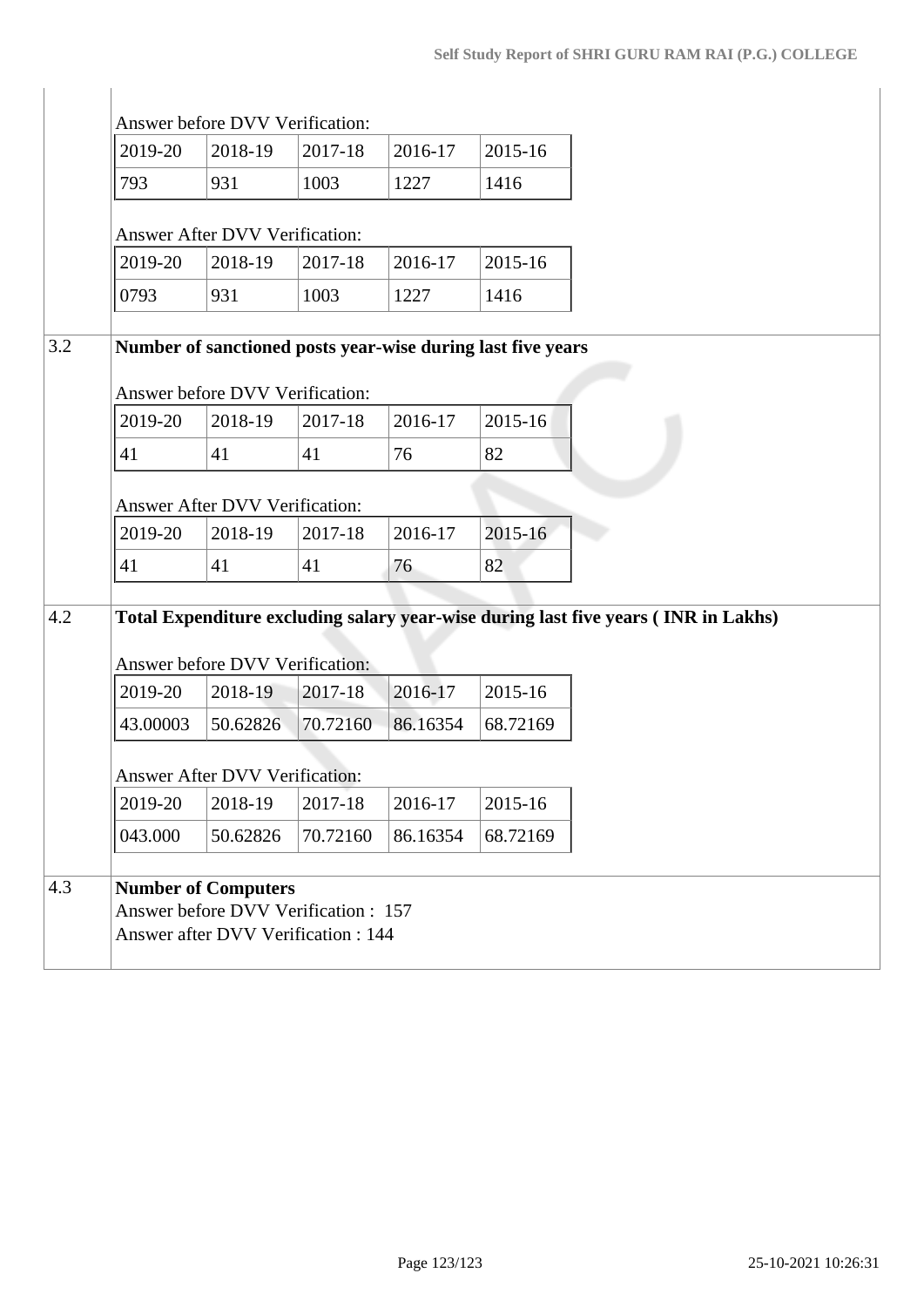Answer before DVV Verification:

| 2019-20 | 2018-19 | 2017-18 | 2016-17 | 2015-16 |
|---|---|---|---|---|
| 793 | 931 | 1003 | 1227 | 1416 |

Answer After DVV Verification:

| 2019-20 | 2018-19 | 2017-18 | 2016-17 | 2015-16 |
|---|---|---|---|---|
| 0793 | 931 | 1003 | 1227 | 1416 |

**3.2 Number of sanctioned posts year-wise during last five years**

Answer before DVV Verification:

| 2019-20 | 2018-19 | 2017-18 | 2016-17 | 2015-16 |
|---|---|---|---|---|
| 41 | 41 | 41 | 76 | 82 |

Answer After DVV Verification:

| 2019-20 | 2018-19 | 2017-18 | 2016-17 | 2015-16 |
|---|---|---|---|---|
| 41 | 41 | 41 | 76 | 82 |

**4.2 Total Expenditure excluding salary year-wise during last five years ( INR in Lakhs)**

Answer before DVV Verification:

| 2019-20 | 2018-19 | 2017-18 | 2016-17 | 2015-16 |
|---|---|---|---|---|
| 43.00003 | 50.62826 | 70.72160 | 86.16354 | 68.72169 |

Answer After DVV Verification:

| 2019-20 | 2018-19 | 2017-18 | 2016-17 | 2015-16 |
|---|---|---|---|---|
| 043.000 | 50.62826 | 70.72160 | 86.16354 | 68.72169 |

**4.3 Number of Computers**

Answer before DVV Verification : 157

Answer after DVV Verification : 144